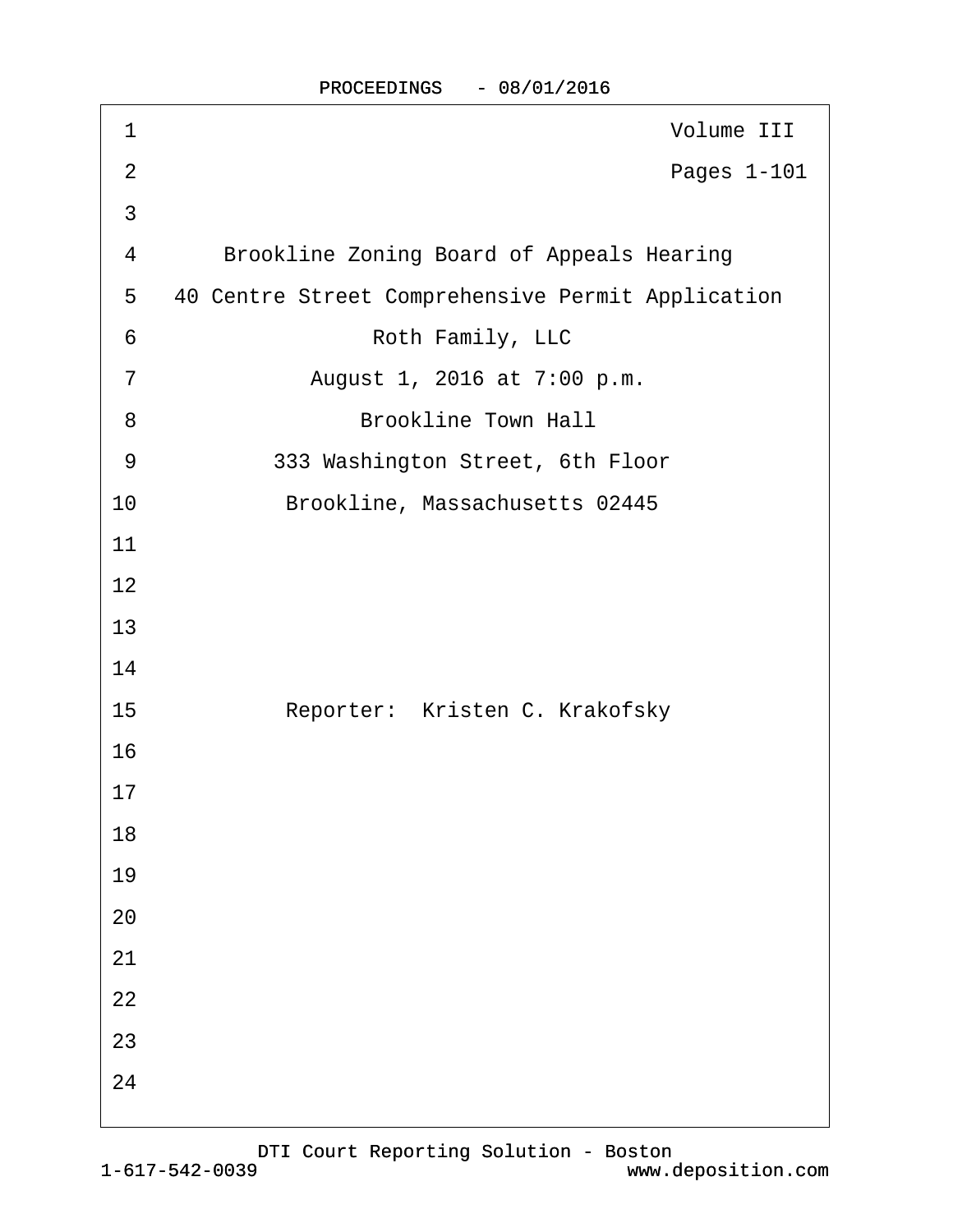Volume III

Pages 1-101

Brookline Zoning Board of Appeals Hearing

40 Centre Street Comprehensive Permit Application

Roth Family, LLC

August 1, 2016 at 7:00 p.m.

Brookline Town Hall

333 Washington Street, 6th Floor

Brookline, Massachusetts 02445

Reporter: Kristen C. Krakofsky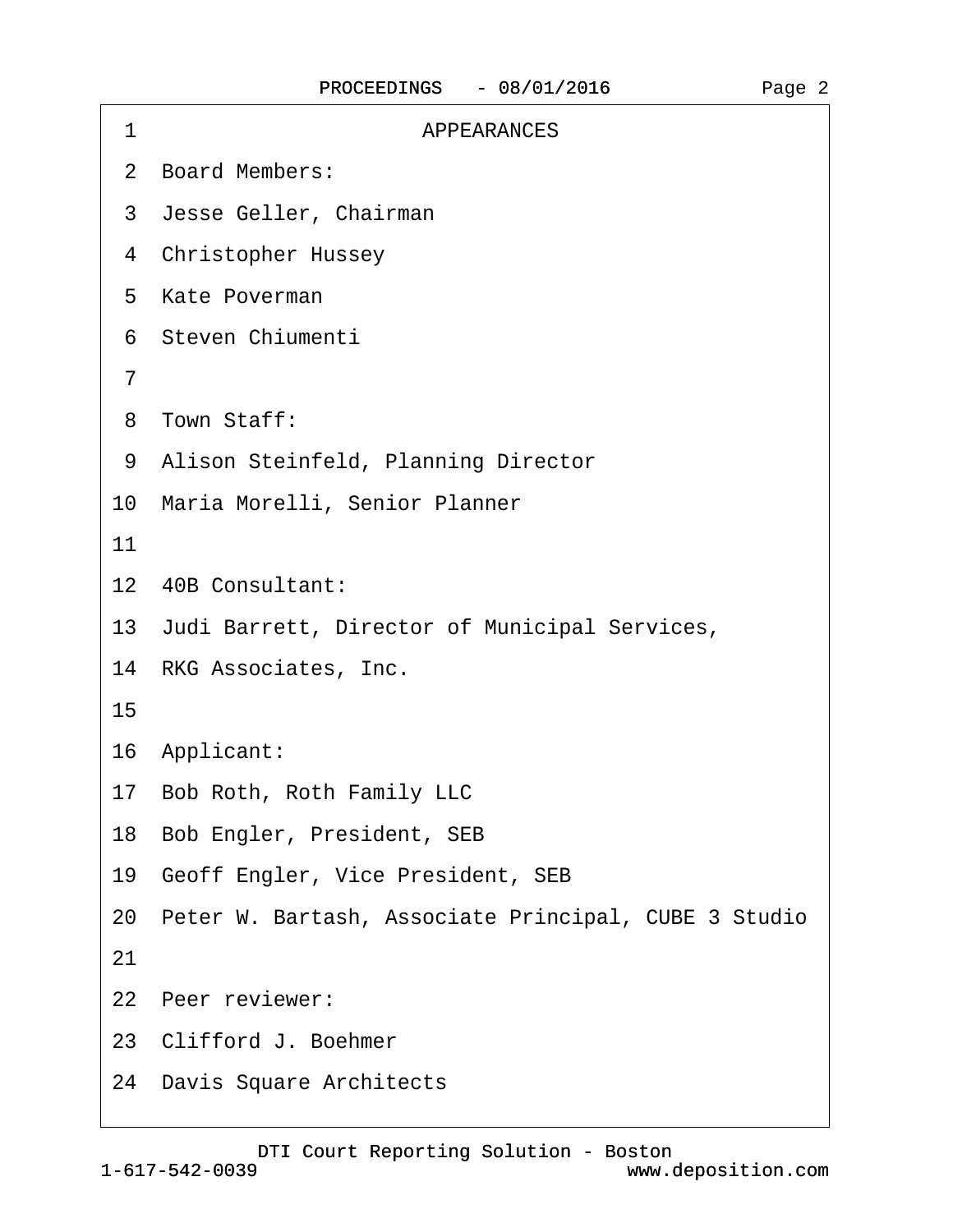# APPEARANCES

Board Members:

Jesse Geller, Chairman

Christopher Hussey

Kate Poverman

Steven Chiumenti

Town Staff:

Alison Steinfeld, Planning Director

Maria Morelli, Senior Planner

40B Consultant:

Judi Barrett, Director of Municipal Services,

RKG Associates, Inc.

Applicant:

Bob Roth, Roth Family LLC

Bob Engler, President, SEB

Geoff Engler, Vice President, SEB

Peter W. Bartash, Associate Principal, CUBE 3 Studio

Peer reviewer:

Clifford J. Boehmer

Davis Square Architects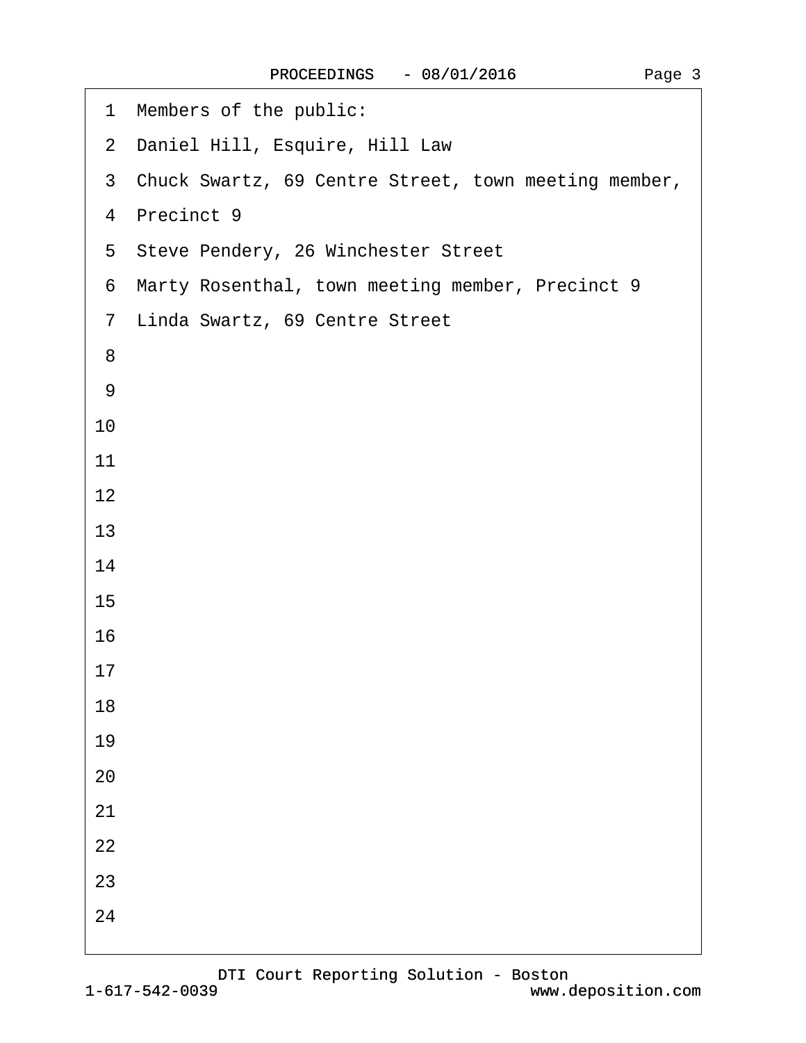1 Members of the public:

2 Daniel Hill, Esquire, Hill Law

3 Chuck Swartz, 69 Centre Street, town meeting member,

4 Precinct 9

5 Steve Pendery, 26 Winchester Street

6 Marty Rosenthal, town meeting member, Precinct 9

7 Linda Swartz, 69 Centre Street

8

9

10

11

12

13

14

15

16

17

18

19

20

21

22

23

24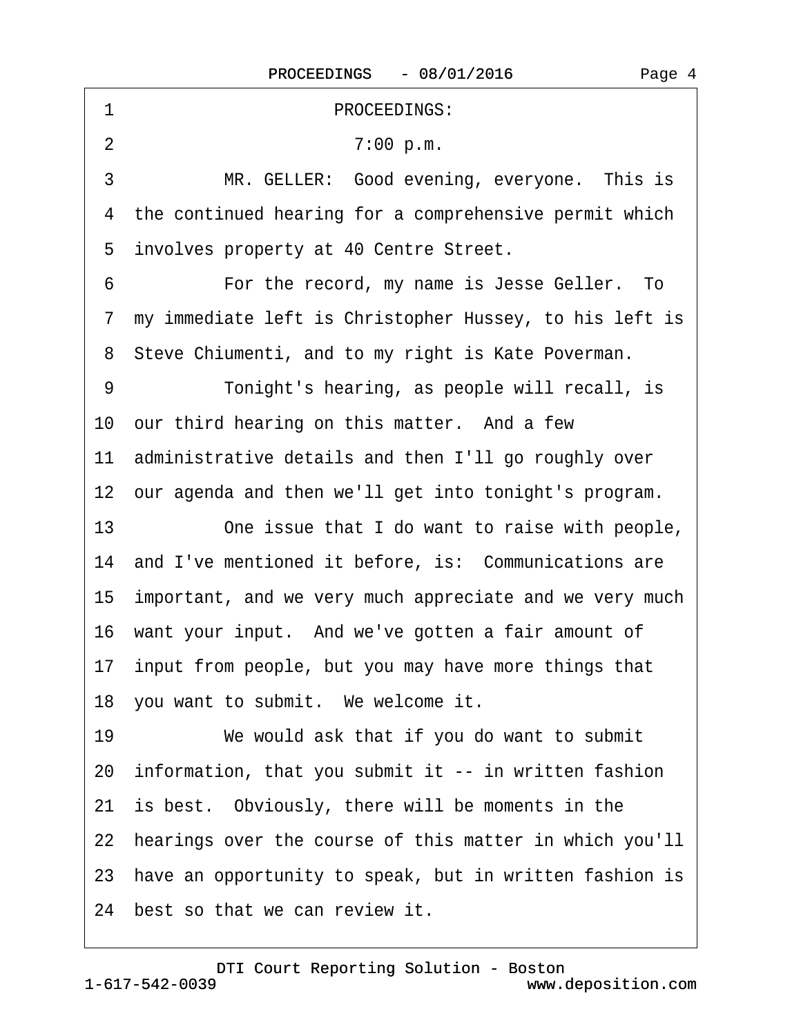PROCEEDINGS:

7:00 p.m.

MR. GELLER: Good evening, everyone. This is the continued hearing for a comprehensive permit which involves property at 40 Centre Street.

For the record, my name is Jesse Geller. To my immediate left is Christopher Hussey, to his left is Steve Chiumenti, and to my right is Kate Poverman.

Tonight's hearing, as people will recall, is our third hearing on this matter. And a few administrative details and then I'll go roughly over our agenda and then we'll get into tonight's program.

One issue that I do want to raise with people, and I've mentioned it before, is: Communications are important, and we very much appreciate and we very much want your input. And we've gotten a fair amount of input from people, but you may have more things that you want to submit. We welcome it.

We would ask that if you do want to submit information, that you submit it -- in written fashion is best. Obviously, there will be moments in the hearings over the course of this matter in which you'll have an opportunity to speak, but in written fashion is best so that we can review it.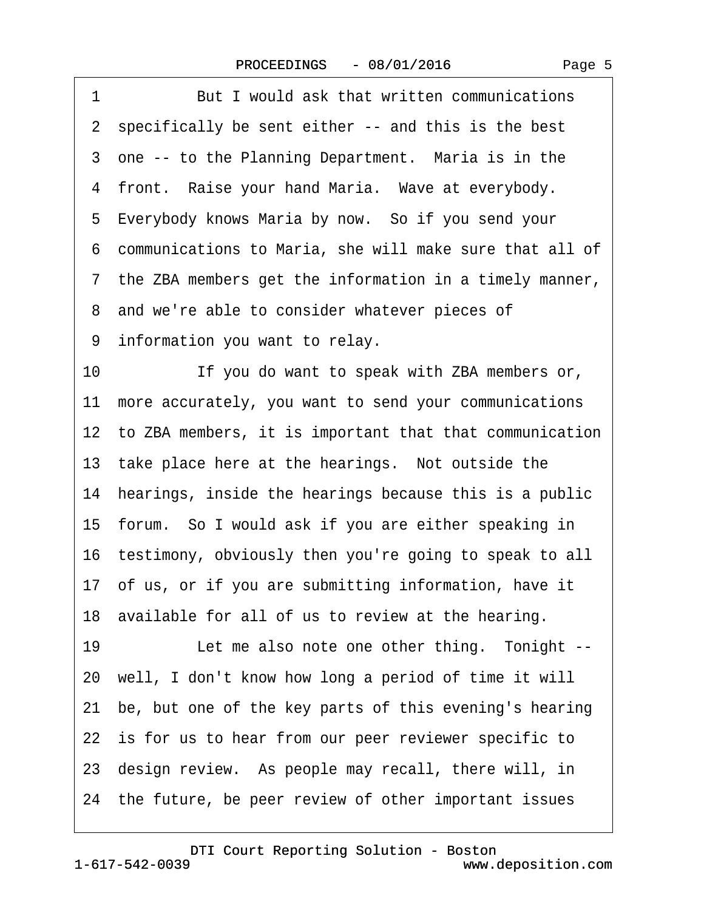1 But I would ask that written communications
2 specifically be sent either -- and this is the best
3 one -- to the Planning Department. Maria is in the
4 front. Raise your hand Maria. Wave at everybody.
5 Everybody knows Maria by now. So if you send your
6 communications to Maria, she will make sure that all of
7 the ZBA members get the information in a timely manner,
8 and we're able to consider whatever pieces of
9 information you want to relay.
10 If you do want to speak with ZBA members or,
11 more accurately, you want to send your communications
12 to ZBA members, it is important that that communication
13 take place here at the hearings. Not outside the
14 hearings, inside the hearings because this is a public
15 forum. So I would ask if you are either speaking in
16 testimony, obviously then you're going to speak to all
17 of us, or if you are submitting information, have it
18 available for all of us to review at the hearing.
19 Let me also note one other thing. Tonight --
20 well, I don't know how long a period of time it will
21 be, but one of the key parts of this evening's hearing
22 is for us to hear from our peer reviewer specific to
23 design review. As people may recall, there will, in
24 the future, be peer review of other important issues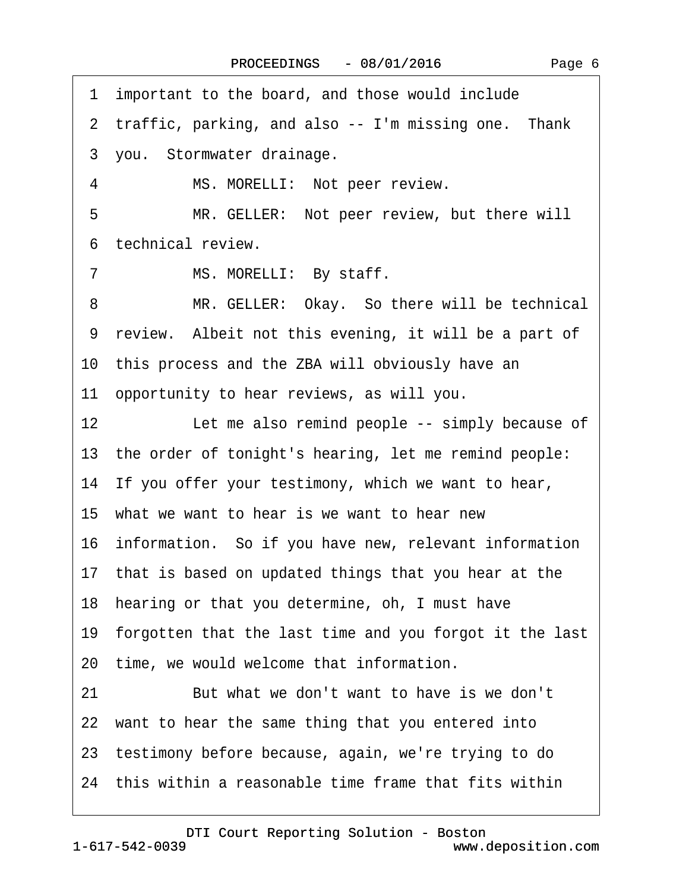1 important to the board, and those would include

2 traffic, parking, and also -- I'm missing one. Thank

3 you. Stormwater drainage.

4 MS. MORELLI: Not peer review.

5 MR. GELLER: Not peer review, but there will

6 technical review.

7 MS. MORELLI: By staff.

8 MR. GELLER: Okay. So there will be technical

9 review. Albeit not this evening, it will be a part of

10 this process and the ZBA will obviously have an

11 opportunity to hear reviews, as will you.

12 Let me also remind people -- simply because of

13 the order of tonight's hearing, let me remind people:

14 If you offer your testimony, which we want to hear,

15 what we want to hear is we want to hear new

16 information. So if you have new, relevant information

17 that is based on updated things that you hear at the

18 hearing or that you determine, oh, I must have

19 forgotten that the last time and you forgot it the last

20 time, we would welcome that information.

21 But what we don't want to have is we don't

22 want to hear the same thing that you entered into

23 testimony before because, again, we're trying to do

24 this within a reasonable time frame that fits within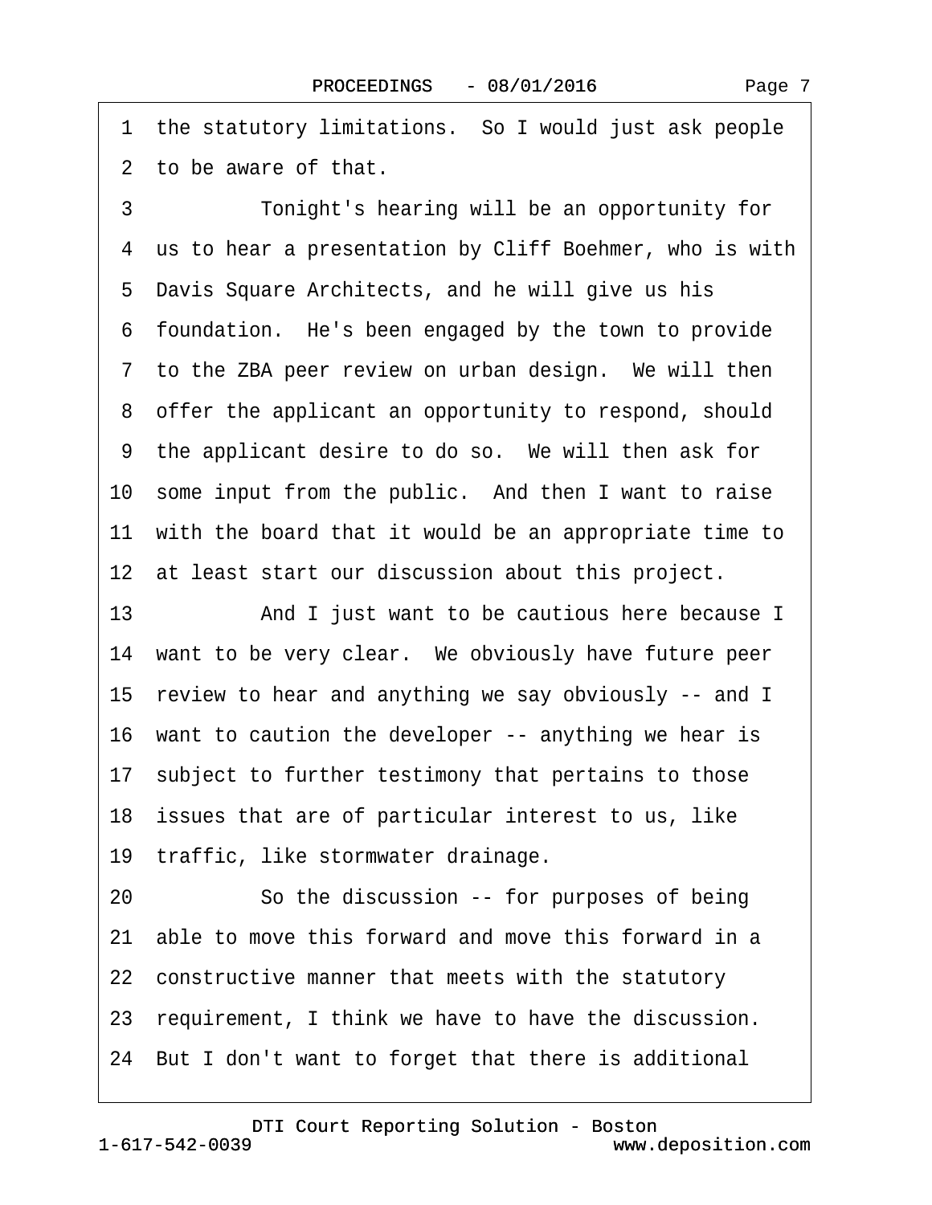1 the statutory limitations. So I would just ask people
2 to be aware of that.
3 Tonight's hearing will be an opportunity for
4 us to hear a presentation by Cliff Boehmer, who is with
5 Davis Square Architects, and he will give us his
6 foundation. He's been engaged by the town to provide
7 to the ZBA peer review on urban design. We will then
8 offer the applicant an opportunity to respond, should
9 the applicant desire to do so. We will then ask for
10 some input from the public. And then I want to raise
11 with the board that it would be an appropriate time to
12 at least start our discussion about this project.
13 And I just want to be cautious here because I
14 want to be very clear. We obviously have future peer
15 review to hear and anything we say obviously -- and I
16 want to caution the developer -- anything we hear is
17 subject to further testimony that pertains to those
18 issues that are of particular interest to us, like
19 traffic, like stormwater drainage.
20 So the discussion -- for purposes of being
21 able to move this forward and move this forward in a
22 constructive manner that meets with the statutory
23 requirement, I think we have to have the discussion.
24 But I don't want to forget that there is additional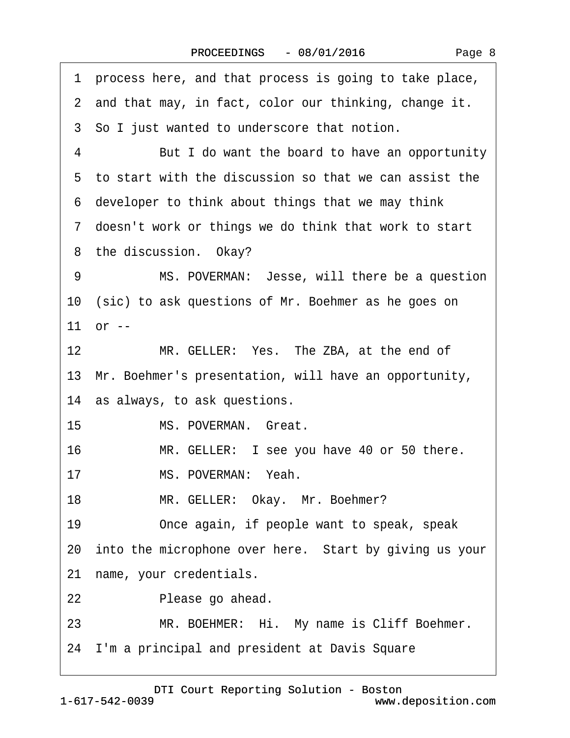1 process here, and that process is going to take place,

2 and that may, in fact, color our thinking, change it.

3 So I just wanted to underscore that notion.

4 But I do want the board to have an opportunity

5 to start with the discussion so that we can assist the

6 developer to think about things that we may think

7 doesn't work or things we do think that work to start

8 the discussion. Okay?

9 MS. POVERMAN: Jesse, will there be a question

10 (sic) to ask questions of Mr. Boehmer as he goes on

11 or --

12 MR. GELLER: Yes. The ZBA, at the end of

13 Mr. Boehmer's presentation, will have an opportunity,

14 as always, to ask questions.

15 MS. POVERMAN. Great.

16 MR. GELLER: I see you have 40 or 50 there.

17 MS. POVERMAN: Yeah.

18 MR. GELLER: Okay. Mr. Boehmer?

19 Once again, if people want to speak, speak

20 into the microphone over here. Start by giving us your

21 name, your credentials.

22 Please go ahead.

23 MR. BOEHMER: Hi. My name is Cliff Boehmer.

24 I'm a principal and president at Davis Square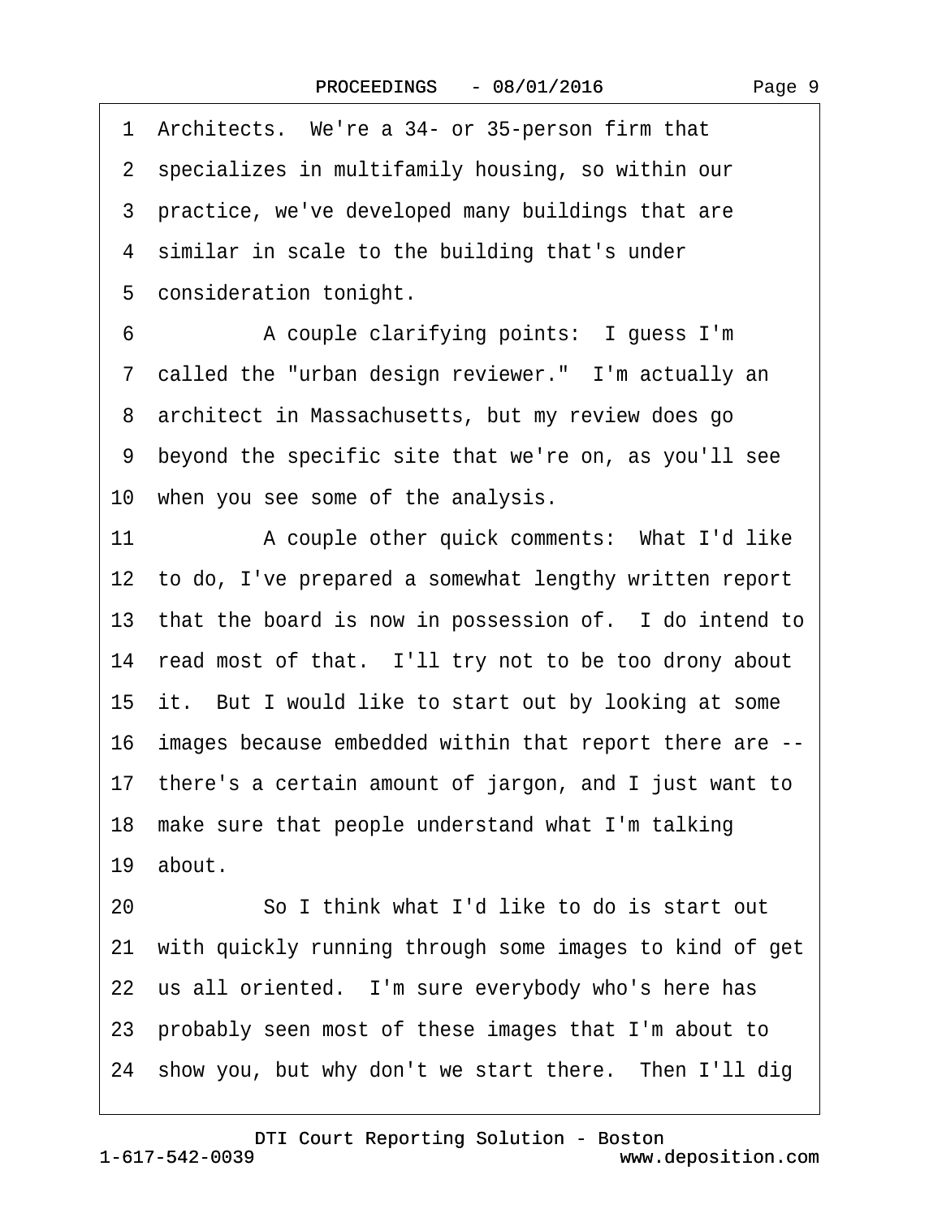1 Architects. We're a 34- or 35-person firm that
2 specializes in multifamily housing, so within our
3 practice, we've developed many buildings that are
4 similar in scale to the building that's under
5 consideration tonight.
6 A couple clarifying points: I guess I'm
7 called the "urban design reviewer." I'm actually an
8 architect in Massachusetts, but my review does go
9 beyond the specific site that we're on, as you'll see
10 when you see some of the analysis.
11 A couple other quick comments: What I'd like
12 to do, I've prepared a somewhat lengthy written report
13 that the board is now in possession of. I do intend to
14 read most of that. I'll try not to be too drony about
15 it. But I would like to start out by looking at some
16 images because embedded within that report there are --
17 there's a certain amount of jargon, and I just want to
18 make sure that people understand what I'm talking
19 about.
20 So I think what I'd like to do is start out
21 with quickly running through some images to kind of get
22 us all oriented. I'm sure everybody who's here has
23 probably seen most of these images that I'm about to
24 show you, but why don't we start there. Then I'll dig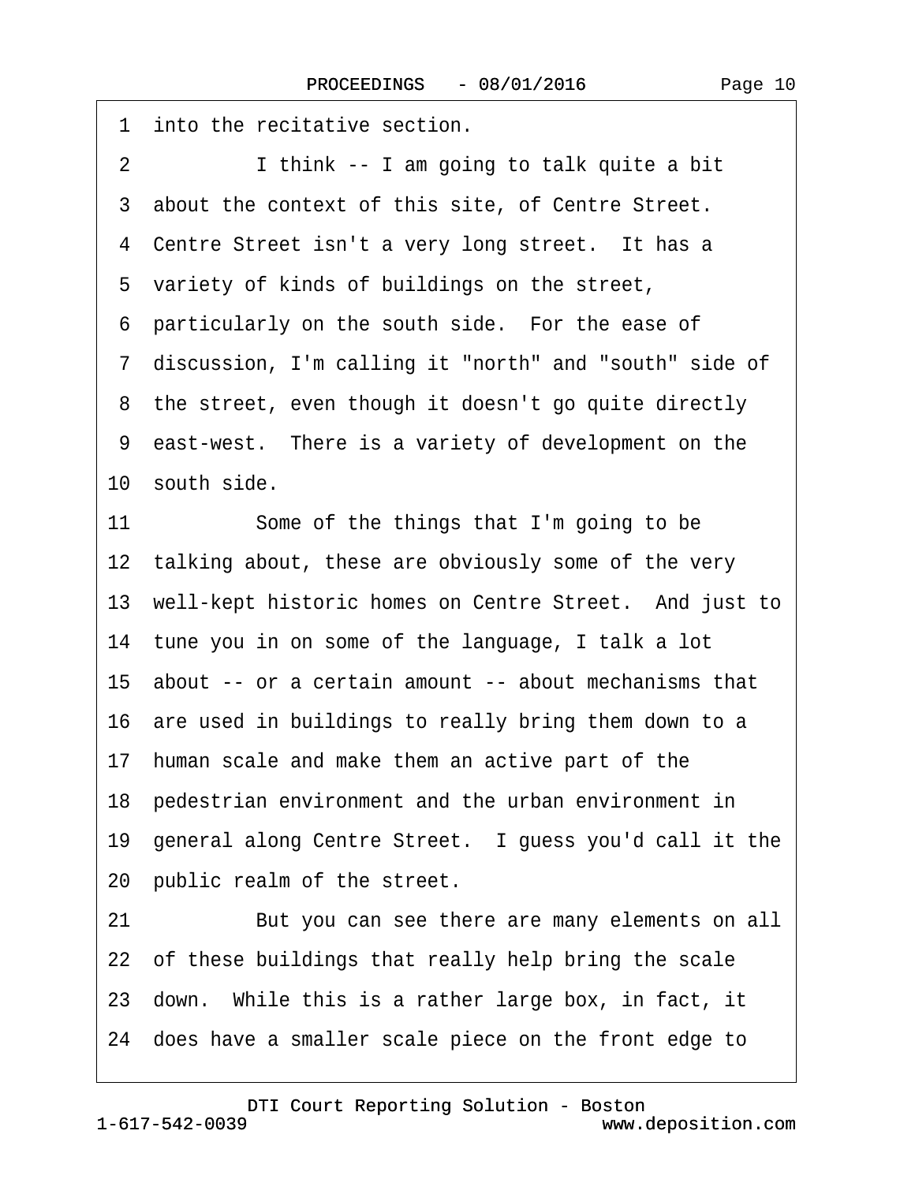1 into the recitative section.

2 I think -- I am going to talk quite a bit

3 about the context of this site, of Centre Street.

4 Centre Street isn't a very long street. It has a

5 variety of kinds of buildings on the street,

6 particularly on the south side. For the ease of

7 discussion, I'm calling it "north" and "south" side of

8 the street, even though it doesn't go quite directly

9 east-west. There is a variety of development on the

10 south side.

11 Some of the things that I'm going to be

12 talking about, these are obviously some of the very

13 well-kept historic homes on Centre Street. And just to

14 tune you in on some of the language, I talk a lot

15 about -- or a certain amount -- about mechanisms that

16 are used in buildings to really bring them down to a

17 human scale and make them an active part of the

18 pedestrian environment and the urban environment in

19 general along Centre Street. I guess you'd call it the

20 public realm of the street.

21 But you can see there are many elements on all

22 of these buildings that really help bring the scale

23 down. While this is a rather large box, in fact, it

24 does have a smaller scale piece on the front edge to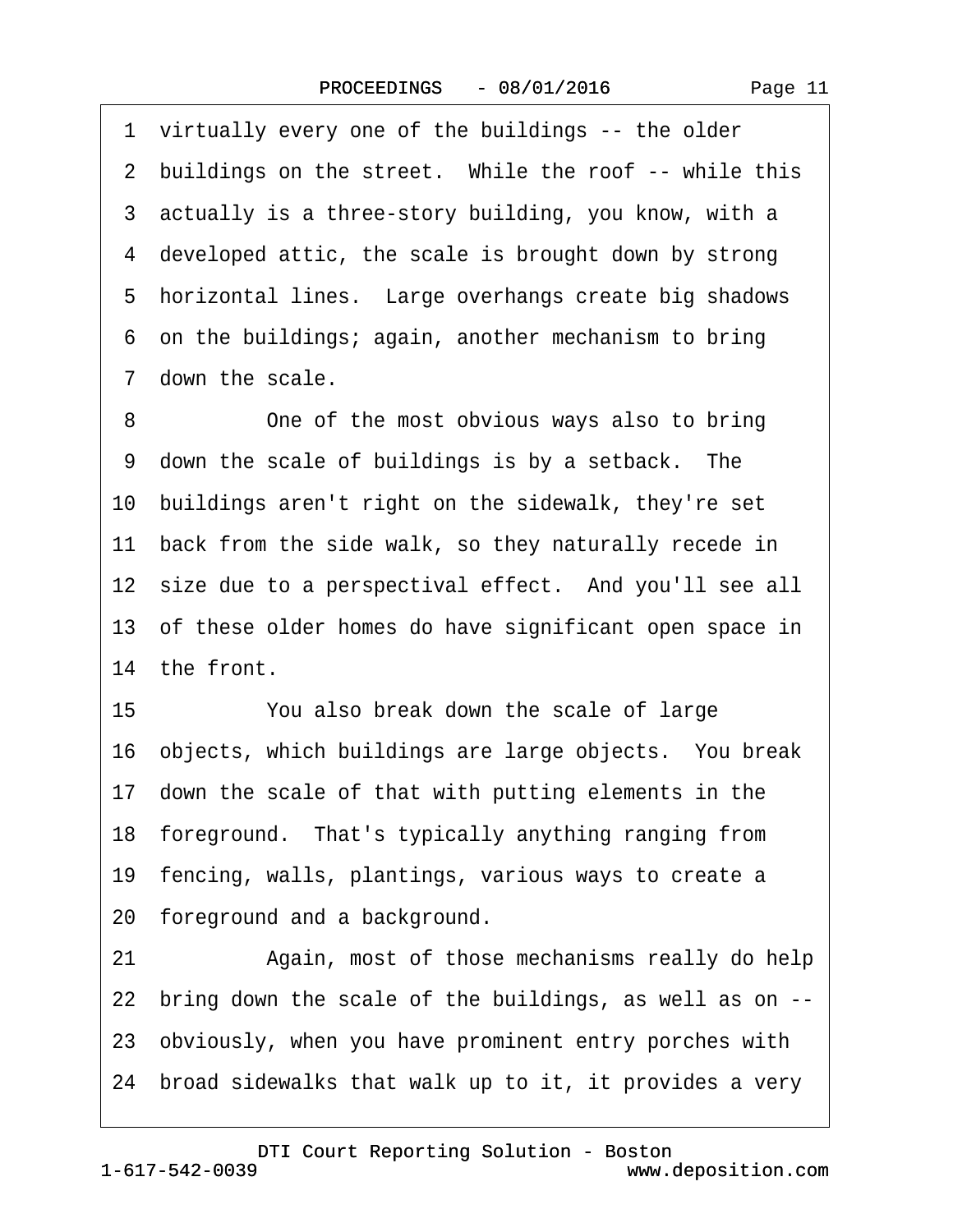1 virtually every one of the buildings -- the older
2 buildings on the street.  While the roof -- while this
3 actually is a three-story building, you know, with a
4 developed attic, the scale is brought down by strong
5 horizontal lines.  Large overhangs create big shadows
6 on the buildings; again, another mechanism to bring
7 down the scale.

8           One of the most obvious ways also to bring
9 down the scale of buildings is by a setback.  The
10 buildings aren't right on the sidewalk, they're set
11 back from the side walk, so they naturally recede in
12 size due to a perspectival effect.  And you'll see all
13 of these older homes do have significant open space in
14 the front.

15           You also break down the scale of large
16 objects, which buildings are large objects.  You break
17 down the scale of that with putting elements in the
18 foreground.  That's typically anything ranging from
19 fencing, walls, plantings, various ways to create a
20 foreground and a background.

21           Again, most of those mechanisms really do help
22 bring down the scale of the buildings, as well as on --
23 obviously, when you have prominent entry porches with
24 broad sidewalks that walk up to it, it provides a very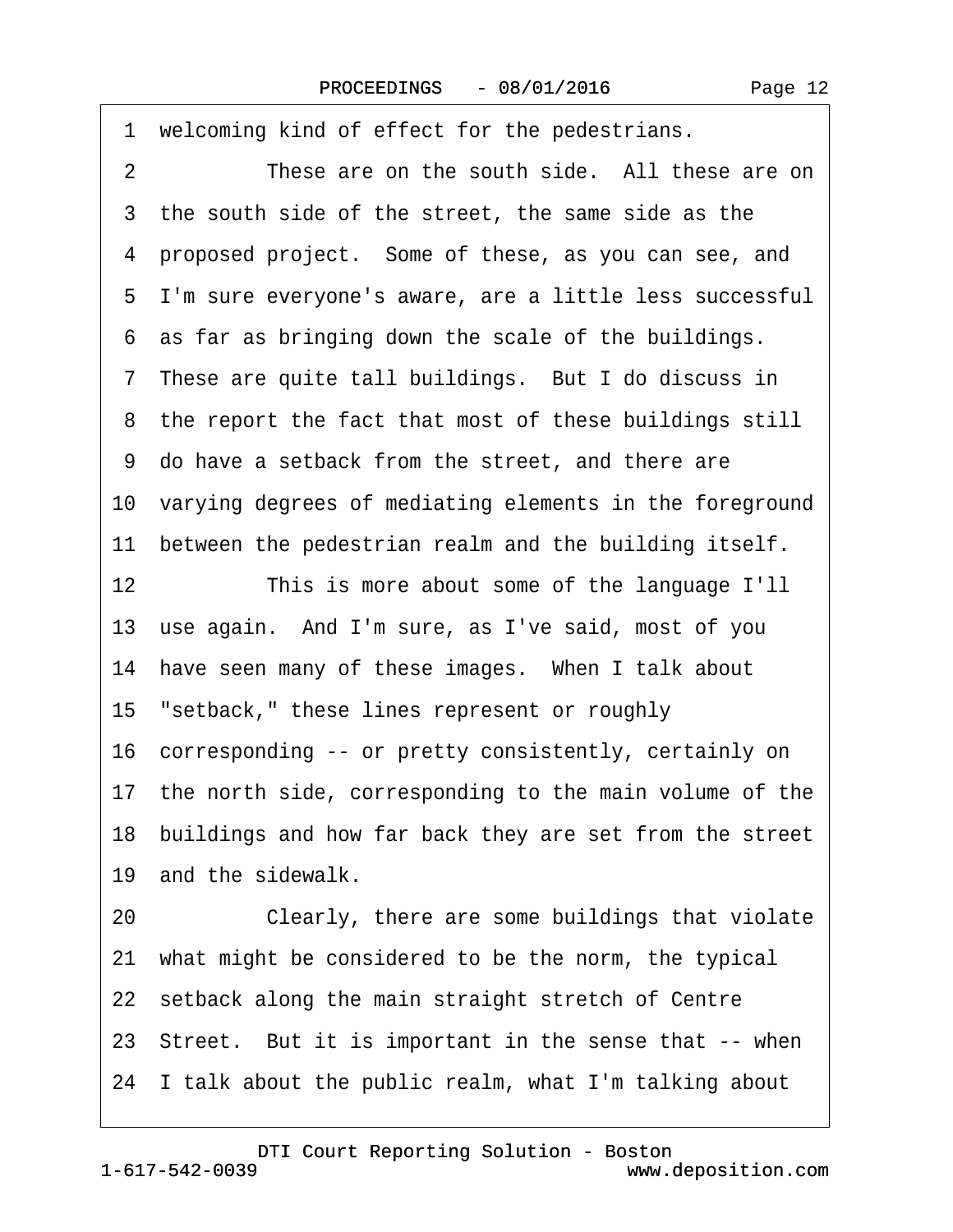1 welcoming kind of effect for the pedestrians.

2 These are on the south side. All these are on

3 the south side of the street, the same side as the

4 proposed project. Some of these, as you can see, and

5 I'm sure everyone's aware, are a little less successful

6 as far as bringing down the scale of the buildings.

7 These are quite tall buildings. But I do discuss in

8 the report the fact that most of these buildings still

9 do have a setback from the street, and there are

10 varying degrees of mediating elements in the foreground

11 between the pedestrian realm and the building itself.

12 This is more about some of the language I'll

13 use again. And I'm sure, as I've said, most of you

14 have seen many of these images. When I talk about

15 "setback," these lines represent or roughly

16 corresponding -- or pretty consistently, certainly on

17 the north side, corresponding to the main volume of the

18 buildings and how far back they are set from the street

19 and the sidewalk.

20 Clearly, there are some buildings that violate

21 what might be considered to be the norm, the typical

22 setback along the main straight stretch of Centre

23 Street. But it is important in the sense that -- when

24 I talk about the public realm, what I'm talking about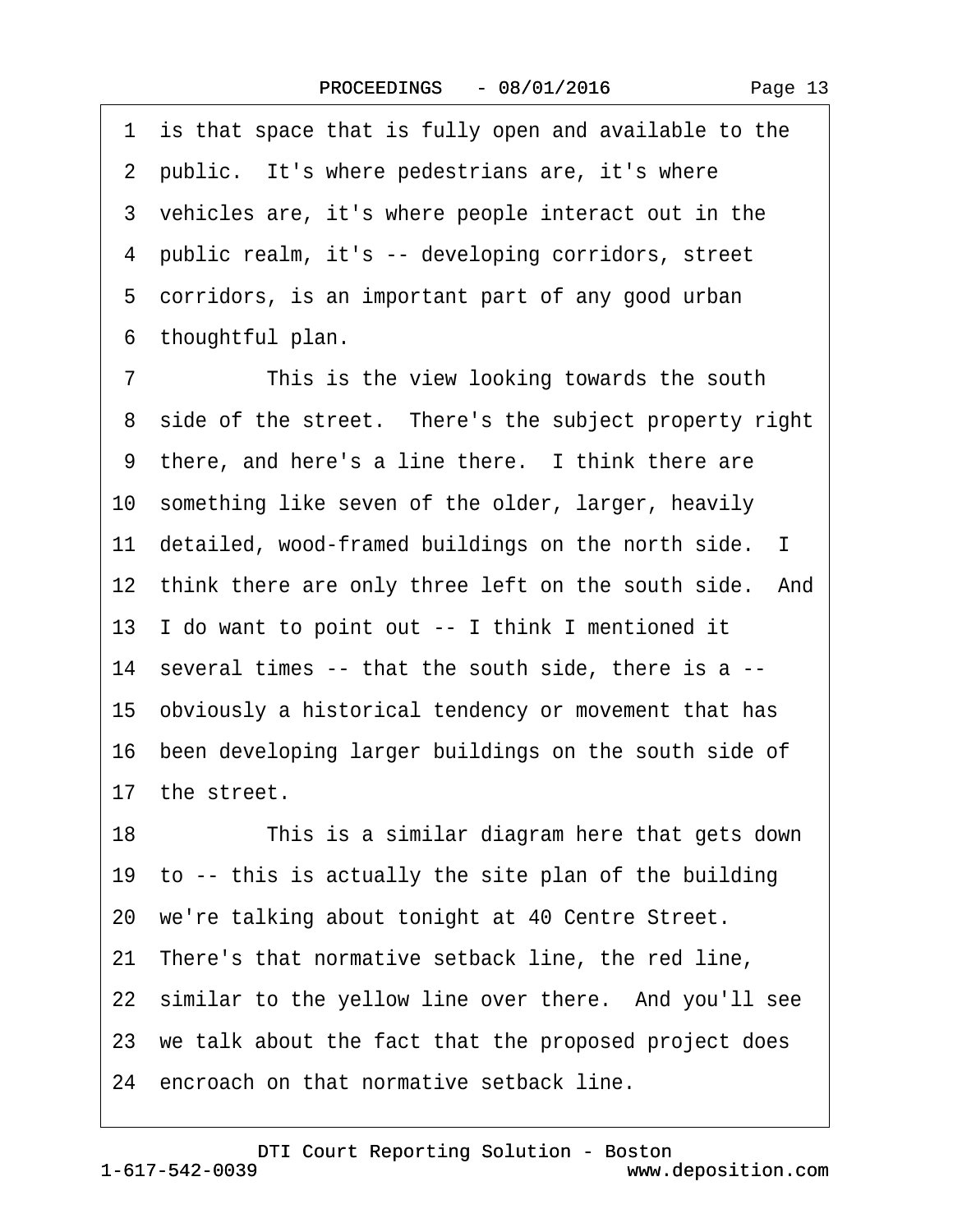1 is that space that is fully open and available to the
2 public. It's where pedestrians are, it's where
3 vehicles are, it's where people interact out in the
4 public realm, it's -- developing corridors, street
5 corridors, is an important part of any good urban
6 thoughtful plan.

7 This is the view looking towards the south
8 side of the street. There's the subject property right
9 there, and here's a line there. I think there are
10 something like seven of the older, larger, heavily
11 detailed, wood-framed buildings on the north side. I
12 think there are only three left on the south side. And
13 I do want to point out -- I think I mentioned it
14 several times -- that the south side, there is a --
15 obviously a historical tendency or movement that has
16 been developing larger buildings on the south side of
17 the street.

18 This is a similar diagram here that gets down
19 to -- this is actually the site plan of the building
20 we're talking about tonight at 40 Centre Street.
21 There's that normative setback line, the red line,
22 similar to the yellow line over there. And you'll see
23 we talk about the fact that the proposed project does
24 encroach on that normative setback line.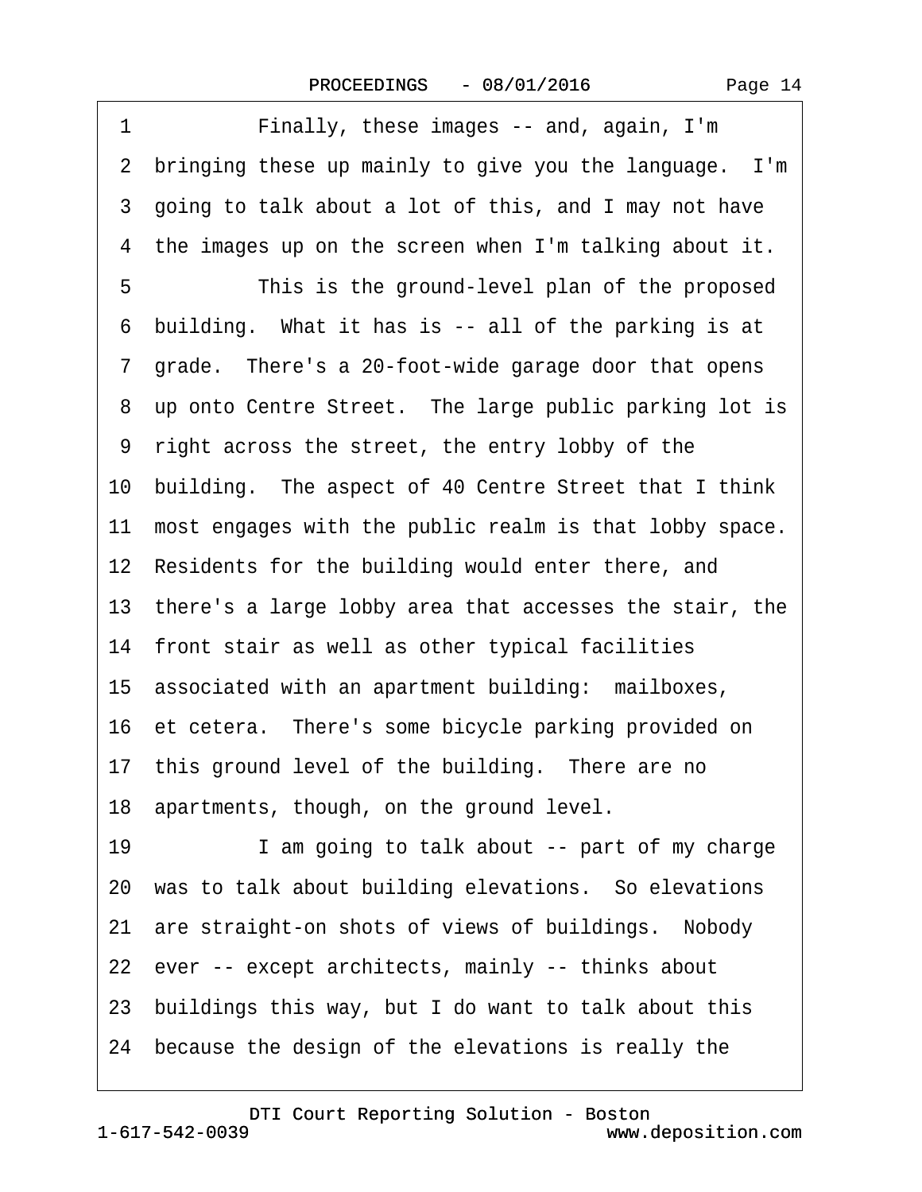1 Finally, these images -- and, again, I'm
2 bringing these up mainly to give you the language. I'm
3 going to talk about a lot of this, and I may not have
4 the images up on the screen when I'm talking about it.
5 This is the ground-level plan of the proposed
6 building. What it has is -- all of the parking is at
7 grade. There's a 20-foot-wide garage door that opens
8 up onto Centre Street. The large public parking lot is
9 right across the street, the entry lobby of the
10 building. The aspect of 40 Centre Street that I think
11 most engages with the public realm is that lobby space.
12 Residents for the building would enter there, and
13 there's a large lobby area that accesses the stair, the
14 front stair as well as other typical facilities
15 associated with an apartment building: mailboxes,
16 et cetera. There's some bicycle parking provided on
17 this ground level of the building. There are no
18 apartments, though, on the ground level.
19 I am going to talk about -- part of my charge
20 was to talk about building elevations. So elevations
21 are straight-on shots of views of buildings. Nobody
22 ever -- except architects, mainly -- thinks about
23 buildings this way, but I do want to talk about this
24 because the design of the elevations is really the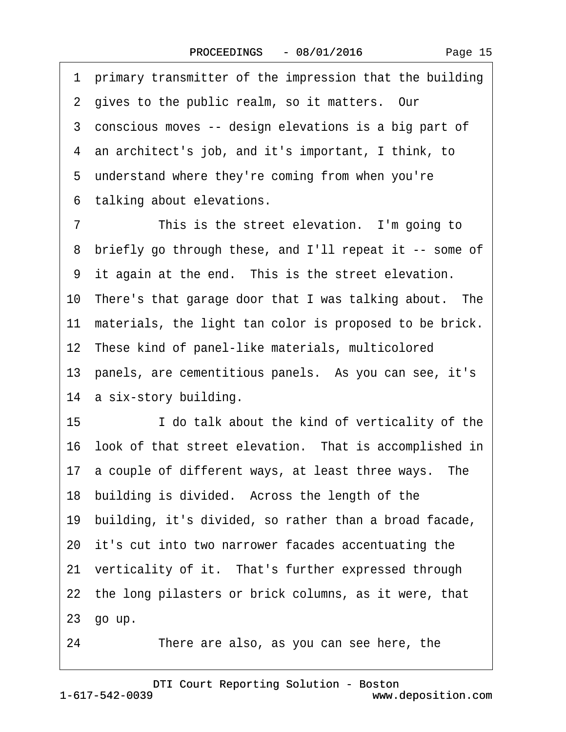1 primary transmitter of the impression that the building
2 gives to the public realm, so it matters. Our
3 conscious moves -- design elevations is a big part of
4 an architect's job, and it's important, I think, to
5 understand where they're coming from when you're
6 talking about elevations.

7 This is the street elevation. I'm going to
8 briefly go through these, and I'll repeat it -- some of
9 it again at the end. This is the street elevation.
10 There's that garage door that I was talking about. The
11 materials, the light tan color is proposed to be brick.
12 These kind of panel-like materials, multicolored
13 panels, are cementitious panels. As you can see, it's
14 a six-story building.

15 I do talk about the kind of verticality of the
16 look of that street elevation. That is accomplished in
17 a couple of different ways, at least three ways. The
18 building is divided. Across the length of the
19 building, it's divided, so rather than a broad facade,
20 it's cut into two narrower facades accentuating the
21 verticality of it. That's further expressed through
22 the long pilasters or brick columns, as it were, that
23 go up.

24 There are also, as you can see here, the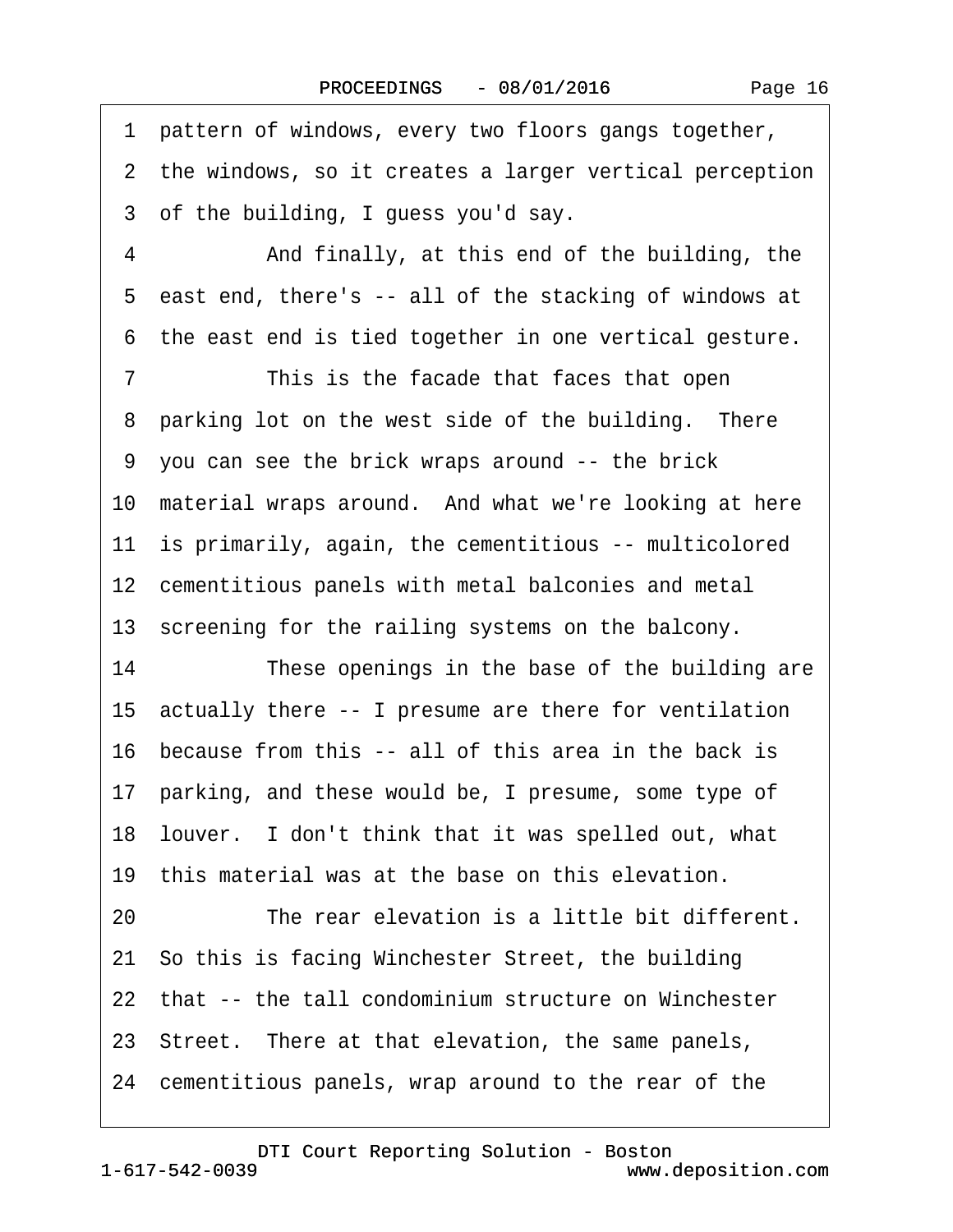1 pattern of windows, every two floors gangs together,
2 the windows, so it creates a larger vertical perception
3 of the building, I guess you'd say.

4 And finally, at this end of the building, the
5 east end, there's -- all of the stacking of windows at
6 the east end is tied together in one vertical gesture.

7 This is the facade that faces that open
8 parking lot on the west side of the building. There
9 you can see the brick wraps around -- the brick
10 material wraps around. And what we're looking at here
11 is primarily, again, the cementitious -- multicolored
12 cementitious panels with metal balconies and metal
13 screening for the railing systems on the balcony.

14 These openings in the base of the building are
15 actually there -- I presume are there for ventilation
16 because from this -- all of this area in the back is
17 parking, and these would be, I presume, some type of
18 louver. I don't think that it was spelled out, what
19 this material was at the base on this elevation.

20 The rear elevation is a little bit different.
21 So this is facing Winchester Street, the building
22 that -- the tall condominium structure on Winchester
23 Street. There at that elevation, the same panels,
24 cementitious panels, wrap around to the rear of the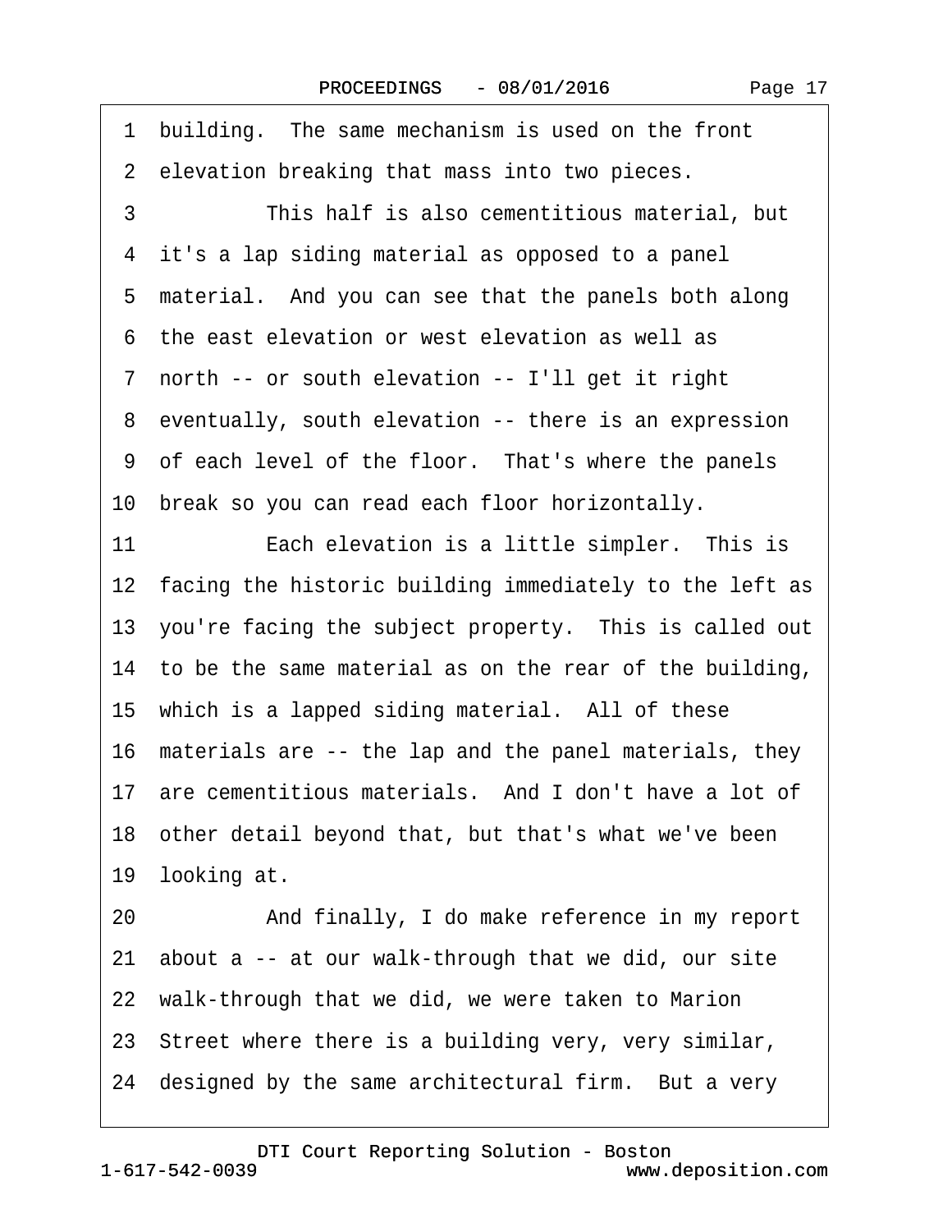1 building. The same mechanism is used on the front
2 elevation breaking that mass into two pieces.
3 This half is also cementitious material, but
4 it's a lap siding material as opposed to a panel
5 material. And you can see that the panels both along
6 the east elevation or west elevation as well as
7 north -- or south elevation -- I'll get it right
8 eventually, south elevation -- there is an expression
9 of each level of the floor. That's where the panels
10 break so you can read each floor horizontally.
11 Each elevation is a little simpler. This is
12 facing the historic building immediately to the left as
13 you're facing the subject property. This is called out
14 to be the same material as on the rear of the building,
15 which is a lapped siding material. All of these
16 materials are -- the lap and the panel materials, they
17 are cementitious materials. And I don't have a lot of
18 other detail beyond that, but that's what we've been
19 looking at.
20 And finally, I do make reference in my report
21 about a -- at our walk-through that we did, our site
22 walk-through that we did, we were taken to Marion
23 Street where there is a building very, very similar,
24 designed by the same architectural firm. But a very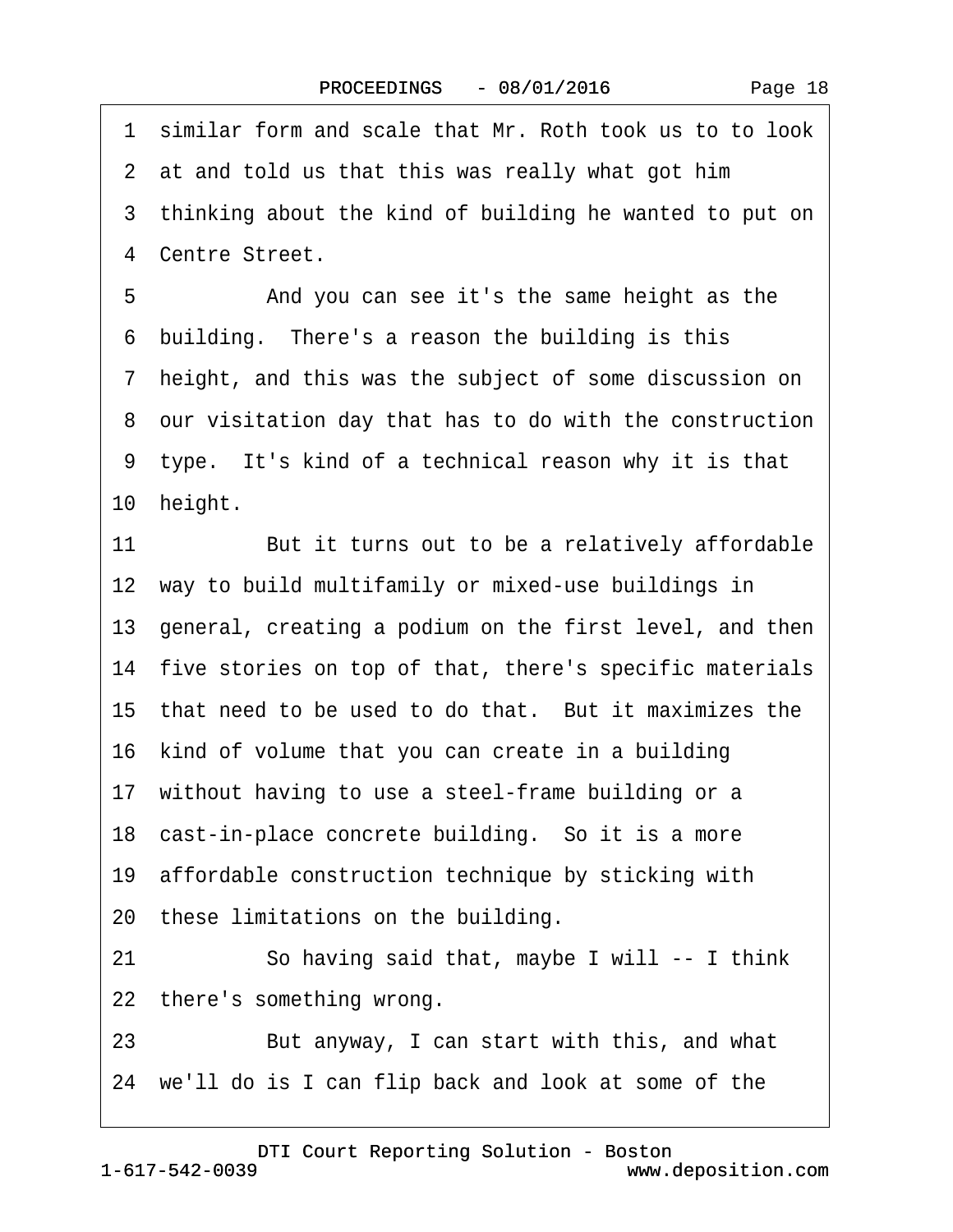1 similar form and scale that Mr. Roth took us to to look
2 at and told us that this was really what got him
3 thinking about the kind of building he wanted to put on
4 Centre Street.

5 And you can see it's the same height as the
6 building. There's a reason the building is this
7 height, and this was the subject of some discussion on
8 our visitation day that has to do with the construction
9 type. It's kind of a technical reason why it is that
10 height.

11 But it turns out to be a relatively affordable
12 way to build multifamily or mixed-use buildings in
13 general, creating a podium on the first level, and then
14 five stories on top of that, there's specific materials
15 that need to be used to do that. But it maximizes the
16 kind of volume that you can create in a building
17 without having to use a steel-frame building or a
18 cast-in-place concrete building. So it is a more
19 affordable construction technique by sticking with
20 these limitations on the building.

21 So having said that, maybe I will -- I think
22 there's something wrong.

23 But anyway, I can start with this, and what
24 we'll do is I can flip back and look at some of the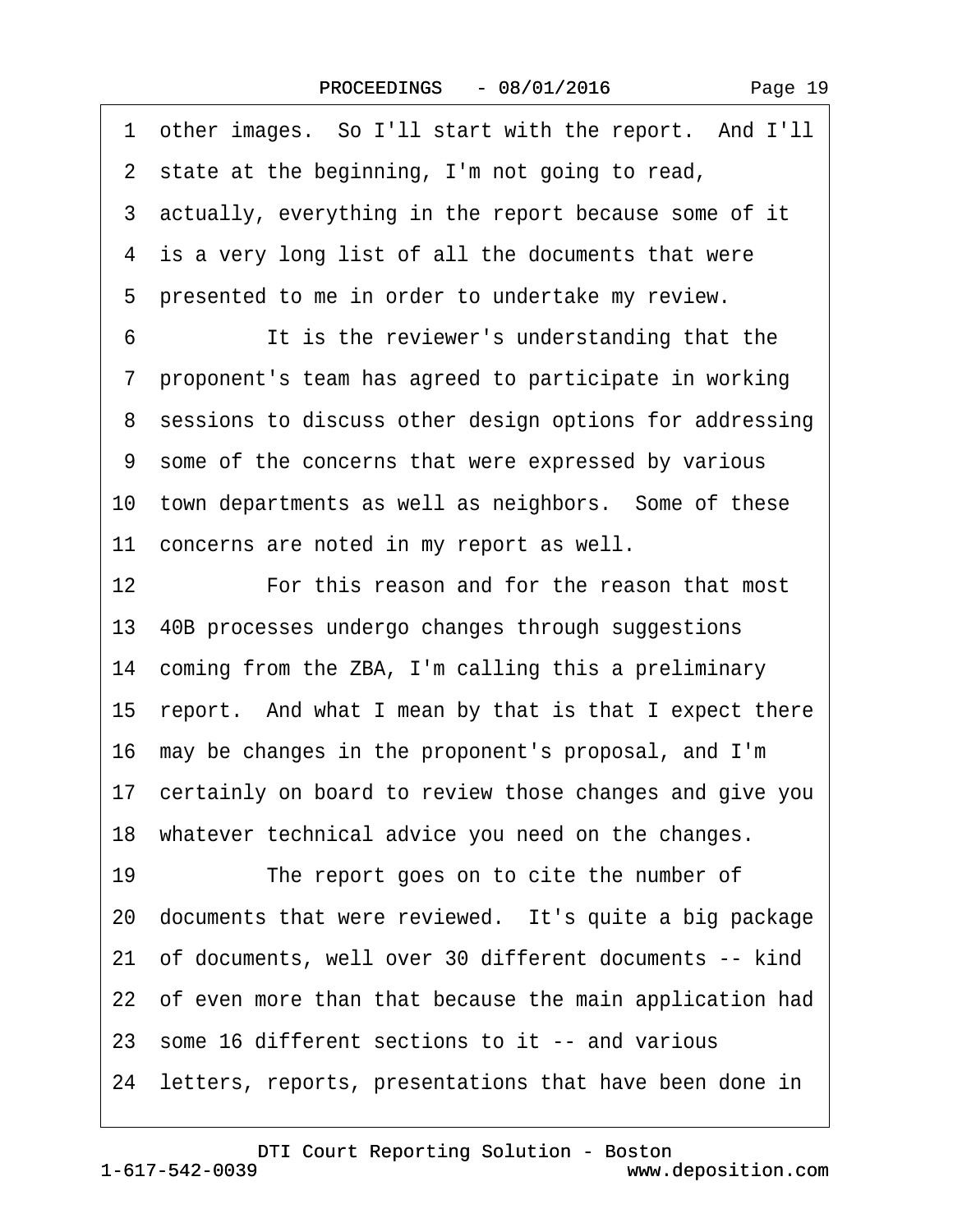1 other images. So I'll start with the report. And I'll
2 state at the beginning, I'm not going to read,
3 actually, everything in the report because some of it
4 is a very long list of all the documents that were
5 presented to me in order to undertake my review.
6 It is the reviewer's understanding that the
7 proponent's team has agreed to participate in working
8 sessions to discuss other design options for addressing
9 some of the concerns that were expressed by various
10 town departments as well as neighbors. Some of these
11 concerns are noted in my report as well.
12 For this reason and for the reason that most
13 40B processes undergo changes through suggestions
14 coming from the ZBA, I'm calling this a preliminary
15 report. And what I mean by that is that I expect there
16 may be changes in the proponent's proposal, and I'm
17 certainly on board to review those changes and give you
18 whatever technical advice you need on the changes.
19 The report goes on to cite the number of
20 documents that were reviewed. It's quite a big package
21 of documents, well over 30 different documents -- kind
22 of even more than that because the main application had
23 some 16 different sections to it -- and various
24 letters, reports, presentations that have been done in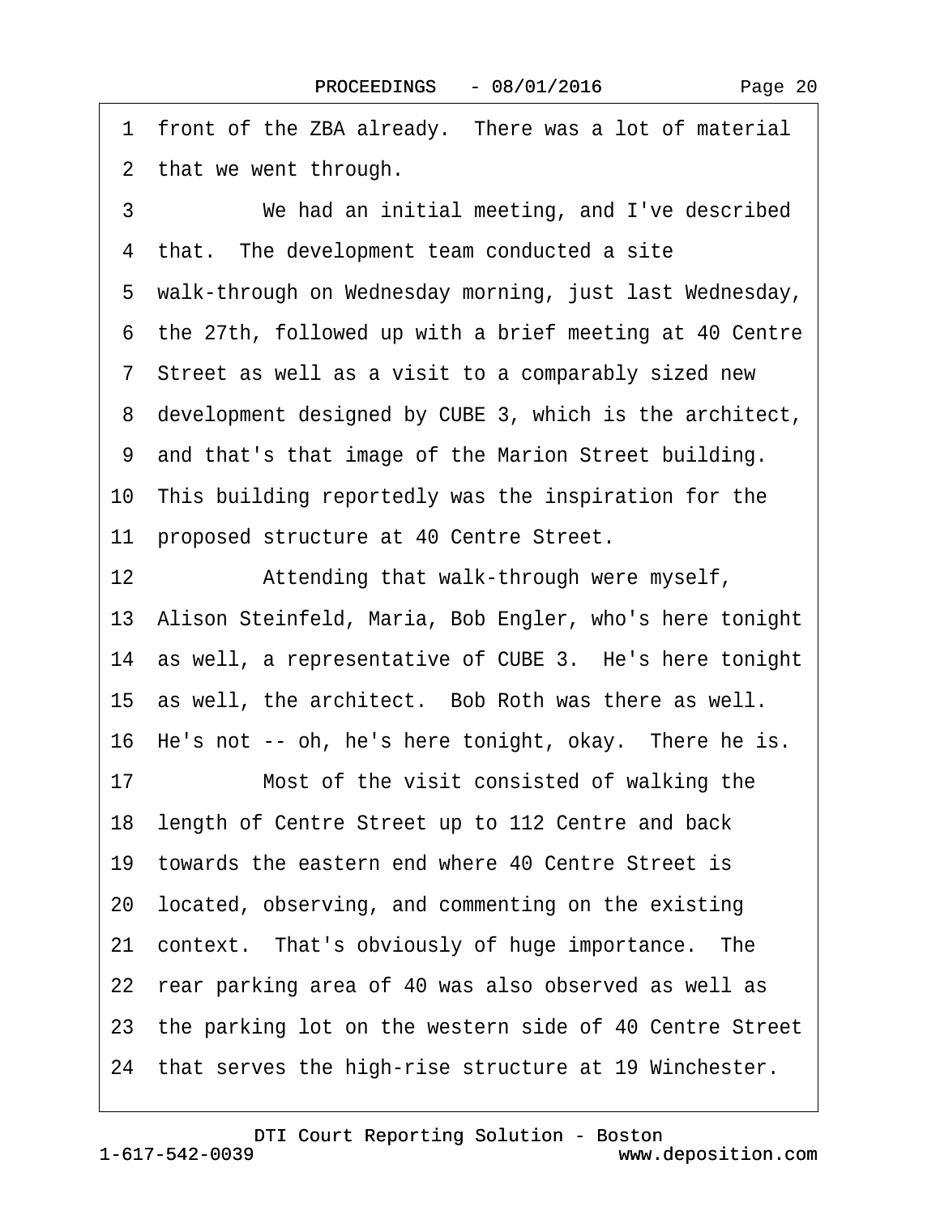1 front of the ZBA already. There was a lot of material
2 that we went through.
3 We had an initial meeting, and I've described
4 that. The development team conducted a site
5 walk-through on Wednesday morning, just last Wednesday,
6 the 27th, followed up with a brief meeting at 40 Centre
7 Street as well as a visit to a comparably sized new
8 development designed by CUBE 3, which is the architect,
9 and that's that image of the Marion Street building.
10 This building reportedly was the inspiration for the
11 proposed structure at 40 Centre Street.
12 Attending that walk-through were myself,
13 Alison Steinfeld, Maria, Bob Engler, who's here tonight
14 as well, a representative of CUBE 3. He's here tonight
15 as well, the architect. Bob Roth was there as well.
16 He's not -- oh, he's here tonight, okay. There he is.
17 Most of the visit consisted of walking the
18 length of Centre Street up to 112 Centre and back
19 towards the eastern end where 40 Centre Street is
20 located, observing, and commenting on the existing
21 context. That's obviously of huge importance. The
22 rear parking area of 40 was also observed as well as
23 the parking lot on the western side of 40 Centre Street
24 that serves the high-rise structure at 19 Winchester.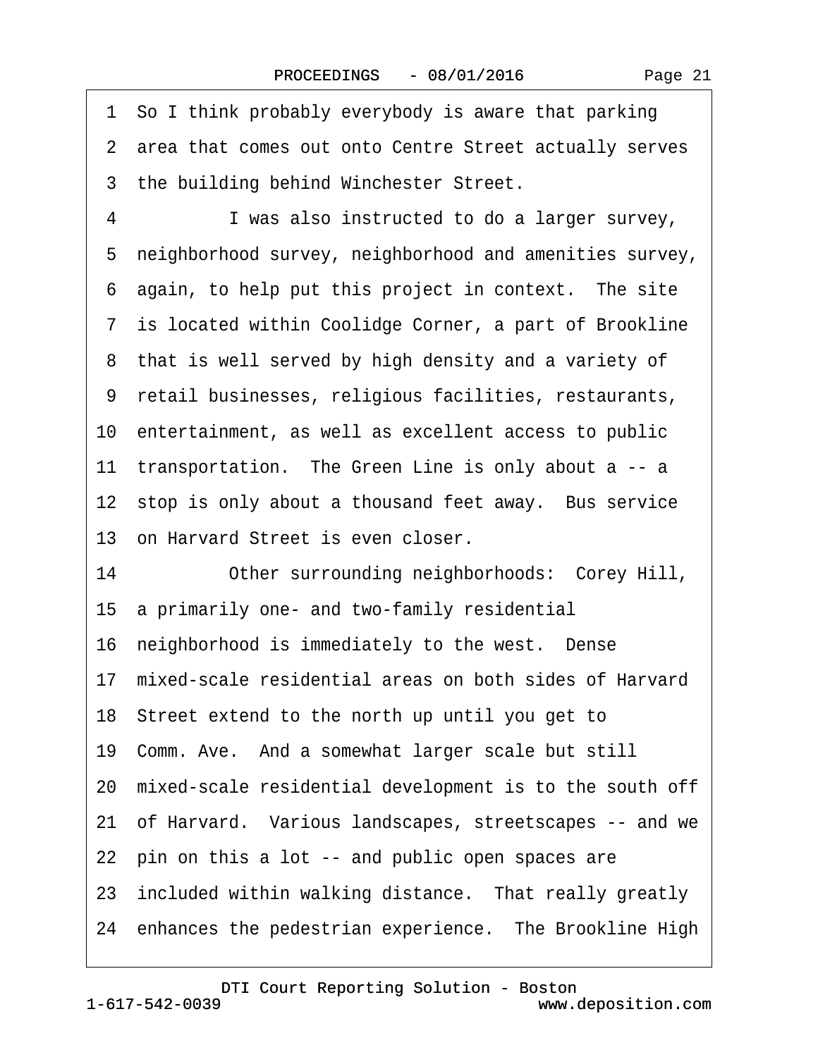1 So I think probably everybody is aware that parking
2 area that comes out onto Centre Street actually serves
3 the building behind Winchester Street.
4 I was also instructed to do a larger survey,
5 neighborhood survey, neighborhood and amenities survey,
6 again, to help put this project in context. The site
7 is located within Coolidge Corner, a part of Brookline
8 that is well served by high density and a variety of
9 retail businesses, religious facilities, restaurants,
10 entertainment, as well as excellent access to public
11 transportation. The Green Line is only about a -- a
12 stop is only about a thousand feet away. Bus service
13 on Harvard Street is even closer.
14 Other surrounding neighborhoods: Corey Hill,
15 a primarily one- and two-family residential
16 neighborhood is immediately to the west. Dense
17 mixed-scale residential areas on both sides of Harvard
18 Street extend to the north up until you get to
19 Comm. Ave. And a somewhat larger scale but still
20 mixed-scale residential development is to the south off
21 of Harvard. Various landscapes, streetscapes -- and we
22 pin on this a lot -- and public open spaces are
23 included within walking distance. That really greatly
24 enhances the pedestrian experience. The Brookline High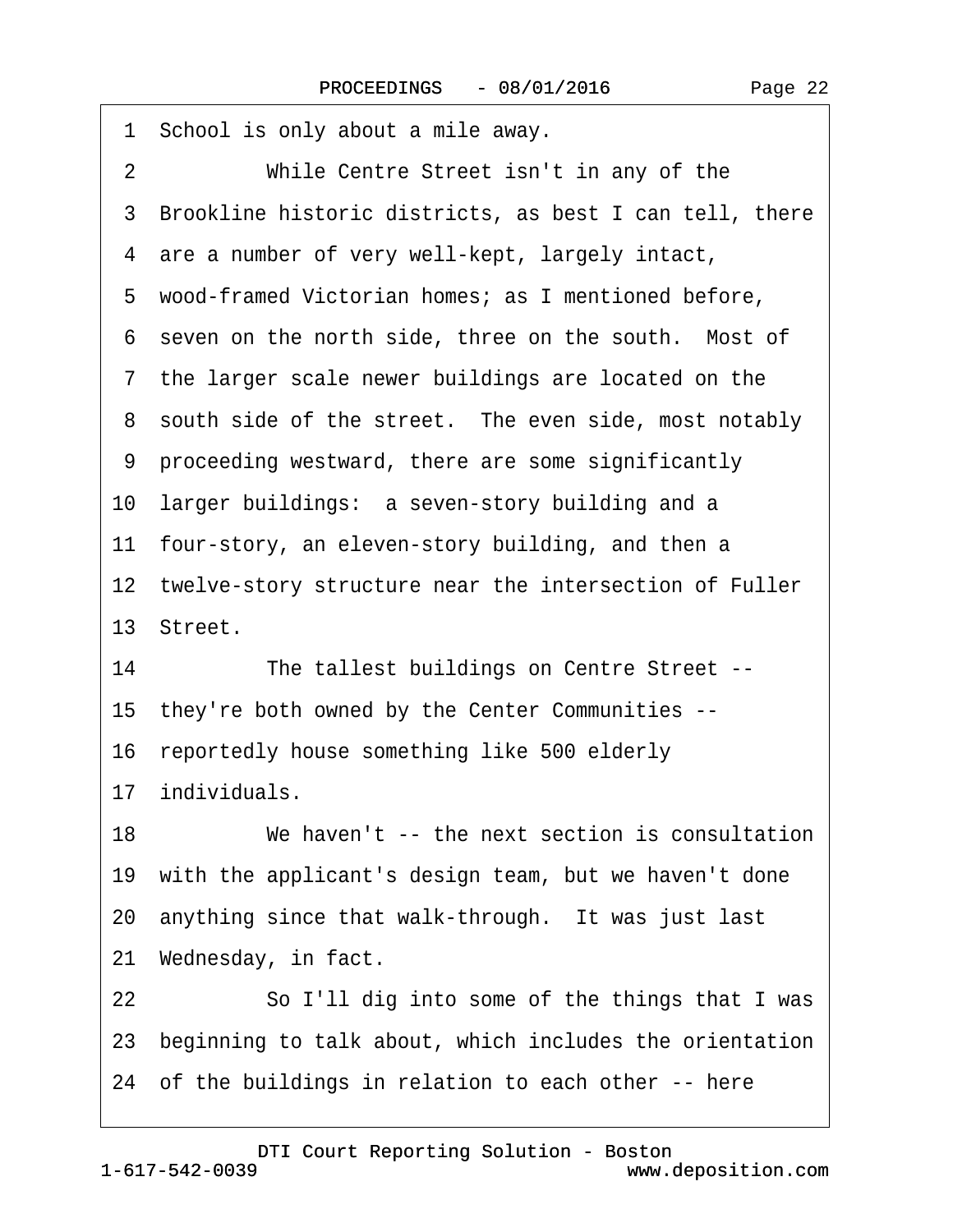1 School is only about a mile away.

2 While Centre Street isn't in any of the

3 Brookline historic districts, as best I can tell, there

4 are a number of very well-kept, largely intact,

5 wood-framed Victorian homes; as I mentioned before,

6 seven on the north side, three on the south. Most of

7 the larger scale newer buildings are located on the

8 south side of the street. The even side, most notably

9 proceeding westward, there are some significantly

10 larger buildings: a seven-story building and a

11 four-story, an eleven-story building, and then a

12 twelve-story structure near the intersection of Fuller

13 Street.

14 The tallest buildings on Centre Street --

15 they're both owned by the Center Communities --

16 reportedly house something like 500 elderly

17 individuals.

18 We haven't -- the next section is consultation

19 with the applicant's design team, but we haven't done

20 anything since that walk-through. It was just last

21 Wednesday, in fact.

22 So I'll dig into some of the things that I was

23 beginning to talk about, which includes the orientation

24 of the buildings in relation to each other -- here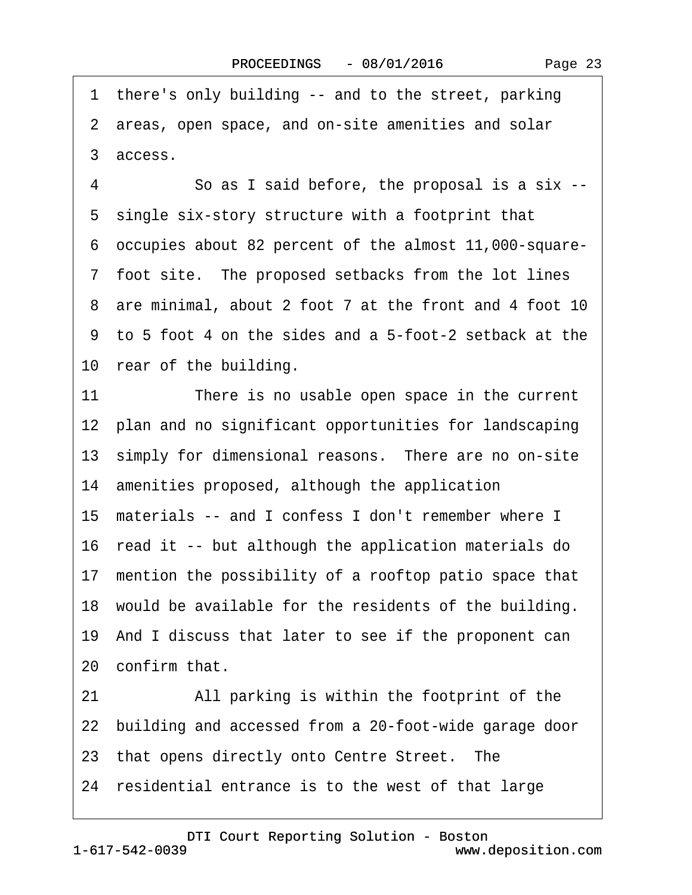1 there's only building -- and to the street, parking
2 areas, open space, and on-site amenities and solar
3 access.
4 So as I said before, the proposal is a six --
5 single six-story structure with a footprint that
6 occupies about 82 percent of the almost 11,000-square-
7 foot site. The proposed setbacks from the lot lines
8 are minimal, about 2 foot 7 at the front and 4 foot 10
9 to 5 foot 4 on the sides and a 5-foot-2 setback at the
10 rear of the building.
11 There is no usable open space in the current
12 plan and no significant opportunities for landscaping
13 simply for dimensional reasons. There are no on-site
14 amenities proposed, although the application
15 materials -- and I confess I don't remember where I
16 read it -- but although the application materials do
17 mention the possibility of a rooftop patio space that
18 would be available for the residents of the building.
19 And I discuss that later to see if the proponent can
20 confirm that.
21 All parking is within the footprint of the
22 building and accessed from a 20-foot-wide garage door
23 that opens directly onto Centre Street. The
24 residential entrance is to the west of that large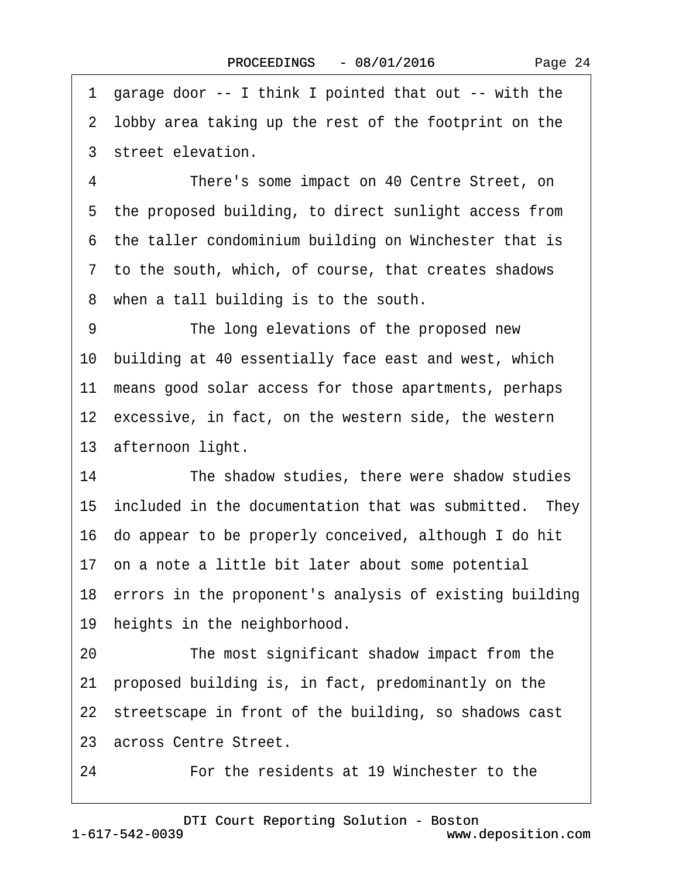1 garage door -- I think I pointed that out -- with the
2 lobby area taking up the rest of the footprint on the
3 street elevation.

4 There's some impact on 40 Centre Street, on
5 the proposed building, to direct sunlight access from
6 the taller condominium building on Winchester that is
7 to the south, which, of course, that creates shadows
8 when a tall building is to the south.

9 The long elevations of the proposed new
10 building at 40 essentially face east and west, which
11 means good solar access for those apartments, perhaps
12 excessive, in fact, on the western side, the western
13 afternoon light.

14 The shadow studies, there were shadow studies
15 included in the documentation that was submitted. They
16 do appear to be properly conceived, although I do hit
17 on a note a little bit later about some potential
18 errors in the proponent's analysis of existing building
19 heights in the neighborhood.

20 The most significant shadow impact from the
21 proposed building is, in fact, predominantly on the
22 streetscape in front of the building, so shadows cast
23 across Centre Street.

24 For the residents at 19 Winchester to the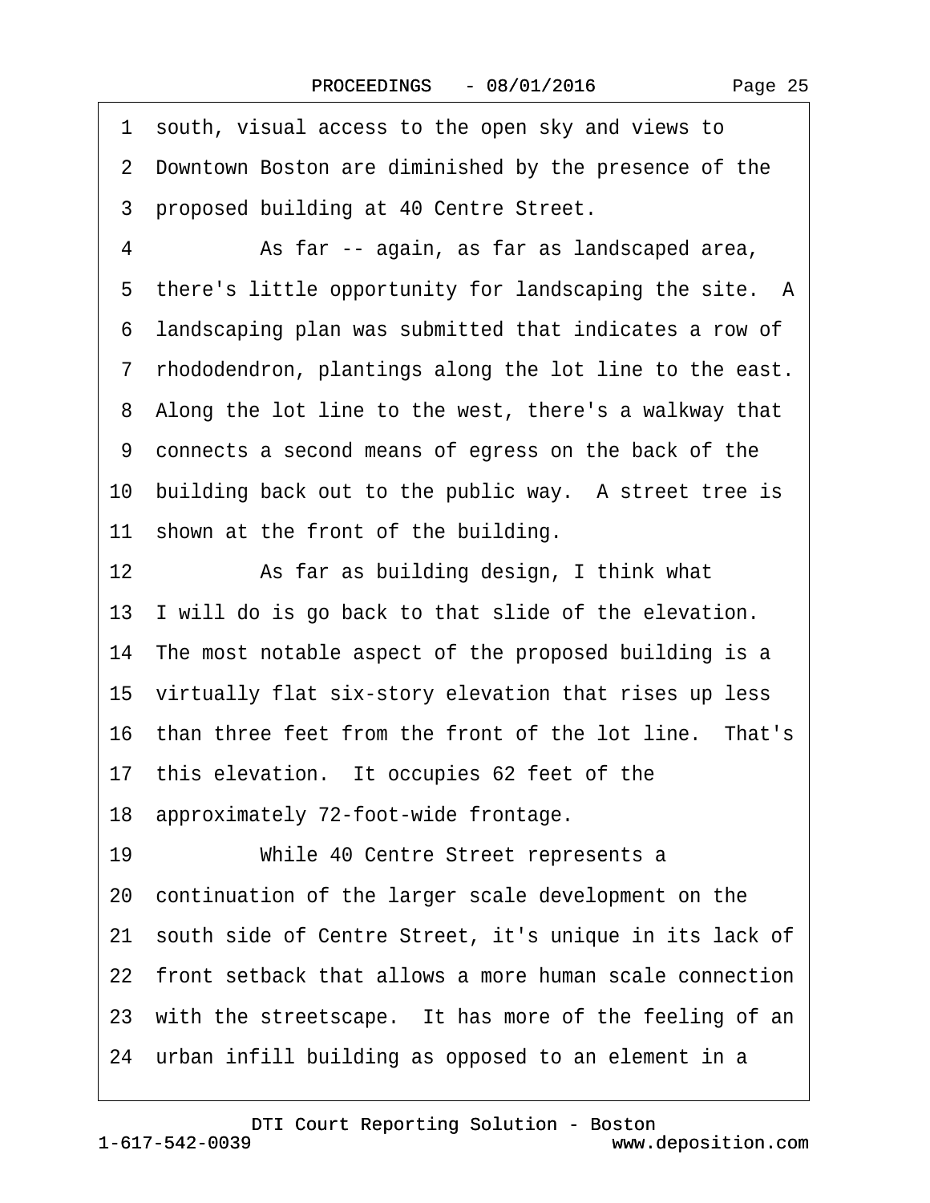1 south, visual access to the open sky and views to
2 Downtown Boston are diminished by the presence of the
3 proposed building at 40 Centre Street.
4 As far -- again, as far as landscaped area,
5 there's little opportunity for landscaping the site. A
6 landscaping plan was submitted that indicates a row of
7 rhododendron, plantings along the lot line to the east.
8 Along the lot line to the west, there's a walkway that
9 connects a second means of egress on the back of the
10 building back out to the public way. A street tree is
11 shown at the front of the building.
12 As far as building design, I think what
13 I will do is go back to that slide of the elevation.
14 The most notable aspect of the proposed building is a
15 virtually flat six-story elevation that rises up less
16 than three feet from the front of the lot line. That's
17 this elevation. It occupies 62 feet of the
18 approximately 72-foot-wide frontage.
19 While 40 Centre Street represents a
20 continuation of the larger scale development on the
21 south side of Centre Street, it's unique in its lack of
22 front setback that allows a more human scale connection
23 with the streetscape. It has more of the feeling of an
24 urban infill building as opposed to an element in a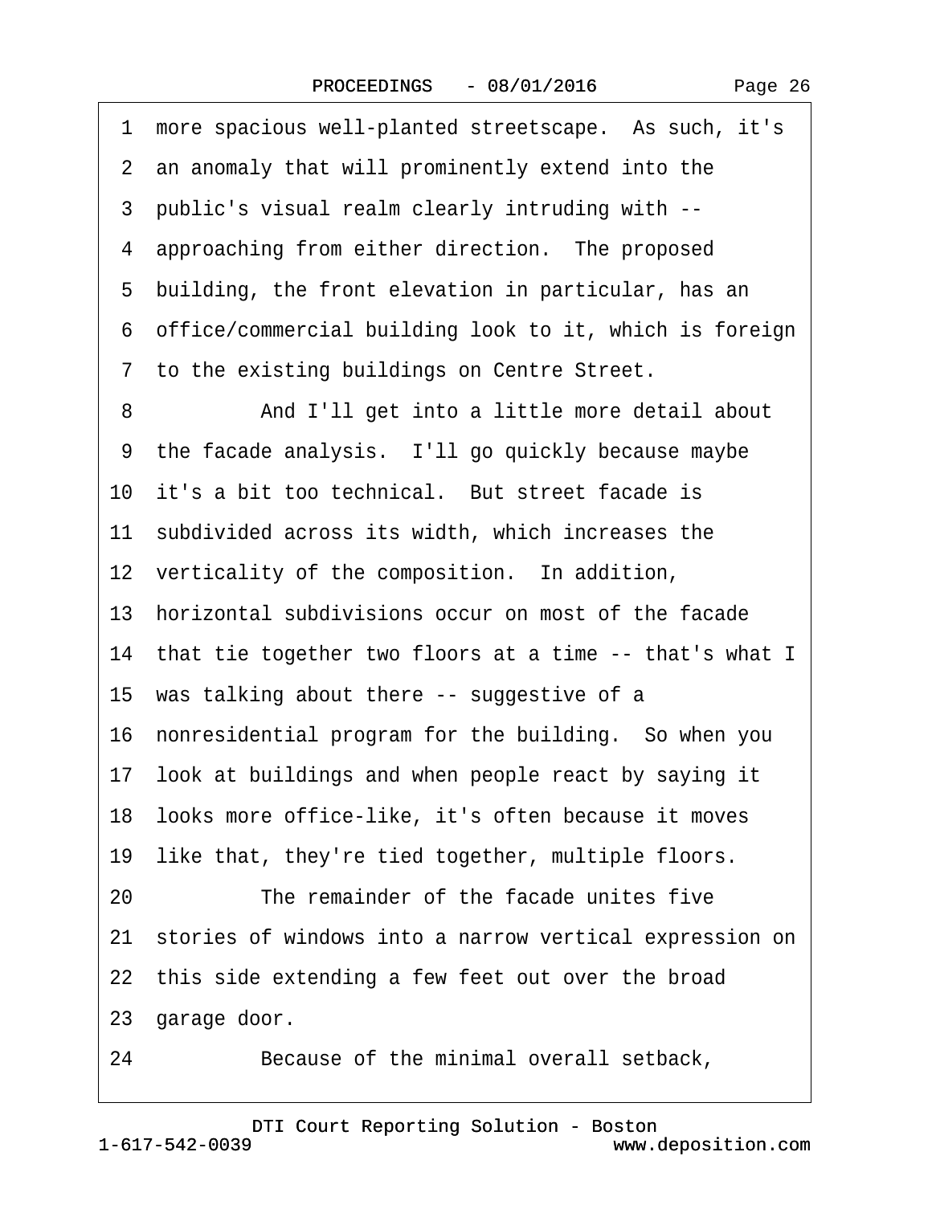1 more spacious well-planted streetscape. As such, it's
2 an anomaly that will prominently extend into the
3 public's visual realm clearly intruding with --
4 approaching from either direction. The proposed
5 building, the front elevation in particular, has an
6 office/commercial building look to it, which is foreign
7 to the existing buildings on Centre Street.
8 And I'll get into a little more detail about
9 the facade analysis. I'll go quickly because maybe
10 it's a bit too technical. But street facade is
11 subdivided across its width, which increases the
12 verticality of the composition. In addition,
13 horizontal subdivisions occur on most of the facade
14 that tie together two floors at a time -- that's what I
15 was talking about there -- suggestive of a
16 nonresidential program for the building. So when you
17 look at buildings and when people react by saying it
18 looks more office-like, it's often because it moves
19 like that, they're tied together, multiple floors.
20 The remainder of the facade unites five
21 stories of windows into a narrow vertical expression on
22 this side extending a few feet out over the broad
23 garage door.
24 Because of the minimal overall setback,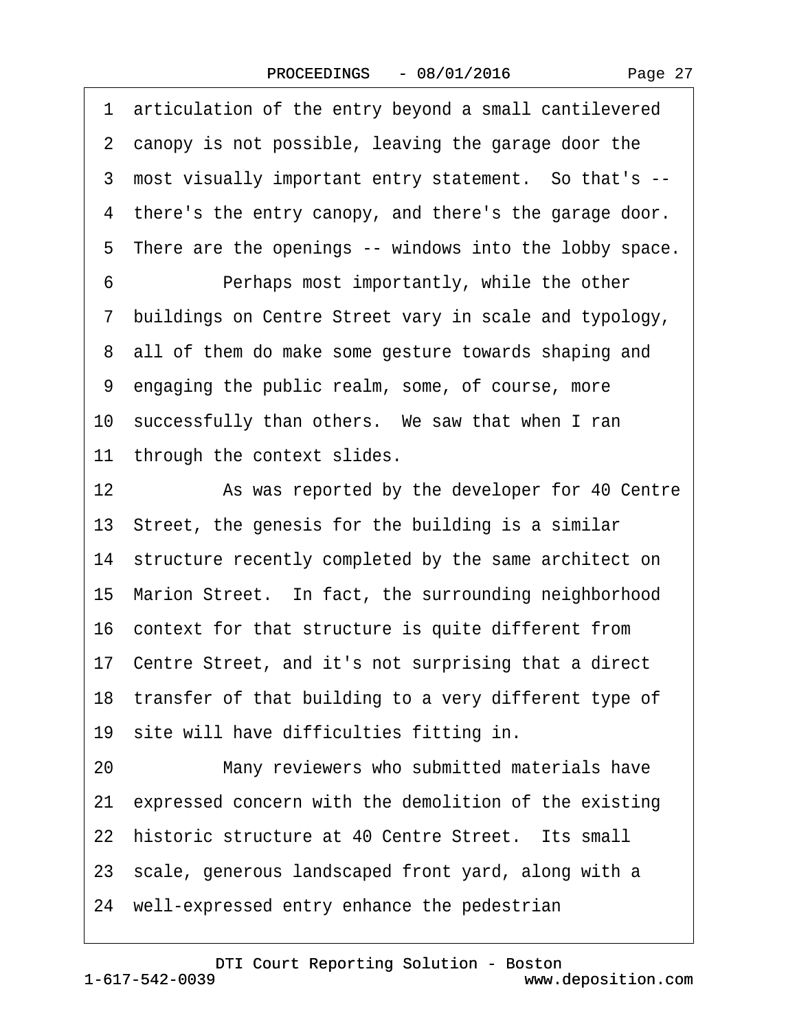1 articulation of the entry beyond a small cantilevered
2 canopy is not possible, leaving the garage door the
3 most visually important entry statement. So that's --
4 there's the entry canopy, and there's the garage door.
5 There are the openings -- windows into the lobby space.
6 Perhaps most importantly, while the other
7 buildings on Centre Street vary in scale and typology,
8 all of them do make some gesture towards shaping and
9 engaging the public realm, some, of course, more
10 successfully than others. We saw that when I ran
11 through the context slides.
12 As was reported by the developer for 40 Centre
13 Street, the genesis for the building is a similar
14 structure recently completed by the same architect on
15 Marion Street. In fact, the surrounding neighborhood
16 context for that structure is quite different from
17 Centre Street, and it's not surprising that a direct
18 transfer of that building to a very different type of
19 site will have difficulties fitting in.
20 Many reviewers who submitted materials have
21 expressed concern with the demolition of the existing
22 historic structure at 40 Centre Street. Its small
23 scale, generous landscaped front yard, along with a
24 well-expressed entry enhance the pedestrian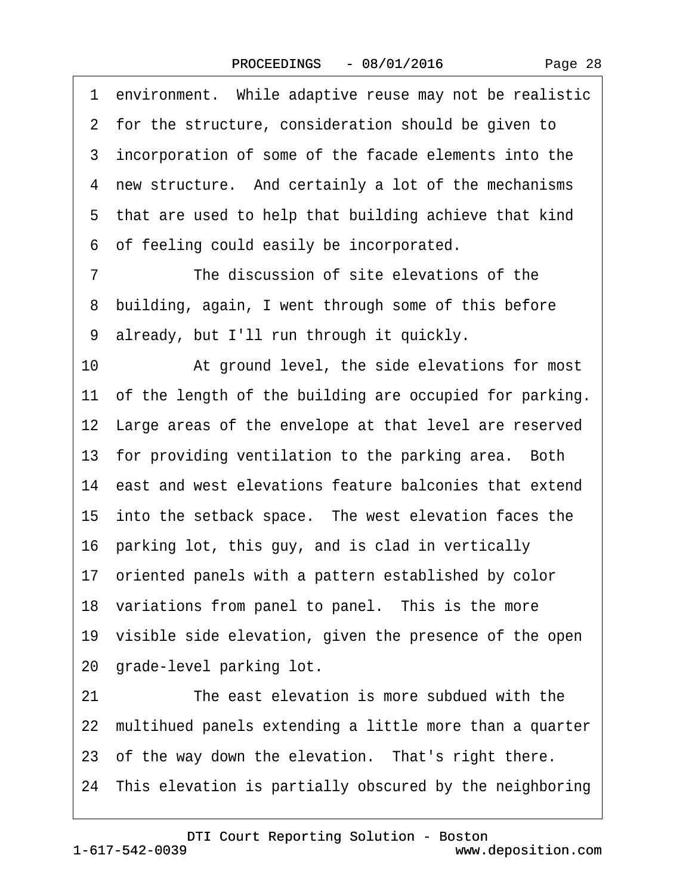1 environment. While adaptive reuse may not be realistic
2 for the structure, consideration should be given to
3 incorporation of some of the facade elements into the
4 new structure. And certainly a lot of the mechanisms
5 that are used to help that building achieve that kind
6 of feeling could easily be incorporated.

7 The discussion of site elevations of the
8 building, again, I went through some of this before
9 already, but I'll run through it quickly.

10 At ground level, the side elevations for most
11 of the length of the building are occupied for parking.
12 Large areas of the envelope at that level are reserved
13 for providing ventilation to the parking area. Both
14 east and west elevations feature balconies that extend
15 into the setback space. The west elevation faces the
16 parking lot, this guy, and is clad in vertically
17 oriented panels with a pattern established by color
18 variations from panel to panel. This is the more
19 visible side elevation, given the presence of the open
20 grade-level parking lot.

21 The east elevation is more subdued with the
22 multihued panels extending a little more than a quarter
23 of the way down the elevation. That's right there.
24 This elevation is partially obscured by the neighboring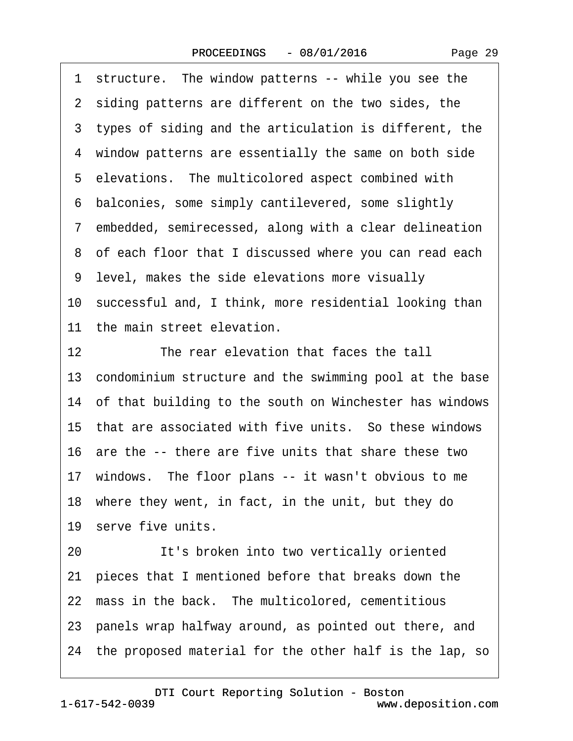1 structure. The window patterns -- while you see the
2 siding patterns are different on the two sides, the
3 types of siding and the articulation is different, the
4 window patterns are essentially the same on both side
5 elevations. The multicolored aspect combined with
6 balconies, some simply cantilevered, some slightly
7 embedded, semirecessed, along with a clear delineation
8 of each floor that I discussed where you can read each
9 level, makes the side elevations more visually
10 successful and, I think, more residential looking than
11 the main street elevation.
12 The rear elevation that faces the tall
13 condominium structure and the swimming pool at the base
14 of that building to the south on Winchester has windows
15 that are associated with five units. So these windows
16 are the -- there are five units that share these two
17 windows. The floor plans -- it wasn't obvious to me
18 where they went, in fact, in the unit, but they do
19 serve five units.
20 It's broken into two vertically oriented
21 pieces that I mentioned before that breaks down the
22 mass in the back. The multicolored, cementitious
23 panels wrap halfway around, as pointed out there, and
24 the proposed material for the other half is the lap, so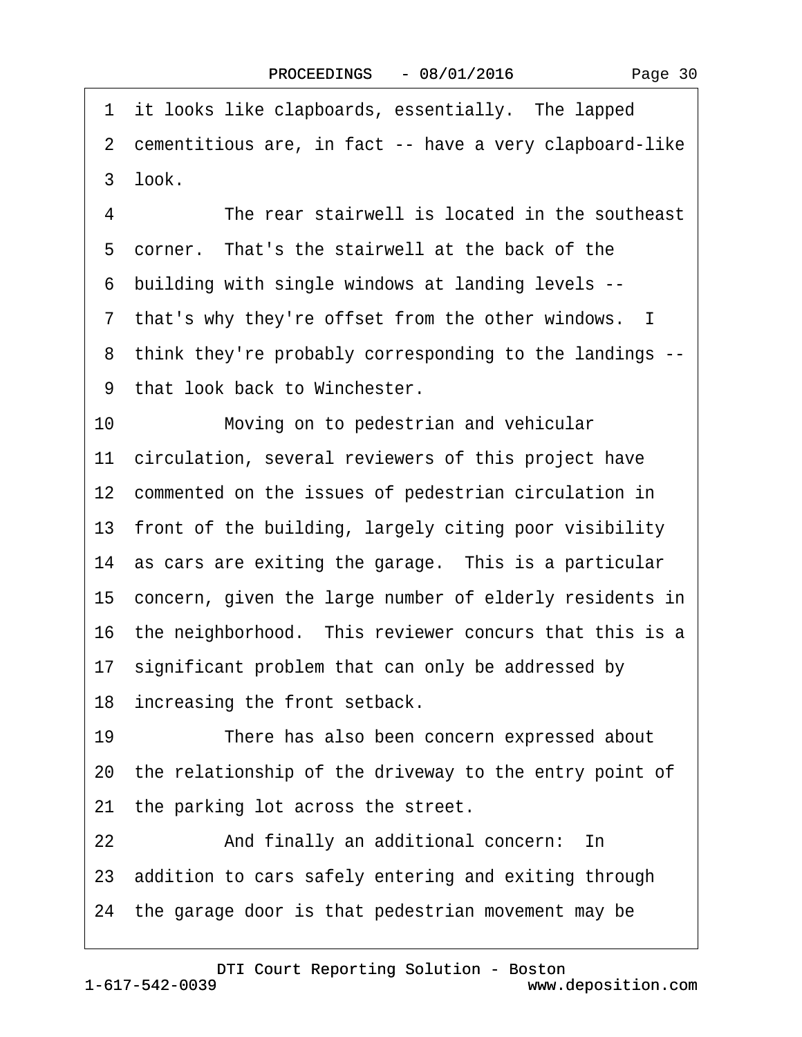1 it looks like clapboards, essentially. The lapped
2 cementitious are, in fact -- have a very clapboard-like
3 look.
4 The rear stairwell is located in the southeast
5 corner. That's the stairwell at the back of the
6 building with single windows at landing levels --
7 that's why they're offset from the other windows. I
8 think they're probably corresponding to the landings --
9 that look back to Winchester.
10 Moving on to pedestrian and vehicular
11 circulation, several reviewers of this project have
12 commented on the issues of pedestrian circulation in
13 front of the building, largely citing poor visibility
14 as cars are exiting the garage. This is a particular
15 concern, given the large number of elderly residents in
16 the neighborhood. This reviewer concurs that this is a
17 significant problem that can only be addressed by
18 increasing the front setback.
19 There has also been concern expressed about
20 the relationship of the driveway to the entry point of
21 the parking lot across the street.
22 And finally an additional concern: In
23 addition to cars safely entering and exiting through
24 the garage door is that pedestrian movement may be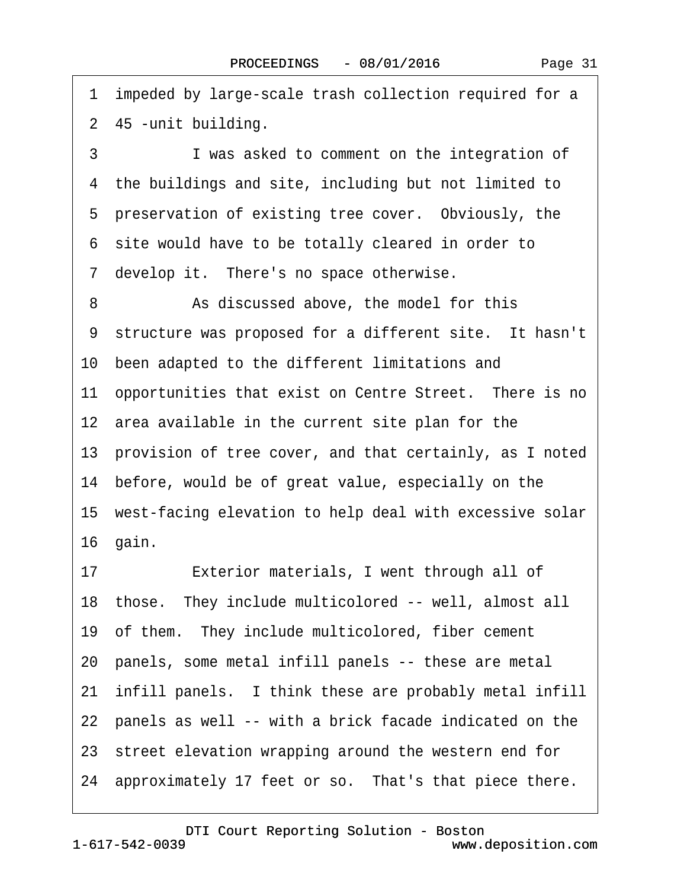1 impeded by large-scale trash collection required for a
2 45 -unit building.
3 I was asked to comment on the integration of
4 the buildings and site, including but not limited to
5 preservation of existing tree cover. Obviously, the
6 site would have to be totally cleared in order to
7 develop it. There's no space otherwise.
8 As discussed above, the model for this
9 structure was proposed for a different site. It hasn't
10 been adapted to the different limitations and
11 opportunities that exist on Centre Street. There is no
12 area available in the current site plan for the
13 provision of tree cover, and that certainly, as I noted
14 before, would be of great value, especially on the
15 west-facing elevation to help deal with excessive solar
16 gain.
17 Exterior materials, I went through all of
18 those. They include multicolored -- well, almost all
19 of them. They include multicolored, fiber cement
20 panels, some metal infill panels -- these are metal
21 infill panels. I think these are probably metal infill
22 panels as well -- with a brick facade indicated on the
23 street elevation wrapping around the western end for
24 approximately 17 feet or so. That's that piece there.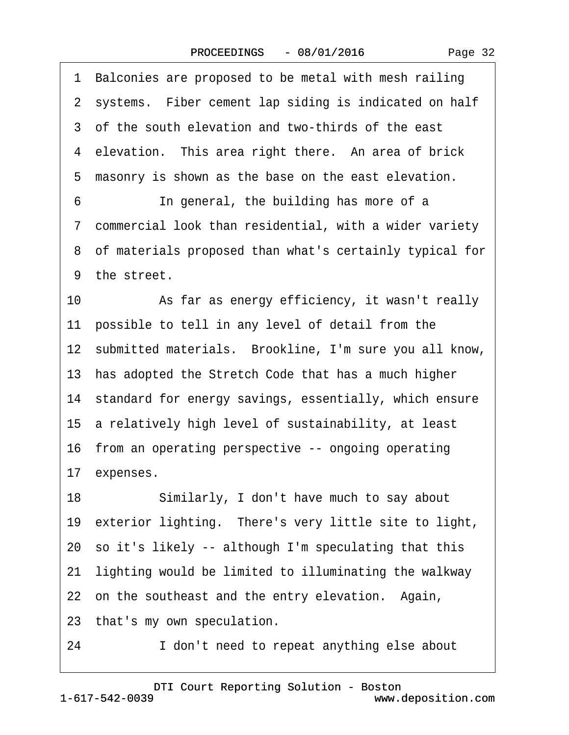1 Balconies are proposed to be metal with mesh railing
2 systems. Fiber cement lap siding is indicated on half
3 of the south elevation and two-thirds of the east
4 elevation. This area right there. An area of brick
5 masonry is shown as the base on the east elevation.
6 In general, the building has more of a
7 commercial look than residential, with a wider variety
8 of materials proposed than what's certainly typical for
9 the street.
10 As far as energy efficiency, it wasn't really
11 possible to tell in any level of detail from the
12 submitted materials. Brookline, I'm sure you all know,
13 has adopted the Stretch Code that has a much higher
14 standard for energy savings, essentially, which ensure
15 a relatively high level of sustainability, at least
16 from an operating perspective -- ongoing operating
17 expenses.
18 Similarly, I don't have much to say about
19 exterior lighting. There's very little site to light,
20 so it's likely -- although I'm speculating that this
21 lighting would be limited to illuminating the walkway
22 on the southeast and the entry elevation. Again,
23 that's my own speculation.
24 I don't need to repeat anything else about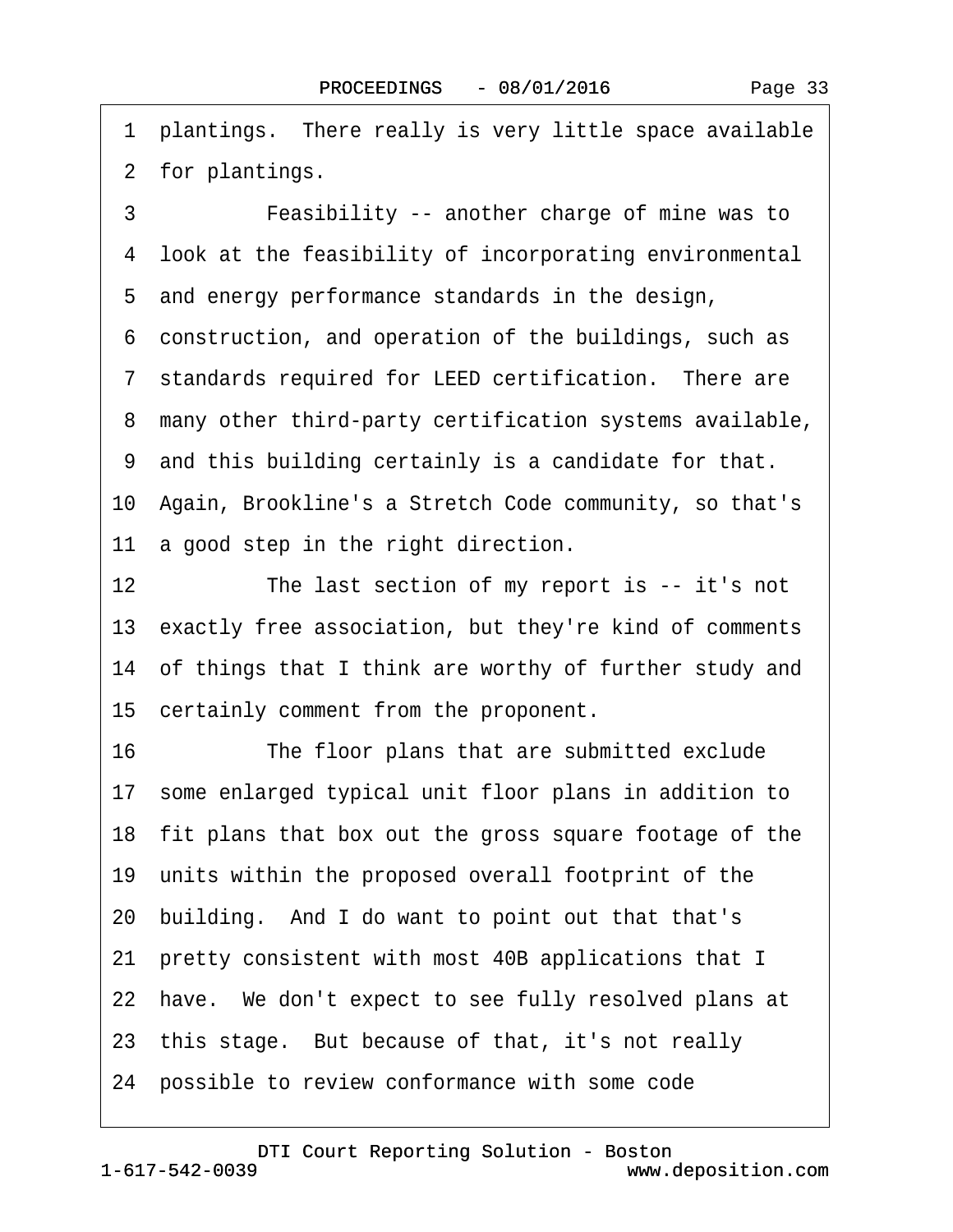1 plantings.  There really is very little space available
2 for planting.

3         Feasibility -- another charge of mine was to
4 look at the feasibility of incorporating environmental
5 and energy performance standards in the design,
6 construction, and operation of the buildings, such as
7 standards required for LEED certification.  There are
8 many other third-party certification systems available,
9 and this building certainly is a candidate for that.
10 Again, Brookline's a Stretch Code community, so that's
11 a good step in the right direction.

12         The last section of my report is -- it's not
13 exactly free association, but they're kind of comments
14 of things that I think are worthy of further study and
15 certainly comment from the proponent.

16         The floor plans that are submitted exclude
17 some enlarged typical unit floor plans in addition to
18 fit plans that box out the gross square footage of the
19 units within the proposed overall footprint of the
20 building.  And I do want to point out that that's
21 pretty consistent with most 40B applications that I
22 have.  We don't expect to see fully resolved plans at
23 this stage.  But because of that, it's not really
24 possible to review conformance with some code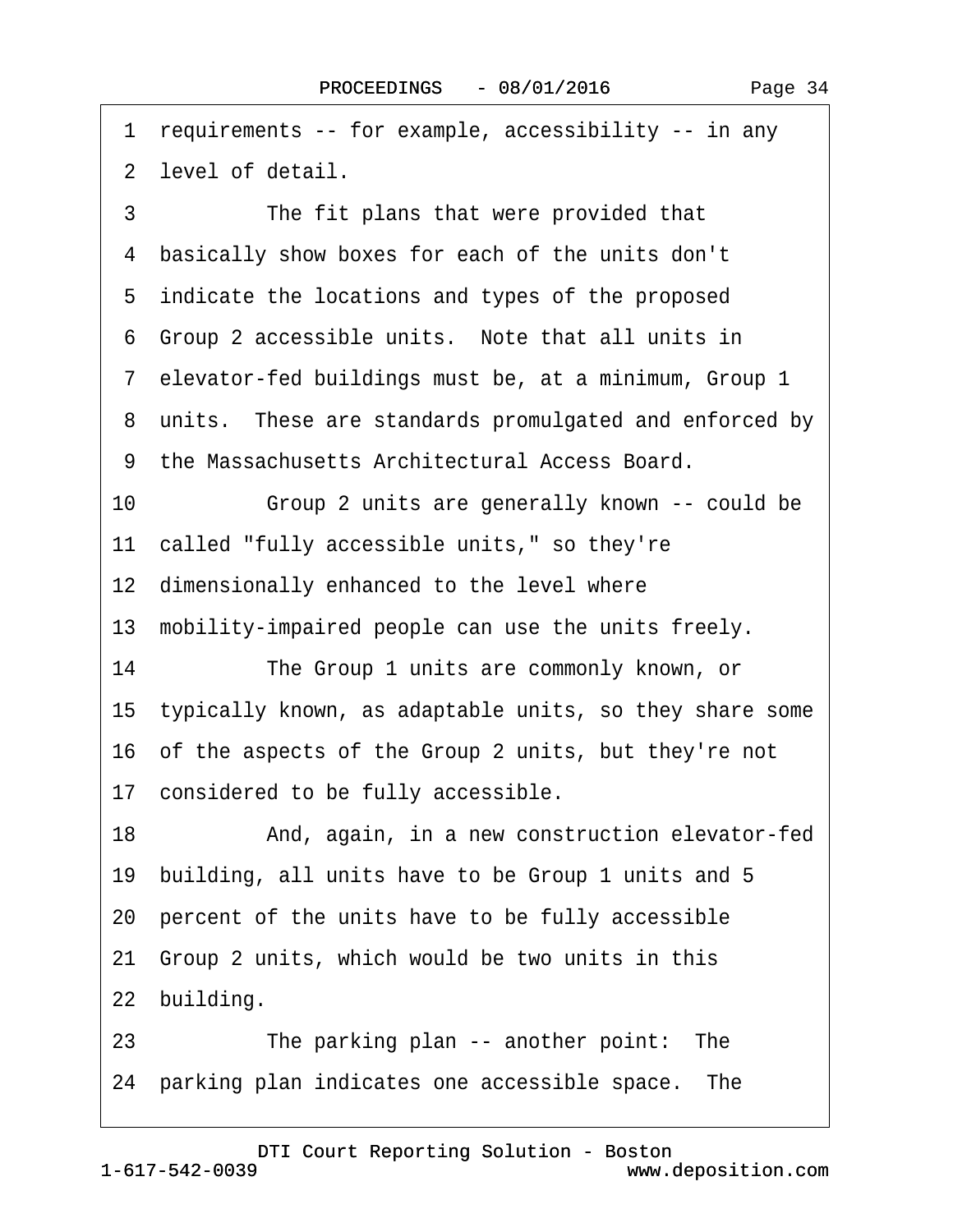1 requirements -- for example, accessibility -- in any
2 level of detail.
3 The fit plans that were provided that
4 basically show boxes for each of the units don't
5 indicate the locations and types of the proposed
6 Group 2 accessible units. Note that all units in
7 elevator-fed buildings must be, at a minimum, Group 1
8 units. These are standards promulgated and enforced by
9 the Massachusetts Architectural Access Board.
10 Group 2 units are generally known -- could be
11 called "fully accessible units," so they're
12 dimensionally enhanced to the level where
13 mobility-impaired people can use the units freely.
14 The Group 1 units are commonly known, or
15 typically known, as adaptable units, so they share some
16 of the aspects of the Group 2 units, but they're not
17 considered to be fully accessible.
18 And, again, in a new construction elevator-fed
19 building, all units have to be Group 1 units and 5
20 percent of the units have to be fully accessible
21 Group 2 units, which would be two units in this
22 building.
23 The parking plan -- another point: The
24 parking plan indicates one accessible space. The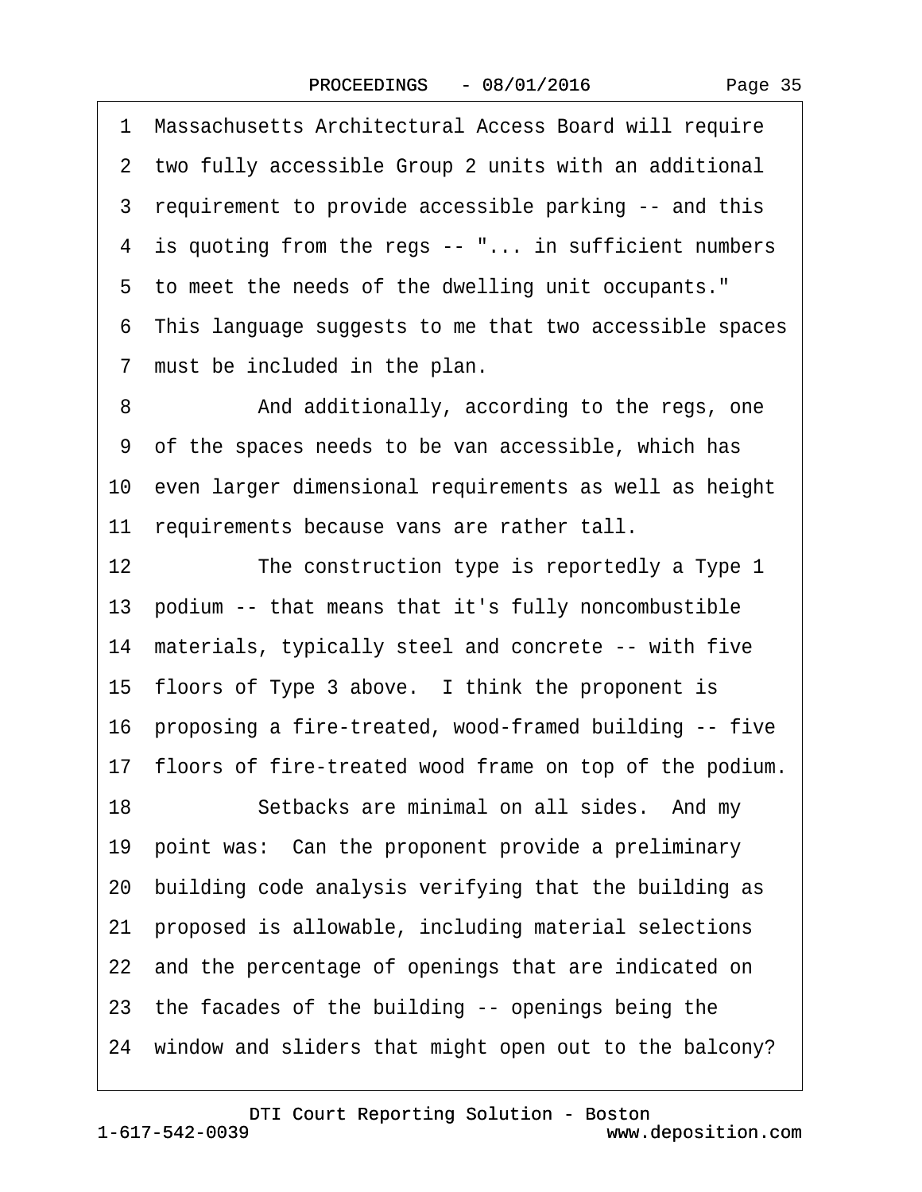1 Massachusetts Architectural Access Board will require
2 two fully accessible Group 2 units with an additional
3 requirement to provide accessible parking -- and this
4 is quoting from the regs -- "... in sufficient numbers
5 to meet the needs of the dwelling unit occupants."
6 This language suggests to me that two accessible spaces
7 must be included in the plan.

8 And additionally, according to the regs, one
9 of the spaces needs to be van accessible, which has
10 even larger dimensional requirements as well as height
11 requirements because vans are rather tall.

12 The construction type is reportedly a Type 1
13 podium -- that means that it's fully noncombustible
14 materials, typically steel and concrete -- with five
15 floors of Type 3 above. I think the proponent is
16 proposing a fire-treated, wood-framed building -- five
17 floors of fire-treated wood frame on top of the podium.

18 Setbacks are minimal on all sides. And my
19 point was: Can the proponent provide a preliminary
20 building code analysis verifying that the building as
21 proposed is allowable, including material selections
22 and the percentage of openings that are indicated on
23 the facades of the building -- openings being the
24 window and sliders that might open out to the balcony?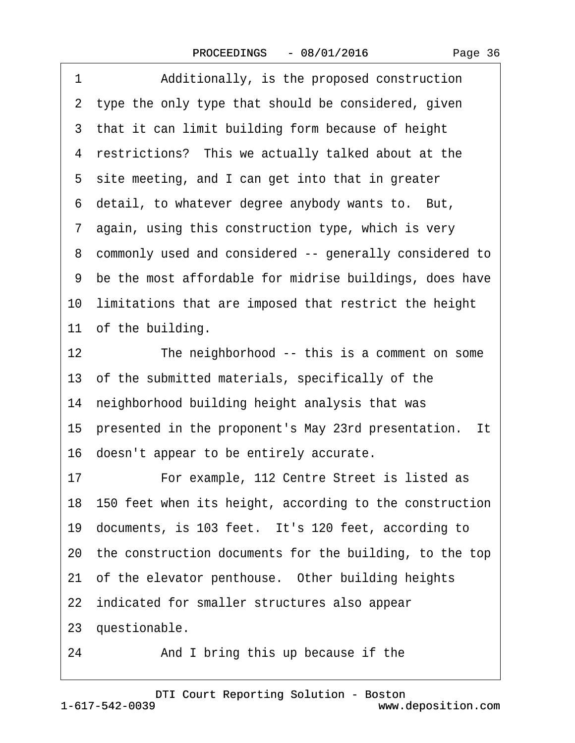1 Additionally, is the proposed construction
2 type the only type that should be considered, given
3 that it can limit building form because of height
4 restrictions? This we actually talked about at the
5 site meeting, and I can get into that in greater
6 detail, to whatever degree anybody wants to. But,
7 again, using this construction type, which is very
8 commonly used and considered -- generally considered to
9 be the most affordable for midrise buildings, does have
10 limitations that are imposed that restrict the height
11 of the building.
12 The neighborhood -- this is a comment on some
13 of the submitted materials, specifically of the
14 neighborhood building height analysis that was
15 presented in the proponent's May 23rd presentation. It
16 doesn't appear to be entirely accurate.
17 For example, 112 Centre Street is listed as
18 150 feet when its height, according to the construction
19 documents, is 103 feet. It's 120 feet, according to
20 the construction documents for the building, to the top
21 of the elevator penthouse. Other building heights
22 indicated for smaller structures also appear
23 questionable.
24 And I bring this up because if the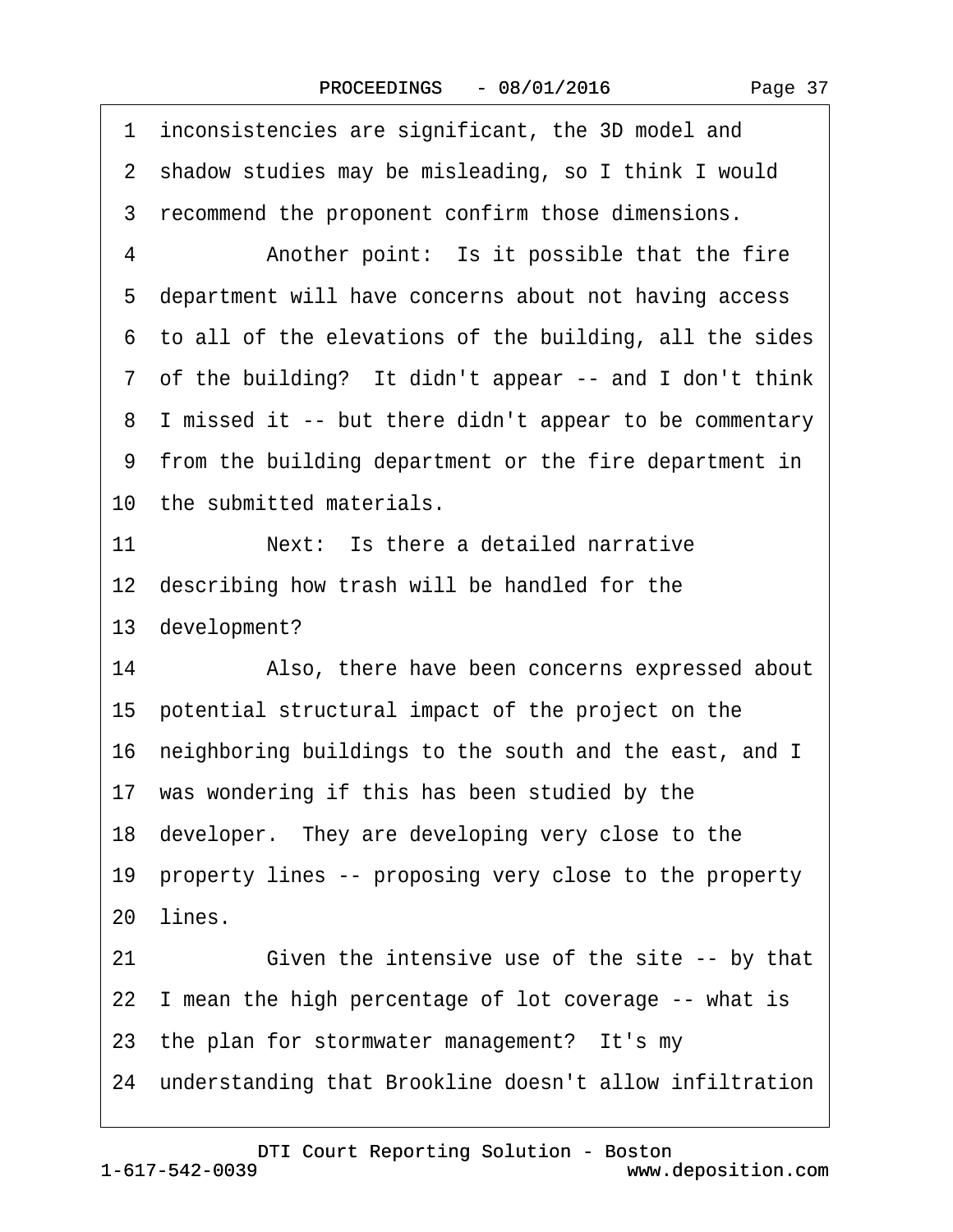1 inconsistencies are significant, the 3D model and
2 shadow studies may be misleading, so I think I would
3 recommend the proponent confirm those dimensions.
4 Another point: Is it possible that the fire
5 department will have concerns about not having access
6 to all of the elevations of the building, all the sides
7 of the building? It didn't appear -- and I don't think
8 I missed it -- but there didn't appear to be commentary
9 from the building department or the fire department in
10 the submitted materials.
11 Next: Is there a detailed narrative
12 describing how trash will be handled for the
13 development?
14 Also, there have been concerns expressed about
15 potential structural impact of the project on the
16 neighboring buildings to the south and the east, and I
17 was wondering if this has been studied by the
18 developer. They are developing very close to the
19 property lines -- proposing very close to the property
20 lines.
21 Given the intensive use of the site -- by that
22 I mean the high percentage of lot coverage -- what is
23 the plan for stormwater management? It's my
24 understanding that Brookline doesn't allow infiltration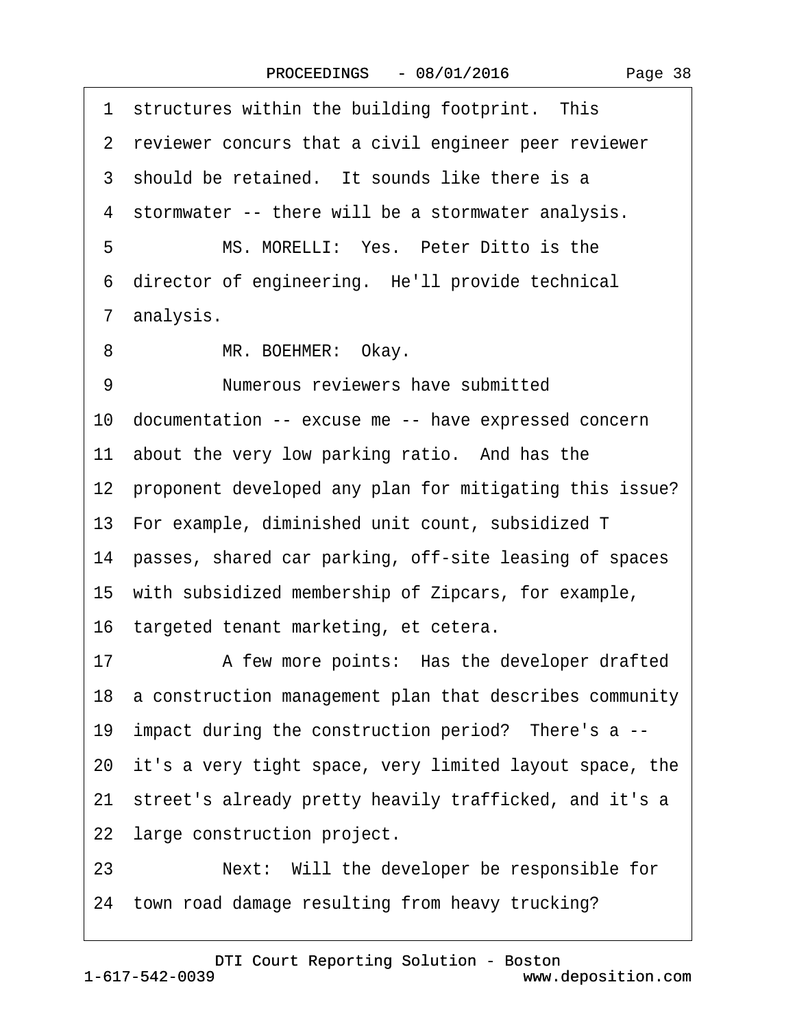1 structures within the building footprint. This
2 reviewer concurs that a civil engineer peer reviewer
3 should be retained. It sounds like there is a
4 stormwater -- there will be a stormwater analysis.
5 MS. MORELLI: Yes. Peter Ditto is the
6 director of engineering. He'll provide technical
7 analysis.
8 MR. BOEHMER: Okay.
9 Numerous reviewers have submitted
10 documentation -- excuse me -- have expressed concern
11 about the very low parking ratio. And has the
12 proponent developed any plan for mitigating this issue?
13 For example, diminished unit count, subsidized T
14 passes, shared car parking, off-site leasing of spaces
15 with subsidized membership of Zipcars, for example,
16 targeted tenant marketing, et cetera.
17 A few more points: Has the developer drafted
18 a construction management plan that describes community
19 impact during the construction period? There's a --
20 it's a very tight space, very limited layout space, the
21 street's already pretty heavily trafficked, and it's a
22 large construction project.
23 Next: Will the developer be responsible for
24 town road damage resulting from heavy trucking?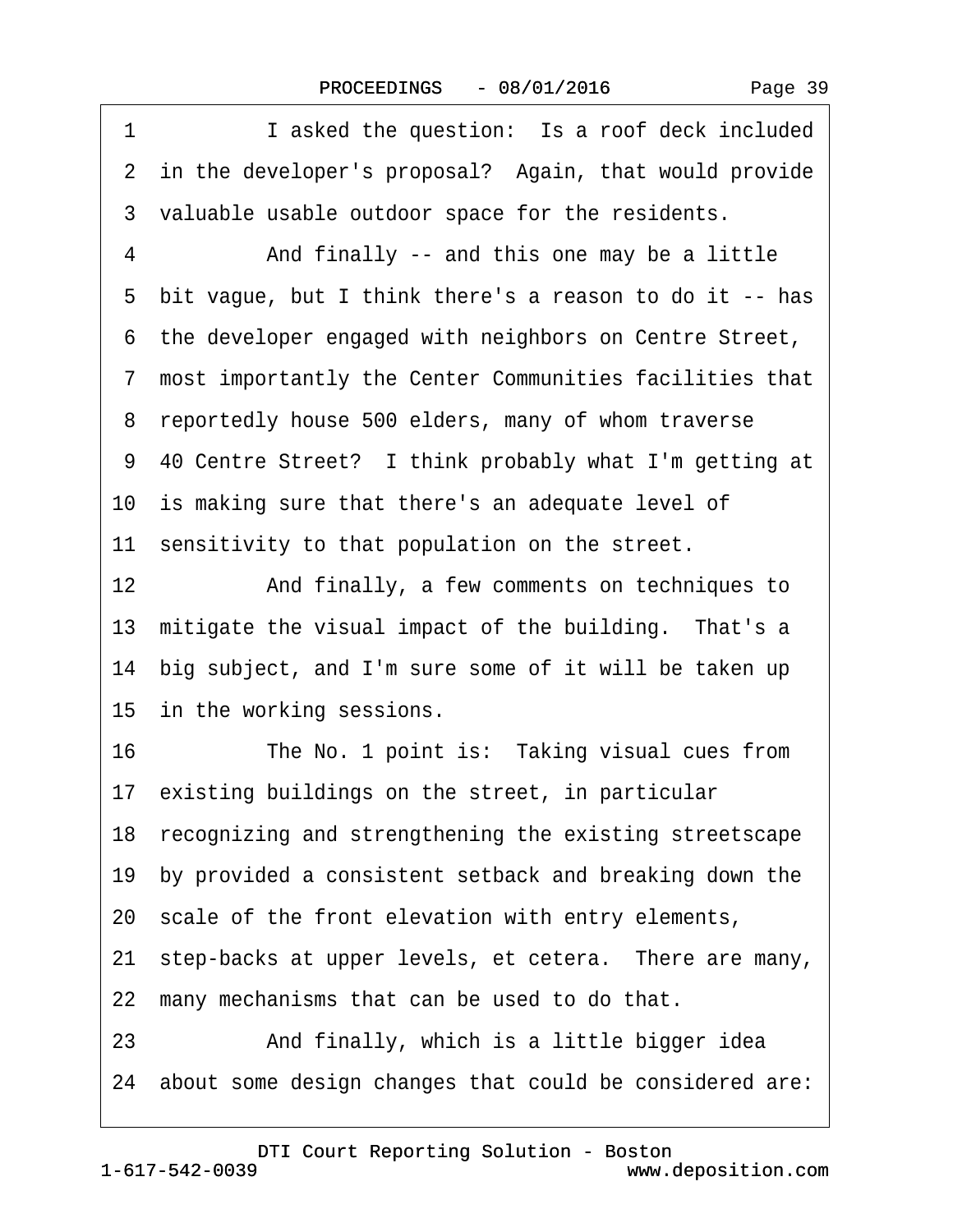1 I asked the question: Is a roof deck included
2 in the developer's proposal? Again, that would provide
3 valuable usable outdoor space for the residents.
4 And finally -- and this one may be a little
5 bit vague, but I think there's a reason to do it -- has
6 the developer engaged with neighbors on Centre Street,
7 most importantly the Center Communities facilities that
8 reportedly house 500 elders, many of whom traverse
9 40 Centre Street? I think probably what I'm getting at
10 is making sure that there's an adequate level of
11 sensitivity to that population on the street.
12 And finally, a few comments on techniques to
13 mitigate the visual impact of the building. That's a
14 big subject, and I'm sure some of it will be taken up
15 in the working sessions.
16 The No. 1 point is: Taking visual cues from
17 existing buildings on the street, in particular
18 recognizing and strengthening the existing streetscape
19 by provided a consistent setback and breaking down the
20 scale of the front elevation with entry elements,
21 step-backs at upper levels, et cetera. There are many,
22 many mechanisms that can be used to do that.
23 And finally, which is a little bigger idea
24 about some design changes that could be considered are: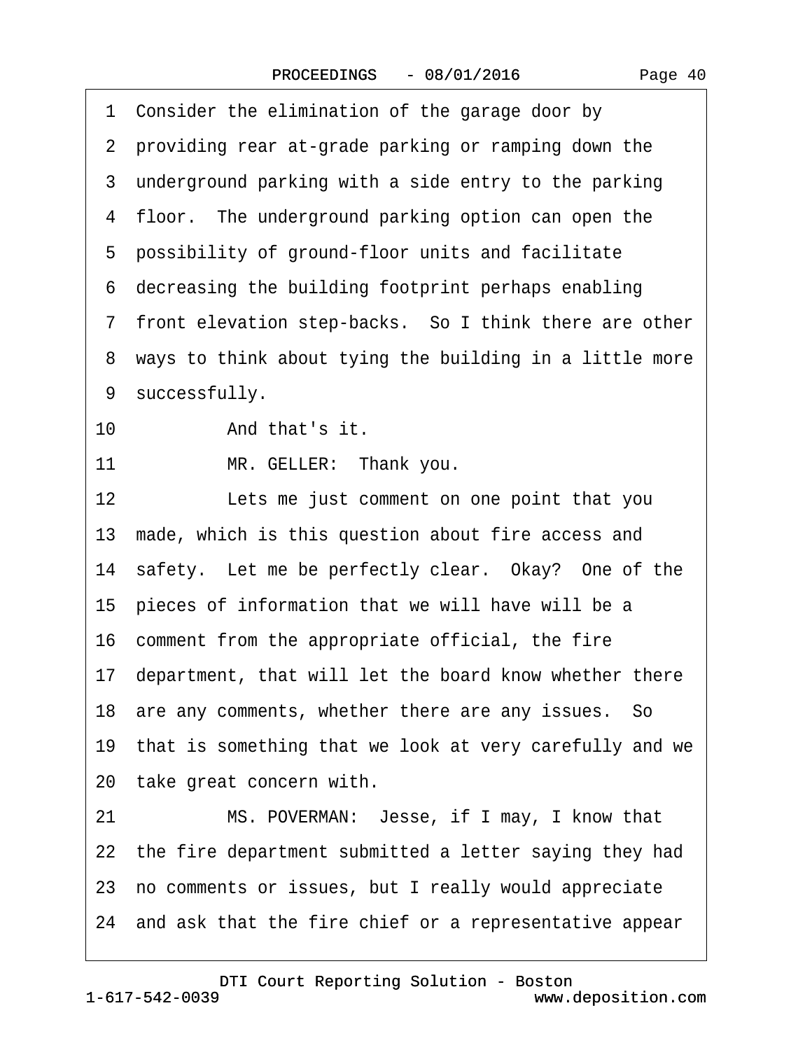1 Consider the elimination of the garage door by
2 providing rear at-grade parking or ramping down the
3 underground parking with a side entry to the parking
4 floor. The underground parking option can open the
5 possibility of ground-floor units and facilitate
6 decreasing the building footprint perhaps enabling
7 front elevation step-backs. So I think there are other
8 ways to think about tying the building in a little more
9 successfully.
10 And that's it.
11 MR. GELLER: Thank you.
12 Lets me just comment on one point that you
13 made, which is this question about fire access and
14 safety. Let me be perfectly clear. Okay? One of the
15 pieces of information that we will have will be a
16 comment from the appropriate official, the fire
17 department, that will let the board know whether there
18 are any comments, whether there are any issues. So
19 that is something that we look at very carefully and we
20 take great concern with.
21 MS. POVERMAN: Jesse, if I may, I know that
22 the fire department submitted a letter saying they had
23 no comments or issues, but I really would appreciate
24 and ask that the fire chief or a representative appear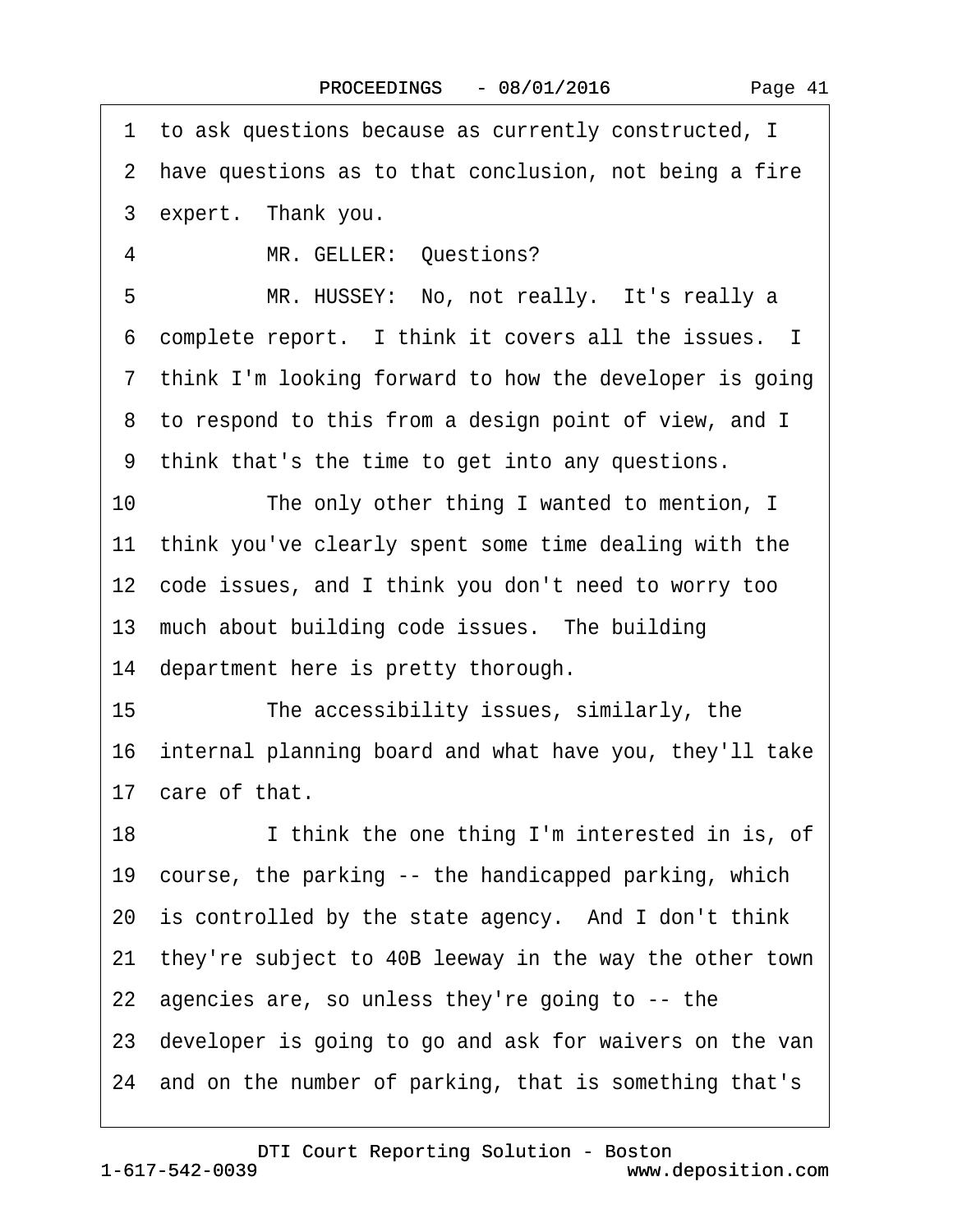1 to ask questions because as currently constructed, I
2 have questions as to that conclusion, not being a fire
3 expert. Thank you.
4 MR. GELLER: Questions?
5 MR. HUSSEY: No, not really. It's really a
6 complete report. I think it covers all the issues. I
7 think I'm looking forward to how the developer is going
8 to respond to this from a design point of view, and I
9 think that's the time to get into any questions.
10 The only other thing I wanted to mention, I
11 think you've clearly spent some time dealing with the
12 code issues, and I think you don't need to worry too
13 much about building code issues. The building
14 department here is pretty thorough.
15 The accessibility issues, similarly, the
16 internal planning board and what have you, they'll take
17 care of that.
18 I think the one thing I'm interested in is, of
19 course, the parking -- the handicapped parking, which
20 is controlled by the state agency. And I don't think
21 they're subject to 40B leeway in the way the other town
22 agencies are, so unless they're going to -- the
23 developer is going to go and ask for waivers on the van
24 and on the number of parking, that is something that's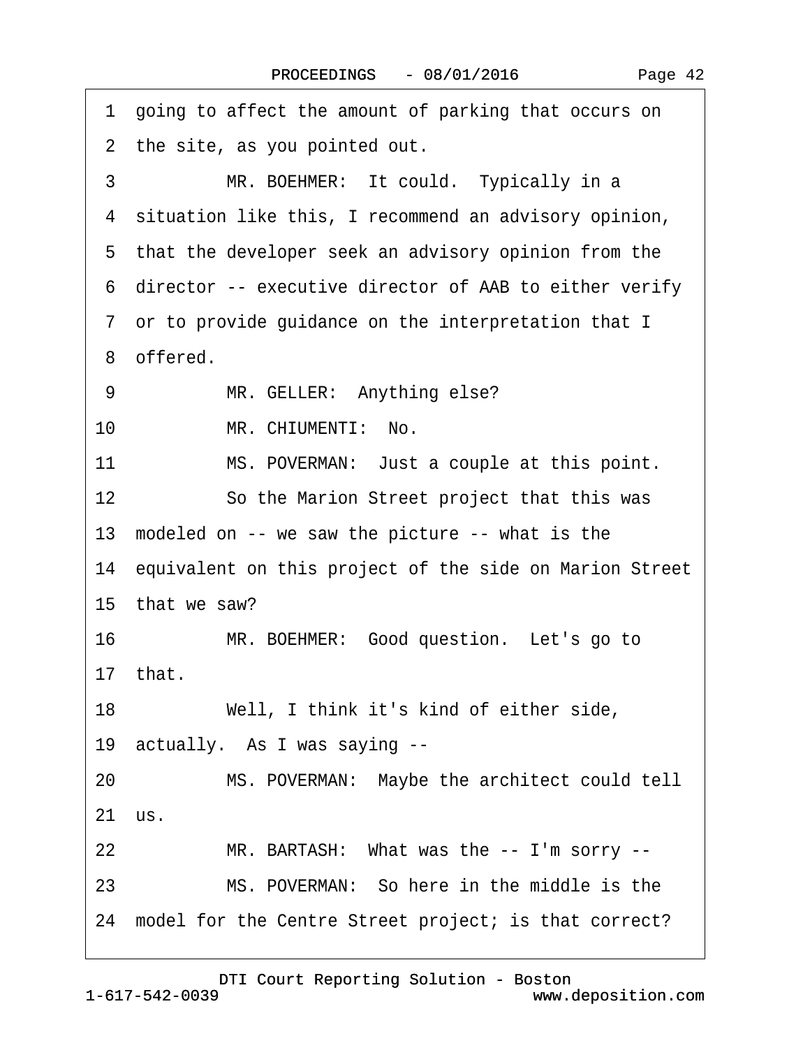1 going to affect the amount of parking that occurs on
2 the site, as you pointed out.
3 MR. BOEHMER: It could. Typically in a
4 situation like this, I recommend an advisory opinion,
5 that the developer seek an advisory opinion from the
6 director -- executive director of AAB to either verify
7 or to provide guidance on the interpretation that I
8 offered.
9 MR. GELLER: Anything else?
10 MR. CHIUMENTI: No.
11 MS. POVERMAN: Just a couple at this point.
12 So the Marion Street project that this was
13 modeled on -- we saw the picture -- what is the
14 equivalent on this project of the side on Marion Street
15 that we saw?
16 MR. BOEHMER: Good question. Let's go to
17 that.
18 Well, I think it's kind of either side,
19 actually. As I was saying --
20 MS. POVERMAN: Maybe the architect could tell
21 us.
22 MR. BARTASH: What was the -- I'm sorry --
23 MS. POVERMAN: So here in the middle is the
24 model for the Centre Street project; is that correct?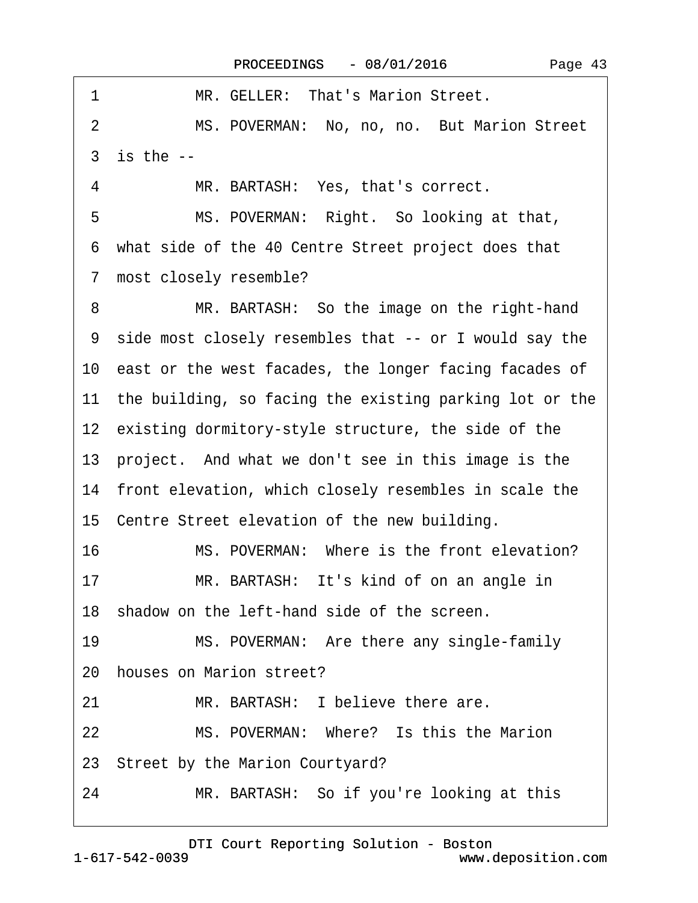1 MR. GELLER: That's Marion Street.

2 MS. POVERMAN: No, no, no. But Marion Street

3 is the --

4 MR. BARTASH: Yes, that's correct.

5 MS. POVERMAN: Right. So looking at that,

6 what side of the 40 Centre Street project does that

7 most closely resemble?

8 MR. BARTASH: So the image on the right-hand

9 side most closely resembles that -- or I would say the

10 east or the west facades, the longer facing facades of

11 the building, so facing the existing parking lot or the

12 existing dormitory-style structure, the side of the

13 project. And what we don't see in this image is the

14 front elevation, which closely resembles in scale the

15 Centre Street elevation of the new building.

16 MS. POVERMAN: Where is the front elevation?

17 MR. BARTASH: It's kind of on an angle in

18 shadow on the left-hand side of the screen.

19 MS. POVERMAN: Are there any single-family

20 houses on Marion street?

21 MR. BARTASH: I believe there are.

22 MS. POVERMAN: Where? Is this the Marion

23 Street by the Marion Courtyard?

24 MR. BARTASH: So if you're looking at this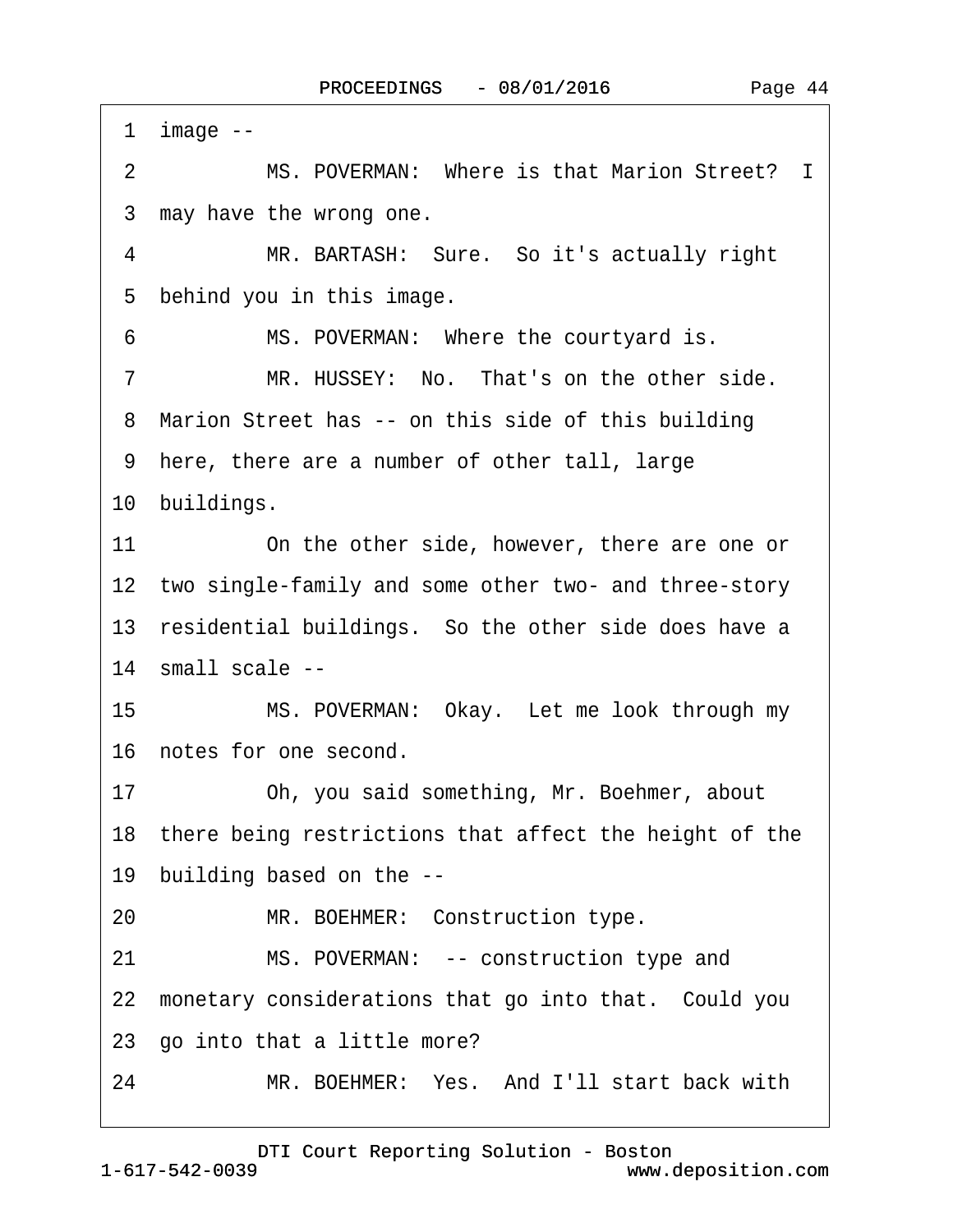1 image --

2 MS. POVERMAN: Where is that Marion Street? I

3 may have the wrong one.

4 MR. BARTASH: Sure. So it's actually right

5 behind you in this image.

6 MS. POVERMAN: Where the courtyard is.

7 MR. HUSSEY: No. That's on the other side.

8 Marion Street has -- on this side of this building

9 here, there are a number of other tall, large

10 buildings.

11 On the other side, however, there are one or

12 two single-family and some other two- and three-story

13 residential buildings. So the other side does have a

14 small scale --

15 MS. POVERMAN: Okay. Let me look through my

16 notes for one second.

17 Oh, you said something, Mr. Boehmer, about

18 there being restrictions that affect the height of the

19 building based on the --

20 MR. BOEHMER: Construction type.

21 MS. POVERMAN: -- construction type and

22 monetary considerations that go into that. Could you

23 go into that a little more?

24 MR. BOEHMER: Yes. And I'll start back with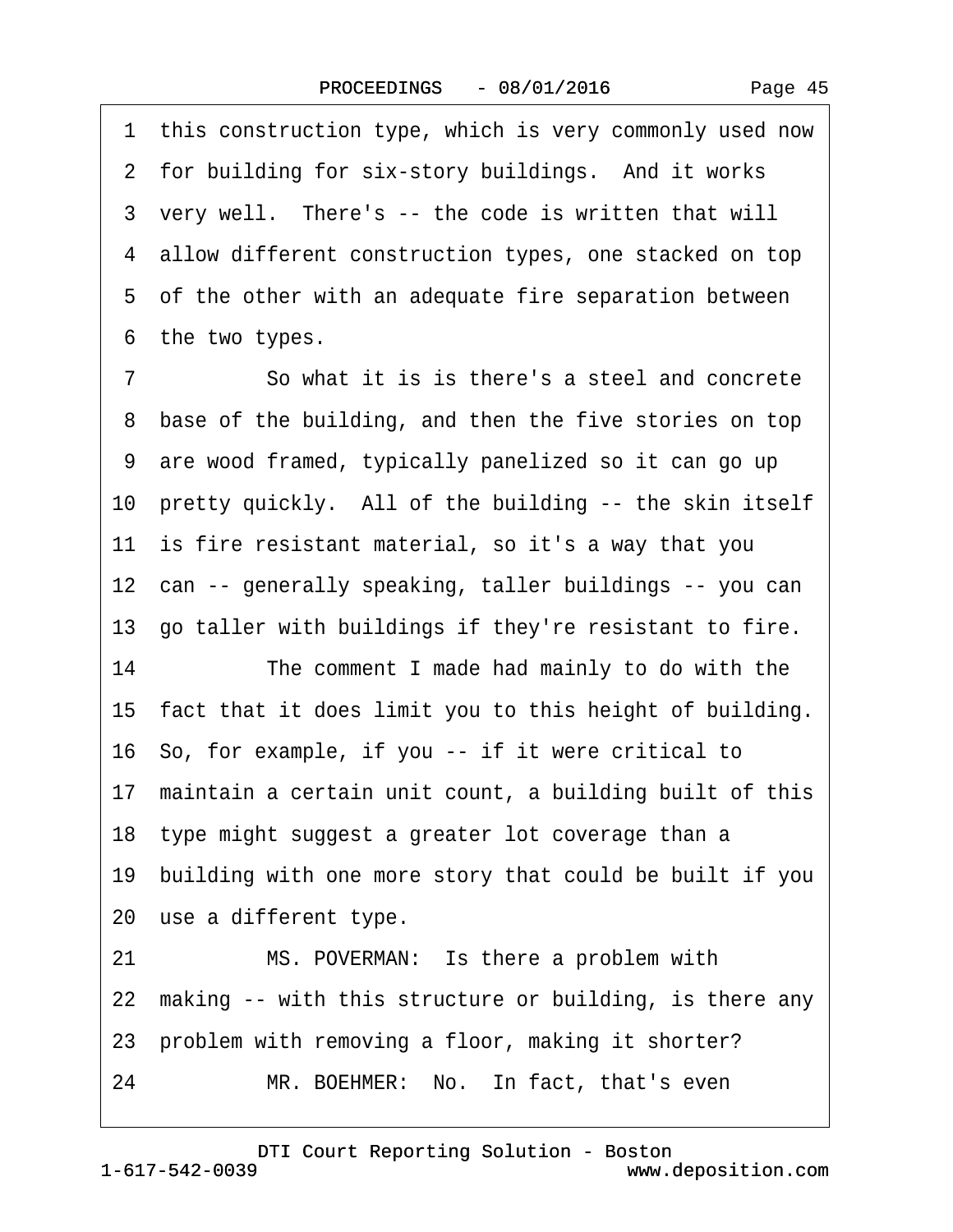1 this construction type, which is very commonly used now
2 for building for six-story buildings. And it works
3 very well. There's -- the code is written that will
4 allow different construction types, one stacked on top
5 of the other with an adequate fire separation between
6 the two types.

7 So what it is is there's a steel and concrete
8 base of the building, and then the five stories on top
9 are wood framed, typically panelized so it can go up
10 pretty quickly. All of the building -- the skin itself
11 is fire resistant material, so it's a way that you
12 can -- generally speaking, taller buildings -- you can
13 go taller with buildings if they're resistant to fire.

14 The comment I made had mainly to do with the
15 fact that it does limit you to this height of building.
16 So, for example, if you -- if it were critical to
17 maintain a certain unit count, a building built of this
18 type might suggest a greater lot coverage than a
19 building with one more story that could be built if you
20 use a different type.

21 MS. POVERMAN: Is there a problem with
22 making -- with this structure or building, is there any
23 problem with removing a floor, making it shorter?

24 MR. BOEHMER: No. In fact, that's even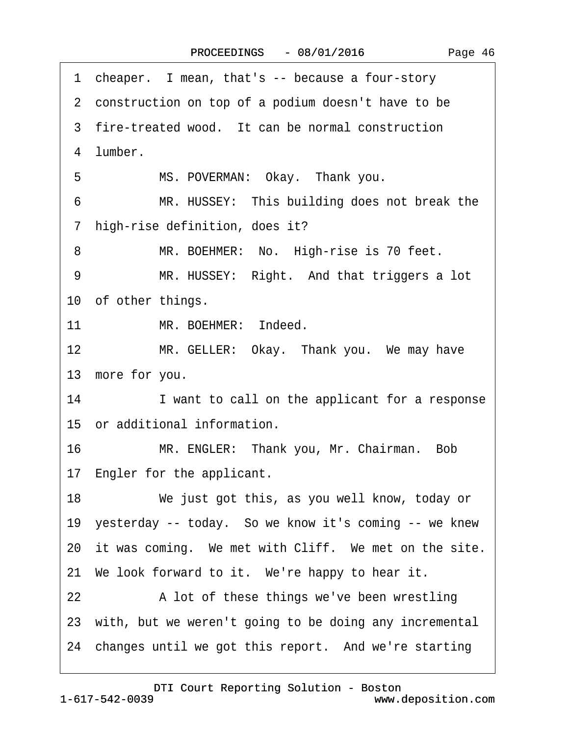1 cheaper. I mean, that's -- because a four-story

2 construction on top of a podium doesn't have to be

3 fire-treated wood. It can be normal construction

4 lumber.

5 MS. POVERMAN: Okay. Thank you.

6 MR. HUSSEY: This building does not break the

7 high-rise definition, does it?

8 MR. BOEHMER: No. High-rise is 70 feet.

9 MR. HUSSEY: Right. And that triggers a lot

10 of other things.

11 MR. BOEHMER: Indeed.

12 MR. GELLER: Okay. Thank you. We may have

13 more for you.

14 I want to call on the applicant for a response

15 or additional information.

16 MR. ENGLER: Thank you, Mr. Chairman. Bob

17 Engler for the applicant.

18 We just got this, as you well know, today or

19 yesterday -- today. So we know it's coming -- we knew

20 it was coming. We met with Cliff. We met on the site.

21 We look forward to it. We're happy to hear it.

22 A lot of these things we've been wrestling

23 with, but we weren't going to be doing any incremental

24 changes until we got this report. And we're starting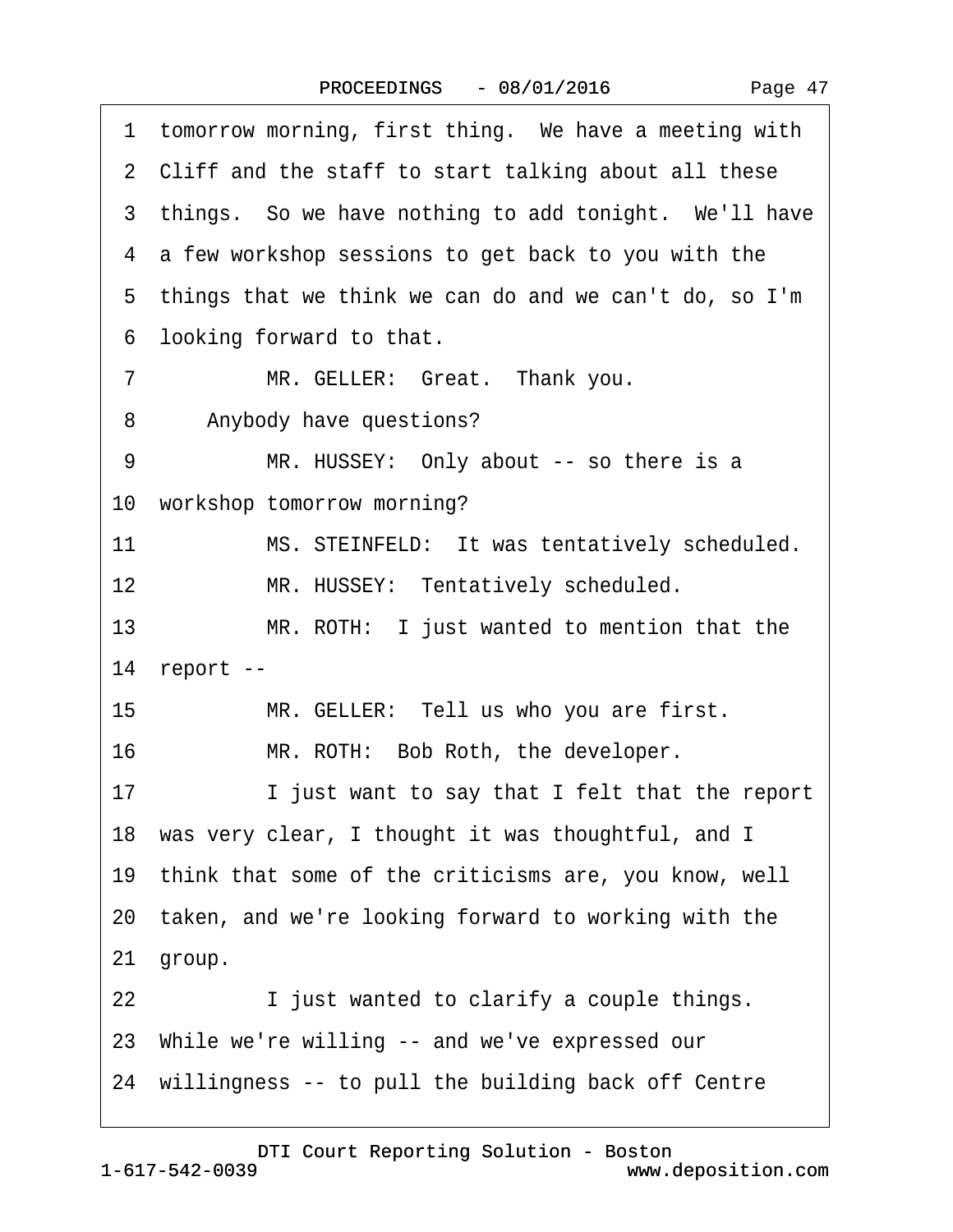1 tomorrow morning, first thing. We have a meeting with
2 Cliff and the staff to start talking about all these
3 things. So we have nothing to add tonight. We'll have
4 a few workshop sessions to get back to you with the
5 things that we think we can do and we can't do, so I'm
6 looking forward to that.
7 MR. GELLER: Great. Thank you.
8 Anybody have questions?
9 MR. HUSSEY: Only about -- so there is a
10 workshop tomorrow morning?
11 MS. STEINFELD: It was tentatively scheduled.
12 MR. HUSSEY: Tentatively scheduled.
13 MR. ROTH: I just wanted to mention that the
14 report --
15 MR. GELLER: Tell us who you are first.
16 MR. ROTH: Bob Roth, the developer.
17 I just want to say that I felt that the report
18 was very clear, I thought it was thoughtful, and I
19 think that some of the criticisms are, you know, well
20 taken, and we're looking forward to working with the
21 group.
22 I just wanted to clarify a couple things.
23 While we're willing -- and we've expressed our
24 willingness -- to pull the building back off Centre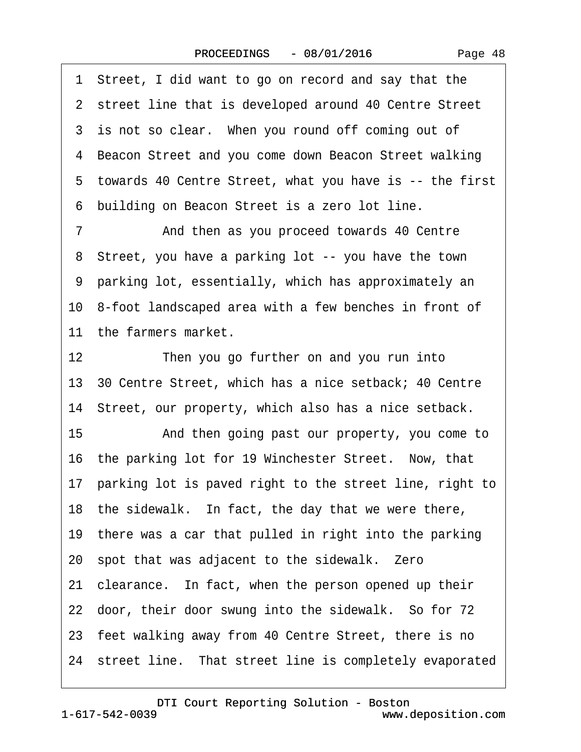1 Street, I did want to go on record and say that the
2 street line that is developed around 40 Centre Street
3 is not so clear. When you round off coming out of
4 Beacon Street and you come down Beacon Street walking
5 towards 40 Centre Street, what you have is -- the first
6 building on Beacon Street is a zero lot line.
7 And then as you proceed towards 40 Centre
8 Street, you have a parking lot -- you have the town
9 parking lot, essentially, which has approximately an
10 8-foot landscaped area with a few benches in front of
11 the farmers market.
12 Then you go further on and you run into
13 30 Centre Street, which has a nice setback; 40 Centre
14 Street, our property, which also has a nice setback.
15 And then going past our property, you come to
16 the parking lot for 19 Winchester Street. Now, that
17 parking lot is paved right to the street line, right to
18 the sidewalk. In fact, the day that we were there,
19 there was a car that pulled in right into the parking
20 spot that was adjacent to the sidewalk. Zero
21 clearance. In fact, when the person opened up their
22 door, their door swung into the sidewalk. So for 72
23 feet walking away from 40 Centre Street, there is no
24 street line. That street line is completely evaporated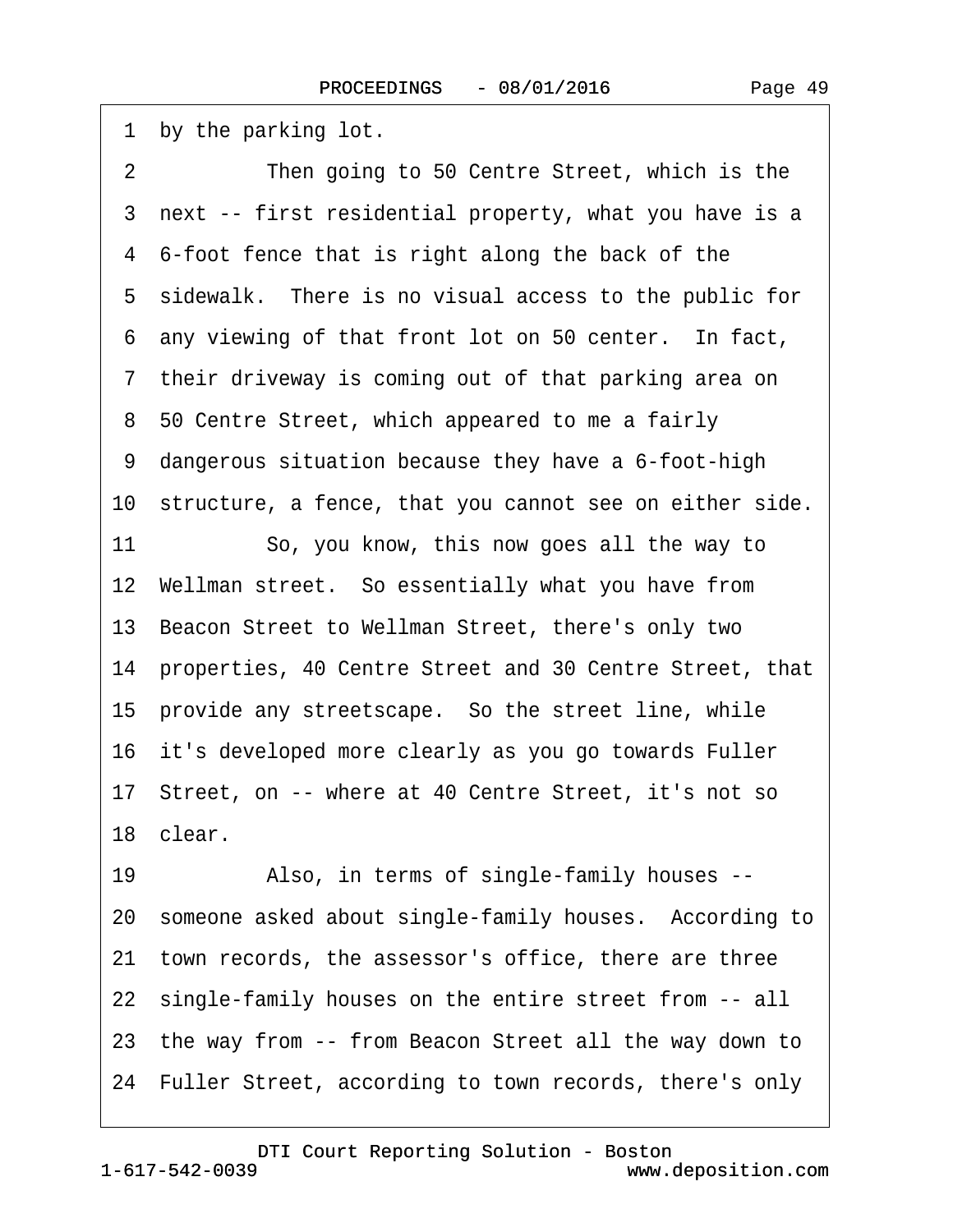1 by the parking lot.

2 Then going to 50 Centre Street, which is the

3 next -- first residential property, what you have is a

4 6-foot fence that is right along the back of the

5 sidewalk. There is no visual access to the public for

6 any viewing of that front lot on 50 center. In fact,

7 their driveway is coming out of that parking area on

8 50 Centre Street, which appeared to me a fairly

9 dangerous situation because they have a 6-foot-high

10 structure, a fence, that you cannot see on either side.

11 So, you know, this now goes all the way to

12 Wellman street. So essentially what you have from

13 Beacon Street to Wellman Street, there's only two

14 properties, 40 Centre Street and 30 Centre Street, that

15 provide any streetscape. So the street line, while

16 it's developed more clearly as you go towards Fuller

17 Street, on -- where at 40 Centre Street, it's not so

18 clear.

19 Also, in terms of single-family houses --

20 someone asked about single-family houses. According to

21 town records, the assessor's office, there are three

22 single-family houses on the entire street from -- all

23 the way from -- from Beacon Street all the way down to

24 Fuller Street, according to town records, there's only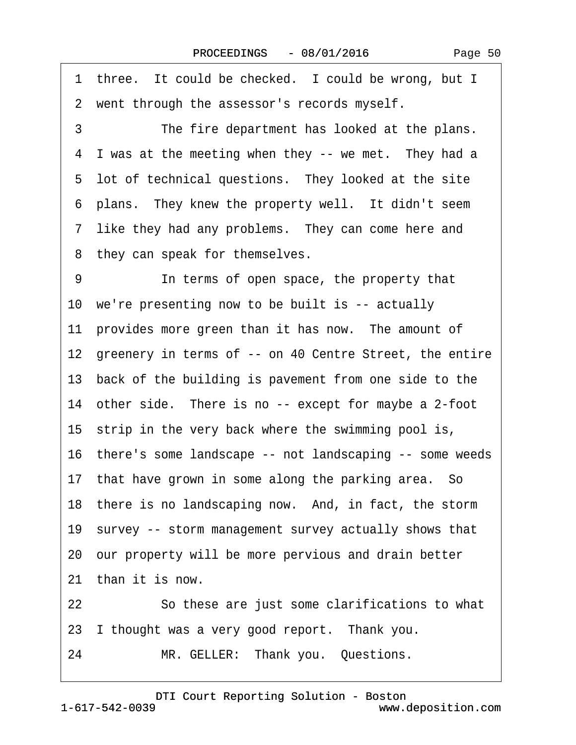1 three. It could be checked. I could be wrong, but I
2 went through the assessor's records myself.
3 The fire department has looked at the plans.
4 I was at the meeting when they -- we met. They had a
5 lot of technical questions. They looked at the site
6 plans. They knew the property well. It didn't seem
7 like they had any problems. They can come here and
8 they can speak for themselves.
9 In terms of open space, the property that
10 we're presenting now to be built is -- actually
11 provides more green than it has now. The amount of
12 greenery in terms of -- on 40 Centre Street, the entire
13 back of the building is pavement from one side to the
14 other side. There is no -- except for maybe a 2-foot
15 strip in the very back where the swimming pool is,
16 there's some landscape -- not landscaping -- some weeds
17 that have grown in some along the parking area. So
18 there is no landscaping now. And, in fact, the storm
19 survey -- storm management survey actually shows that
20 our property will be more pervious and drain better
21 than it is now.
22 So these are just some clarifications to what
23 I thought was a very good report. Thank you.
24 MR. GELLER: Thank you. Questions.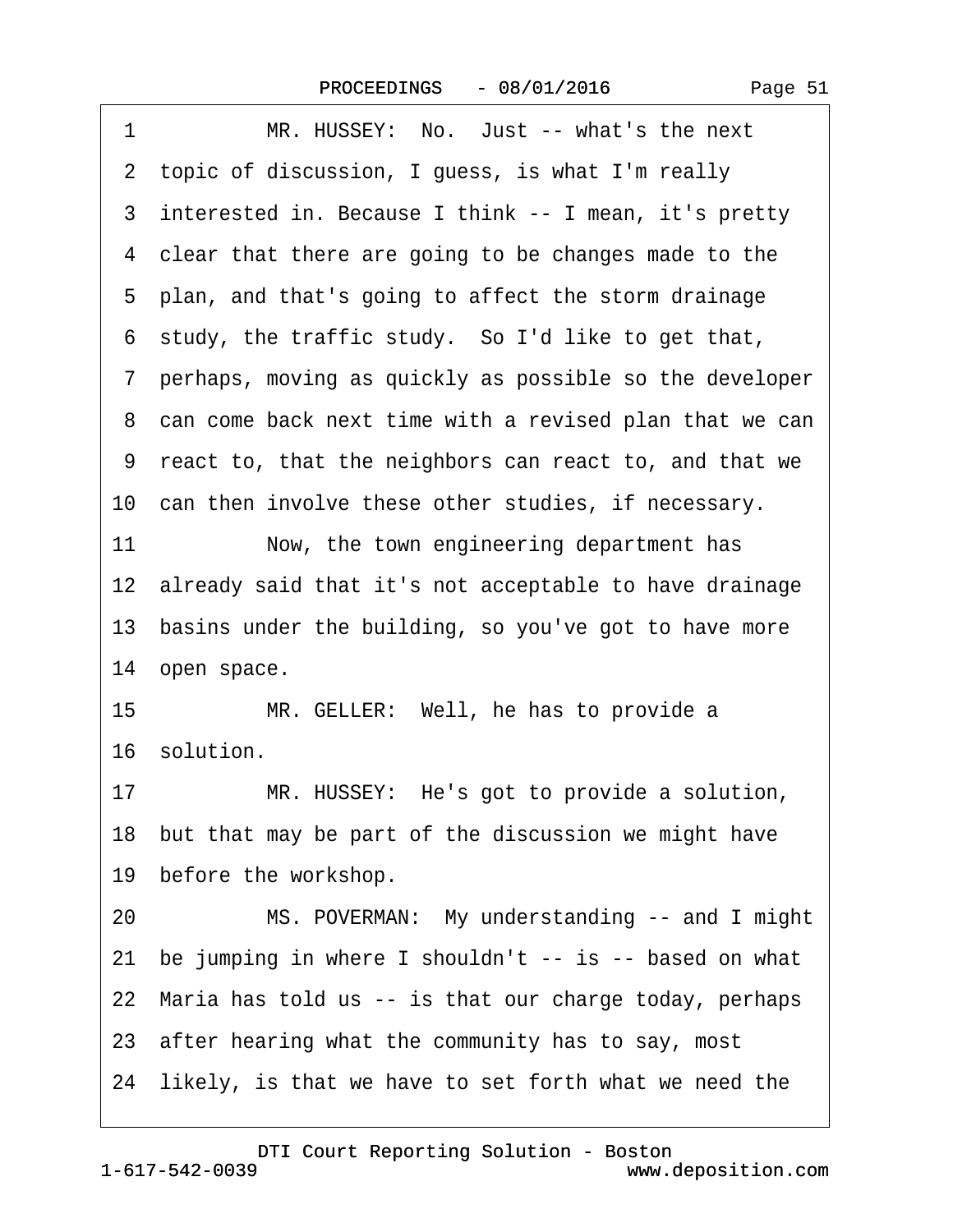1 MR. HUSSEY: No. Just -- what's the next

2 topic of discussion, I guess, is what I'm really

3 interested in. Because I think -- I mean, it's pretty

4 clear that there are going to be changes made to the

5 plan, and that's going to affect the storm drainage

6 study, the traffic study. So I'd like to get that,

7 perhaps, moving as quickly as possible so the developer

8 can come back next time with a revised plan that we can

9 react to, that the neighbors can react to, and that we

10 can then involve these other studies, if necessary.

11 Now, the town engineering department has

12 already said that it's not acceptable to have drainage

13 basins under the building, so you've got to have more

14 open space.

15 MR. GELLER: Well, he has to provide a

16 solution.

17 MR. HUSSEY: He's got to provide a solution,

18 but that may be part of the discussion we might have

19 before the workshop.

20 MS. POVERMAN: My understanding -- and I might

21 be jumping in where I shouldn't -- is -- based on what

22 Maria has told us -- is that our charge today, perhaps

23 after hearing what the community has to say, most

24 likely, is that we have to set forth what we need the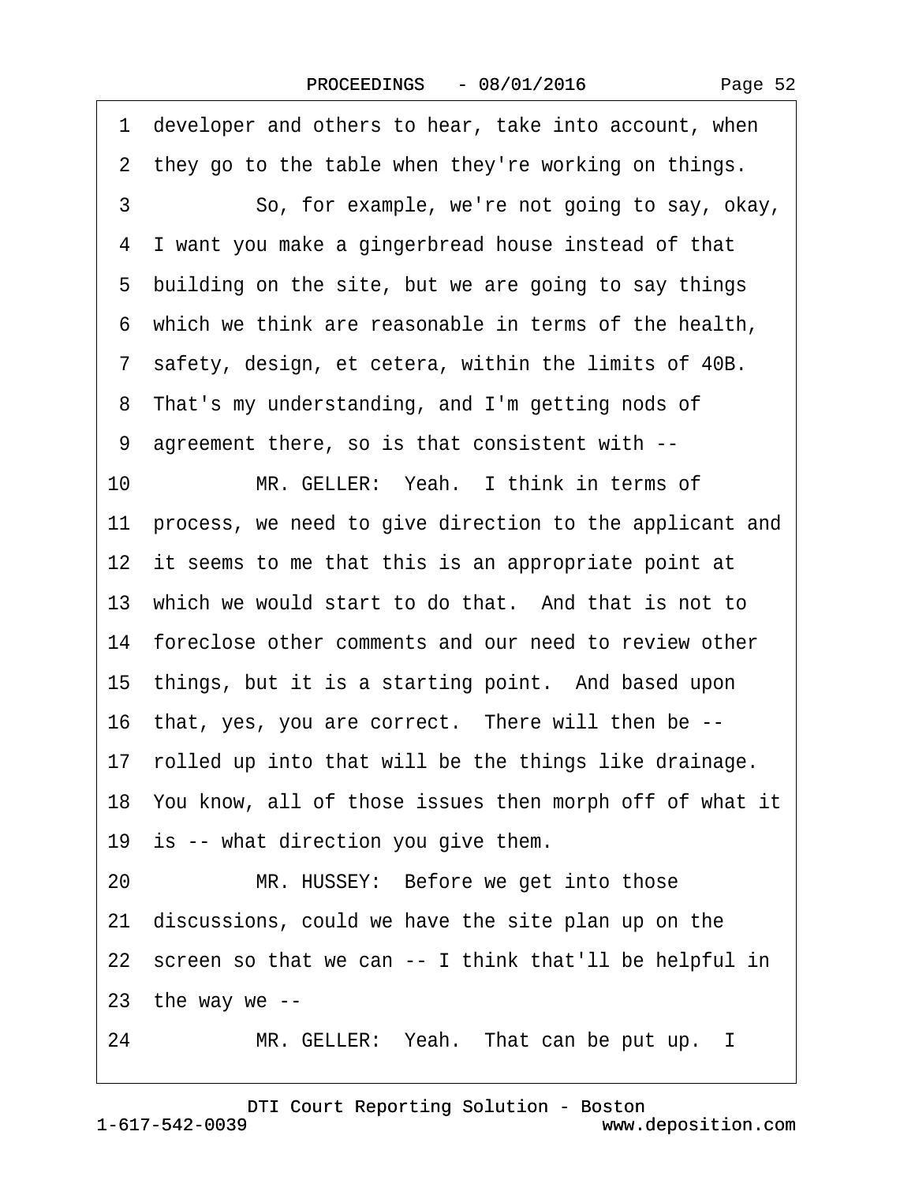1 developer and others to hear, take into account, when
2 they go to the table when they're working on things.
3 So, for example, we're not going to say, okay,
4 I want you make a gingerbread house instead of that
5 building on the site, but we are going to say things
6 which we think are reasonable in terms of the health,
7 safety, design, et cetera, within the limits of 40B.
8 That's my understanding, and I'm getting nods of
9 agreement there, so is that consistent with --
10 MR. GELLER: Yeah. I think in terms of
11 process, we need to give direction to the applicant and
12 it seems to me that this is an appropriate point at
13 which we would start to do that. And that is not to
14 foreclose other comments and our need to review other
15 things, but it is a starting point. And based upon
16 that, yes, you are correct. There will then be --
17 rolled up into that will be the things like drainage.
18 You know, all of those issues then morph off of what it
19 is -- what direction you give them.
20 MR. HUSSEY: Before we get into those
21 discussions, could we have the site plan up on the
22 screen so that we can -- I think that'll be helpful in
23 the way we --
24 MR. GELLER: Yeah. That can be put up. I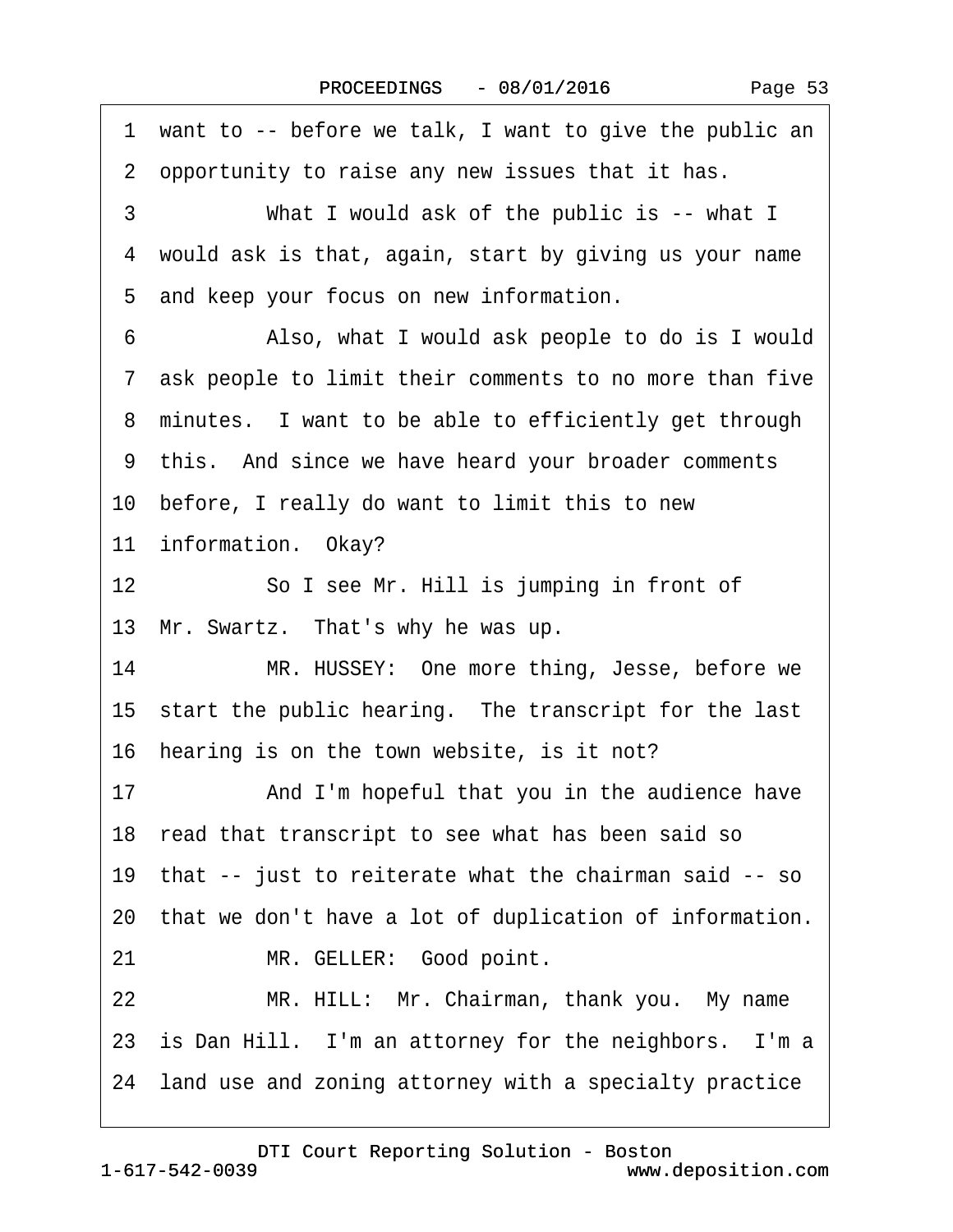1 want to -- before we talk, I want to give the public an
2 opportunity to raise any new issues that it has.
3 What I would ask of the public is -- what I
4 would ask is that, again, start by giving us your name
5 and keep your focus on new information.
6 Also, what I would ask people to do is I would
7 ask people to limit their comments to no more than five
8 minutes. I want to be able to efficiently get through
9 this. And since we have heard your broader comments
10 before, I really do want to limit this to new
11 information. Okay?
12 So I see Mr. Hill is jumping in front of
13 Mr. Swartz. That's why he was up.
14 MR. HUSSEY: One more thing, Jesse, before we
15 start the public hearing. The transcript for the last
16 hearing is on the town website, is it not?
17 And I'm hopeful that you in the audience have
18 read that transcript to see what has been said so
19 that -- just to reiterate what the chairman said -- so
20 that we don't have a lot of duplication of information.
21 MR. GELLER: Good point.
22 MR. HILL: Mr. Chairman, thank you. My name
23 is Dan Hill. I'm an attorney for the neighbors. I'm a
24 land use and zoning attorney with a specialty practice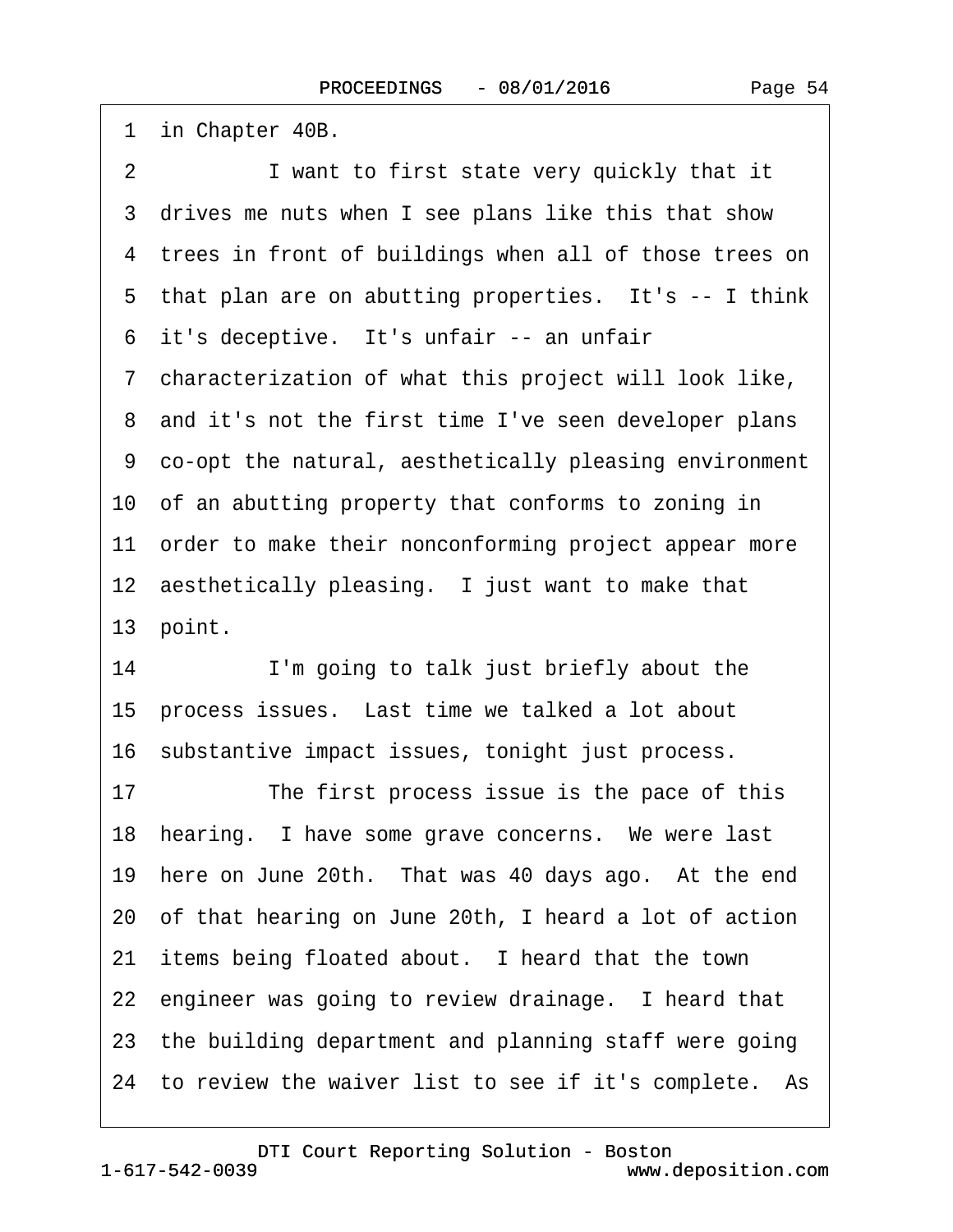1 in Chapter 40B.

2 I want to first state very quickly that it

3 drives me nuts when I see plans like this that show

4 trees in front of buildings when all of those trees on

5 that plan are on abutting properties. It's -- I think

6 it's deceptive. It's unfair -- an unfair

7 characterization of what this project will look like,

8 and it's not the first time I've seen developer plans

9 co-opt the natural, aesthetically pleasing environment

10 of an abutting property that conforms to zoning in

11 order to make their nonconforming project appear more

12 aesthetically pleasing. I just want to make that

13 point.

14 I'm going to talk just briefly about the

15 process issues. Last time we talked a lot about

16 substantive impact issues, tonight just process.

17 The first process issue is the pace of this

18 hearing. I have some grave concerns. We were last

19 here on June 20th. That was 40 days ago. At the end

20 of that hearing on June 20th, I heard a lot of action

21 items being floated about. I heard that the town

22 engineer was going to review drainage. I heard that

23 the building department and planning staff were going

24 to review the waiver list to see if it's complete. As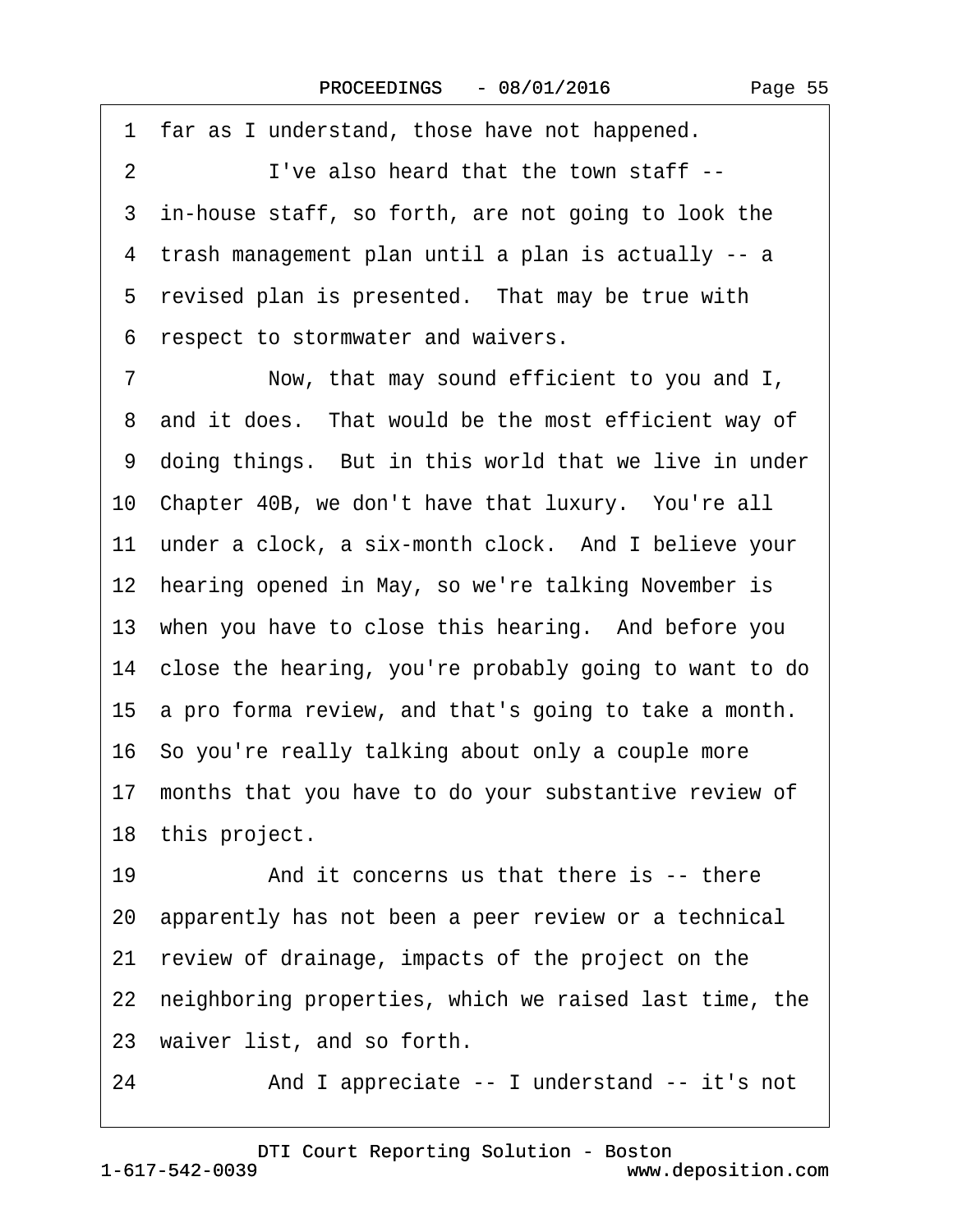1 far as I understand, those have not happened.

2 I've also heard that the town staff --

3 in-house staff, so forth, are not going to look the

4 trash management plan until a plan is actually -- a

5 revised plan is presented. That may be true with

6 respect to stormwater and waivers.

7 Now, that may sound efficient to you and I,

8 and it does. That would be the most efficient way of

9 doing things. But in this world that we live in under

10 Chapter 40B, we don't have that luxury. You're all

11 under a clock, a six-month clock. And I believe your

12 hearing opened in May, so we're talking November is

13 when you have to close this hearing. And before you

14 close the hearing, you're probably going to want to do

15 a pro forma review, and that's going to take a month.

16 So you're really talking about only a couple more

17 months that you have to do your substantive review of

18 this project.

19 And it concerns us that there is -- there

20 apparently has not been a peer review or a technical

21 review of drainage, impacts of the project on the

22 neighboring properties, which we raised last time, the

23 waiver list, and so forth.

24 And I appreciate -- I understand -- it's not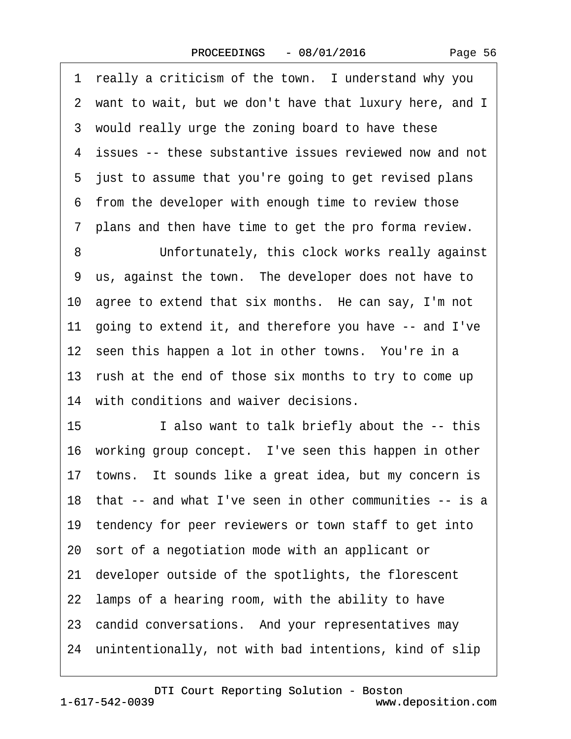1 really a criticism of the town. I understand why you
2 want to wait, but we don't have that luxury here, and I
3 would really urge the zoning board to have these
4 issues -- these substantive issues reviewed now and not
5 just to assume that you're going to get revised plans
6 from the developer with enough time to review those
7 plans and then have time to get the pro forma review.
8 Unfortunately, this clock works really against
9 us, against the town. The developer does not have to
10 agree to extend that six months. He can say, I'm not
11 going to extend it, and therefore you have -- and I've
12 seen this happen a lot in other towns. You're in a
13 rush at the end of those six months to try to come up
14 with conditions and waiver decisions.
15 I also want to talk briefly about the -- this
16 working group concept. I've seen this happen in other
17 towns. It sounds like a great idea, but my concern is
18 that -- and what I've seen in other communities -- is a
19 tendency for peer reviewers or town staff to get into
20 sort of a negotiation mode with an applicant or
21 developer outside of the spotlights, the florescent
22 lamps of a hearing room, with the ability to have
23 candid conversations. And your representatives may
24 unintentionally, not with bad intentions, kind of slip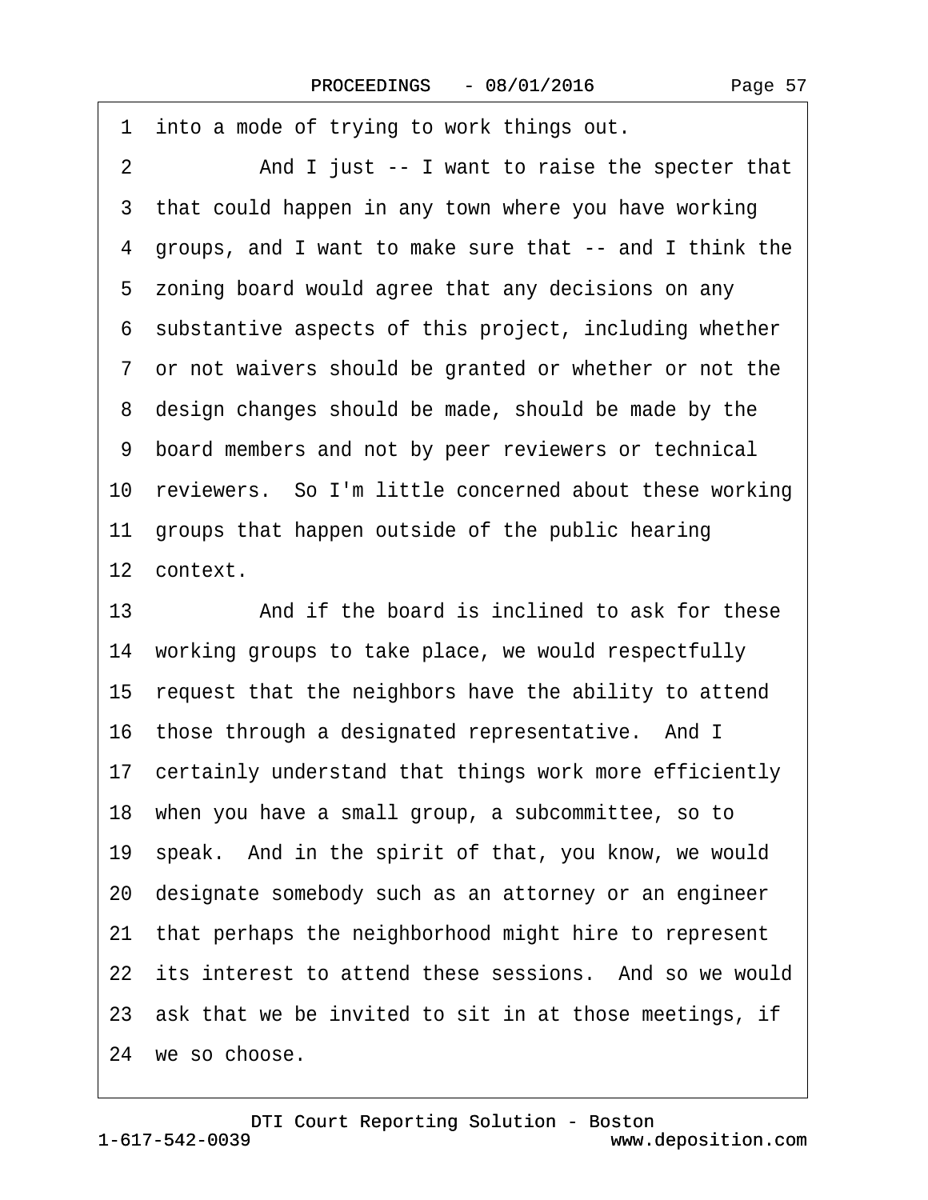1 into a mode of trying to work things out.

2 And I just -- I want to raise the specter that

3 that could happen in any town where you have working

4 groups, and I want to make sure that -- and I think the

5 zoning board would agree that any decisions on any

6 substantive aspects of this project, including whether

7 or not waivers should be granted or whether or not the

8 design changes should be made, should be made by the

9 board members and not by peer reviewers or technical

10 reviewers. So I'm little concerned about these working

11 groups that happen outside of the public hearing

12 context.

13 And if the board is inclined to ask for these

14 working groups to take place, we would respectfully

15 request that the neighbors have the ability to attend

16 those through a designated representative. And I

17 certainly understand that things work more efficiently

18 when you have a small group, a subcommittee, so to

19 speak. And in the spirit of that, you know, we would

20 designate somebody such as an attorney or an engineer

21 that perhaps the neighborhood might hire to represent

22 its interest to attend these sessions. And so we would

23 ask that we be invited to sit in at those meetings, if

24 we so choose.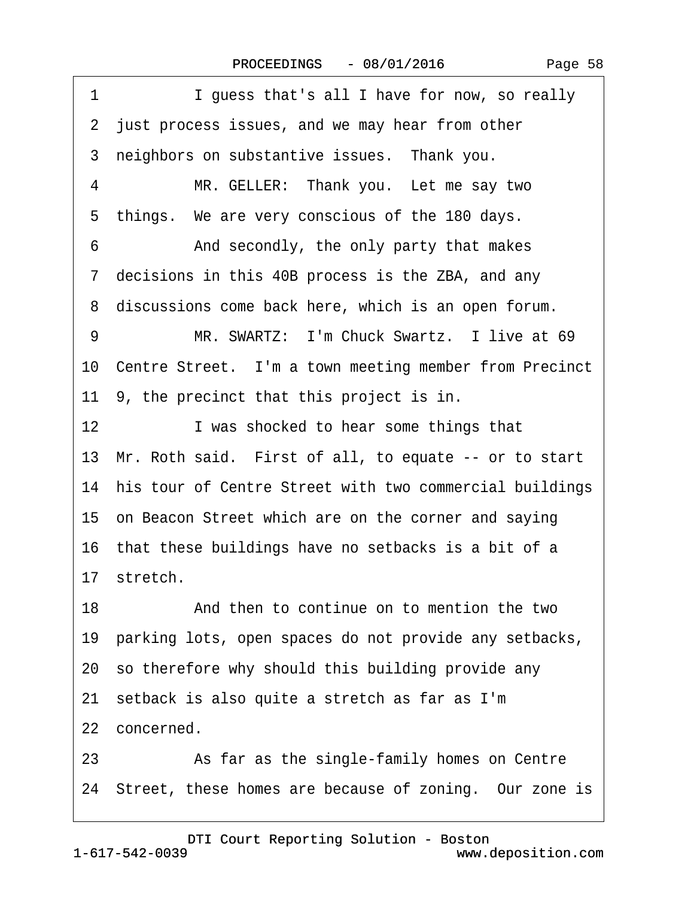1 I guess that's all I have for now, so really
2 just process issues, and we may hear from other
3 neighbors on substantive issues. Thank you.
4 MR. GELLER: Thank you. Let me say two
5 things. We are very conscious of the 180 days.
6 And secondly, the only party that makes
7 decisions in this 40B process is the ZBA, and any
8 discussions come back here, which is an open forum.
9 MR. SWARTZ: I'm Chuck Swartz. I live at 69
10 Centre Street. I'm a town meeting member from Precinct
11 9, the precinct that this project is in.
12 I was shocked to hear some things that
13 Mr. Roth said. First of all, to equate -- or to start
14 his tour of Centre Street with two commercial buildings
15 on Beacon Street which are on the corner and saying
16 that these buildings have no setbacks is a bit of a
17 stretch.
18 And then to continue on to mention the two
19 parking lots, open spaces do not provide any setbacks,
20 so therefore why should this building provide any
21 setback is also quite a stretch as far as I'm
22 concerned.
23 As far as the single-family homes on Centre
24 Street, these homes are because of zoning. Our zone is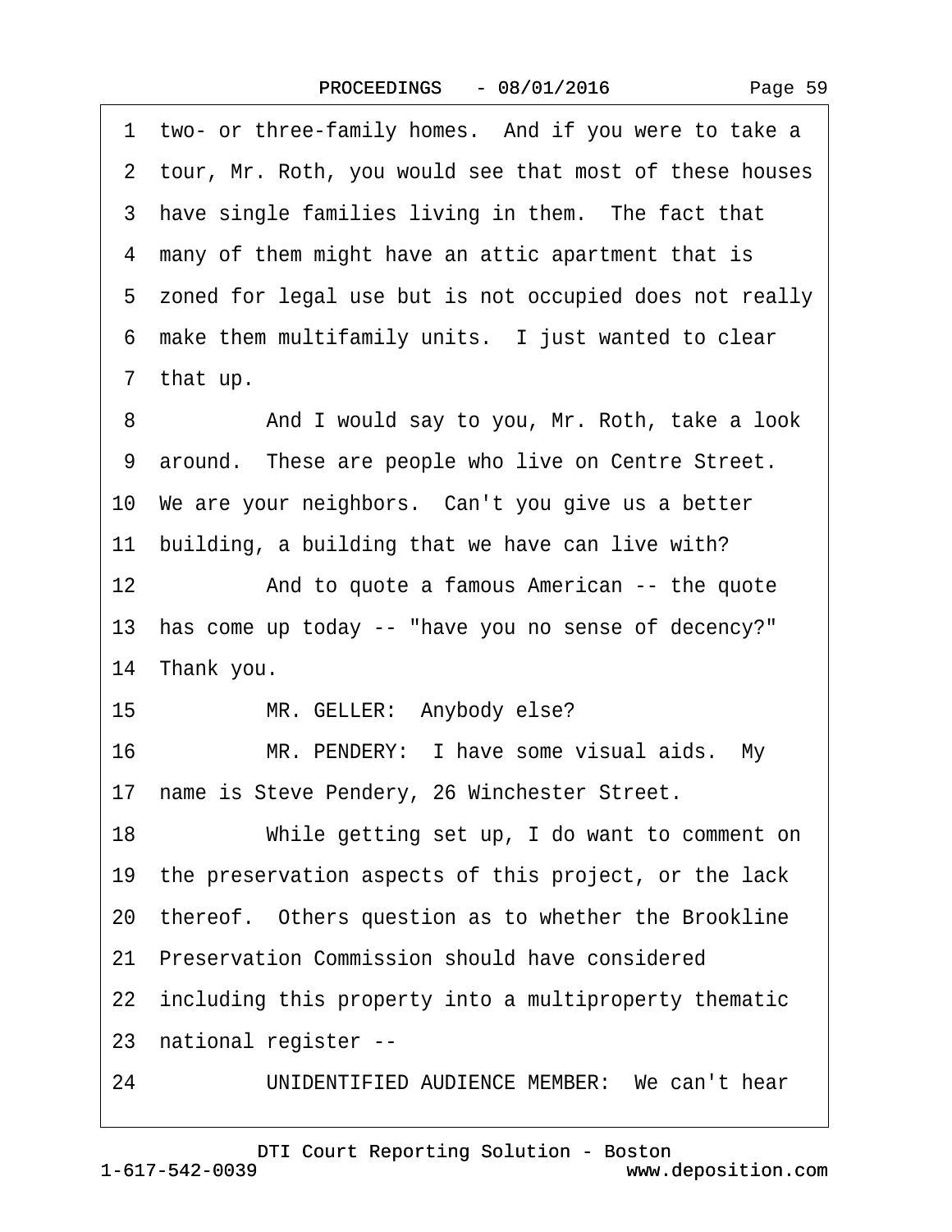1 two- or three-family homes. And if you were to take a
2 tour, Mr. Roth, you would see that most of these houses
3 have single families living in them. The fact that
4 many of them might have an attic apartment that is
5 zoned for legal use but is not occupied does not really
6 make them multifamily units. I just wanted to clear
7 that up.
8 And I would say to you, Mr. Roth, take a look
9 around. These are people who live on Centre Street.
10 We are your neighbors. Can't you give us a better
11 building, a building that we have can live with?
12 And to quote a famous American -- the quote
13 has come up today -- "have you no sense of decency?"
14 Thank you.
15 MR. GELLER: Anybody else?
16 MR. PENDERY: I have some visual aids. My
17 name is Steve Pendery, 26 Winchester Street.
18 While getting set up, I do want to comment on
19 the preservation aspects of this project, or the lack
20 thereof. Others question as to whether the Brookline
21 Preservation Commission should have considered
22 including this property into a multiproperty thematic
23 national register --
24 UNIDENTIFIED AUDIENCE MEMBER: We can't hear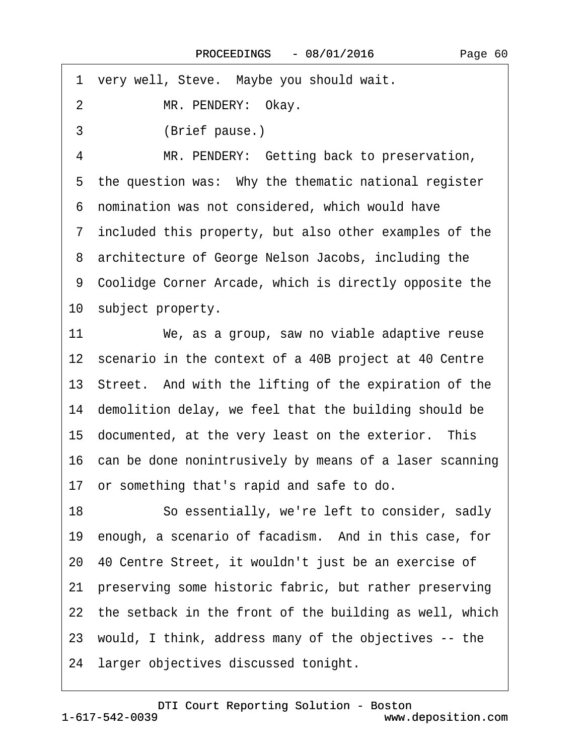1 very well, Steve. Maybe you should wait.

2 MR. PENDERY: Okay.

3 (Brief pause.)

4 MR. PENDERY: Getting back to preservation,

5 the question was: Why the thematic national register

6 nomination was not considered, which would have

7 included this property, but also other examples of the

8 architecture of George Nelson Jacobs, including the

9 Coolidge Corner Arcade, which is directly opposite the

10 subject property.

11 We, as a group, saw no viable adaptive reuse

12 scenario in the context of a 40B project at 40 Centre

13 Street. And with the lifting of the expiration of the

14 demolition delay, we feel that the building should be

15 documented, at the very least on the exterior. This

16 can be done nonintrusively by means of a laser scanning

17 or something that's rapid and safe to do.

18 So essentially, we're left to consider, sadly

19 enough, a scenario of facadism. And in this case, for

20 40 Centre Street, it wouldn't just be an exercise of

21 preserving some historic fabric, but rather preserving

22 the setback in the front of the building as well, which

23 would, I think, address many of the objectives -- the

24 larger objectives discussed tonight.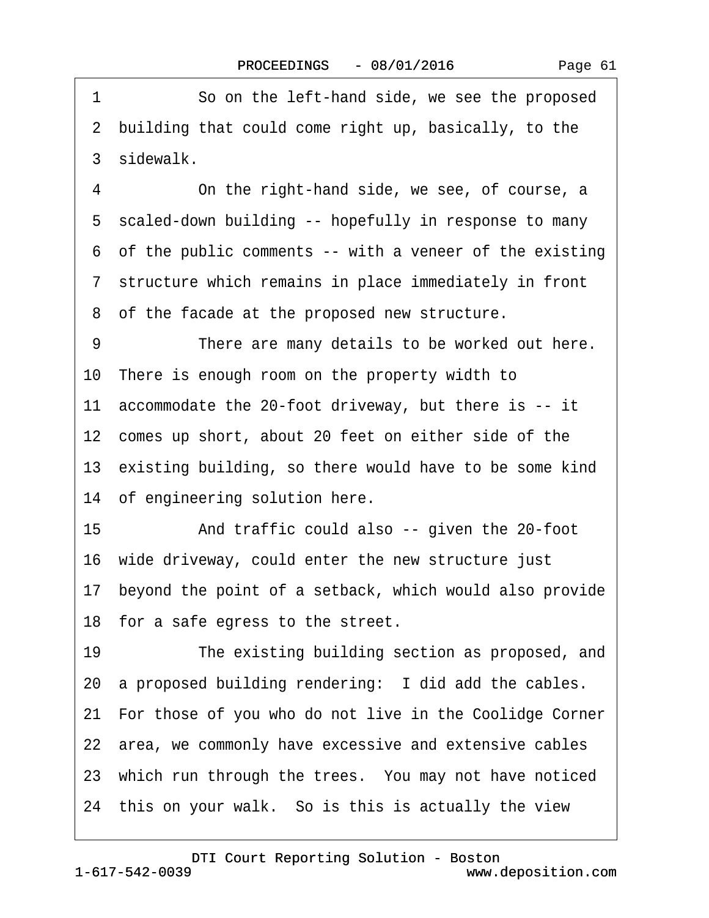1 So on the left-hand side, we see the proposed
2 building that could come right up, basically, to the
3 sidewalk.
4 On the right-hand side, we see, of course, a
5 scaled-down building -- hopefully in response to many
6 of the public comments -- with a veneer of the existing
7 structure which remains in place immediately in front
8 of the facade at the proposed new structure.
9 There are many details to be worked out here.
10 There is enough room on the property width to
11 accommodate the 20-foot driveway, but there is -- it
12 comes up short, about 20 feet on either side of the
13 existing building, so there would have to be some kind
14 of engineering solution here.
15 And traffic could also -- given the 20-foot
16 wide driveway, could enter the new structure just
17 beyond the point of a setback, which would also provide
18 for a safe egress to the street.
19 The existing building section as proposed, and
20 a proposed building rendering: I did add the cables.
21 For those of you who do not live in the Coolidge Corner
22 area, we commonly have excessive and extensive cables
23 which run through the trees. You may not have noticed
24 this on your walk. So is this is actually the view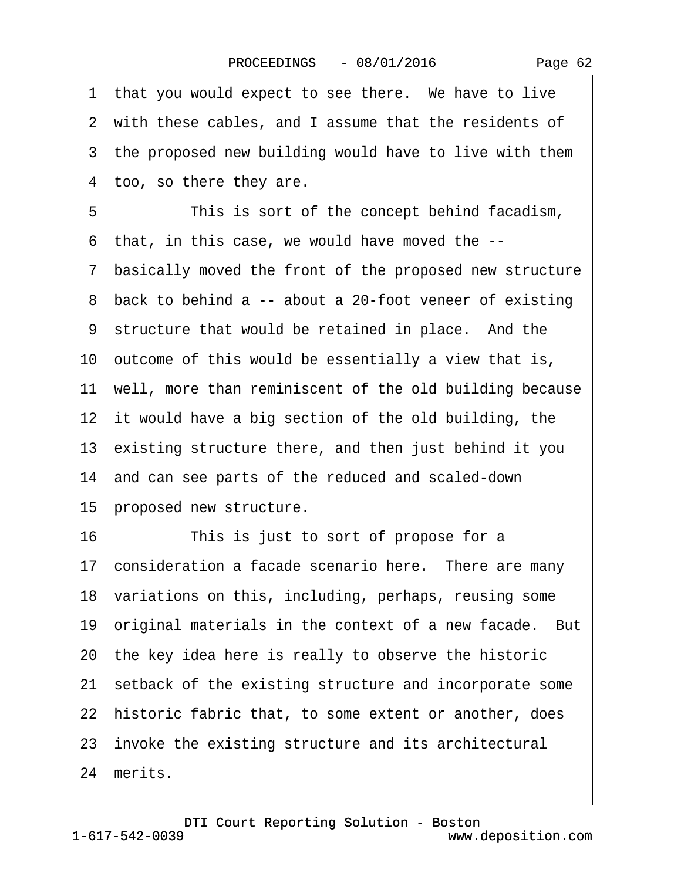1 that you would expect to see there. We have to live
2 with these cables, and I assume that the residents of
3 the proposed new building would have to live with them
4 too, so there they are.
5 This is sort of the concept behind facadism,
6 that, in this case, we would have moved the --
7 basically moved the front of the proposed new structure
8 back to behind a -- about a 20-foot veneer of existing
9 structure that would be retained in place. And the
10 outcome of this would be essentially a view that is,
11 well, more than reminiscent of the old building because
12 it would have a big section of the old building, the
13 existing structure there, and then just behind it you
14 and can see parts of the reduced and scaled-down
15 proposed new structure.
16 This is just to sort of propose for a
17 consideration a facade scenario here. There are many
18 variations on this, including, perhaps, reusing some
19 original materials in the context of a new facade. But
20 the key idea here is really to observe the historic
21 setback of the existing structure and incorporate some
22 historic fabric that, to some extent or another, does
23 invoke the existing structure and its architectural
24 merits.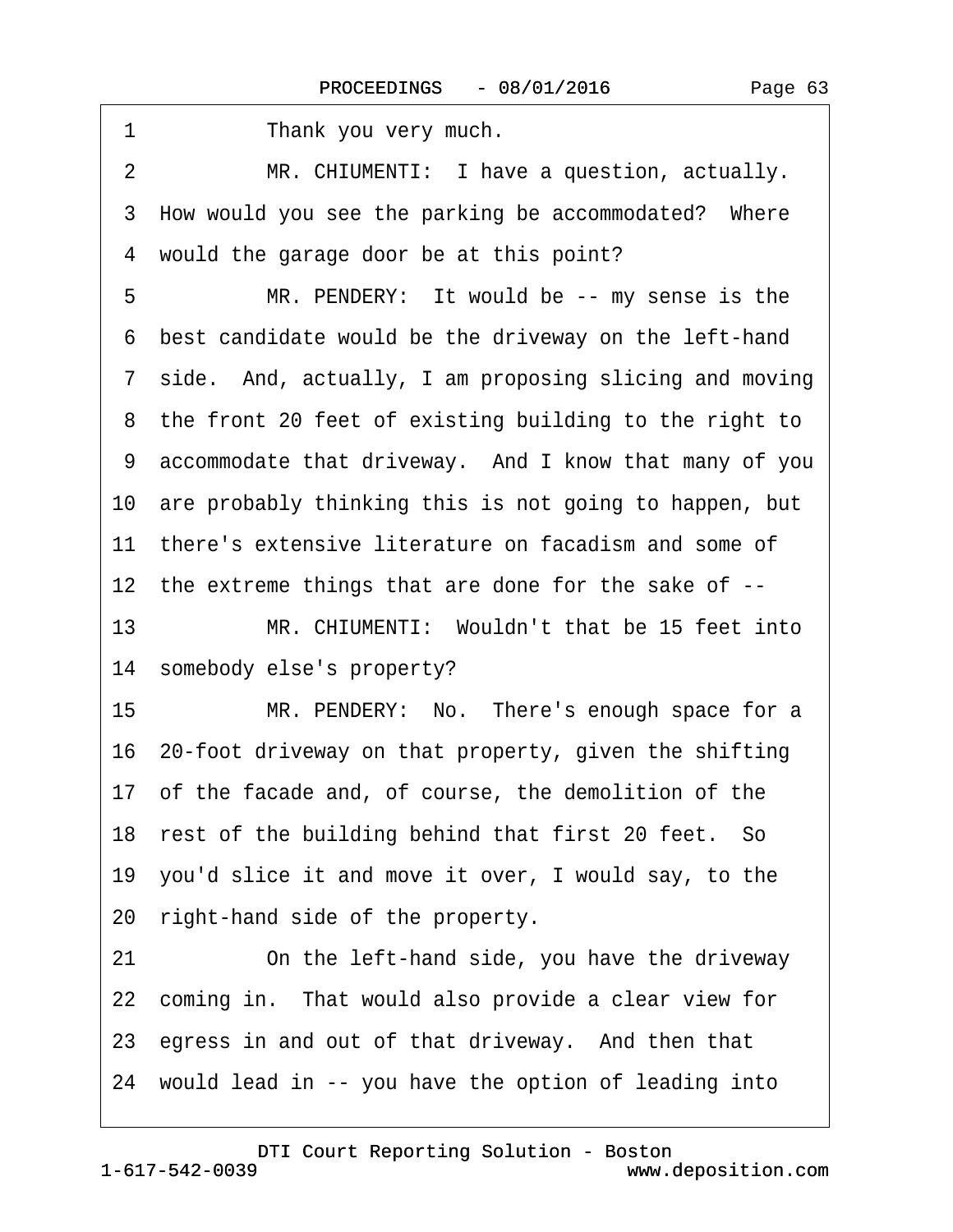1 Thank you very much.

2 MR. CHIUMENTI: I have a question, actually.

3 How would you see the parking be accommodated? Where

4 would the garage door be at this point?

5 MR. PENDERY: It would be -- my sense is the

6 best candidate would be the driveway on the left-hand

7 side. And, actually, I am proposing slicing and moving

8 the front 20 feet of existing building to the right to

9 accommodate that driveway. And I know that many of you

10 are probably thinking this is not going to happen, but

11 there's extensive literature on facadism and some of

12 the extreme things that are done for the sake of --

13 MR. CHIUMENTI: Wouldn't that be 15 feet into

14 somebody else's property?

15 MR. PENDERY: No. There's enough space for a

16 20-foot driveway on that property, given the shifting

17 of the facade and, of course, the demolition of the

18 rest of the building behind that first 20 feet. So

19 you'd slice it and move it over, I would say, to the

20 right-hand side of the property.

21 On the left-hand side, you have the driveway

22 coming in. That would also provide a clear view for

23 egress in and out of that driveway. And then that

24 would lead in -- you have the option of leading into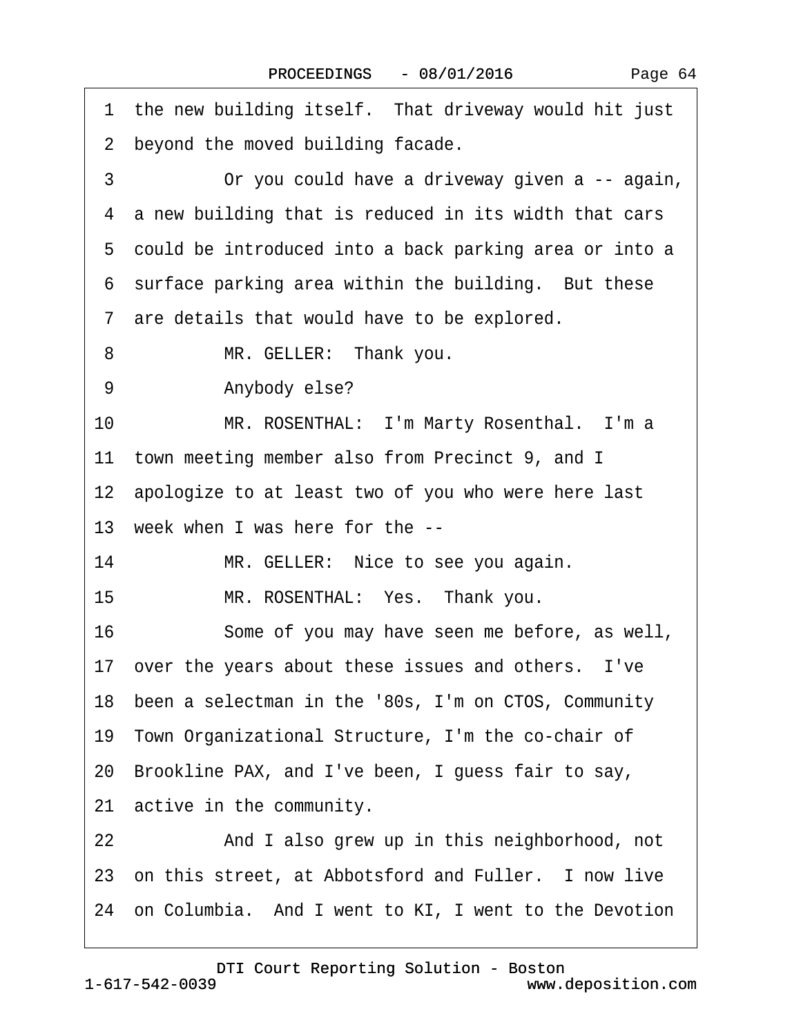1 the new building itself. That driveway would hit just
2 beyond the moved building facade.
3 Or you could have a driveway given a -- again,
4 a new building that is reduced in its width that cars
5 could be introduced into a back parking area or into a
6 surface parking area within the building. But these
7 are details that would have to be explored.
8 MR. GELLER: Thank you.
9 Anybody else?
10 MR. ROSENTHAL: I'm Marty Rosenthal. I'm a
11 town meeting member also from Precinct 9, and I
12 apologize to at least two of you who were here last
13 week when I was here for the --
14 MR. GELLER: Nice to see you again.
15 MR. ROSENTHAL: Yes. Thank you.
16 Some of you may have seen me before, as well,
17 over the years about these issues and others. I've
18 been a selectman in the '80s, I'm on CTOS, Community
19 Town Organizational Structure, I'm the co-chair of
20 Brookline PAX, and I've been, I guess fair to say,
21 active in the community.
22 And I also grew up in this neighborhood, not
23 on this street, at Abbotsford and Fuller. I now live
24 on Columbia. And I went to KI, I went to the Devotion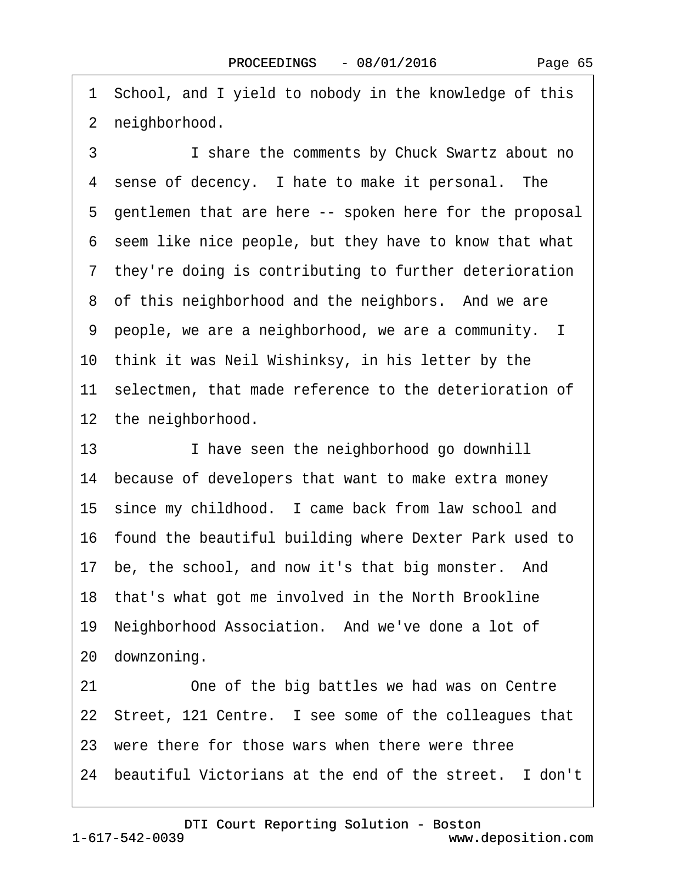1 School, and I yield to nobody in the knowledge of this
2 neighborhood.
3 I share the comments by Chuck Swartz about no
4 sense of decency. I hate to make it personal. The
5 gentlemen that are here -- spoken here for the proposal
6 seem like nice people, but they have to know that what
7 they're doing is contributing to further deterioration
8 of this neighborhood and the neighbors. And we are
9 people, we are a neighborhood, we are a community. I
10 think it was Neil Wishinksy, in his letter by the
11 selectmen, that made reference to the deterioration of
12 the neighborhood.
13 I have seen the neighborhood go downhill
14 because of developers that want to make extra money
15 since my childhood. I came back from law school and
16 found the beautiful building where Dexter Park used to
17 be, the school, and now it's that big monster. And
18 that's what got me involved in the North Brookline
19 Neighborhood Association. And we've done a lot of
20 downzoning.
21 One of the big battles we had was on Centre
22 Street, 121 Centre. I see some of the colleagues that
23 were there for those wars when there were three
24 beautiful Victorians at the end of the street. I don't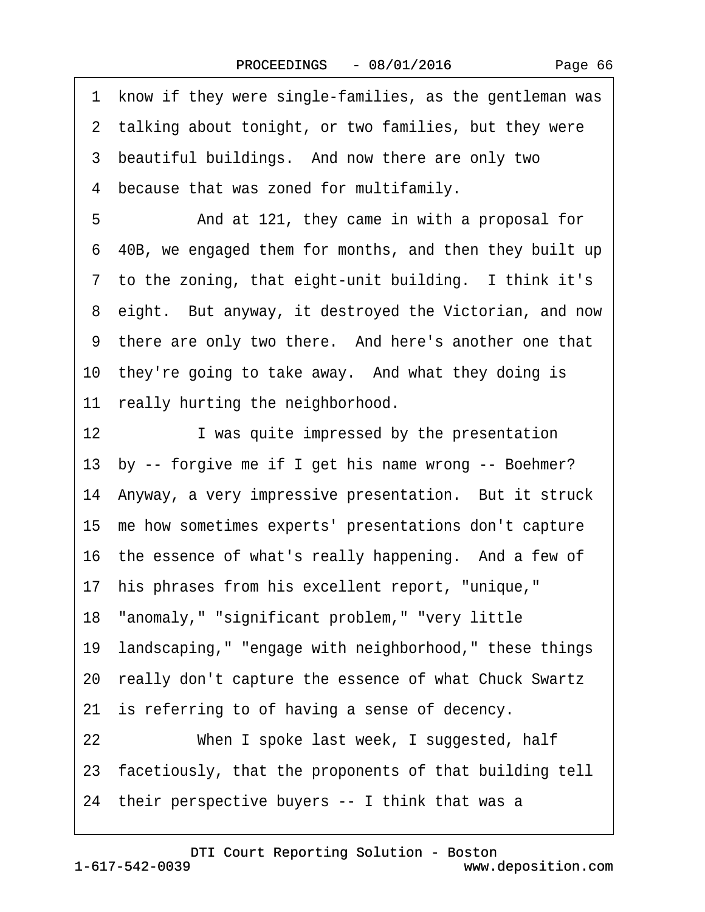1 know if they were single-families, as the gentleman was
2 talking about tonight, or two families, but they were
3 beautiful buildings. And now there are only two
4 because that was zoned for multifamily.

5 And at 121, they came in with a proposal for
6 40B, we engaged them for months, and then they built up
7 to the zoning, that eight-unit building. I think it's
8 eight. But anyway, it destroyed the Victorian, and now
9 there are only two there. And here's another one that
10 they're going to take away. And what they doing is
11 really hurting the neighborhood.

12 I was quite impressed by the presentation
13 by -- forgive me if I get his name wrong -- Boehmer?
14 Anyway, a very impressive presentation. But it struck
15 me how sometimes experts' presentations don't capture
16 the essence of what's really happening. And a few of
17 his phrases from his excellent report, "unique,"
18 "anomaly," "significant problem," "very little
19 landscaping," "engage with neighborhood," these things
20 really don't capture the essence of what Chuck Swartz
21 is referring to of having a sense of decency.

22 When I spoke last week, I suggested, half
23 facetiously, that the proponents of that building tell
24 their perspective buyers -- I think that was a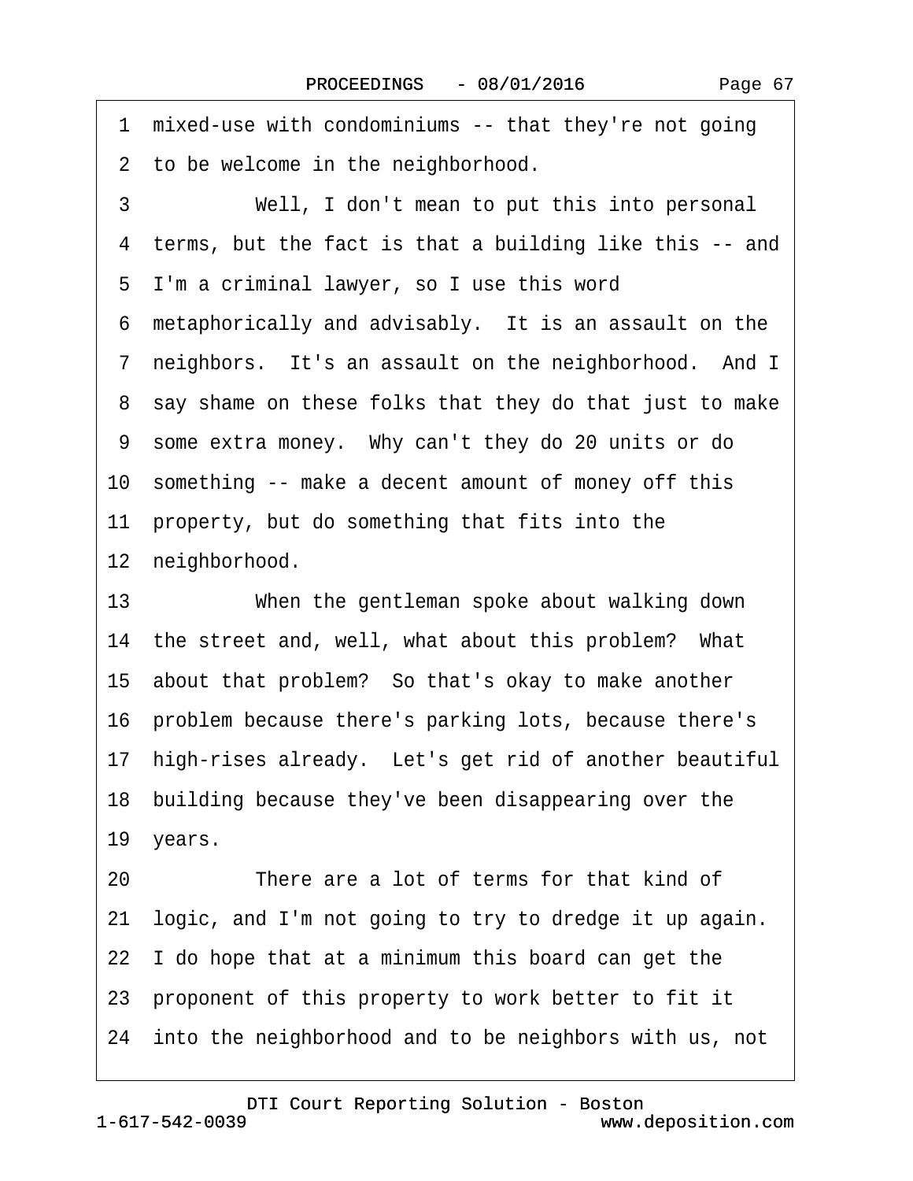1 mixed-use with condominiums -- that they're not going
2 to be welcome in the neighborhood.
3 Well, I don't mean to put this into personal
4 terms, but the fact is that a building like this -- and
5 I'm a criminal lawyer, so I use this word
6 metaphorically and advisably. It is an assault on the
7 neighbors. It's an assault on the neighborhood. And I
8 say shame on these folks that they do that just to make
9 some extra money. Why can't they do 20 units or do
10 something -- make a decent amount of money off this
11 property, but do something that fits into the
12 neighborhood.
13 When the gentleman spoke about walking down
14 the street and, well, what about this problem? What
15 about that problem? So that's okay to make another
16 problem because there's parking lots, because there's
17 high-rises already. Let's get rid of another beautiful
18 building because they've been disappearing over the
19 years.
20 There are a lot of terms for that kind of
21 logic, and I'm not going to try to dredge it up again.
22 I do hope that at a minimum this board can get the
23 proponent of this property to work better to fit it
24 into the neighborhood and to be neighbors with us, not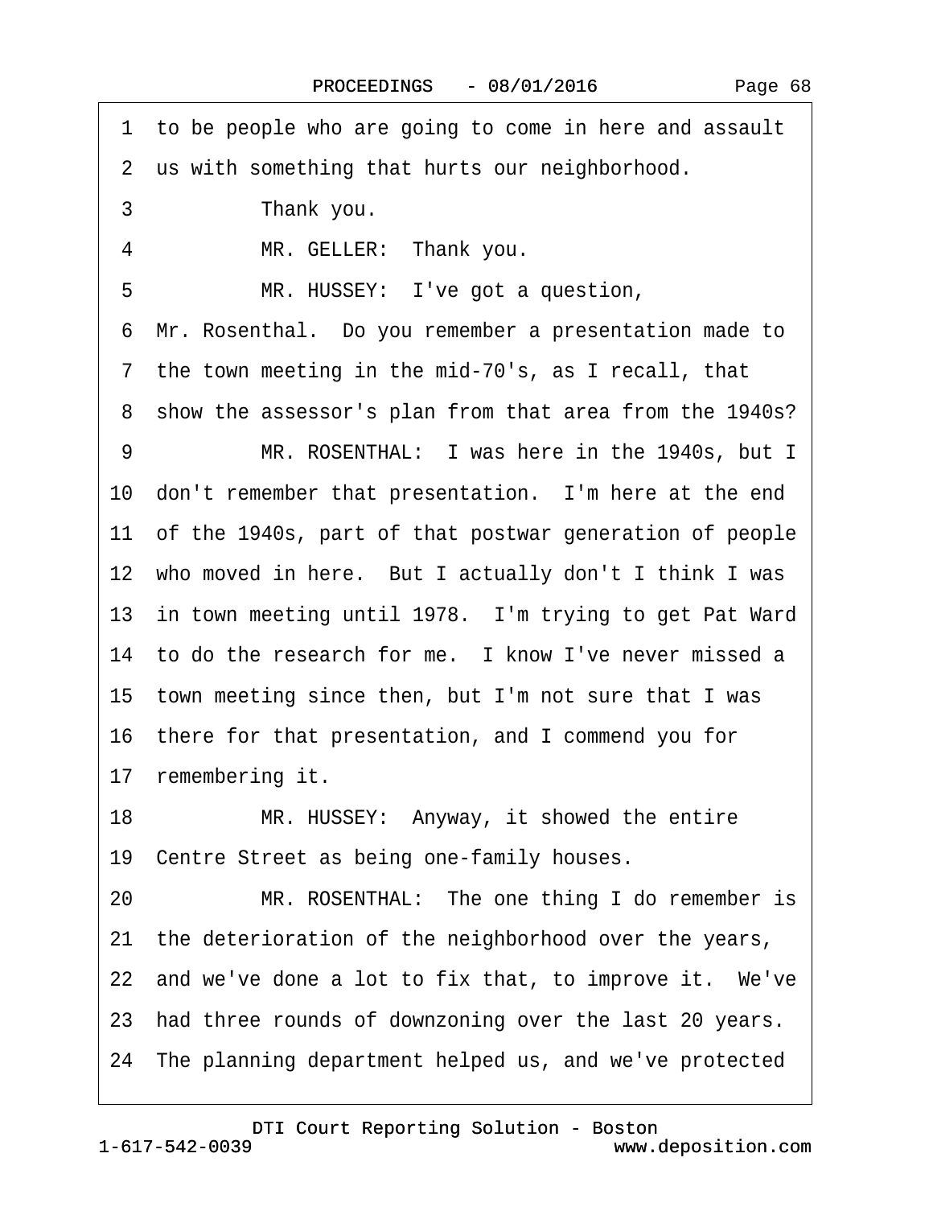1 to be people who are going to come in here and assault
2 us with something that hurts our neighborhood.

3 Thank you.

4 MR. GELLER: Thank you.

5 MR. HUSSEY: I've got a question,
6 Mr. Rosenthal. Do you remember a presentation made to
7 the town meeting in the mid-70's, as I recall, that
8 show the assessor's plan from that area from the 1940s?

9 MR. ROSENTHAL: I was here in the 1940s, but I
10 don't remember that presentation. I'm here at the end
11 of the 1940s, part of that postwar generation of people
12 who moved in here. But I actually don't I think I was
13 in town meeting until 1978. I'm trying to get Pat Ward
14 to do the research for me. I know I've never missed a
15 town meeting since then, but I'm not sure that I was
16 there for that presentation, and I commend you for
17 remembering it.

18 MR. HUSSEY: Anyway, it showed the entire
19 Centre Street as being one-family houses.

20 MR. ROSENTHAL: The one thing I do remember is
21 the deterioration of the neighborhood over the years,
22 and we've done a lot to fix that, to improve it. We've
23 had three rounds of downzoning over the last 20 years.
24 The planning department helped us, and we've protected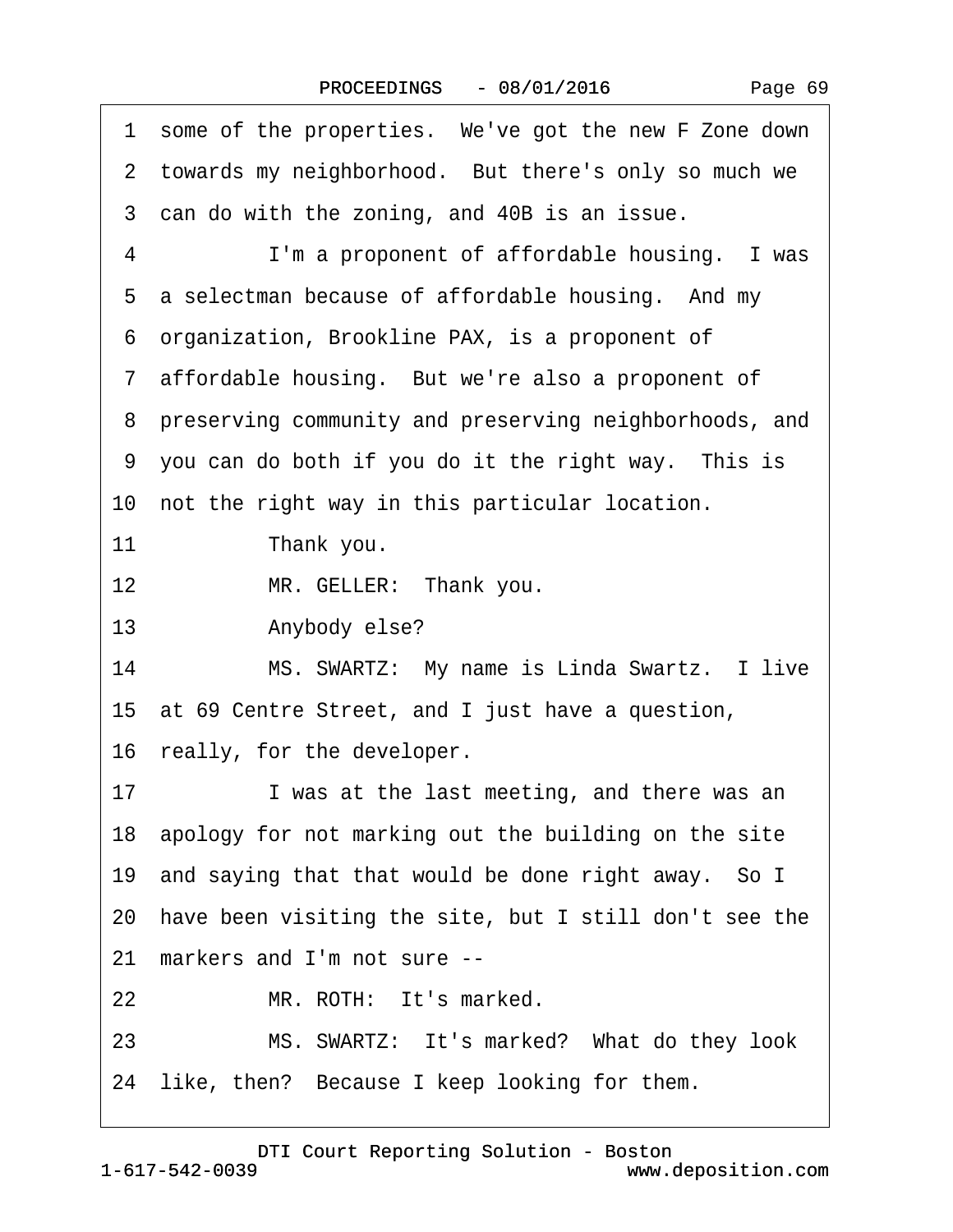1 some of the properties. We've got the new F Zone down
2 towards my neighborhood. But there's only so much we
3 can do with the zoning, and 40B is an issue.
4 I'm a proponent of affordable housing. I was
5 a selectman because of affordable housing. And my
6 organization, Brookline PAX, is a proponent of
7 affordable housing. But we're also a proponent of
8 preserving community and preserving neighborhoods, and
9 you can do both if you do it the right way. This is
10 not the right way in this particular location.
11 Thank you.
12 MR. GELLER: Thank you.
13 Anybody else?
14 MS. SWARTZ: My name is Linda Swartz. I live
15 at 69 Centre Street, and I just have a question,
16 really, for the developer.
17 I was at the last meeting, and there was an
18 apology for not marking out the building on the site
19 and saying that that would be done right away. So I
20 have been visiting the site, but I still don't see the
21 markers and I'm not sure --
22 MR. ROTH: It's marked.
23 MS. SWARTZ: It's marked? What do they look
24 like, then? Because I keep looking for them.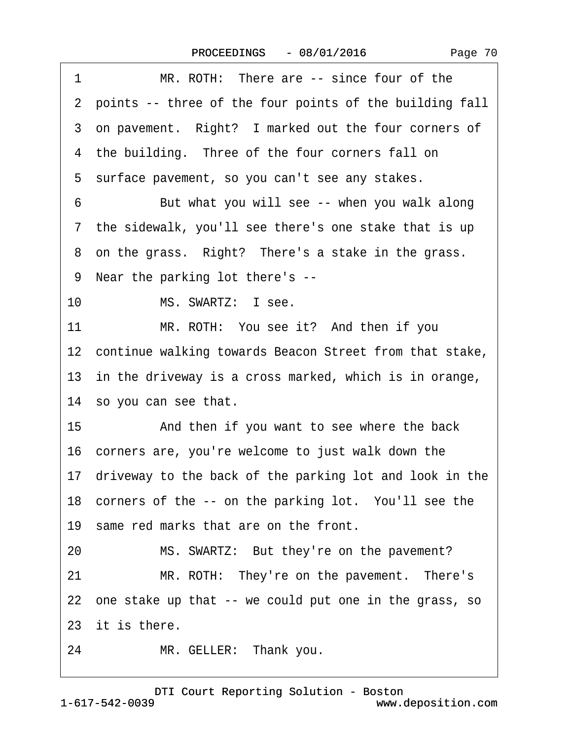1 MR. ROTH: There are -- since four of the
2 points -- three of the four points of the building fall
3 on pavement. Right? I marked out the four corners of
4 the building. Three of the four corners fall on
5 surface pavement, so you can't see any stakes.
6 But what you will see -- when you walk along
7 the sidewalk, you'll see there's one stake that is up
8 on the grass. Right? There's a stake in the grass.
9 Near the parking lot there's --
10 MS. SWARTZ: I see.
11 MR. ROTH: You see it? And then if you
12 continue walking towards Beacon Street from that stake,
13 in the driveway is a cross marked, which is in orange,
14 so you can see that.
15 And then if you want to see where the back
16 corners are, you're welcome to just walk down the
17 driveway to the back of the parking lot and look in the
18 corners of the -- on the parking lot. You'll see the
19 same red marks that are on the front.
20 MS. SWARTZ: But they're on the pavement?
21 MR. ROTH: They're on the pavement. There's
22 one stake up that -- we could put one in the grass, so
23 it is there.
24 MR. GELLER: Thank you.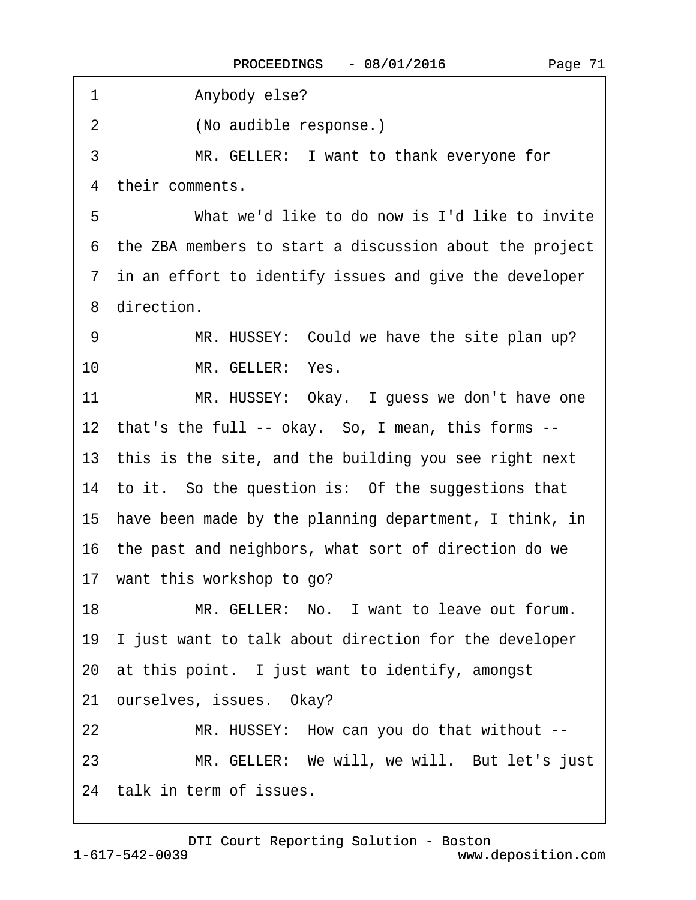1 Anybody else?

2 (No audible response.)

3 MR. GELLER: I want to thank everyone for

4 their comments.

5 What we'd like to do now is I'd like to invite

6 the ZBA members to start a discussion about the project

7 in an effort to identify issues and give the developer

8 direction.

9 MR. HUSSEY: Could we have the site plan up?

10 MR. GELLER: Yes.

11 MR. HUSSEY: Okay. I guess we don't have one

12 that's the full -- okay. So, I mean, this forms --

13 this is the site, and the building you see right next

14 to it. So the question is: Of the suggestions that

15 have been made by the planning department, I think, in

16 the past and neighbors, what sort of direction do we

17 want this workshop to go?

18 MR. GELLER: No. I want to leave out forum.

19 I just want to talk about direction for the developer

20 at this point. I just want to identify, amongst

21 ourselves, issues. Okay?

22 MR. HUSSEY: How can you do that without --

23 MR. GELLER: We will, we will. But let's just

24 talk in term of issues.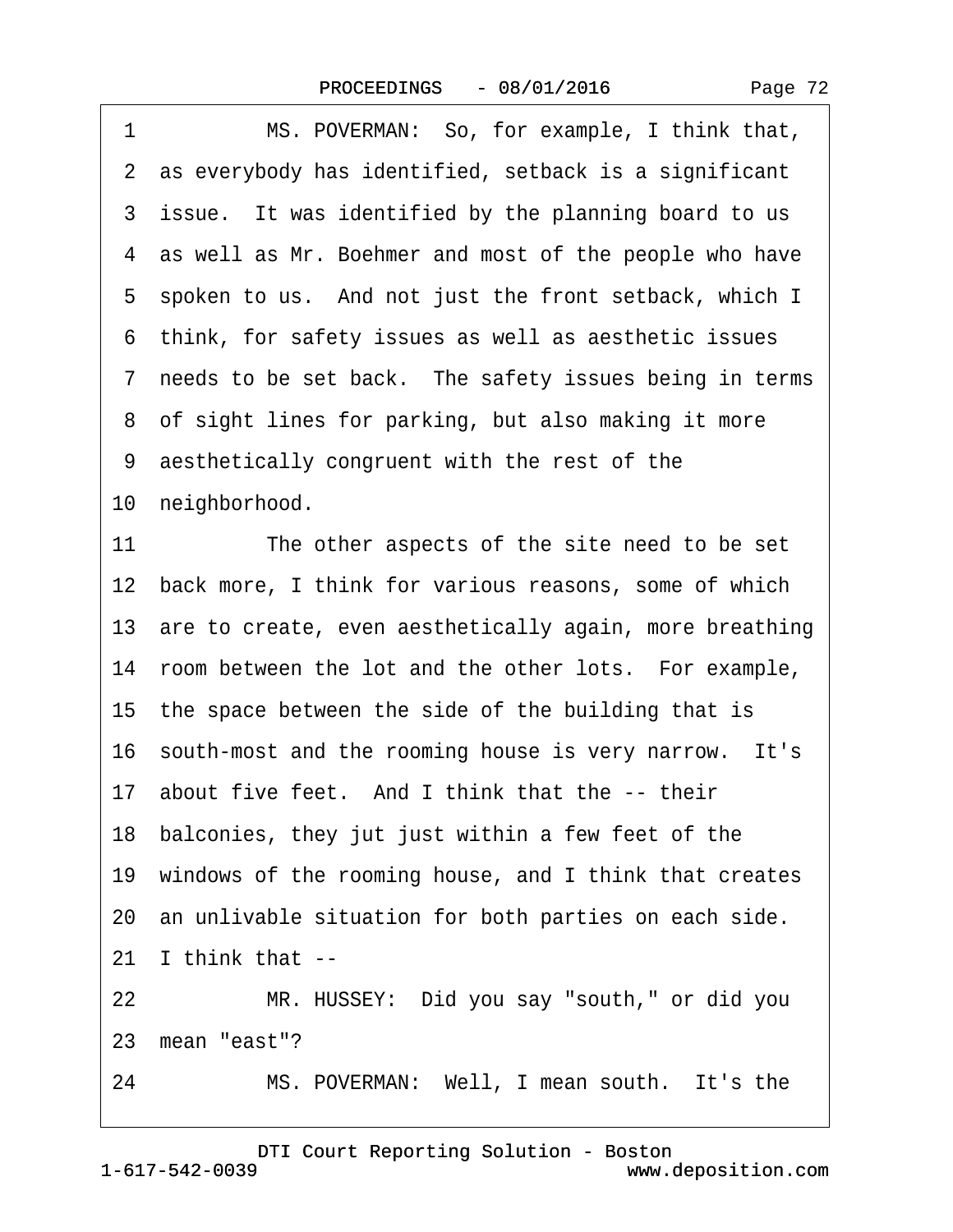1 MS. POVERMAN: So, for example, I think that,
2 as everybody has identified, setback is a significant
3 issue. It was identified by the planning board to us
4 as well as Mr. Boehmer and most of the people who have
5 spoken to us. And not just the front setback, which I
6 think, for safety issues as well as aesthetic issues
7 needs to be set back. The safety issues being in terms
8 of sight lines for parking, but also making it more
9 aesthetically congruent with the rest of the
10 neighborhood.
11 The other aspects of the site need to be set
12 back more, I think for various reasons, some of which
13 are to create, even aesthetically again, more breathing
14 room between the lot and the other lots. For example,
15 the space between the side of the building that is
16 south-most and the rooming house is very narrow. It's
17 about five feet. And I think that the -- their
18 balconies, they jut just within a few feet of the
19 windows of the rooming house, and I think that creates
20 an unlivable situation for both parties on each side.
21 I think that --
22 MR. HUSSEY: Did you say "south," or did you
23 mean "east"?
24 MS. POVERMAN: Well, I mean south. It's the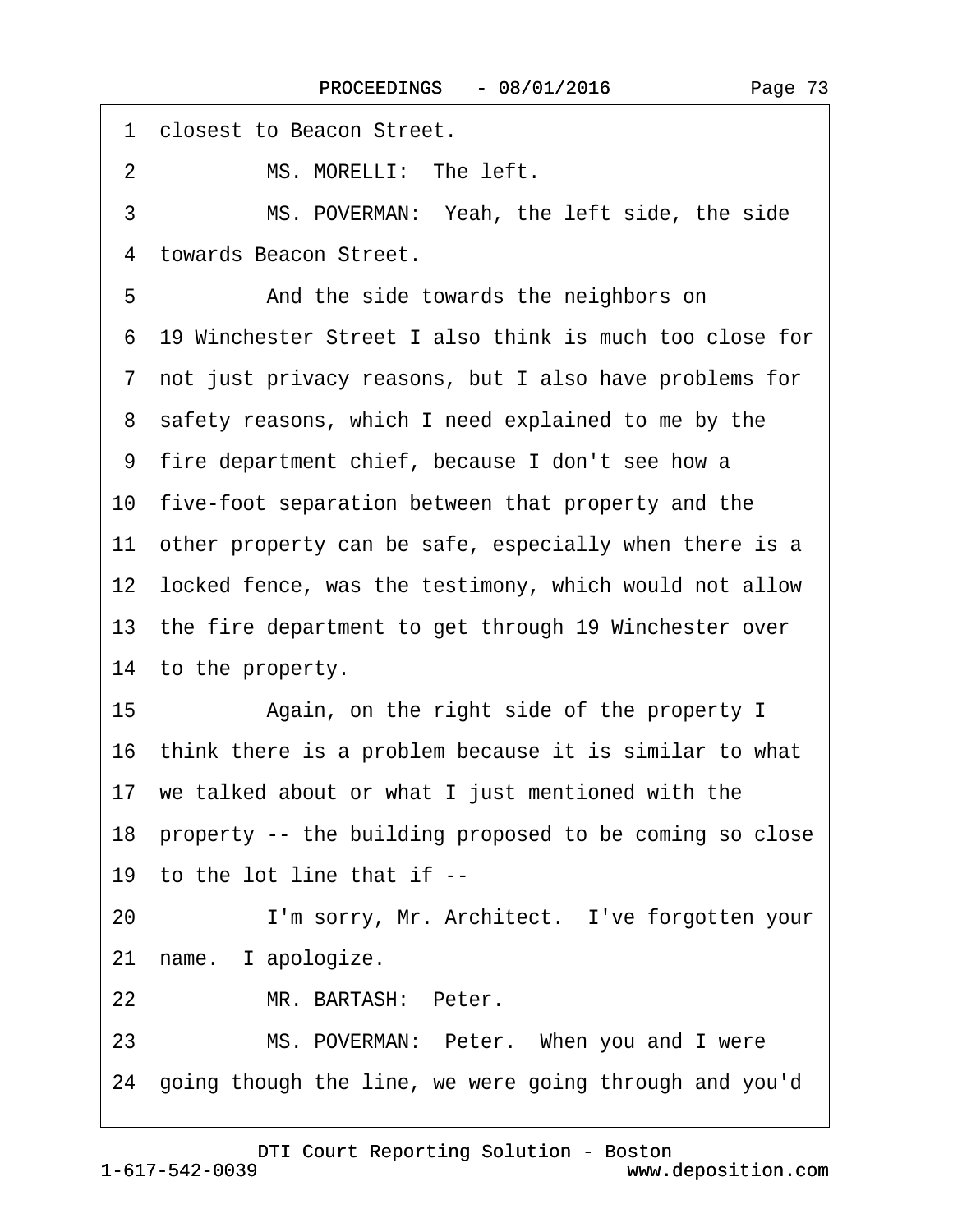1 closest to Beacon Street.

2 MS. MORELLI: The left.

3 MS. POVERMAN: Yeah, the left side, the side

4 towards Beacon Street.

5 And the side towards the neighbors on

6 19 Winchester Street I also think is much too close for

7 not just privacy reasons, but I also have problems for

8 safety reasons, which I need explained to me by the

9 fire department chief, because I don't see how a

10 five-foot separation between that property and the

11 other property can be safe, especially when there is a

12 locked fence, was the testimony, which would not allow

13 the fire department to get through 19 Winchester over

14 to the property.

15 Again, on the right side of the property I

16 think there is a problem because it is similar to what

17 we talked about or what I just mentioned with the

18 property -- the building proposed to be coming so close

19 to the lot line that if --

20 I'm sorry, Mr. Architect. I've forgotten your

21 name. I apologize.

22 MR. BARTASH: Peter.

23 MS. POVERMAN: Peter. When you and I were

24 going though the line, we were going through and you'd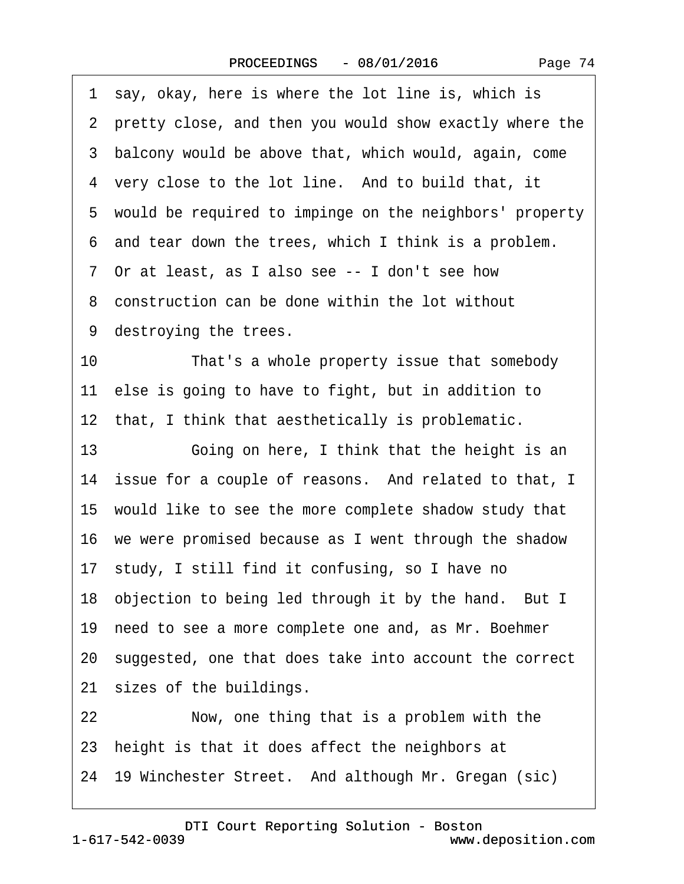1 say, okay, here is where the lot line is, which is
2 pretty close, and then you would show exactly where the
3 balcony would be above that, which would, again, come
4 very close to the lot line. And to build that, it
5 would be required to impinge on the neighbors' property
6 and tear down the trees, which I think is a problem.
7 Or at least, as I also see -- I don't see how
8 construction can be done within the lot without
9 destroying the trees.
10 That's a whole property issue that somebody
11 else is going to have to fight, but in addition to
12 that, I think that aesthetically is problematic.
13 Going on here, I think that the height is an
14 issue for a couple of reasons. And related to that, I
15 would like to see the more complete shadow study that
16 we were promised because as I went through the shadow
17 study, I still find it confusing, so I have no
18 objection to being led through it by the hand. But I
19 need to see a more complete one and, as Mr. Boehmer
20 suggested, one that does take into account the correct
21 sizes of the buildings.
22 Now, one thing that is a problem with the
23 height is that it does affect the neighbors at
24 19 Winchester Street. And although Mr. Gregan (sic)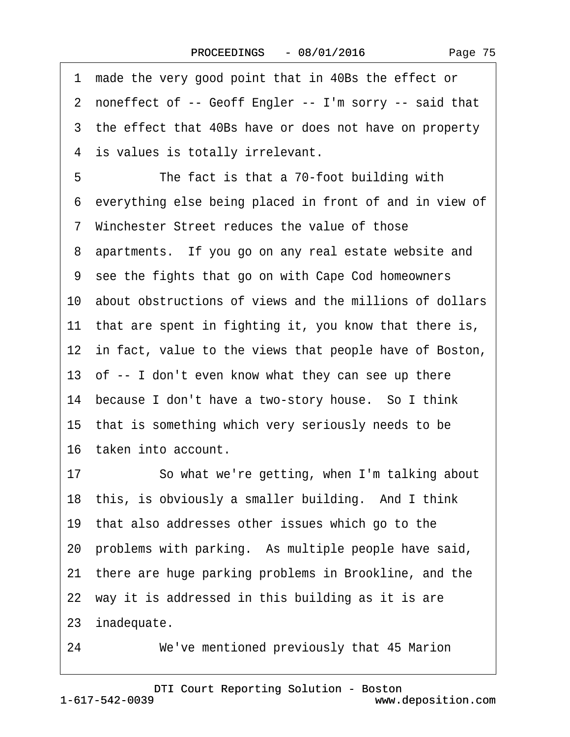1 made the very good point that in 40Bs the effect or
2 noneffect of -- Geoff Engler -- I'm sorry -- said that
3 the effect that 40Bs have or does not have on property
4 is values is totally irrelevant.
5 The fact is that a 70-foot building with
6 everything else being placed in front of and in view of
7 Winchester Street reduces the value of those
8 apartments. If you go on any real estate website and
9 see the fights that go on with Cape Cod homeowners
10 about obstructions of views and the millions of dollars
11 that are spent in fighting it, you know that there is,
12 in fact, value to the views that people have of Boston,
13 of -- I don't even know what they can see up there
14 because I don't have a two-story house. So I think
15 that is something which very seriously needs to be
16 taken into account.
17 So what we're getting, when I'm talking about
18 this, is obviously a smaller building. And I think
19 that also addresses other issues which go to the
20 problems with parking. As multiple people have said,
21 there are huge parking problems in Brookline, and the
22 way it is addressed in this building as it is are
23 inadequate.
24 We've mentioned previously that 45 Marion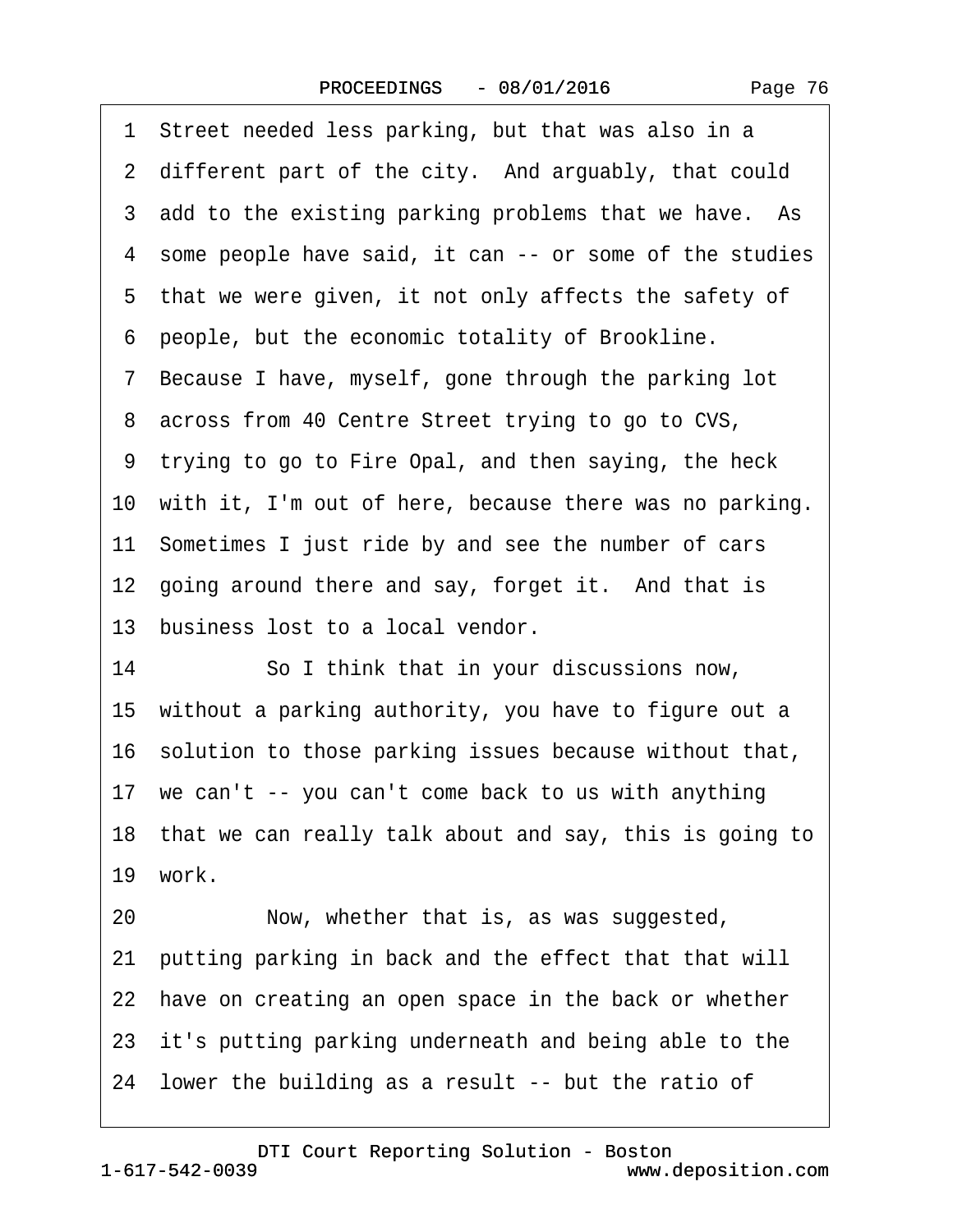1 Street needed less parking, but that was also in a
2 different part of the city. And arguably, that could
3 add to the existing parking problems that we have. As
4 some people have said, it can -- or some of the studies
5 that we were given, it not only affects the safety of
6 people, but the economic totality of Brookline.
7 Because I have, myself, gone through the parking lot
8 across from 40 Centre Street trying to go to CVS,
9 trying to go to Fire Opal, and then saying, the heck
10 with it, I'm out of here, because there was no parking.
11 Sometimes I just ride by and see the number of cars
12 going around there and say, forget it. And that is
13 business lost to a local vendor.
14 So I think that in your discussions now,
15 without a parking authority, you have to figure out a
16 solution to those parking issues because without that,
17 we can't -- you can't come back to us with anything
18 that we can really talk about and say, this is going to
19 work.
20 Now, whether that is, as was suggested,
21 putting parking in back and the effect that that will
22 have on creating an open space in the back or whether
23 it's putting parking underneath and being able to the
24 lower the building as a result -- but the ratio of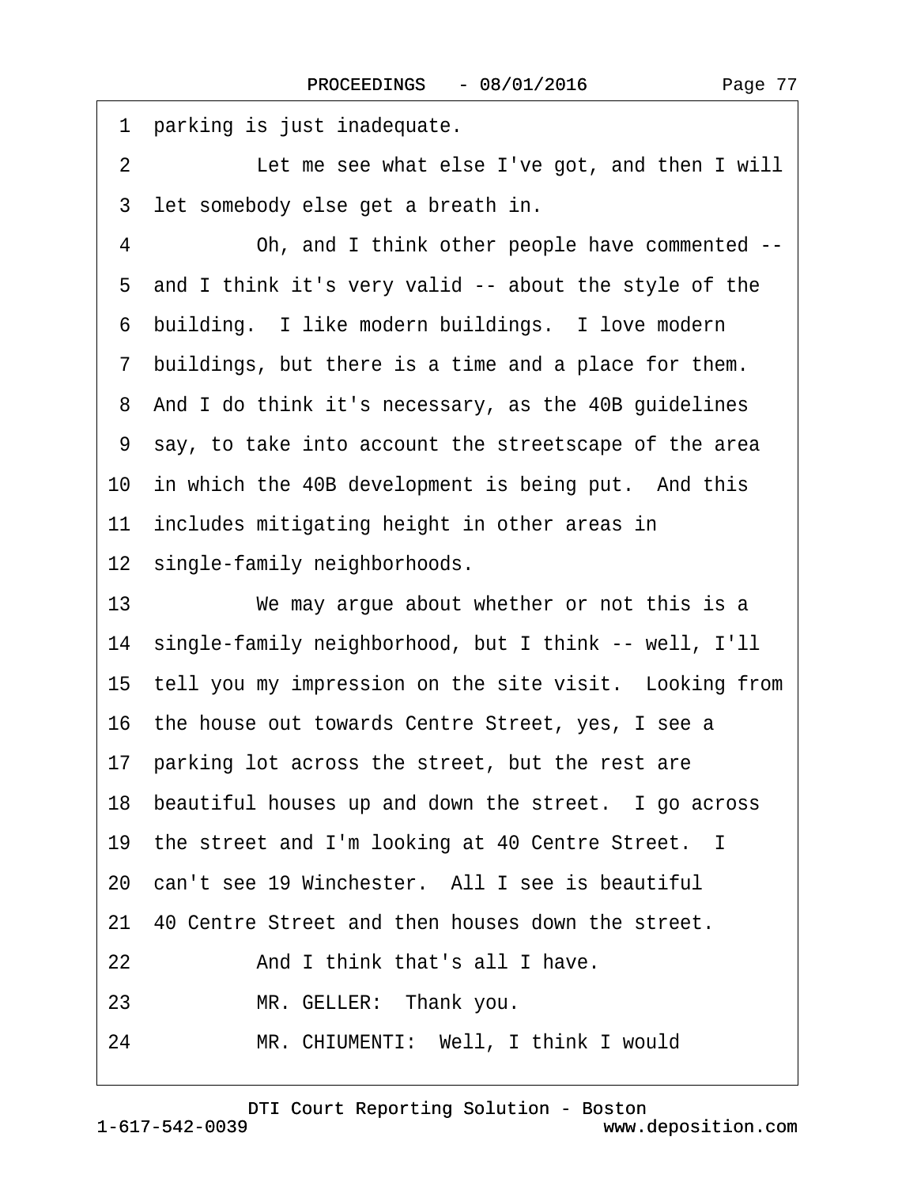1 parking is just inadequate.

2 Let me see what else I've got, and then I will

3 let somebody else get a breath in.

4 Oh, and I think other people have commented --

5 and I think it's very valid -- about the style of the

6 building. I like modern buildings. I love modern

7 buildings, but there is a time and a place for them.

8 And I do think it's necessary, as the 40B guidelines

9 say, to take into account the streetscape of the area

10 in which the 40B development is being put. And this

11 includes mitigating height in other areas in

12 single-family neighborhoods.

13 We may argue about whether or not this is a

14 single-family neighborhood, but I think -- well, I'll

15 tell you my impression on the site visit. Looking from

16 the house out towards Centre Street, yes, I see a

17 parking lot across the street, but the rest are

18 beautiful houses up and down the street. I go across

19 the street and I'm looking at 40 Centre Street. I

20 can't see 19 Winchester. All I see is beautiful

21 40 Centre Street and then houses down the street.

22 And I think that's all I have.

23 MR. GELLER: Thank you.

24 MR. CHIUMENTI: Well, I think I would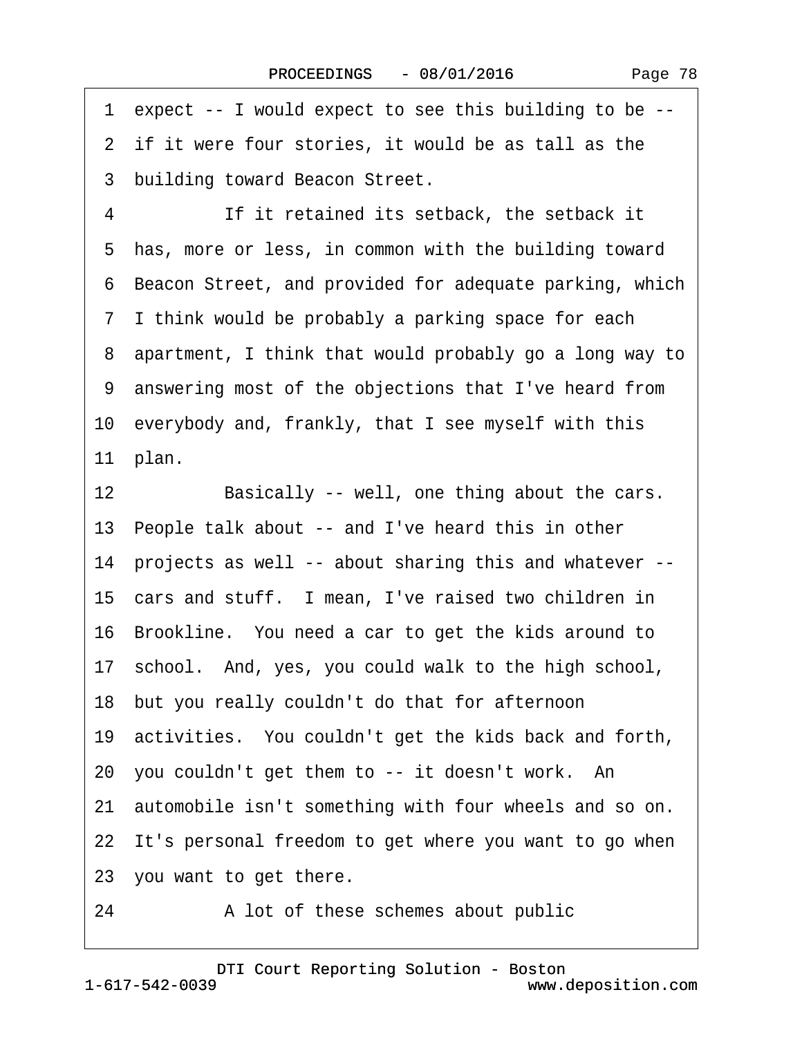1 expect -- I would expect to see this building to be --
2 if it were four stories, it would be as tall as the
3 building toward Beacon Street.
4 If it retained its setback, the setback it
5 has, more or less, in common with the building toward
6 Beacon Street, and provided for adequate parking, which
7 I think would be probably a parking space for each
8 apartment, I think that would probably go a long way to
9 answering most of the objections that I've heard from
10 everybody and, frankly, that I see myself with this
11 plan.
12 Basically -- well, one thing about the cars.
13 People talk about -- and I've heard this in other
14 projects as well -- about sharing this and whatever --
15 cars and stuff. I mean, I've raised two children in
16 Brookline. You need a car to get the kids around to
17 school. And, yes, you could walk to the high school,
18 but you really couldn't do that for afternoon
19 activities. You couldn't get the kids back and forth,
20 you couldn't get them to -- it doesn't work. An
21 automobile isn't something with four wheels and so on.
22 It's personal freedom to get where you want to go when
23 you want to get there.
24 A lot of these schemes about public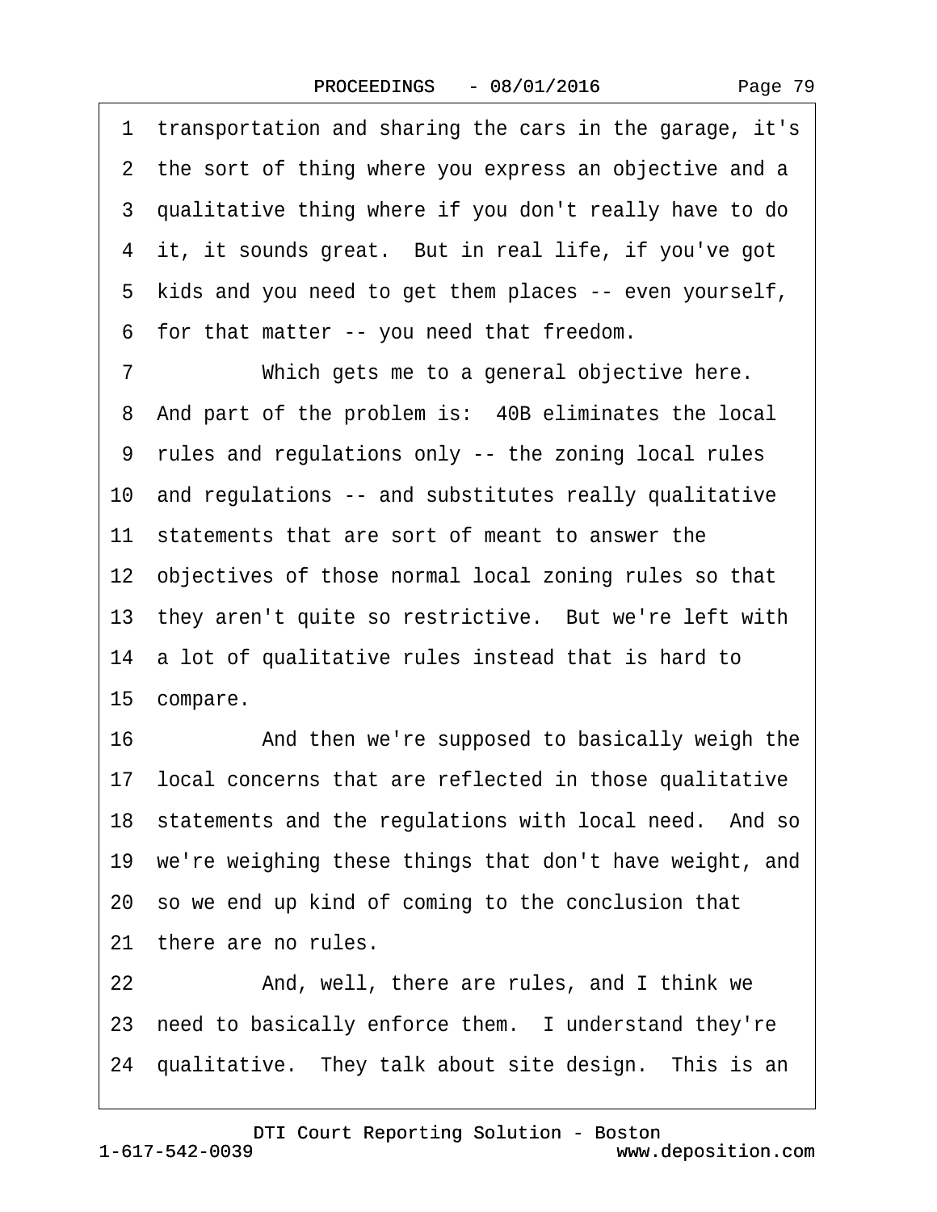1 transportation and sharing the cars in the garage, it's
2 the sort of thing where you express an objective and a
3 qualitative thing where if you don't really have to do
4 it, it sounds great. But in real life, if you've got
5 kids and you need to get them places -- even yourself,
6 for that matter -- you need that freedom.
7 Which gets me to a general objective here.
8 And part of the problem is: 40B eliminates the local
9 rules and regulations only -- the zoning local rules
10 and regulations -- and substitutes really qualitative
11 statements that are sort of meant to answer the
12 objectives of those normal local zoning rules so that
13 they aren't quite so restrictive. But we're left with
14 a lot of qualitative rules instead that is hard to
15 compare.
16 And then we're supposed to basically weigh the
17 local concerns that are reflected in those qualitative
18 statements and the regulations with local need. And so
19 we're weighing these things that don't have weight, and
20 so we end up kind of coming to the conclusion that
21 there are no rules.
22 And, well, there are rules, and I think we
23 need to basically enforce them. I understand they're
24 qualitative. They talk about site design. This is an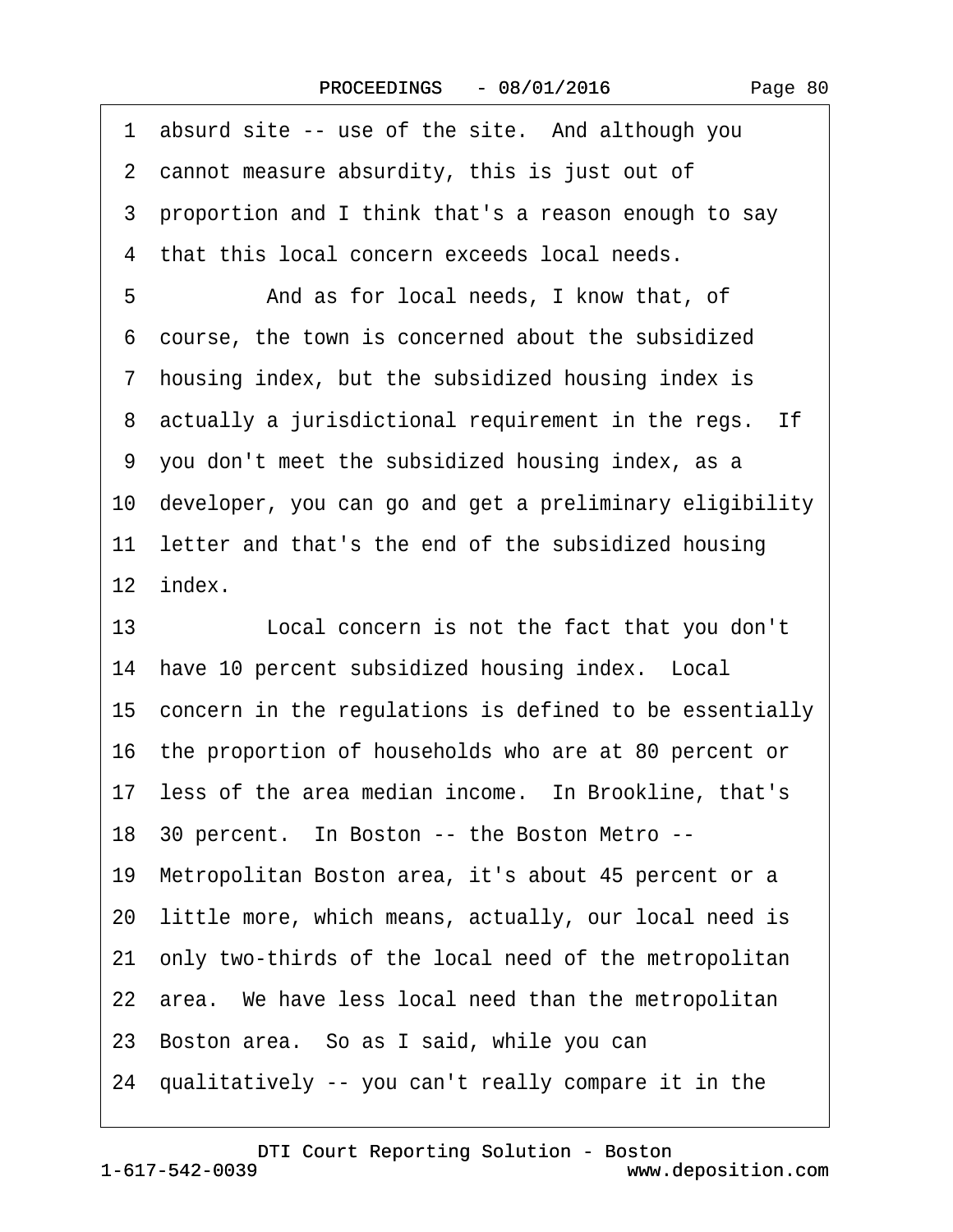1 absurd site -- use of the site. And although you
2 cannot measure absurdity, this is just out of
3 proportion and I think that's a reason enough to say
4 that this local concern exceeds local needs.
5 And as for local needs, I know that, of
6 course, the town is concerned about the subsidized
7 housing index, but the subsidized housing index is
8 actually a jurisdictional requirement in the regs. If
9 you don't meet the subsidized housing index, as a
10 developer, you can go and get a preliminary eligibility
11 letter and that's the end of the subsidized housing
12 index.
13 Local concern is not the fact that you don't
14 have 10 percent subsidized housing index. Local
15 concern in the regulations is defined to be essentially
16 the proportion of households who are at 80 percent or
17 less of the area median income. In Brookline, that's
18 30 percent. In Boston -- the Boston Metro --
19 Metropolitan Boston area, it's about 45 percent or a
20 little more, which means, actually, our local need is
21 only two-thirds of the local need of the metropolitan
22 area. We have less local need than the metropolitan
23 Boston area. So as I said, while you can
24 qualitatively -- you can't really compare it in the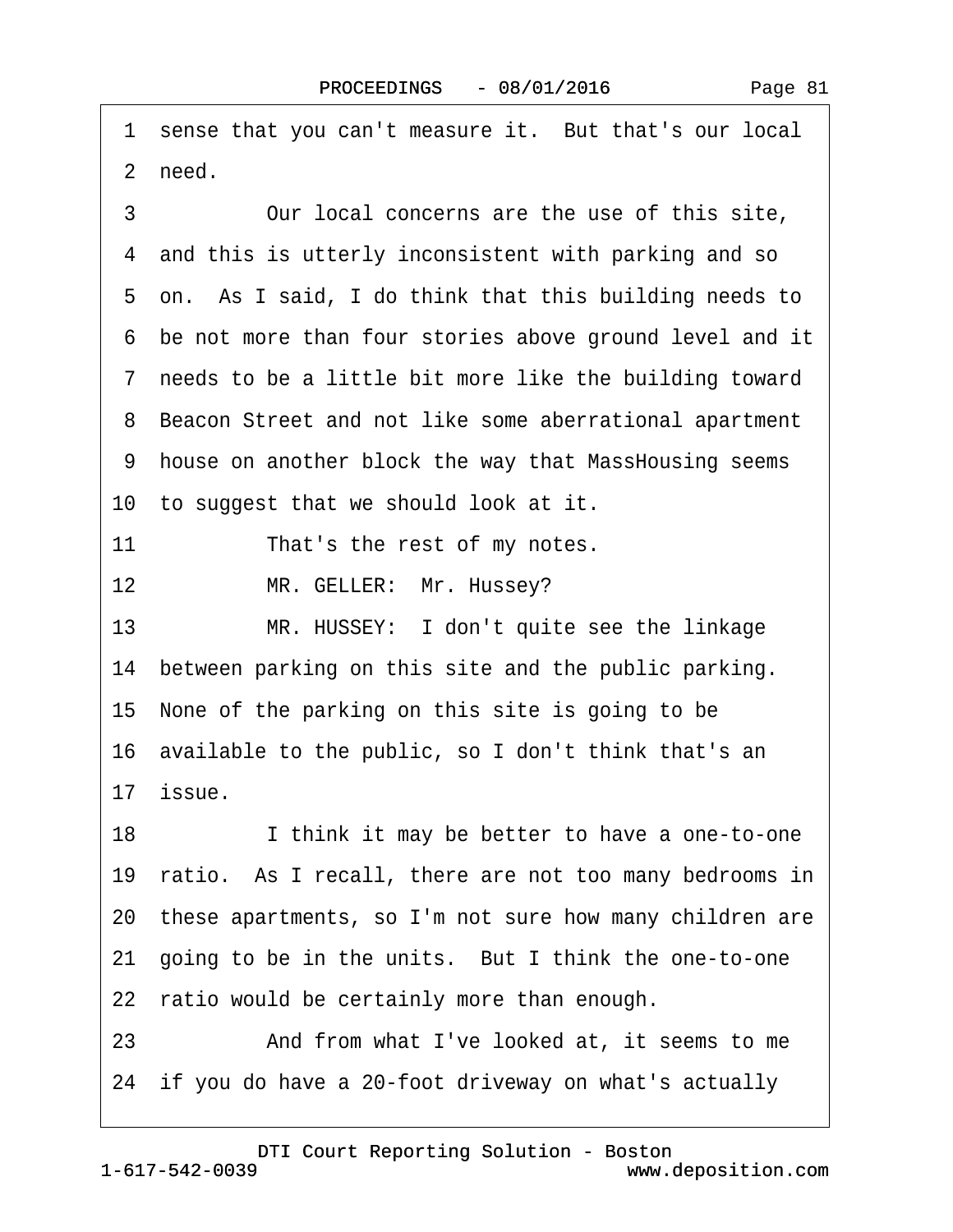1 sense that you can't measure it. But that's our local
2 need.
3 Our local concerns are the use of this site,
4 and this is utterly inconsistent with parking and so
5 on. As I said, I do think that this building needs to
6 be not more than four stories above ground level and it
7 needs to be a little bit more like the building toward
8 Beacon Street and not like some aberrational apartment
9 house on another block the way that MassHousing seems
10 to suggest that we should look at it.
11 That's the rest of my notes.
12 MR. GELLER: Mr. Hussey?
13 MR. HUSSEY: I don't quite see the linkage
14 between parking on this site and the public parking.
15 None of the parking on this site is going to be
16 available to the public, so I don't think that's an
17 issue.
18 I think it may be better to have a one-to-one
19 ratio. As I recall, there are not too many bedrooms in
20 these apartments, so I'm not sure how many children are
21 going to be in the units. But I think the one-to-one
22 ratio would be certainly more than enough.
23 And from what I've looked at, it seems to me
24 if you do have a 20-foot driveway on what's actually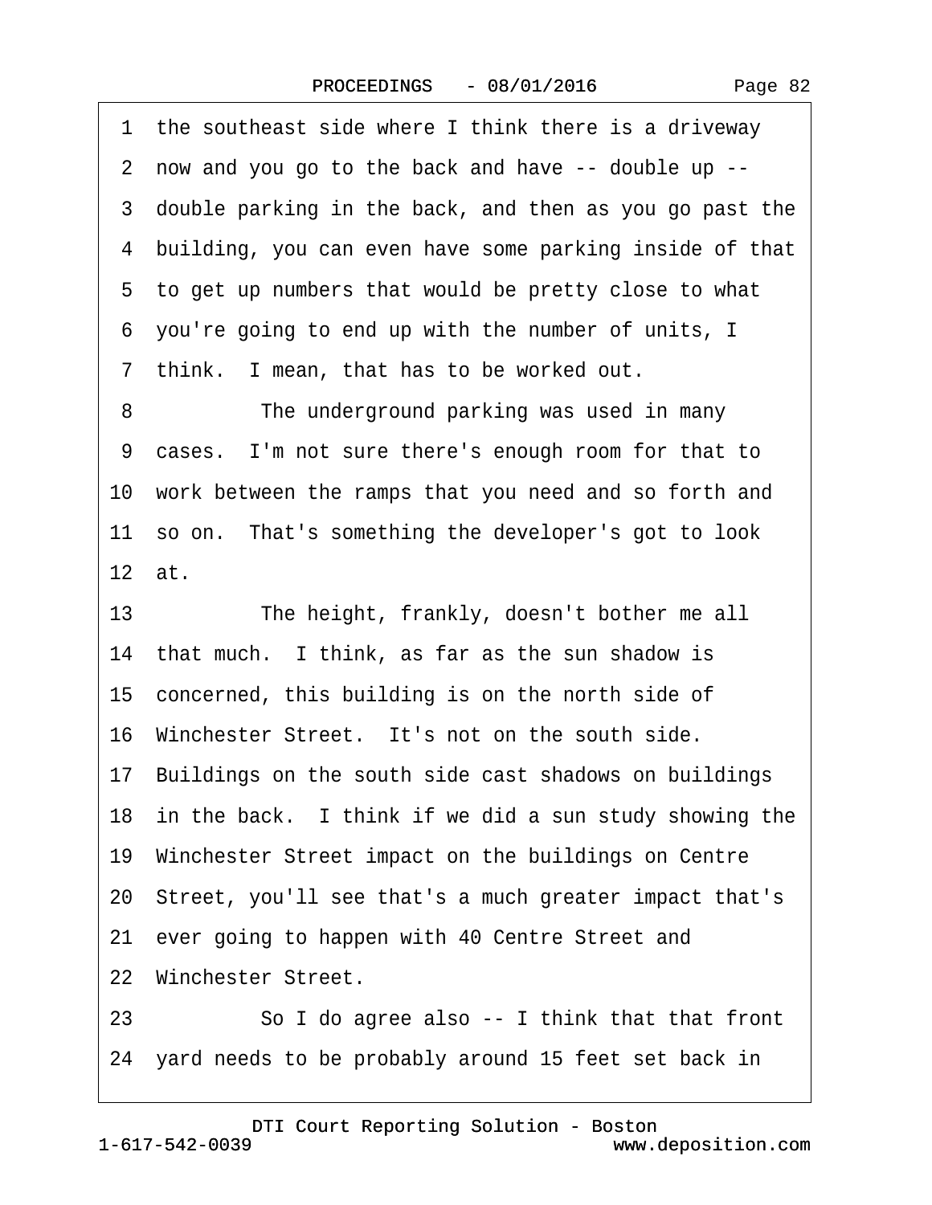1 the southeast side where I think there is a driveway
2 now and you go to the back and have -- double up --
3 double parking in the back, and then as you go past the
4 building, you can even have some parking inside of that
5 to get up numbers that would be pretty close to what
6 you're going to end up with the number of units, I
7 think. I mean, that has to be worked out.
8 The underground parking was used in many
9 cases. I'm not sure there's enough room for that to
10 work between the ramps that you need and so forth and
11 so on. That's something the developer's got to look
12 at.
13 The height, frankly, doesn't bother me all
14 that much. I think, as far as the sun shadow is
15 concerned, this building is on the north side of
16 Winchester Street. It's not on the south side.
17 Buildings on the south side cast shadows on buildings
18 in the back. I think if we did a sun study showing the
19 Winchester Street impact on the buildings on Centre
20 Street, you'll see that's a much greater impact that's
21 ever going to happen with 40 Centre Street and
22 Winchester Street.
23 So I do agree also -- I think that that front
24 yard needs to be probably around 15 feet set back in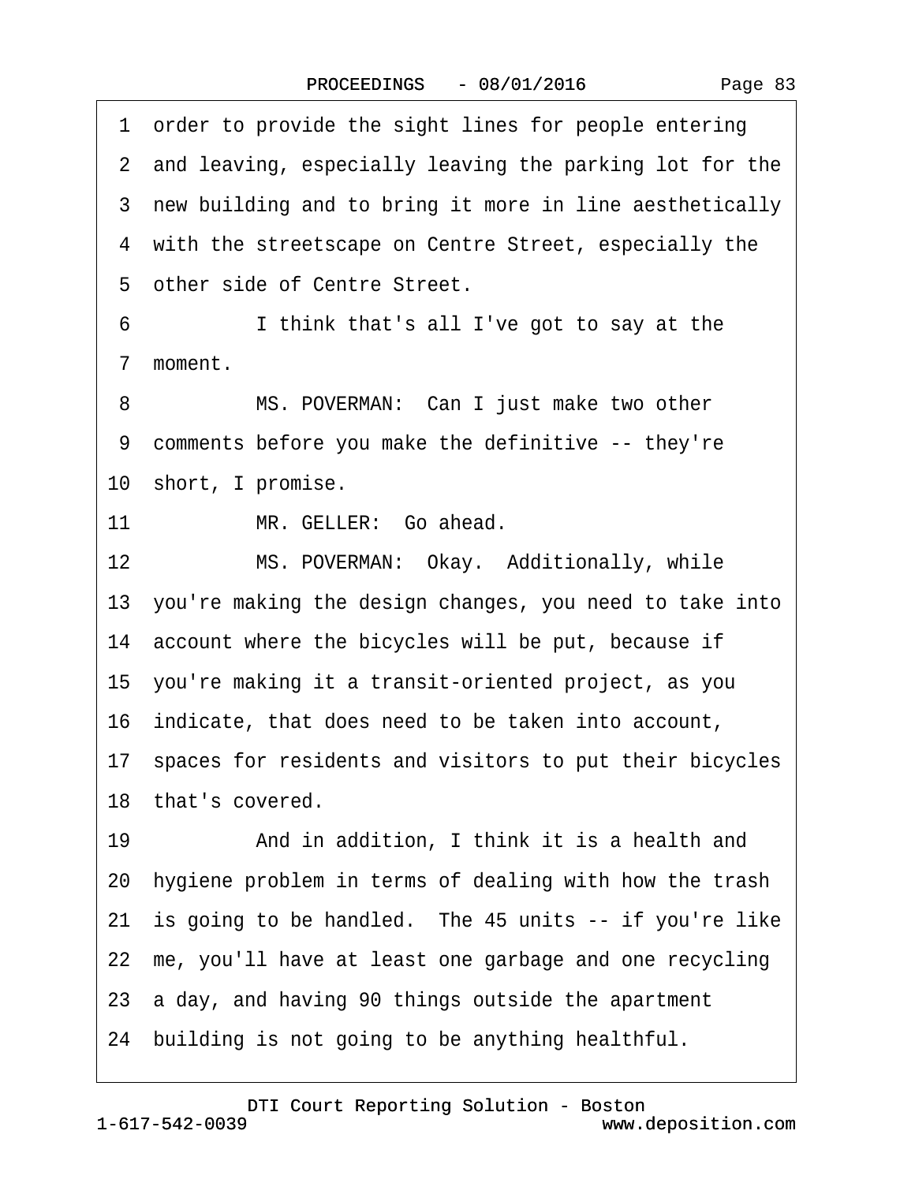1 order to provide the sight lines for people entering
2 and leaving, especially leaving the parking lot for the
3 new building and to bring it more in line aesthetically
4 with the streetscape on Centre Street, especially the
5 other side of Centre Street.
6 I think that's all I've got to say at the
7 moment.
8 MS. POVERMAN: Can I just make two other
9 comments before you make the definitive -- they're
10 short, I promise.
11 MR. GELLER: Go ahead.
12 MS. POVERMAN: Okay. Additionally, while
13 you're making the design changes, you need to take into
14 account where the bicycles will be put, because if
15 you're making it a transit-oriented project, as you
16 indicate, that does need to be taken into account,
17 spaces for residents and visitors to put their bicycles
18 that's covered.
19 And in addition, I think it is a health and
20 hygiene problem in terms of dealing with how the trash
21 is going to be handled. The 45 units -- if you're like
22 me, you'll have at least one garbage and one recycling
23 a day, and having 90 things outside the apartment
24 building is not going to be anything healthful.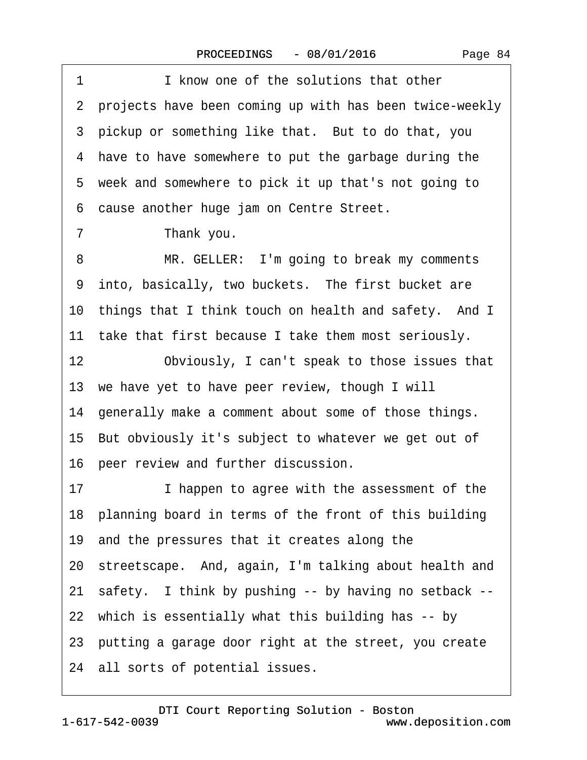1 I know one of the solutions that other
2 projects have been coming up with has been twice-weekly
3 pickup or something like that. But to do that, you
4 have to have somewhere to put the garbage during the
5 week and somewhere to pick it up that's not going to
6 cause another huge jam on Centre Street.
7 Thank you.
8 MR. GELLER: I'm going to break my comments
9 into, basically, two buckets. The first bucket are
10 things that I think touch on health and safety. And I
11 take that first because I take them most seriously.
12 Obviously, I can't speak to those issues that
13 we have yet to have peer review, though I will
14 generally make a comment about some of those things.
15 But obviously it's subject to whatever we get out of
16 peer review and further discussion.
17 I happen to agree with the assessment of the
18 planning board in terms of the front of this building
19 and the pressures that it creates along the
20 streetscape. And, again, I'm talking about health and
21 safety. I think by pushing -- by having no setback --
22 which is essentially what this building has -- by
23 putting a garage door right at the street, you create
24 all sorts of potential issues.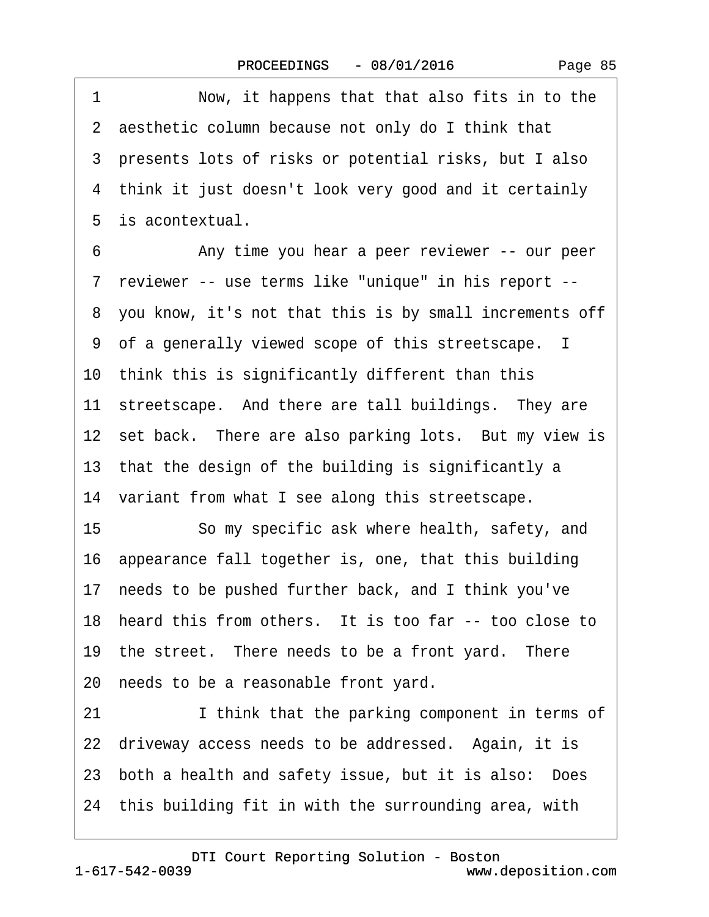1 Now, it happens that that also fits in to the
2 aesthetic column because not only do I think that
3 presents lots of risks or potential risks, but I also
4 think it just doesn't look very good and it certainly
5 is acontextual.
6 Any time you hear a peer reviewer -- our peer
7 reviewer -- use terms like "unique" in his report --
8 you know, it's not that this is by small increments off
9 of a generally viewed scope of this streetscape. I
10 think this is significantly different than this
11 streetscape. And there are tall buildings. They are
12 set back. There are also parking lots. But my view is
13 that the design of the building is significantly a
14 variant from what I see along this streetscape.
15 So my specific ask where health, safety, and
16 appearance fall together is, one, that this building
17 needs to be pushed further back, and I think you've
18 heard this from others. It is too far -- too close to
19 the street. There needs to be a front yard. There
20 needs to be a reasonable front yard.
21 I think that the parking component in terms of
22 driveway access needs to be addressed. Again, it is
23 both a health and safety issue, but it is also: Does
24 this building fit in with the surrounding area, with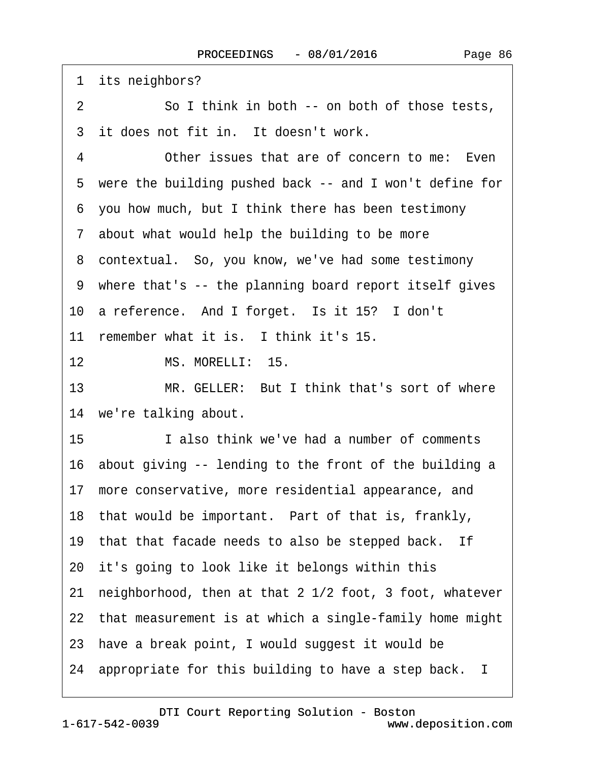1 its neighbors?

2 So I think in both -- on both of those tests,

3 it does not fit in. It doesn't work.

4 Other issues that are of concern to me: Even

5 were the building pushed back -- and I won't define for

6 you how much, but I think there has been testimony

7 about what would help the building to be more

8 contextual. So, you know, we've had some testimony

9 where that's -- the planning board report itself gives

10 a reference. And I forget. Is it 15? I don't

11 remember what it is. I think it's 15.

12 MS. MORELLI: 15.

13 MR. GELLER: But I think that's sort of where

14 we're talking about.

15 I also think we've had a number of comments

16 about giving -- lending to the front of the building a

17 more conservative, more residential appearance, and

18 that would be important. Part of that is, frankly,

19 that that facade needs to also be stepped back. If

20 it's going to look like it belongs within this

21 neighborhood, then at that 2 1/2 foot, 3 foot, whatever

22 that measurement is at which a single-family home might

23 have a break point, I would suggest it would be

24 appropriate for this building to have a step back. I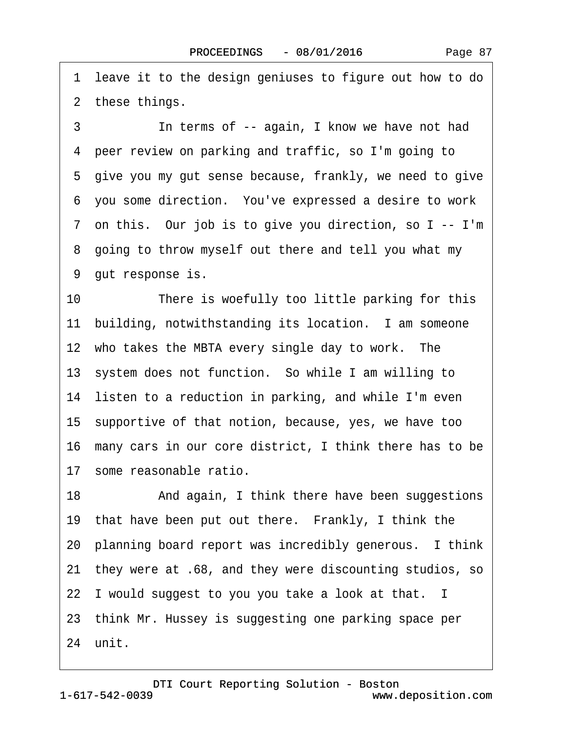1 leave it to the design geniuses to figure out how to do
2 these things.
3 In terms of -- again, I know we have not had
4 peer review on parking and traffic, so I'm going to
5 give you my gut sense because, frankly, we need to give
6 you some direction. You've expressed a desire to work
7 on this. Our job is to give you direction, so I -- I'm
8 going to throw myself out there and tell you what my
9 gut response is.
10 There is woefully too little parking for this
11 building, notwithstanding its location. I am someone
12 who takes the MBTA every single day to work. The
13 system does not function. So while I am willing to
14 listen to a reduction in parking, and while I'm even
15 supportive of that notion, because, yes, we have too
16 many cars in our core district, I think there has to be
17 some reasonable ratio.
18 And again, I think there have been suggestions
19 that have been put out there. Frankly, I think the
20 planning board report was incredibly generous. I think
21 they were at .68, and they were discounting studios, so
22 I would suggest to you you take a look at that. I
23 think Mr. Hussey is suggesting one parking space per
24 unit.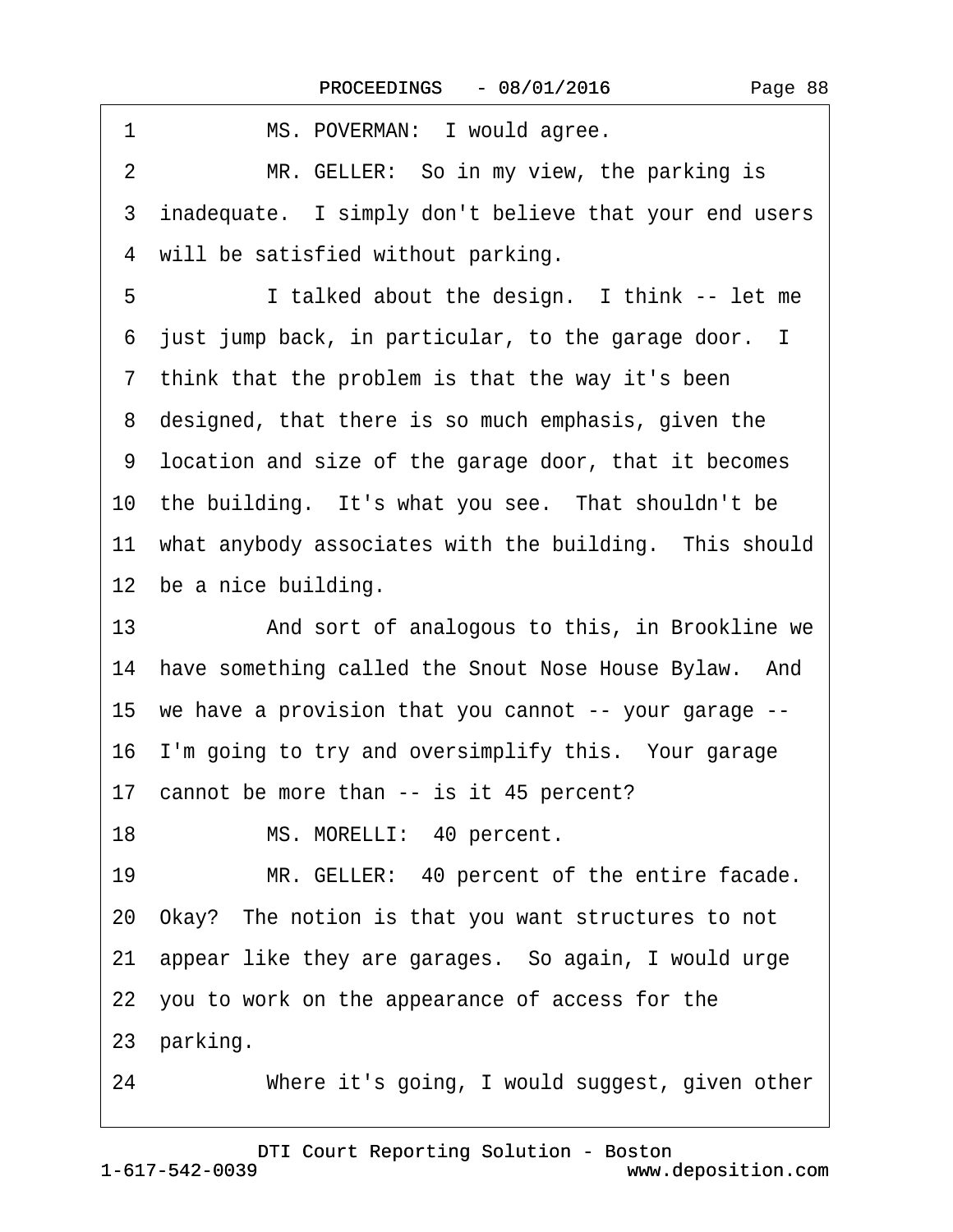1 MS. POVERMAN: I would agree.

2 MR. GELLER: So in my view, the parking is

3 inadequate. I simply don't believe that your end users

4 will be satisfied without parking.

5 I talked about the design. I think -- let me

6 just jump back, in particular, to the garage door. I

7 think that the problem is that the way it's been

8 designed, that there is so much emphasis, given the

9 location and size of the garage door, that it becomes

10 the building. It's what you see. That shouldn't be

11 what anybody associates with the building. This should

12 be a nice building.

13 And sort of analogous to this, in Brookline we

14 have something called the Snout Nose House Bylaw. And

15 we have a provision that you cannot -- your garage --

16 I'm going to try and oversimplify this. Your garage

17 cannot be more than -- is it 45 percent?

18 MS. MORELLI: 40 percent.

19 MR. GELLER: 40 percent of the entire facade.

20 Okay? The notion is that you want structures to not

21 appear like they are garages. So again, I would urge

22 you to work on the appearance of access for the

23 parking.

24 Where it's going, I would suggest, given other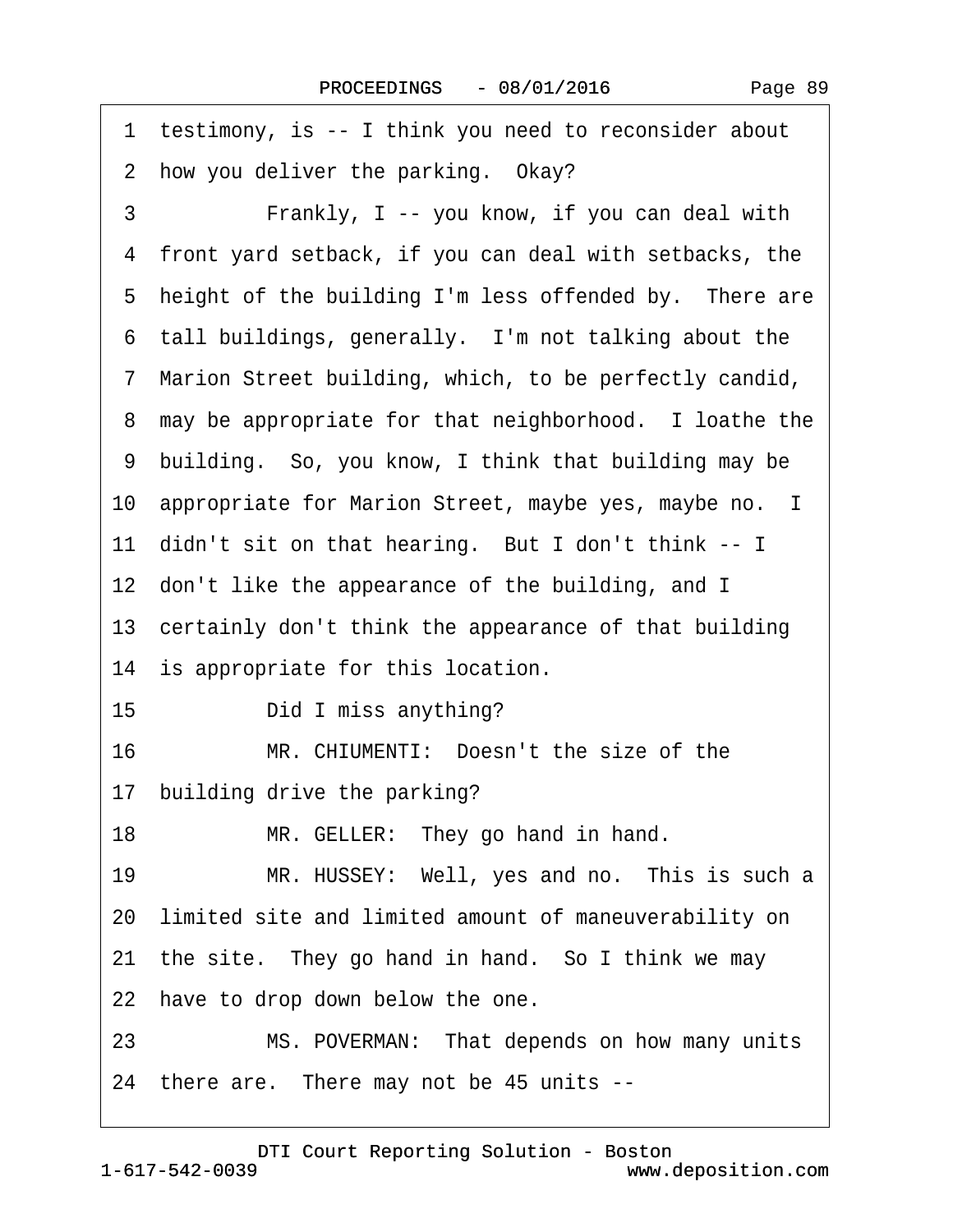1 testimony, is -- I think you need to reconsider about
2 how you deliver the parking. Okay?
3 Frankly, I -- you know, if you can deal with
4 front yard setback, if you can deal with setbacks, the
5 height of the building I'm less offended by. There are
6 tall buildings, generally. I'm not talking about the
7 Marion Street building, which, to be perfectly candid,
8 may be appropriate for that neighborhood. I loathe the
9 building. So, you know, I think that building may be
10 appropriate for Marion Street, maybe yes, maybe no. I
11 didn't sit on that hearing. But I don't think -- I
12 don't like the appearance of the building, and I
13 certainly don't think the appearance of that building
14 is appropriate for this location.
15 Did I miss anything?
16 MR. CHIUMENTI: Doesn't the size of the
17 building drive the parking?
18 MR. GELLER: They go hand in hand.
19 MR. HUSSEY: Well, yes and no. This is such a
20 limited site and limited amount of maneuverability on
21 the site. They go hand in hand. So I think we may
22 have to drop down below the one.
23 MS. POVERMAN: That depends on how many units
24 there are. There may not be 45 units --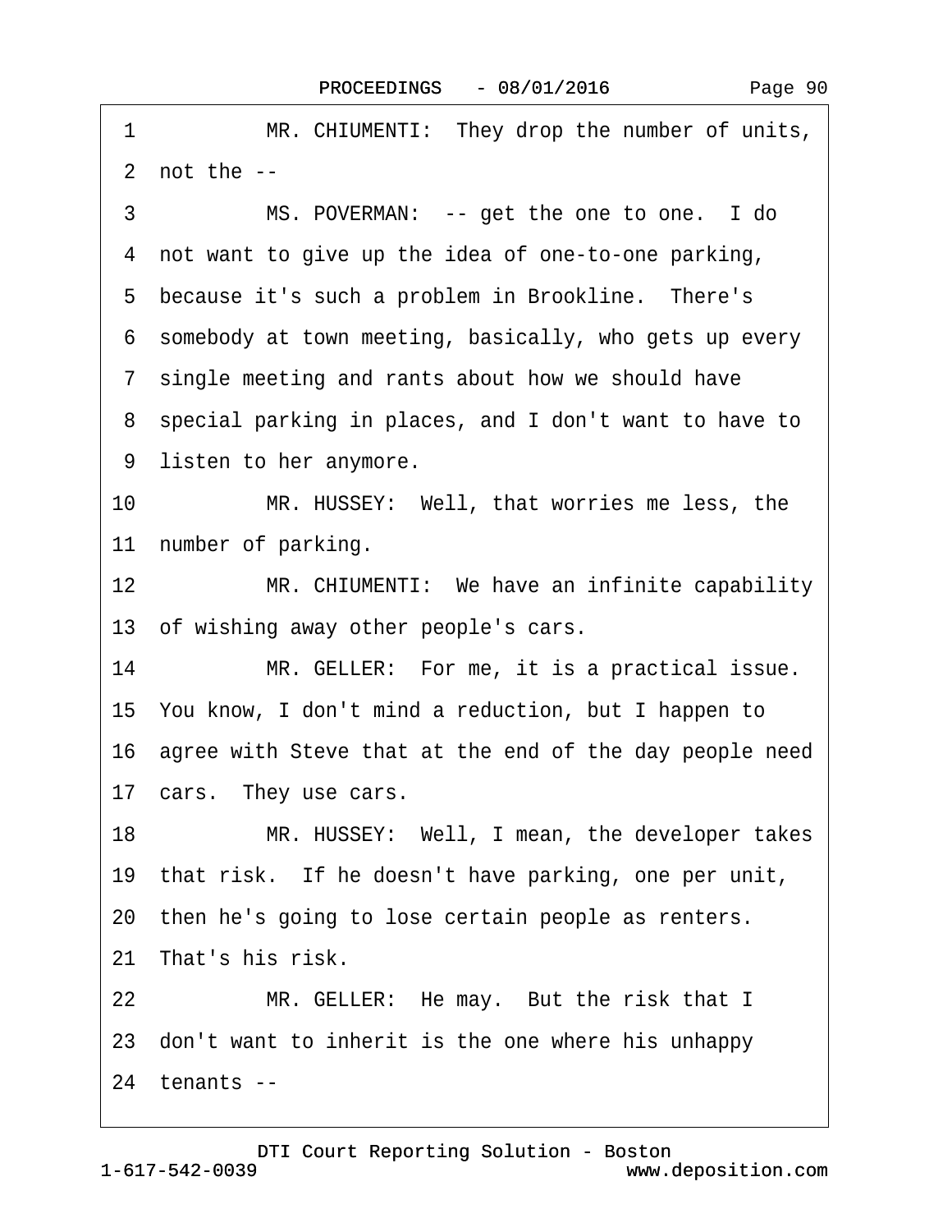1 MR. CHIUMENTI: They drop the number of units,

2 not the --

3 MS. POVERMAN: -- get the one to one. I do

4 not want to give up the idea of one-to-one parking,

5 because it's such a problem in Brookline. There's

6 somebody at town meeting, basically, who gets up every

7 single meeting and rants about how we should have

8 special parking in places, and I don't want to have to

9 listen to her anymore.

10 MR. HUSSEY: Well, that worries me less, the

11 number of parking.

12 MR. CHIUMENTI: We have an infinite capability

13 of wishing away other people's cars.

14 MR. GELLER: For me, it is a practical issue.

15 You know, I don't mind a reduction, but I happen to

16 agree with Steve that at the end of the day people need

17 cars. They use cars.

18 MR. HUSSEY: Well, I mean, the developer takes

19 that risk. If he doesn't have parking, one per unit,

20 then he's going to lose certain people as renters.

21 That's his risk.

22 MR. GELLER: He may. But the risk that I

23 don't want to inherit is the one where his unhappy

24 tenants --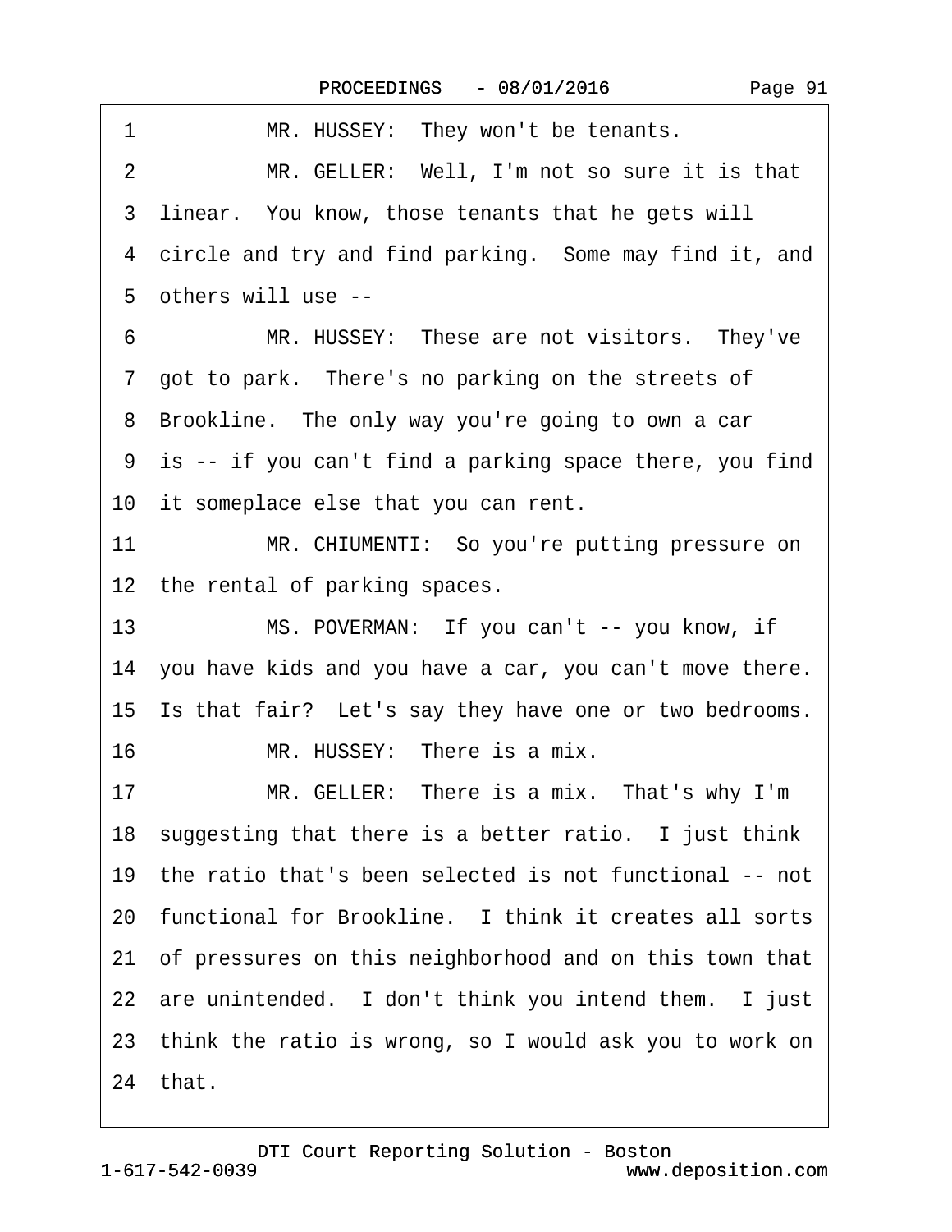1 MR. HUSSEY: They won't be tenants.

2 MR. GELLER: Well, I'm not so sure it is that

3 linear. You know, those tenants that he gets will

4 circle and try and find parking. Some may find it, and

5 others will use --

6 MR. HUSSEY: These are not visitors. They've

7 got to park. There's no parking on the streets of

8 Brookline. The only way you're going to own a car

9 is -- if you can't find a parking space there, you find

10 it someplace else that you can rent.

11 MR. CHIUMENTI: So you're putting pressure on

12 the rental of parking spaces.

13 MS. POVERMAN: If you can't -- you know, if

14 you have kids and you have a car, you can't move there.

15 Is that fair? Let's say they have one or two bedrooms.

16 MR. HUSSEY: There is a mix.

17 MR. GELLER: There is a mix. That's why I'm

18 suggesting that there is a better ratio. I just think

19 the ratio that's been selected is not functional -- not

20 functional for Brookline. I think it creates all sorts

21 of pressures on this neighborhood and on this town that

22 are unintended. I don't think you intend them. I just

23 think the ratio is wrong, so I would ask you to work on

24 that.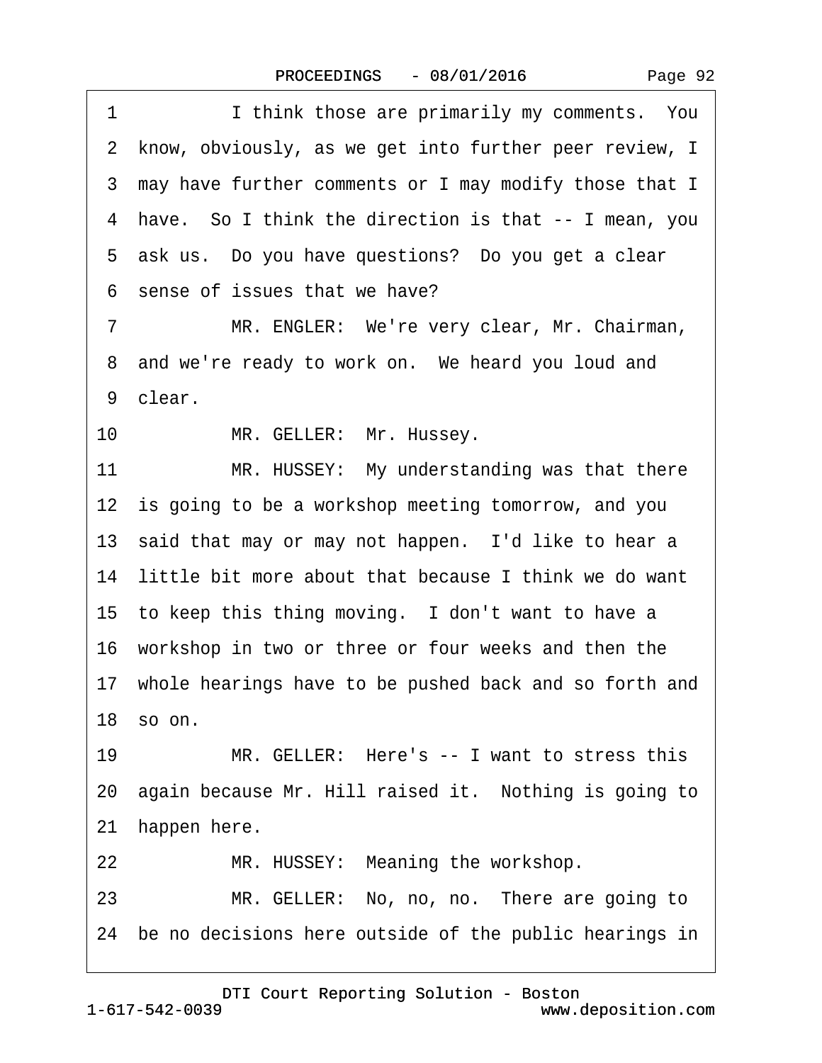1 I think those are primarily my comments. You
2 know, obviously, as we get into further peer review, I
3 may have further comments or I may modify those that I
4 have. So I think the direction is that -- I mean, you
5 ask us. Do you have questions? Do you get a clear
6 sense of issues that we have?
7 MR. ENGLER: We're very clear, Mr. Chairman,
8 and we're ready to work on. We heard you loud and
9 clear.
10 MR. GELLER: Mr. Hussey.
11 MR. HUSSEY: My understanding was that there
12 is going to be a workshop meeting tomorrow, and you
13 said that may or may not happen. I'd like to hear a
14 little bit more about that because I think we do want
15 to keep this thing moving. I don't want to have a
16 workshop in two or three or four weeks and then the
17 whole hearings have to be pushed back and so forth and
18 so on.
19 MR. GELLER: Here's -- I want to stress this
20 again because Mr. Hill raised it. Nothing is going to
21 happen here.
22 MR. HUSSEY: Meaning the workshop.
23 MR. GELLER: No, no, no. There are going to
24 be no decisions here outside of the public hearings in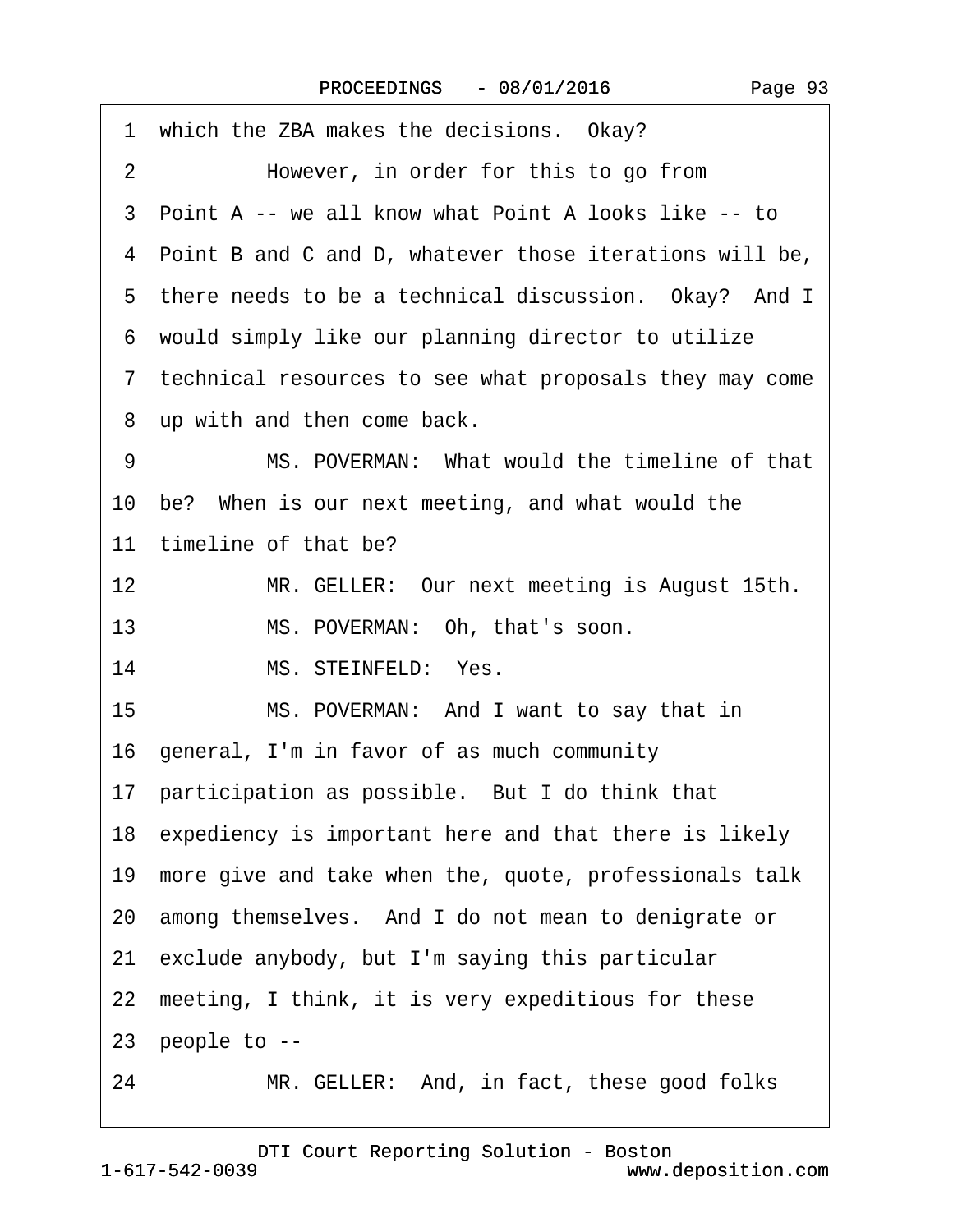1 which the ZBA makes the decisions. Okay?

2 However, in order for this to go from

3 Point A -- we all know what Point A looks like -- to

4 Point B and C and D, whatever those iterations will be,

5 there needs to be a technical discussion. Okay? And I

6 would simply like our planning director to utilize

7 technical resources to see what proposals they may come

8 up with and then come back.

9 MS. POVERMAN: What would the timeline of that

10 be? When is our next meeting, and what would the

11 timeline of that be?

12 MR. GELLER: Our next meeting is August 15th.

13 MS. POVERMAN: Oh, that's soon.

14 MS. STEINFELD: Yes.

15 MS. POVERMAN: And I want to say that in

16 general, I'm in favor of as much community

17 participation as possible. But I do think that

18 expediency is important here and that there is likely

19 more give and take when the, quote, professionals talk

20 among themselves. And I do not mean to denigrate or

21 exclude anybody, but I'm saying this particular

22 meeting, I think, it is very expeditious for these

23 people to --

24 MR. GELLER: And, in fact, these good folks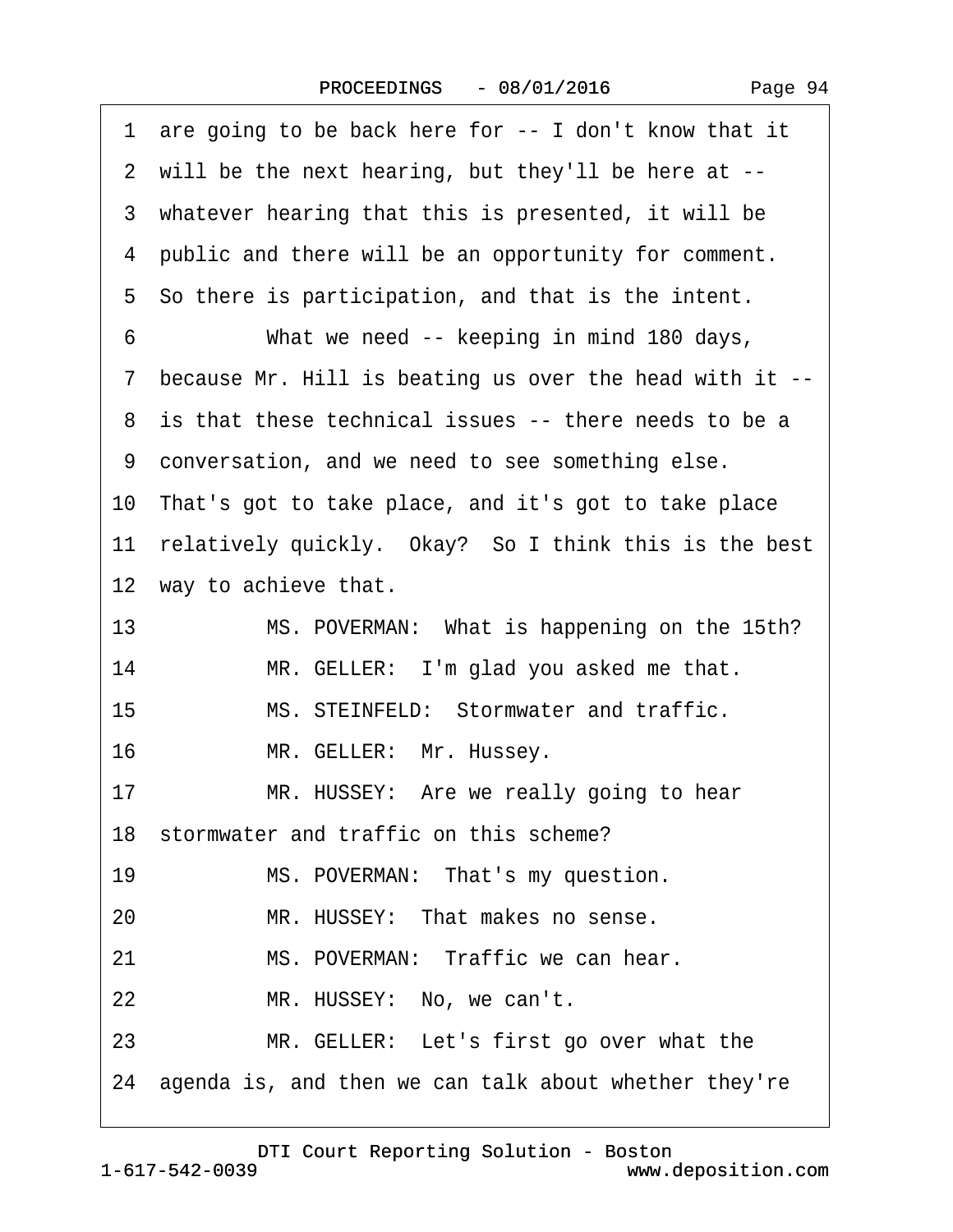1 are going to be back here for -- I don't know that it
2 will be the next hearing, but they'll be here at --
3 whatever hearing that this is presented, it will be
4 public and there will be an opportunity for comment.
5 So there is participation, and that is the intent.
6 What we need -- keeping in mind 180 days,
7 because Mr. Hill is beating us over the head with it --
8 is that these technical issues -- there needs to be a
9 conversation, and we need to see something else.
10 That's got to take place, and it's got to take place
11 relatively quickly. Okay? So I think this is the best
12 way to achieve that.
13 MS. POVERMAN: What is happening on the 15th?
14 MR. GELLER: I'm glad you asked me that.
15 MS. STEINFELD: Stormwater and traffic.
16 MR. GELLER: Mr. Hussey.
17 MR. HUSSEY: Are we really going to hear
18 stormwater and traffic on this scheme?
19 MS. POVERMAN: That's my question.
20 MR. HUSSEY: That makes no sense.
21 MS. POVERMAN: Traffic we can hear.
22 MR. HUSSEY: No, we can't.
23 MR. GELLER: Let's first go over what the
24 agenda is, and then we can talk about whether they're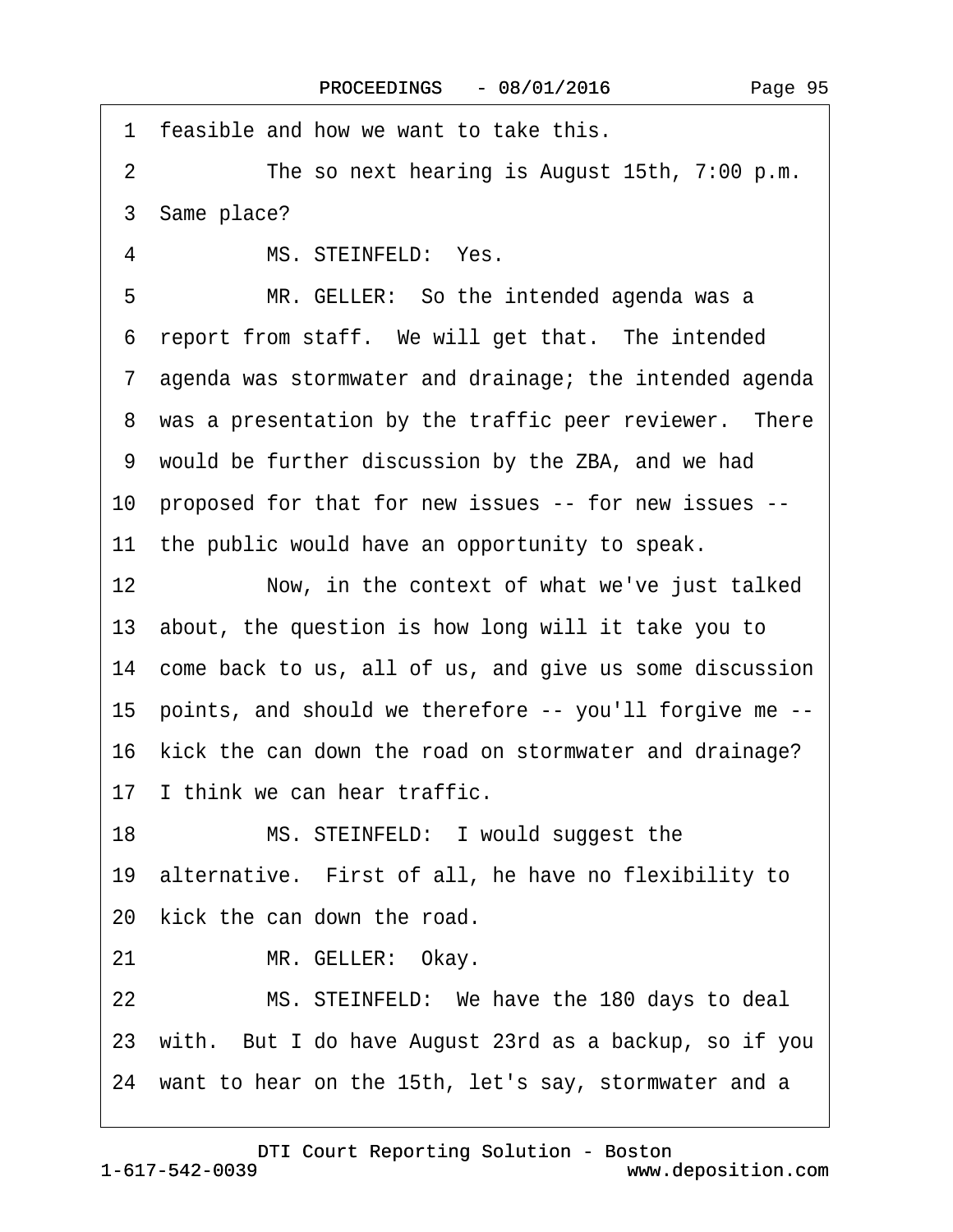1 feasible and how we want to take this.

2 The so next hearing is August 15th, 7:00 p.m.

3 Same place?

4 MS. STEINFELD: Yes.

5 MR. GELLER: So the intended agenda was a

6 report from staff. We will get that. The intended

7 agenda was stormwater and drainage; the intended agenda

8 was a presentation by the traffic peer reviewer. There

9 would be further discussion by the ZBA, and we had

10 proposed for that for new issues -- for new issues --

11 the public would have an opportunity to speak.

12 Now, in the context of what we've just talked

13 about, the question is how long will it take you to

14 come back to us, all of us, and give us some discussion

15 points, and should we therefore -- you'll forgive me --

16 kick the can down the road on stormwater and drainage?

17 I think we can hear traffic.

18 MS. STEINFELD: I would suggest the

19 alternative. First of all, he have no flexibility to

20 kick the can down the road.

21 MR. GELLER: Okay.

22 MS. STEINFELD: We have the 180 days to deal

23 with. But I do have August 23rd as a backup, so if you

24 want to hear on the 15th, let's say, stormwater and a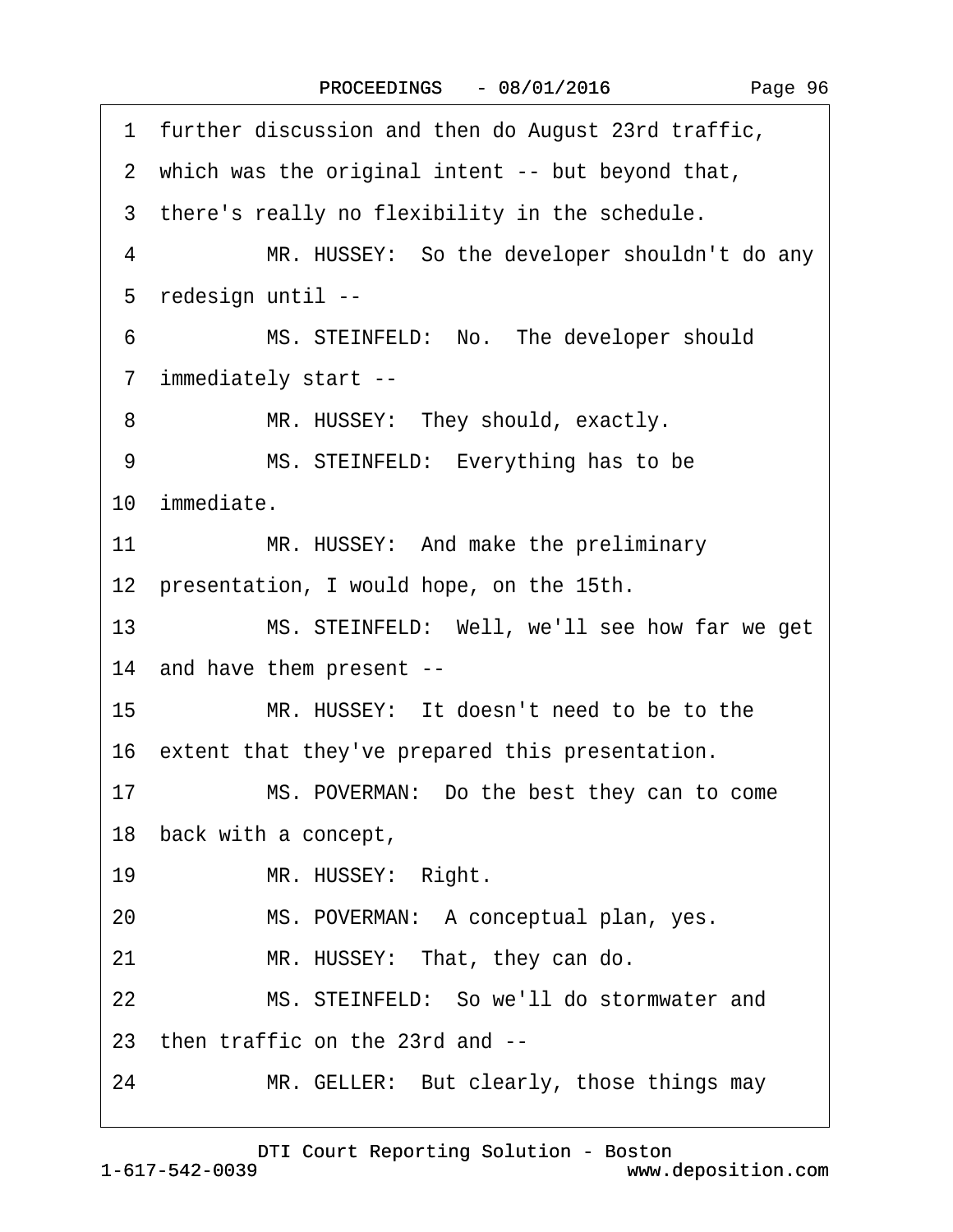1 further discussion and then do August 23rd traffic,

2 which was the original intent -- but beyond that,

3 there's really no flexibility in the schedule.

4 MR. HUSSEY: So the developer shouldn't do any

5 redesign until --

6 MS. STEINFELD: No. The developer should

7 immediately start --

8 MR. HUSSEY: They should, exactly.

9 MS. STEINFELD: Everything has to be

10 immediate.

11 MR. HUSSEY: And make the preliminary

12 presentation, I would hope, on the 15th.

13 MS. STEINFELD: Well, we'll see how far we get

14 and have them present --

15 MR. HUSSEY: It doesn't need to be to the

16 extent that they've prepared this presentation.

17 MS. POVERMAN: Do the best they can to come

18 back with a concept,

19 MR. HUSSEY: Right.

20 MS. POVERMAN: A conceptual plan, yes.

21 MR. HUSSEY: That, they can do.

22 MS. STEINFELD: So we'll do stormwater and

23 then traffic on the 23rd and --

24 MR. GELLER: But clearly, those things may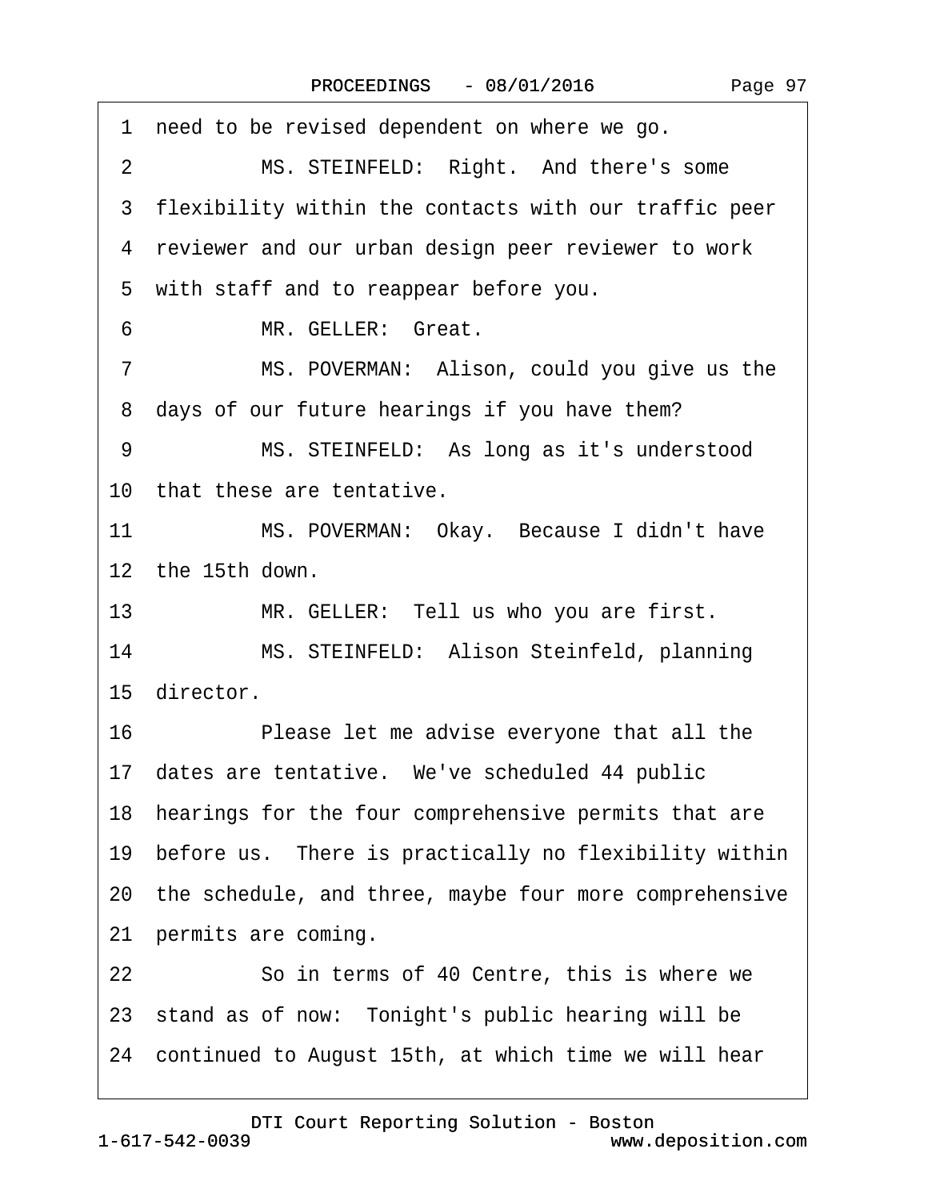1 need to be revised dependent on where we go.

2 MS. STEINFELD: Right. And there's some

3 flexibility within the contacts with our traffic peer

4 reviewer and our urban design peer reviewer to work

5 with staff and to reappear before you.

6 MR. GELLER: Great.

7 MS. POVERMAN: Alison, could you give us the

8 days of our future hearings if you have them?

9 MS. STEINFELD: As long as it's understood

10 that these are tentative.

11 MS. POVERMAN: Okay. Because I didn't have

12 the 15th down.

13 MR. GELLER: Tell us who you are first.

14 MS. STEINFELD: Alison Steinfeld, planning

15 director.

16 Please let me advise everyone that all the

17 dates are tentative. We've scheduled 44 public

18 hearings for the four comprehensive permits that are

19 before us. There is practically no flexibility within

20 the schedule, and three, maybe four more comprehensive

21 permits are coming.

22 So in terms of 40 Centre, this is where we

23 stand as of now: Tonight's public hearing will be

24 continued to August 15th, at which time we will hear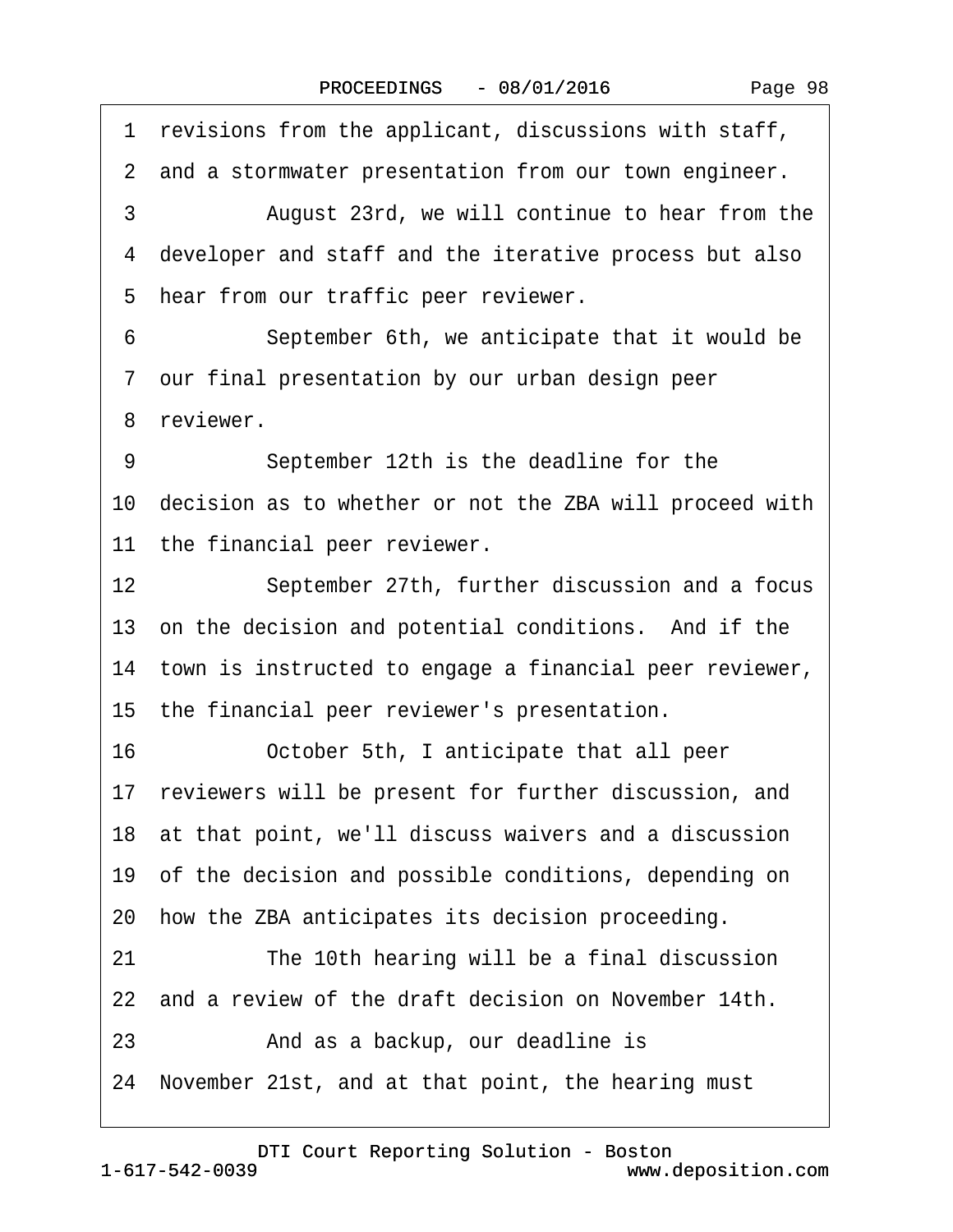1 revisions from the applicant, discussions with staff,

2 and a stormwater presentation from our town engineer.

3 August 23rd, we will continue to hear from the

4 developer and staff and the iterative process but also

5 hear from our traffic peer reviewer.

6 September 6th, we anticipate that it would be

7 our final presentation by our urban design peer

8 reviewer.

9 September 12th is the deadline for the

10 decision as to whether or not the ZBA will proceed with

11 the financial peer reviewer.

12 September 27th, further discussion and a focus

13 on the decision and potential conditions. And if the

14 town is instructed to engage a financial peer reviewer,

15 the financial peer reviewer's presentation.

16 October 5th, I anticipate that all peer

17 reviewers will be present for further discussion, and

18 at that point, we'll discuss waivers and a discussion

19 of the decision and possible conditions, depending on

20 how the ZBA anticipates its decision proceeding.

21 The 10th hearing will be a final discussion

22 and a review of the draft decision on November 14th.

23 And as a backup, our deadline is

24 November 21st, and at that point, the hearing must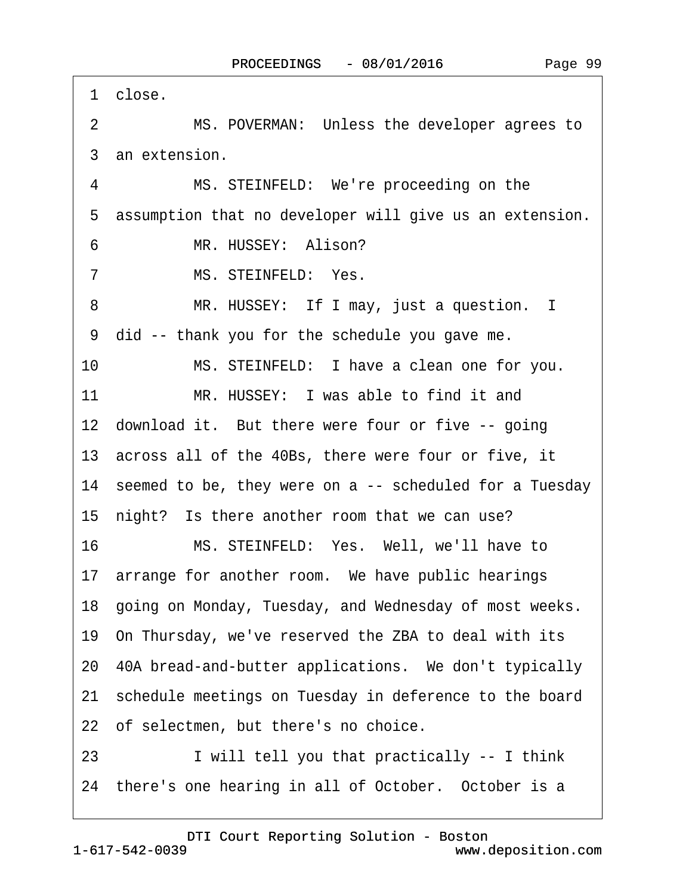1 close.

2 MS. POVERMAN: Unless the developer agrees to

3 an extension.

4 MS. STEINFELD: We're proceeding on the

5 assumption that no developer will give us an extension.

6 MR. HUSSEY: Alison?

7 MS. STEINFELD: Yes.

8 MR. HUSSEY: If I may, just a question. I

9 did -- thank you for the schedule you gave me.

10 MS. STEINFELD: I have a clean one for you.

11 MR. HUSSEY: I was able to find it and

12 download it. But there were four or five -- going

13 across all of the 40Bs, there were four or five, it

14 seemed to be, they were on a -- scheduled for a Tuesday

15 night? Is there another room that we can use?

16 MS. STEINFELD: Yes. Well, we'll have to

17 arrange for another room. We have public hearings

18 going on Monday, Tuesday, and Wednesday of most weeks.

19 On Thursday, we've reserved the ZBA to deal with its

20 40A bread-and-butter applications. We don't typically

21 schedule meetings on Tuesday in deference to the board

22 of selectmen, but there's no choice.

23 I will tell you that practically -- I think

24 there's one hearing in all of October. October is a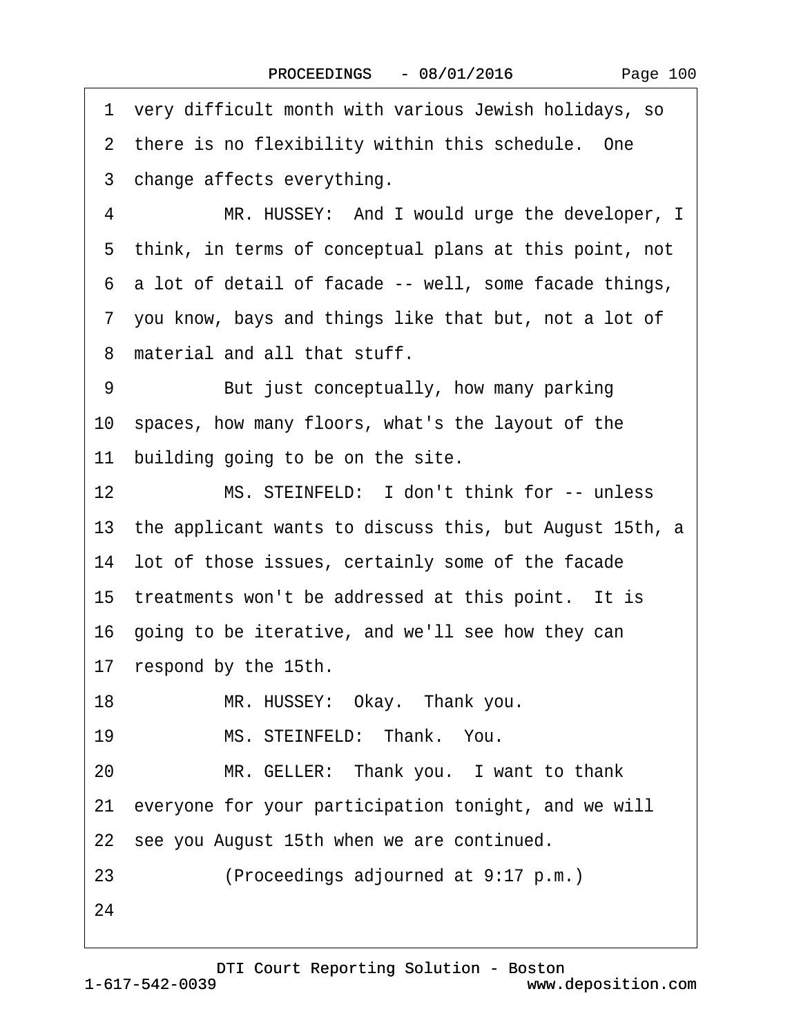1 very difficult month with various Jewish holidays, so
2 there is no flexibility within this schedule. One
3 change affects everything.
4 MR. HUSSEY: And I would urge the developer, I
5 think, in terms of conceptual plans at this point, not
6 a lot of detail of facade -- well, some facade things,
7 you know, bays and things like that but, not a lot of
8 material and all that stuff.
9 But just conceptually, how many parking
10 spaces, how many floors, what's the layout of the
11 building going to be on the site.
12 MS. STEINFELD: I don't think for -- unless
13 the applicant wants to discuss this, but August 15th, a
14 lot of those issues, certainly some of the facade
15 treatments won't be addressed at this point. It is
16 going to be iterative, and we'll see how they can
17 respond by the 15th.
18 MR. HUSSEY: Okay. Thank you.
19 MS. STEINFELD: Thank. You.
20 MR. GELLER: Thank you. I want to thank
21 everyone for your participation tonight, and we will
22 see you August 15th when we are continued.
23 (Proceedings adjourned at 9:17 p.m.)
24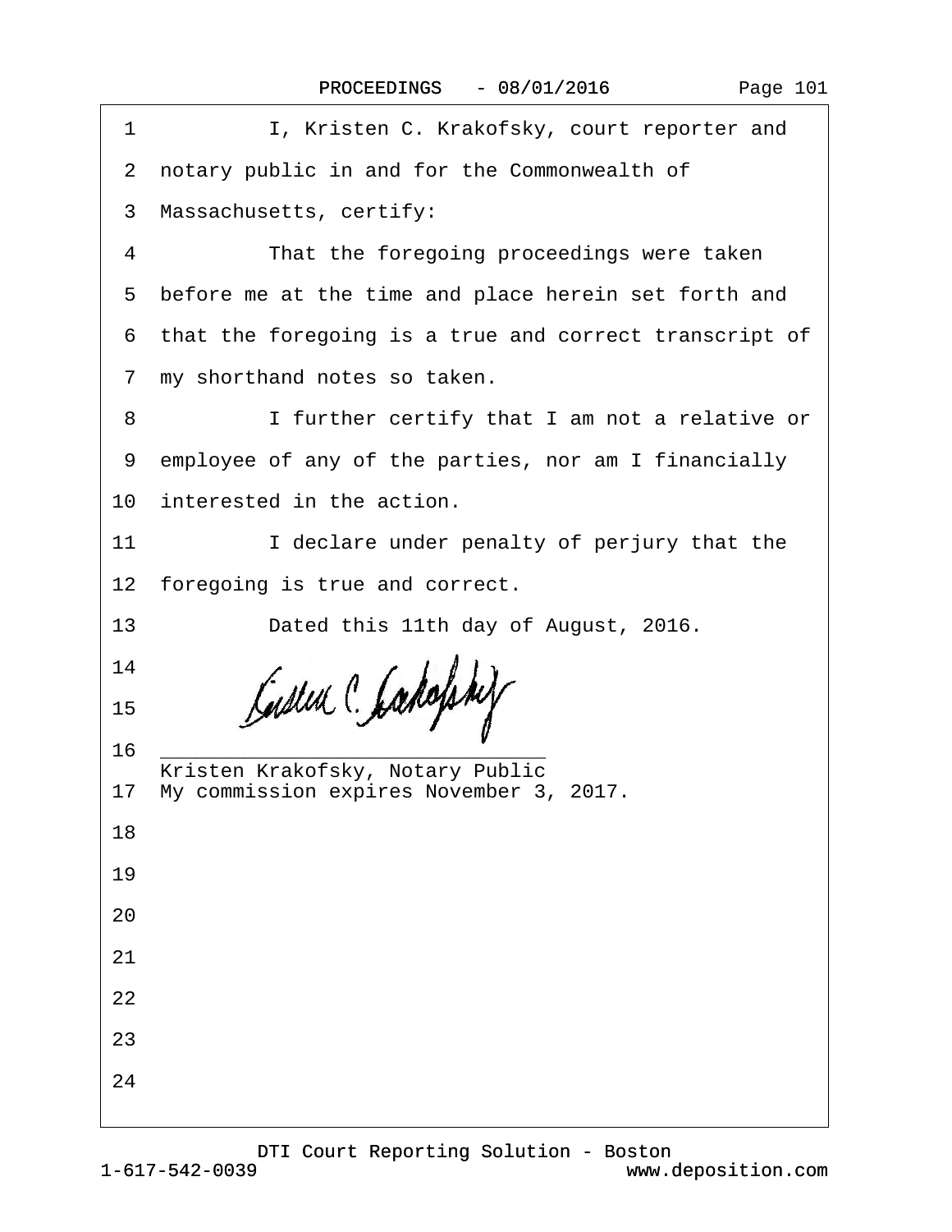1 I, Kristen C. Krakofsky, court reporter and
2 notary public in and for the Commonwealth of
3 Massachusetts, certify:
4 That the foregoing proceedings were taken
5 before me at the time and place herein set forth and
6 that the foregoing is a true and correct transcript of
7 my shorthand notes so taken.
8 I further certify that I am not a relative or
9 employee of any of the parties, nor am I financially
10 interested in the action.
11 I declare under penalty of perjury that the
12 foregoing is true and correct.
13 Dated this 11th day of August, 2016.
14
15
16 ________________________________
Kristen Krakofsky, Notary Public
17 My commission expires November 3, 2017.
18
19
20
21
22
23
24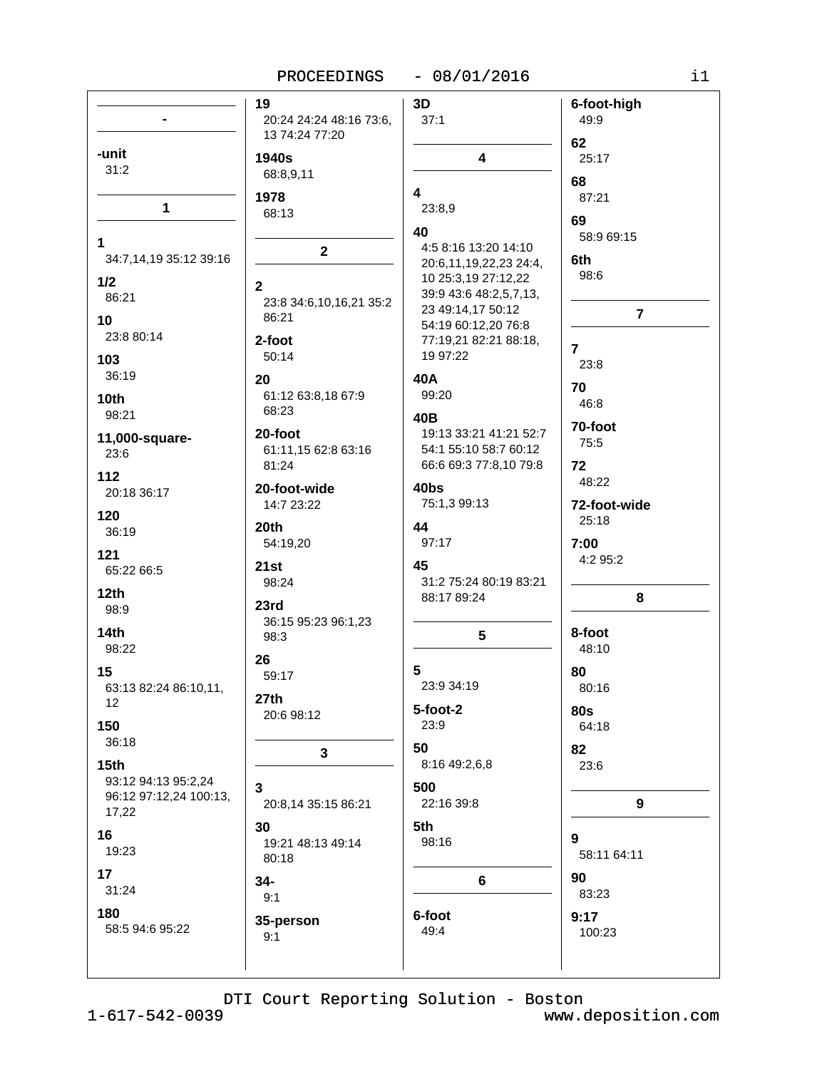## -

**-unit**
31:2

## 1

**1**
34:7,14,19 35:12 39:16

**1/2**
86:21

**10**
23:8 80:14

**103**
36:19

**10th**
98:21

**11,000-square-**
23:6

**112**
20:18 36:17

**120**
36:19

**121**
65:22 66:5

**12th**
98:9

**14th**
98:22

**15**
63:13 82:24 86:10,11, 12

**150**
36:18

**15th**
93:12 94:13 95:2,24 96:12 97:12,24 100:13, 17,22

**16**
19:23

**17**
31:24

**180**
58:5 94:6 95:22

**19**
20:24 24:24 48:16 73:6, 13 74:24 77:20

**1940s**
68:8,9,11

**1978**
68:13

## 2

**2**
23:8 34:6,10,16,21 35:2 86:21

**2-foot**
50:14

**20**
61:12 63:8,18 67:9 68:23

**20-foot**
61:11,15 62:8 63:16 81:24

**20-foot-wide**
14:7 23:22

**20th**
54:19,20

**21st**
98:24

**23rd**
36:15 95:23 96:1,23 98:3

**26**
59:17

**27th**
20:6 98:12

## 3

**3**
20:8,14 35:15 86:21

**30**
19:21 48:13 49:14 80:18

**34-**
9:1

**35-person**
9:1

**3D**
37:1

## 4

**4**
23:8,9

**40**
4:5 8:16 13:20 14:10 20:6,11,19,22,23 24:4, 10 25:3,19 27:12,22 39:9 43:6 48:2,5,7,13, 23 49:14,17 50:12 54:19 60:12,20 76:8 77:19,21 82:21 88:18, 19 97:22

**40A**
99:20

**40B**
19:13 33:21 41:21 52:7 54:1 55:10 58:7 60:12 66:6 69:3 77:8,10 79:8

**40bs**
75:1,3 99:13

**44**
97:17

**45**
31:2 75:24 80:19 83:21 88:17 89:24

## 5

**5**
23:9 34:19

**5-foot-2**
23:9

**50**
8:16 49:2,6,8

**500**
22:16 39:8

**5th**
98:16

## 6

**6-foot**
49:4

**6-foot-high**
49:9

**62**
25:17

**68**
87:21

**69**
58:9 69:15

**6th**
98:6

## 7

**7**
23:8

**70**
46:8

**70-foot**
75:5

**72**
48:22

**72-foot-wide**
25:18

**7:00**
4:2 95:2

## 8

**8-foot**
48:10

**80**
80:16

**80s**
64:18

**82**
23:6

## 9

**9**
58:11 64:11

**90**
83:23

**9:17**
100:23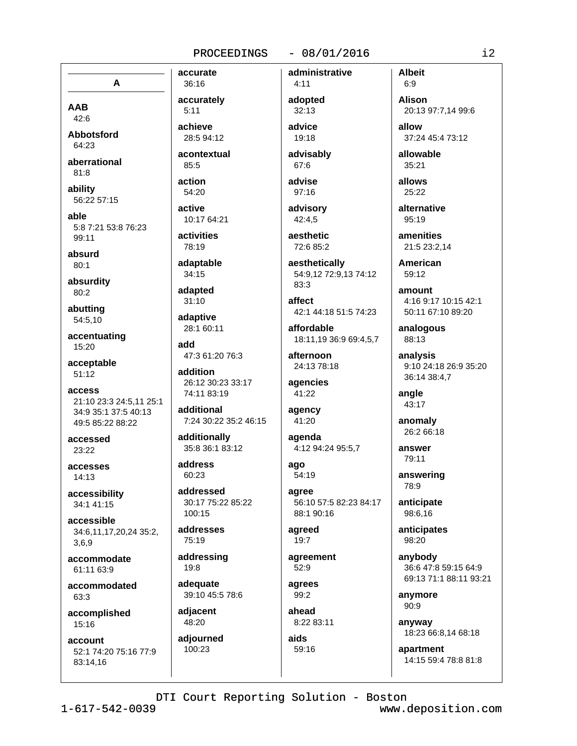## A

**AAB**
42:6

**Abbotsford**
64:23

**aberrational**
81:8

**ability**
56:22 57:15

**able**
5:8 7:21 53:8 76:23 99:11

**absurd**
80:1

**absurdity**
80:2

**abutting**
54:5,10

**accentuating**
15:20

**acceptable**
51:12

**access**
21:10 23:3 24:5,11 25:1 34:9 35:1 37:5 40:13 49:5 85:22 88:22

**accessed**
23:22

**accesses**
14:13

**accessibility**
34:1 41:15

**accessible**
34:6,11,17,20,24 35:2,3,6,9

**accommodate**
61:11 63:9

**accommodated**
63:3

**accomplished**
15:16

**account**
52:1 74:20 75:16 77:9 83:14,16

**accurate**
36:16

**accurately**
5:11

**achieve**
28:5 94:12

**acontextual**
85:5

**action**
54:20

**active**
10:17 64:21

**activities**
78:19

**adaptable**
34:15

**adapted**
31:10

**adaptive**
28:1 60:11

**add**
47:3 61:20 76:3

**addition**
26:12 30:23 33:17 74:11 83:19

**additional**
7:24 30:22 35:2 46:15

**additionally**
35:8 36:1 83:12

**address**
60:23

**addressed**
30:17 75:22 85:22 100:15

**addresses**
75:19

**addressing**
19:8

**adequate**
39:10 45:5 78:6

**adjacent**
48:20

**adjourned**
100:23

**administrative**
4:11

**adopted**
32:13

**advice**
19:18

**advisably**
67:6

**advise**
97:16

**advisory**
42:4,5

**aesthetic**
72:6 85:2

**aesthetically**
54:9,12 72:9,13 74:12 83:3

**affect**
42:1 44:18 51:5 74:23

**affordable**
18:11,19 36:9 69:4,5,7

**afternoon**
24:13 78:18

**agencies**
41:22

**agency**
41:20

**agenda**
4:12 94:24 95:5,7

**ago**
54:19

**agree**
56:10 57:5 82:23 84:17 88:1 90:16

**agreed**
19:7

**agreement**
52:9

**agrees**
99:2

**ahead**
8:22 83:11

**aids**
59:16

**Albeit**
6:9

**Alison**
20:13 97:7,14 99:6

**allow**
37:24 45:4 73:12

**allowable**
35:21

**allows**
25:22

**alternative**
95:19

**amenities**
21:5 23:2,14

**American**
59:12

**amount**
4:16 9:17 10:15 42:1 50:11 67:10 89:20

**analogous**
88:13

**analysis**
9:10 24:18 26:9 35:20 36:14 38:4,7

**angle**
43:17

**anomaly**
26:2 66:18

**answer**
79:11

**answering**
78:9

**anticipate**
98:6,16

**anticipates**
98:20

**anybody**
36:6 47:8 59:15 64:9 69:13 71:1 88:11 93:21

**anymore**
90:9

**anyway**
18:23 66:8,14 68:18

**apartment**
14:15 59:4 78:8 81:8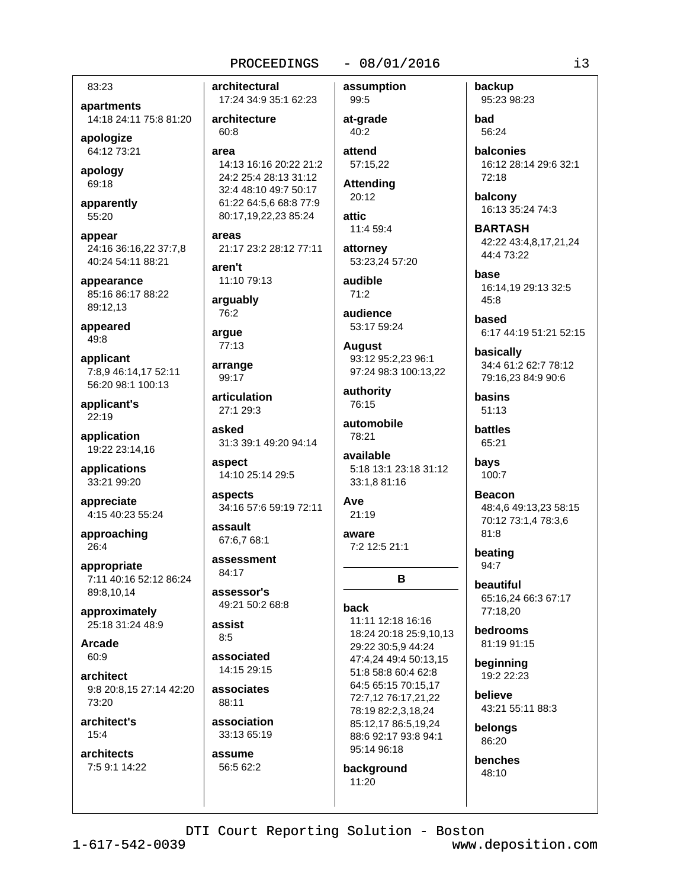83:23

**apartments**
14:18 24:11 75:8 81:20

**apologize**
64:12 73:21

**apology**
69:18

**apparently**
55:20

**appear**
24:16 36:16,22 37:7,8 40:24 54:11 88:21

**appearance**
85:16 86:17 88:22 89:12,13

**appeared**
49:8

**applicant**
7:8,9 46:14,17 52:11 56:20 98:1 100:13

**applicant's**
22:19

**application**
19:22 23:14,16

**applications**
33:21 99:20

**appreciate**
4:15 40:23 55:24

**approaching**
26:4

**appropriate**
7:11 40:16 52:12 86:24 89:8,10,14

**approximately**
25:18 31:24 48:9

**Arcade**
60:9

**architect**
9:8 20:8,15 27:14 42:20 73:20

**architect's**
15:4

**architects**
7:5 9:1 14:22

**architectural**
17:24 34:9 35:1 62:23

**architecture**
60:8

**area**
14:13 16:16 20:22 21:2 24:2 25:4 28:13 31:12 32:4 48:10 49:7 50:17 61:22 64:5,6 68:8 77:9 80:17,19,22,23 85:24

**areas**
21:17 23:2 28:12 77:11

**aren't**
11:10 79:13

**arguably**
76:2

**argue**
77:13

**arrange**
99:17

**articulation**
27:1 29:3

**asked**
31:3 39:1 49:20 94:14

**aspect**
14:10 25:14 29:5

**aspects**
34:16 57:6 59:19 72:11

**assault**
67:6,7 68:1

**assessment**
84:17

**assessor's**
49:21 50:2 68:8

**assist**
8:5

**associated**
14:15 29:15

**associates**
88:11

**association**
33:13 65:19

**assume**
56:5 62:2

**assumption**
99:5

**at-grade**
40:2

**attend**
57:15,22

**Attending**
20:12

**attic**
11:4 59:4

**attorney**
53:23,24 57:20

**audible**
71:2

**audience**
53:17 59:24

**August**
93:12 95:2,23 96:1 97:24 98:3 100:13,22

**authority**
76:15

**automobile**
78:21

**available**
5:18 13:1 23:18 31:12 33:1,8 81:16

**Ave**
21:19

**aware**
7:2 12:5 21:1

## B

**back**
11:11 12:18 16:16 18:24 20:18 25:9,10,13 29:22 30:5,9 44:24 47:4,24 49:4 50:13,15 51:8 58:8 60:4 62:8 64:5 65:15 70:15,17 72:7,12 76:17,21,22 78:19 82:2,3,18,24 85:12,17 86:5,19,24 88:6 92:17 93:8 94:1 95:14 96:18

**background**
11:20

**backup**
95:23 98:23

**bad**
56:24

**balconies**
16:12 28:14 29:6 32:1 72:18

**balcony**
16:13 35:24 74:3

**BARTASH**
42:22 43:4,8,17,21,24 44:4 73:22

**base**
16:14,19 29:13 32:5 45:8

**based**
6:17 44:19 51:21 52:15

**basically**
34:4 61:2 62:7 78:12 79:16,23 84:9 90:6

**basins**
51:13

**battles**
65:21

**bays**
100:7

**Beacon**
48:4,6 49:13,23 58:15 70:12 73:1,4 78:3,6 81:8

**beating**
94:7

**beautiful**
65:16,24 66:3 67:17 77:18,20

**bedrooms**
81:19 91:15

**beginning**
19:2 22:23

**believe**
43:21 55:11 88:3

**belongs**
86:20

**benches**
48:10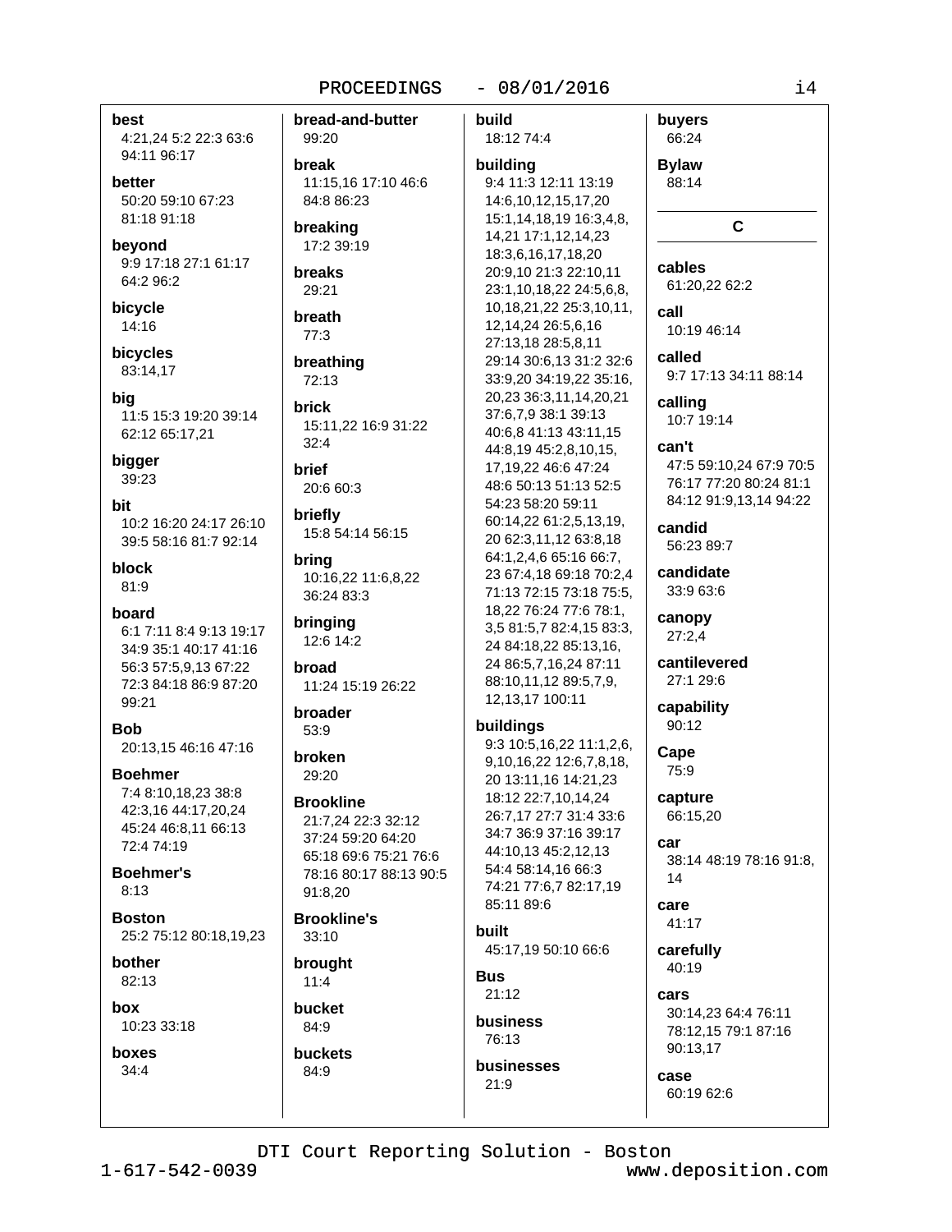**best**
4:21,24 5:2 22:3 63:6 94:11 96:17

**better**
50:20 59:10 67:23 81:18 91:18

**beyond**
9:9 17:18 27:1 61:17 64:2 96:2

**bicycle**
14:16

**bicycles**
83:14,17

**big**
11:5 15:3 19:20 39:14 62:12 65:17,21

**bigger**
39:23

**bit**
10:2 16:20 24:17 26:10 39:5 58:16 81:7 92:14

**block**
81:9

**board**
6:1 7:11 8:4 9:13 19:17 34:9 35:1 40:17 41:16 56:3 57:5,9,13 67:22 72:3 84:18 86:9 87:20 99:21

**Bob**
20:13,15 46:16 47:16

**Boehmer**
7:4 8:10,18,23 38:8 42:3,16 44:17,20,24 45:24 46:8,11 66:13 72:4 74:19

**Boehmer's**
8:13

**Boston**
25:2 75:12 80:18,19,23

**bother**
82:13

**box**
10:23 33:18

**boxes**
34:4

**bread-and-butter**
99:20

**break**
11:15,16 17:10 46:6 84:8 86:23

**breaking**
17:2 39:19

**breaks**
29:21

**breath**
77:3

**breathing**
72:13

**brick**
15:11,22 16:9 31:22 32:4

**brief**
20:6 60:3

**briefly**
15:8 54:14 56:15

**bring**
10:16,22 11:6,8,22 36:24 83:3

**bringing**
12:6 14:2

**broad**
11:24 15:19 26:22

**broader**
53:9

**broken**
29:20

**Brookline**
21:7,24 22:3 32:12 37:24 59:20 64:20 65:18 69:6 75:21 76:6 78:16 80:17 88:13 90:5 91:8,20

**Brookline's**
33:10

**brought**
11:4

**bucket**
84:9

**buckets**
84:9

**build**
18:12 74:4

**building**
9:4 11:3 12:11 13:19 14:6,10,12,15,17,20 15:1,14,18,19 16:3,4,8, 14,21 17:1,12,14,23 18:3,6,16,17,18,20 20:9,10 21:3 22:10,11 23:1,10,18,22 24:5,6,8, 10,18,21,22 25:3,10,11, 12,14,24 26:5,6,16 27:13,18 28:5,8,11 29:14 30:6,13 31:2 32:6 33:9,20 34:19,22 35:16, 20,23 36:3,11,14,20,21 37:6,7,9 38:1 39:13 40:6,8 41:13 43:11,15 44:8,19 45:2,8,10,15, 17,19,22 46:6 47:24 48:6 50:13 51:13 52:5 54:23 58:20 59:11 60:14,22 61:2,5,13,19, 20 62:3,11,12 63:8,18 64:1,2,4,6 65:16 66:7, 23 67:4,18 69:18 70:2,4 71:13 72:15 73:18 75:5, 18,22 76:24 77:6 78:1, 3,5 81:5,7 82:4,15 83:3, 24 84:18,22 85:13,16, 24 86:5,7,16,24 87:11 88:10,11,12 89:5,7,9, 12,13,17 100:11

**buildings**
9:3 10:5,16,22 11:1,2,6, 9,10,16,22 12:6,7,8,18, 20 13:11,16 14:21,23 18:12 22:7,10,14,24 26:7,17 27:7 31:4 33:6 34:7 36:9 37:16 39:17 44:10,13 45:2,12,13 54:4 58:14,16 66:3 74:21 77:6,7 82:17,19 85:11 89:6

**built**
45:17,19 50:10 66:6

**Bus**
21:12

**business**
76:13

**businesses**
21:9

**buyers**
66:24

**Bylaw**
88:14

## C

**cables**
61:20,22 62:2

**call**
10:19 46:14

**called**
9:7 17:13 34:11 88:14

**calling**
10:7 19:14

**can't**
47:5 59:10,24 67:9 70:5 76:17 77:20 80:24 81:1 84:12 91:9,13,14 94:22

**candid**
56:23 89:7

**candidate**
33:9 63:6

**canopy**
27:2,4

**cantilevered**
27:1 29:6

**capability**
90:12

**Cape**
75:9

**capture**
66:15,20

**car**
38:14 48:19 78:16 91:8, 14

**care**
41:17

**carefully**
40:19

**cars**
30:14,23 64:4 76:11 78:12,15 79:1 87:16 90:13,17

**case**
60:19 62:6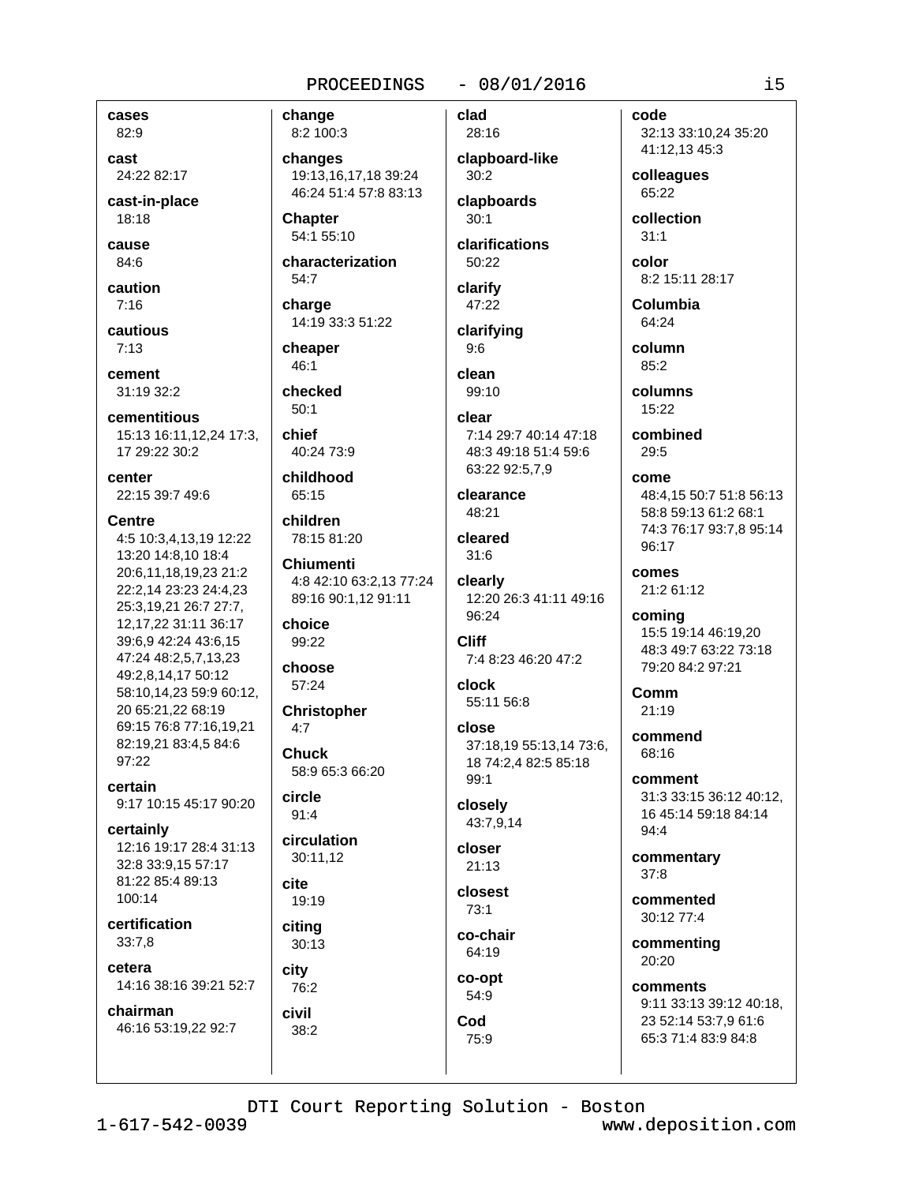**cases**
82:9

**cast**
24:22 82:17

**cast-in-place**
18:18

**cause**
84:6

**caution**
7:16

**cautious**
7:13

**cement**
31:19 32:2

**cementitious**
15:13 16:11,12,24 17:3,17 29:22 30:2

**center**
22:15 39:7 49:6

**Centre**
4:5 10:3,4,13,19 12:22 13:20 14:8,10 18:4 20:6,11,18,19,23 21:2 22:2,14 23:23 24:4,23 25:3,19,21 26:7 27:7,12,17,22 31:11 36:17 39:6,9 42:24 43:6,15 47:24 48:2,5,7,13,23 49:2,8,14,17 50:12 58:10,14,23 59:9 60:12,20 65:21,22 68:19 69:15 76:8 77:16,19,21 82:19,21 83:4,5 84:6 97:22

**certain**
9:17 10:15 45:17 90:20

**certainly**
12:16 19:17 28:4 31:13 32:8 33:9,15 57:17 81:22 85:4 89:13 100:14

**certification**
33:7,8

**cetera**
14:16 38:16 39:21 52:7

**chairman**
46:16 53:19,22 92:7

**change**
8:2 100:3

**changes**
19:13,16,17,18 39:24 46:24 51:4 57:8 83:13

**Chapter**
54:1 55:10

**characterization**
54:7

**charge**
14:19 33:3 51:22

**cheaper**
46:1

**checked**
50:1

**chief**
40:24 73:9

**childhood**
65:15

**children**
78:15 81:20

**Chiumenti**
4:8 42:10 63:2,13 77:24 89:16 90:1,12 91:11

**choice**
99:22

**choose**
57:24

**Christopher**
4:7

**Chuck**
58:9 65:3 66:20

**circle**
91:4

**circulation**
30:11,12

**cite**
19:19

**citing**
30:13

**city**
76:2

**civil**
38:2

**clad**
28:16

**clapboard-like**
30:2

**clapboards**
30:1

**clarifications**
50:22

**clarify**
47:22

**clarifying**
9:6

**clean**
99:10

**clear**
7:14 29:7 40:14 47:18 48:3 49:18 51:4 59:6 63:22 92:5,7,9

**clearance**
48:21

**cleared**
31:6

**clearly**
12:20 26:3 41:11 49:16 96:24

**Cliff**
7:4 8:23 46:20 47:2

**clock**
55:11 56:8

**close**
37:18,19 55:13,14 73:6,18 74:2,4 82:5 85:18 99:1

**closely**
43:7,9,14

**closer**
21:13

**closest**
73:1

**co-chair**
64:19

**co-opt**
54:9

**Cod**
75:9

**code**
32:13 33:10,24 35:20 41:12,13 45:3

**colleagues**
65:22

**collection**
31:1

**color**
8:2 15:11 28:17

**Columbia**
64:24

**column**
85:2

**columns**
15:22

**combined**
29:5

**come**
48:4,15 50:7 51:8 56:13 58:8 59:13 61:2 68:1 74:3 76:17 93:7,8 95:14 96:17

**comes**
21:2 61:12

**coming**
15:5 19:14 46:19,20 48:3 49:7 63:22 73:18 79:20 84:2 97:21

**Comm**
21:19

**commend**
68:16

**comment**
31:3 33:15 36:12 40:12,16 45:14 59:18 84:14 94:4

**commentary**
37:8

**commented**
30:12 77:4

**commenting**
20:20

**comments**
9:11 33:13 39:12 40:18,23 52:14 53:7,9 61:6 65:3 71:4 83:9 84:8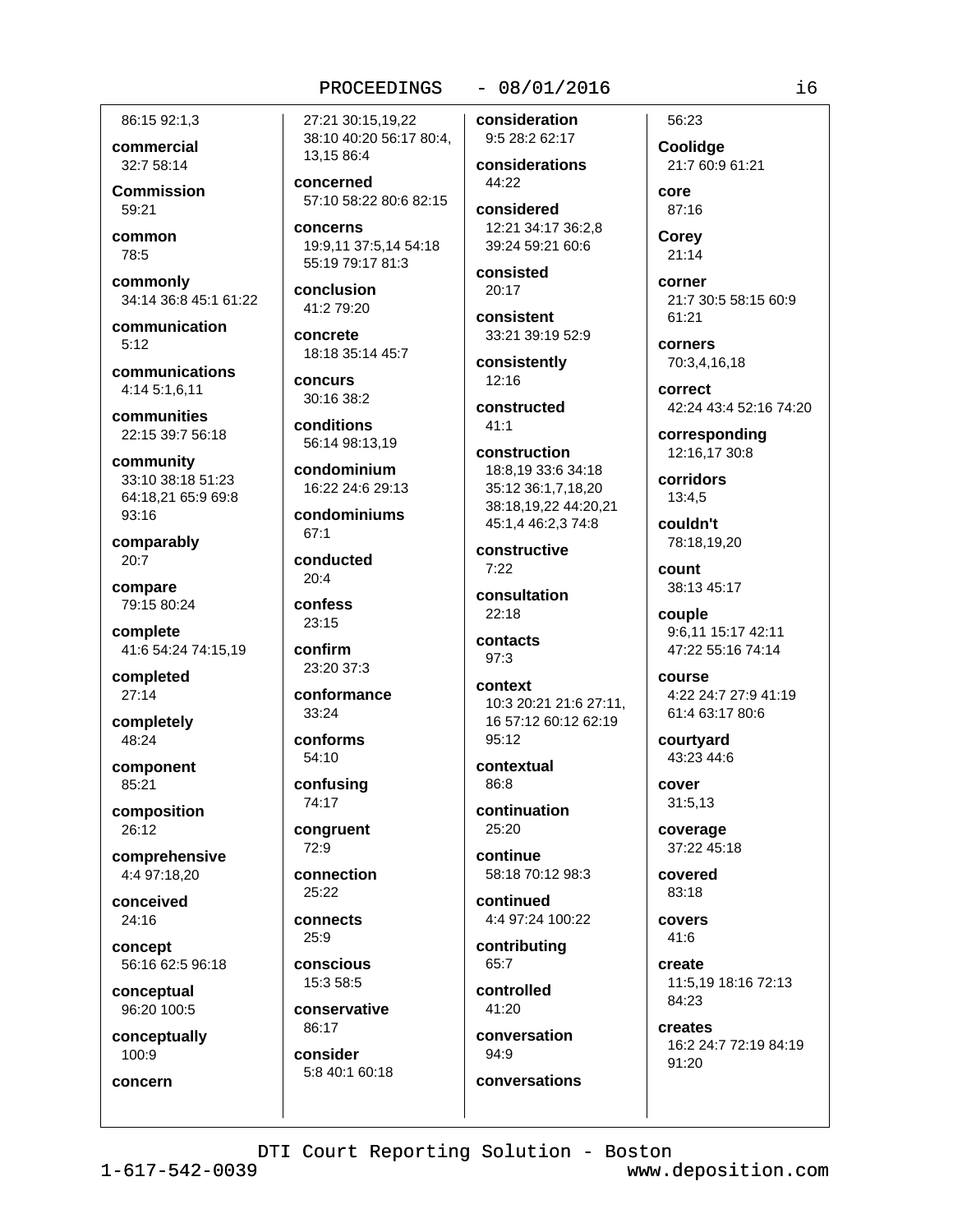86:15 92:1,3

**commercial**
32:7 58:14

**Commission**
59:21

**common**
78:5

**commonly**
34:14 36:8 45:1 61:22

**communication**
5:12

**communications**
4:14 5:1,6,11

**communities**
22:15 39:7 56:18

**community**
33:10 38:18 51:23 64:18,21 65:9 69:8 93:16

**comparably**
20:7

**compare**
79:15 80:24

**complete**
41:6 54:24 74:15,19

**completed**
27:14

**completely**
48:24

**component**
85:21

**composition**
26:12

**comprehensive**
4:4 97:18,20

**conceived**
24:16

**concept**
56:16 62:5 96:18

**conceptual**
96:20 100:5

**conceptually**
100:9

**concern**
27:21 30:15,19,22 38:10 40:20 56:17 80:4, 13,15 86:4

**concerned**
57:10 58:22 80:6 82:15

**concerns**
19:9,11 37:5,14 54:18 55:19 79:17 81:3

**conclusion**
41:2 79:20

**concrete**
18:18 35:14 45:7

**concurs**
30:16 38:2

**conditions**
56:14 98:13,19

**condominium**
16:22 24:6 29:13

**condominiums**
67:1

**conducted**
20:4

**confess**
23:15

**confirm**
23:20 37:3

**conformance**
33:24

**conforms**
54:10

**confusing**
74:17

**congruent**
72:9

**connection**
25:22

**connects**
25:9

**conscious**
15:3 58:5

**conservative**
86:17

**consider**
5:8 40:1 60:18

**consideration**
9:5 28:2 62:17

**considerations**
44:22

**considered**
12:21 34:17 36:2,8 39:24 59:21 60:6

**consisted**
20:17

**consistent**
33:21 39:19 52:9

**consistently**
12:16

**constructed**
41:1

**construction**
18:8,19 33:6 34:18 35:12 36:1,7,18,20 38:18,19,22 44:20,21 45:1,4 46:2,3 74:8

**constructive**
7:22

**consultation**
22:18

**contacts**
97:3

**context**
10:3 20:21 21:6 27:11, 16 57:12 60:12 62:19 95:12

**contextual**
86:8

**continuation**
25:20

**continue**
58:18 70:12 98:3

**continued**
4:4 97:24 100:22

**contributing**
65:7

**controlled**
41:20

**conversation**
94:9

**conversations**
56:23

**Coolidge**
21:7 60:9 61:21

**core**
87:16

**Corey**
21:14

**corner**
21:7 30:5 58:15 60:9 61:21

**corners**
70:3,4,16,18

**correct**
42:24 43:4 52:16 74:20

**corresponding**
12:16,17 30:8

**corridors**
13:4,5

**couldn't**
78:18,19,20

**count**
38:13 45:17

**couple**
9:6,11 15:17 42:11 47:22 55:16 74:14

**course**
4:22 24:7 27:9 41:19 61:4 63:17 80:6

**courtyard**
43:23 44:6

**cover**
31:5,13

**coverage**
37:22 45:18

**covered**
83:18

**covers**
41:6

**create**
11:5,19 18:16 72:13 84:23

**creates**
16:2 24:7 72:19 84:19 91:20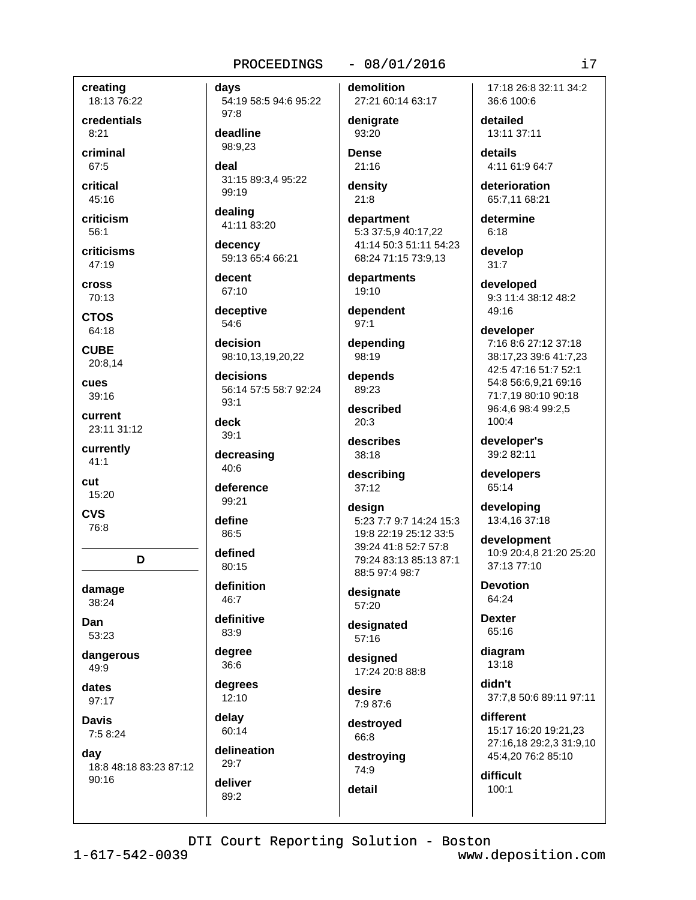**creating**
18:13 76:22

**credentials**
8:21

**criminal**
67:5

**critical**
45:16

**criticism**
56:1

**criticisms**
47:19

**cross**
70:13

**CTOS**
64:18

**CUBE**
20:8,14

**cues**
39:16

**current**
23:11 31:12

**currently**
41:1

**cut**
15:20

**CVS**
76:8

## D

**damage**
38:24

**Dan**
53:23

**dangerous**
49:9

**dates**
97:17

**Davis**
7:5 8:24

**day**
18:8 48:18 83:23 87:12 90:16

**days**
54:19 58:5 94:6 95:22 97:8

**deadline**
98:9,23

**deal**
31:15 89:3,4 95:22 99:19

**dealing**
41:11 83:20

**decency**
59:13 65:4 66:21

**decent**
67:10

**deceptive**
54:6

**decision**
98:10,13,19,20,22

**decisions**
56:14 57:5 58:7 92:24 93:1

**deck**
39:1

**decreasing**
40:6

**deference**
99:21

**define**
86:5

**defined**
80:15

**definition**
46:7

**definitive**
83:9

**degree**
36:6

**degrees**
12:10

**delay**
60:14

**delineation**
29:7

**deliver**
89:2

**demolition**
27:21 60:14 63:17

**denigrate**
93:20

**Dense**
21:16

**density**
21:8

**department**
5:3 37:5,9 40:17,22 41:14 50:3 51:11 54:23 68:24 71:15 73:9,13

**departments**
19:10

**dependent**
97:1

**depending**
98:19

**depends**
89:23

**described**
20:3

**describes**
38:18

**describing**
37:12

**design**
5:23 7:7 9:7 14:24 15:3 19:8 22:19 25:12 33:5 39:24 41:8 52:7 57:8 79:24 83:13 85:13 87:1 88:5 97:4 98:7

**designate**
57:20

**designated**
57:16

**designed**
17:24 20:8 88:8

**desire**
7:9 87:6

**destroyed**
66:8

**destroying**
74:9

**detail**
17:18 26:8 32:11 34:2 36:6 100:6

**detailed**
13:11 37:11

**details**
4:11 61:9 64:7

**deterioration**
65:7,11 68:21

**determine**
6:18

**develop**
31:7

**developed**
9:3 11:4 38:12 48:2 49:16

**developer**
7:16 8:6 27:12 37:18 38:17,23 39:6 41:7,23 42:5 47:16 51:7 52:1 54:8 56:6,9,21 69:16 71:7,19 80:10 90:18 96:4,6 98:4 99:2,5 100:4

**developer's**
39:2 82:11

**developers**
65:14

**developing**
13:4,16 37:18

**development**
10:9 20:4,8 21:20 25:20 37:13 77:10

**Devotion**
64:24

**Dexter**
65:16

**diagram**
13:18

**didn't**
37:7,8 50:6 89:11 97:11

**different**
15:17 16:20 19:21,23 27:16,18 29:2,3 31:9,10 45:4,20 76:2 85:10

**difficult**
100:1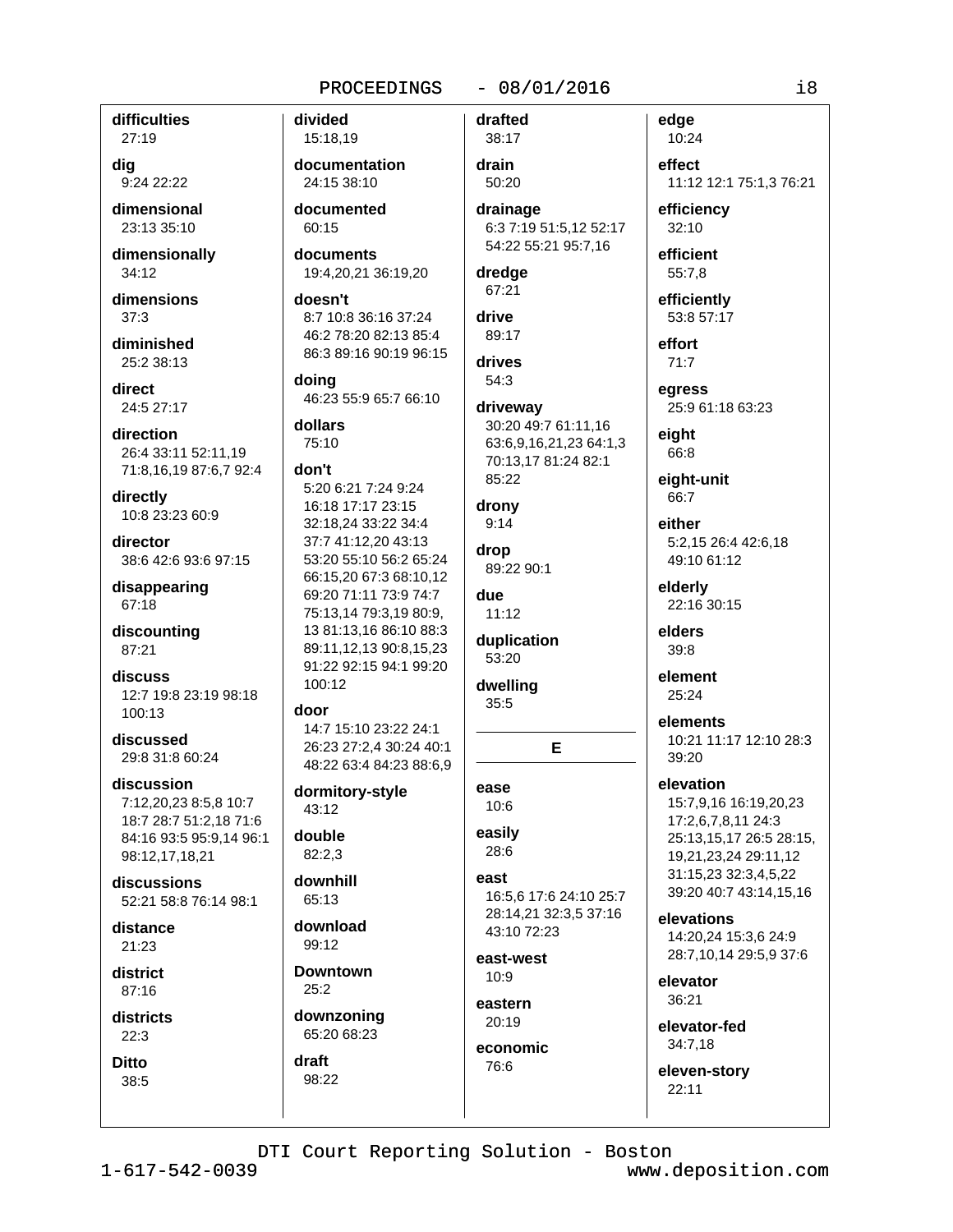**difficulties**
27:19

**dig**
9:24 22:22

**dimensional**
23:13 35:10

**dimensionally**
34:12

**dimensions**
37:3

**diminished**
25:2 38:13

**direct**
24:5 27:17

**direction**
26:4 33:11 52:11,19 71:8,16,19 87:6,7 92:4

**directly**
10:8 23:23 60:9

**director**
38:6 42:6 93:6 97:15

**disappearing**
67:18

**discounting**
87:21

**discuss**
12:7 19:8 23:19 98:18 100:13

**discussed**
29:8 31:8 60:24

**discussion**
7:12,20,23 8:5,8 10:7 18:7 28:7 51:2,18 71:6 84:16 93:5 95:9,14 96:1 98:12,17,18,21

**discussions**
52:21 58:8 76:14 98:1

**distance**
21:23

**district**
87:16

**districts**
22:3

**Ditto**
38:5

**divided**
15:18,19

**documentation**
24:15 38:10

**documented**
60:15

**documents**
19:4,20,21 36:19,20

**doesn't**
8:7 10:8 36:16 37:24 46:2 78:20 82:13 85:4 86:3 89:16 90:19 96:15

**doing**
46:23 55:9 65:7 66:10

**dollars**
75:10

**don't**
5:20 6:21 7:24 9:24 16:18 17:17 23:15 32:18,24 33:22 34:4 37:7 41:12,20 43:13 53:20 55:10 56:2 65:24 66:15,20 67:3 68:10,12 69:20 71:11 73:9 74:7 75:13,14 79:3,19 80:9, 13 81:13,16 86:10 88:3 89:11,12,13 90:8,15,23 91:22 92:15 94:1 99:20 100:12

**door**
14:7 15:10 23:22 24:1 26:23 27:2,4 30:24 40:1 48:22 63:4 84:23 88:6,9

**dormitory-style**
43:12

**double**
82:2,3

**downhill**
65:13

**download**
99:12

**Downtown**
25:2

**downzoning**
65:20 68:23

**draft**
98:22

**drafted**
38:17

**drain**
50:20

**drainage**
6:3 7:19 51:5,12 52:17 54:22 55:21 95:7,16

**dredge**
67:21

**drive**
89:17

**drives**
54:3

**driveway**
30:20 49:7 61:11,16 63:6,9,16,21,23 64:1,3 70:13,17 81:24 82:1 85:22

**drony**
9:14

**drop**
89:22 90:1

**due**
11:12

**duplication**
53:20

**dwelling**
35:5

## E

**ease**
10:6

**easily**
28:6

**east**
16:5,6 17:6 24:10 25:7 28:14,21 32:3,5 37:16 43:10 72:23

**east-west**
10:9

**eastern**
20:19

**economic**
76:6

**edge**
10:24

**effect**
11:12 12:1 75:1,3 76:21

**efficiency**
32:10

**efficient**
55:7,8

**efficiently**
53:8 57:17

**effort**
71:7

**egress**
25:9 61:18 63:23

**eight**
66:8

**eight-unit**
66:7

**either**
5:2,15 26:4 42:6,18 49:10 61:12

**elderly**
22:16 30:15

**elders**
39:8

**element**
25:24

**elements**
10:21 11:17 12:10 28:3 39:20

**elevation**
15:7,9,16 16:19,20,23 17:2,6,7,8,11 24:3 25:13,15,17 26:5 28:15, 19,21,23,24 29:11,12 31:15,23 32:3,4,5,22 39:20 40:7 43:14,15,16

**elevations**
14:20,24 15:3,6 24:9 28:7,10,14 29:5,9 37:6

**elevator**
36:21

**elevator-fed**
34:7,18

**eleven-story**
22:11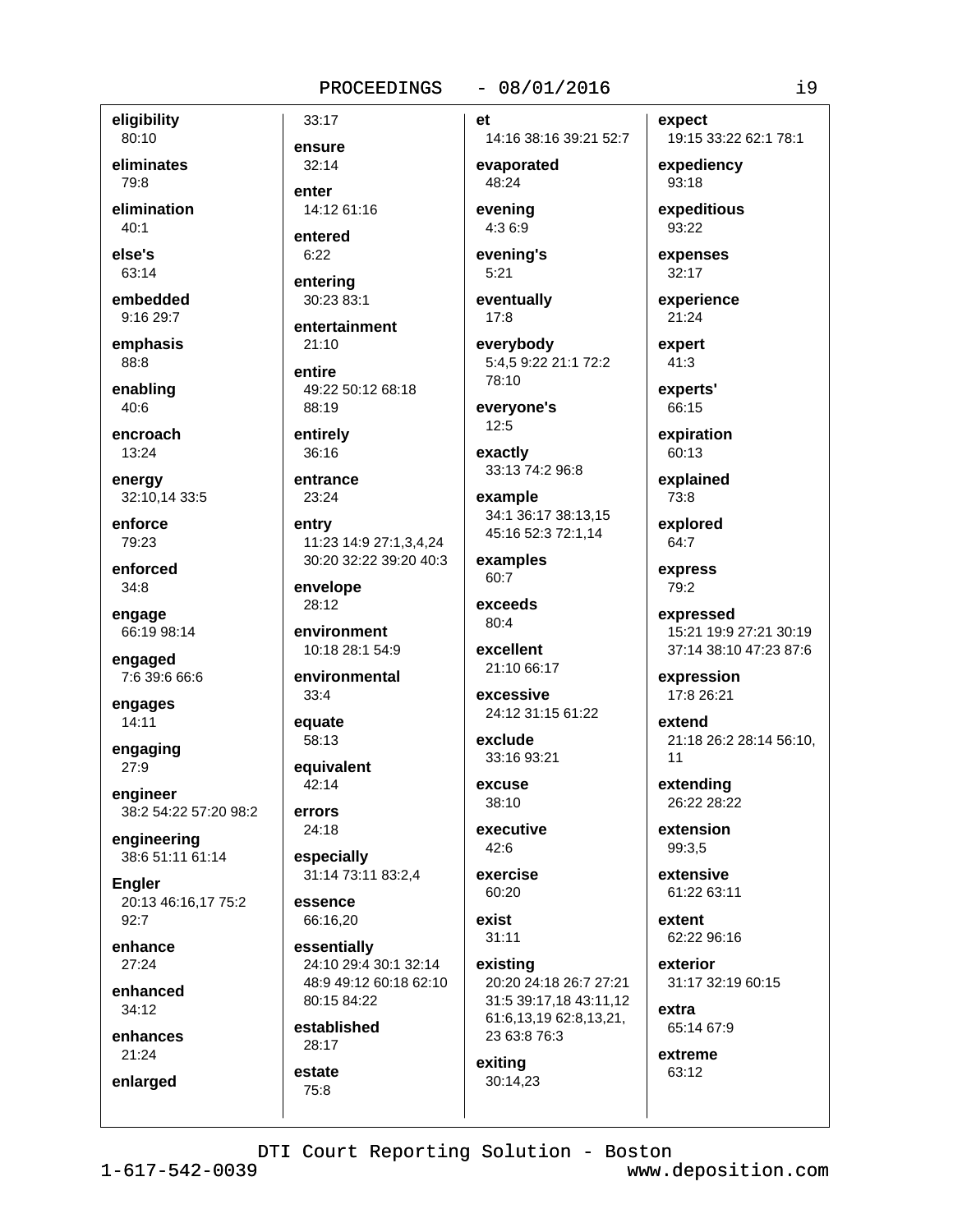**eligibility**
80:10

**eliminates**
79:8

**elimination**
40:1

**else's**
63:14

**embedded**
9:16 29:7

**emphasis**
88:8

**enabling**
40:6

**encroach**
13:24

**energy**
32:10,14 33:5

**enforce**
79:23

**enforced**
34:8

**engage**
66:19 98:14

**engaged**
7:6 39:6 66:6

**engages**
14:11

**engaging**
27:9

**engineer**
38:2 54:22 57:20 98:2

**engineering**
38:6 51:11 61:14

**Engler**
20:13 46:16,17 75:2 92:7

**enhance**
27:24

**enhanced**
34:12

**enhances**
21:24

**enlarged**
33:17

**ensure**
32:14

**enter**
14:12 61:16

**entered**
6:22

**entering**
30:23 83:1

**entertainment**
21:10

**entire**
49:22 50:12 68:18 88:19

**entirely**
36:16

**entrance**
23:24

**entry**
11:23 14:9 27:1,3,4,24 30:20 32:22 39:20 40:3

**envelope**
28:12

**environment**
10:18 28:1 54:9

**environmental**
33:4

**equate**
58:13

**equivalent**
42:14

**errors**
24:18

**especially**
31:14 73:11 83:2,4

**essence**
66:16,20

**essentially**
24:10 29:4 30:1 32:14 48:9 49:12 60:18 62:10 80:15 84:22

**established**
28:17

**estate**
75:8

**et**
14:16 38:16 39:21 52:7

**evaporated**
48:24

**evening**
4:3 6:9

**evening's**
5:21

**eventually**
17:8

**everybody**
5:4,5 9:22 21:1 72:2 78:10

**everyone's**
12:5

**exactly**
33:13 74:2 96:8

**example**
34:1 36:17 38:13,15 45:16 52:3 72:1,14

**examples**
60:7

**exceeds**
80:4

**excellent**
21:10 66:17

**excessive**
24:12 31:15 61:22

**exclude**
33:16 93:21

**excuse**
38:10

**executive**
42:6

**exercise**
60:20

**exist**
31:11

**existing**
20:20 24:18 26:7 27:21 31:5 39:17,18 43:11,12 61:6,13,19 62:8,13,21, 23 63:8 76:3

**exiting**
30:14,23

**expect**
19:15 33:22 62:1 78:1

**expediency**
93:18

**expeditious**
93:22

**expenses**
32:17

**experience**
21:24

**expert**
41:3

**experts'**
66:15

**expiration**
60:13

**explained**
73:8

**explored**
64:7

**express**
79:2

**expressed**
15:21 19:9 27:21 30:19 37:14 38:10 47:23 87:6

**expression**
17:8 26:21

**extend**
21:18 26:2 28:14 56:10, 11

**extending**
26:22 28:22

**extension**
99:3,5

**extensive**
61:22 63:11

**extent**
62:22 96:16

**exterior**
31:17 32:19 60:15

**extra**
65:14 67:9

**extreme**
63:12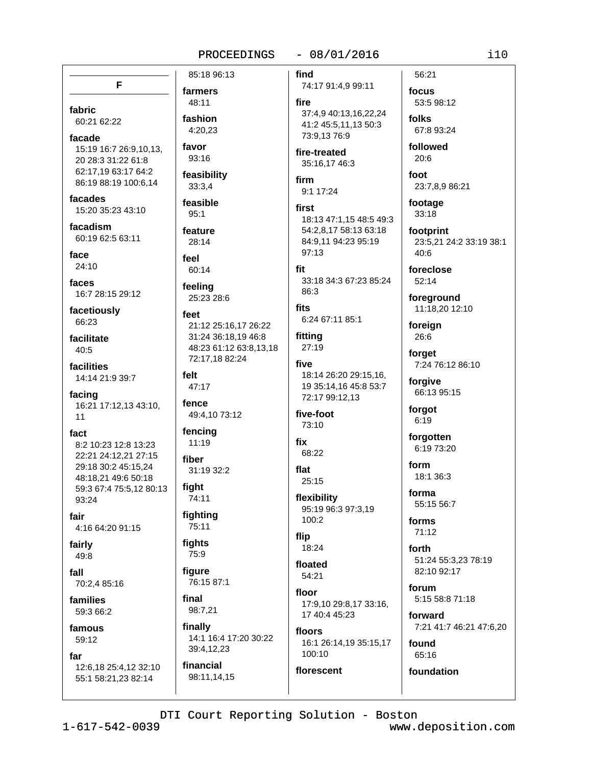## F

**fabric**
60:21 62:22

**facade**
15:19 16:7 26:9,10,13, 20 28:3 31:22 61:8 62:17,19 63:17 64:2 86:19 88:19 100:6,14

**facades**
15:20 35:23 43:10

**facadism**
60:19 62:5 63:11

**face**
24:10

**faces**
16:7 28:15 29:12

**facetiously**
66:23

**facilitate**
40:5

**facilities**
14:14 21:9 39:7

**facing**
16:21 17:12,13 43:10, 11

**fact**
8:2 10:23 12:8 13:23 22:21 24:12,21 27:15 29:18 30:2 45:15,24 48:18,21 49:6 50:18 59:3 67:4 75:5,12 80:13 93:24

**fair**
4:16 64:20 91:15

**fairly**
49:8

**fall**
70:2,4 85:16

**families**
59:3 66:2

**famous**
59:12

**far**
12:6,18 25:4,12 32:10 55:1 58:21,23 82:14 85:18 96:13

**farmers**
48:11

**fashion**
4:20,23

**favor**
93:16

**feasibility**
33:3,4

**feasible**
95:1

**feature**
28:14

**feel**
60:14

**feeling**
25:23 28:6

**feet**
21:12 25:16,17 26:22 31:24 36:18,19 46:8 48:23 61:12 63:8,13,18 72:17,18 82:24

**felt**
47:17

**fence**
49:4,10 73:12

**fencing**
11:19

**fiber**
31:19 32:2

**fight**
74:11

**fighting**
75:11

**fights**
75:9

**figure**
76:15 87:1

**final**
98:7,21

**finally**
14:1 16:4 17:20 30:22 39:4,12,23

**financial**
98:11,14,15

**find**
74:17 91:4,9 99:11

**fire**
37:4,9 40:13,16,22,24 41:2 45:5,11,13 50:3 73:9,13 76:9

**fire-treated**
35:16,17 46:3

**firm**
9:1 17:24

**first**
18:13 47:1,15 48:5 49:3 54:2,8,17 58:13 63:18 84:9,11 94:23 95:19 97:13

**fit**
33:18 34:3 67:23 85:24 86:3

**fits**
6:24 67:11 85:1

**fitting**
27:19

**five**
18:14 26:20 29:15,16, 19 35:14,16 45:8 53:7 72:17 99:12,13

**five-foot**
73:10

**fix**
68:22

**flat**
25:15

**flexibility**
95:19 96:3 97:3,19 100:2

**flip**
18:24

**floated**
54:21

**floor**
17:9,10 29:8,17 33:16, 17 40:4 45:23

**floors**
16:1 26:14,19 35:15,17 100:10

**florescent**
56:21

**focus**
53:5 98:12

**folks**
67:8 93:24

**followed**
20:6

**foot**
23:7,8,9 86:21

**footage**
33:18

**footprint**
23:5,21 24:2 33:19 38:1 40:6

**foreclose**
52:14

**foreground**
11:18,20 12:10

**foreign**
26:6

**forget**
7:24 76:12 86:10

**forgive**
66:13 95:15

**forgot**
6:19

**forgotten**
6:19 73:20

**form**
18:1 36:3

**forma**
55:15 56:7

**forms**
71:12

**forth**
51:24 55:3,23 78:19 82:10 92:17

**forum**
5:15 58:8 71:18

**forward**
7:21 41:7 46:21 47:6,20

**found**
65:16

**foundation**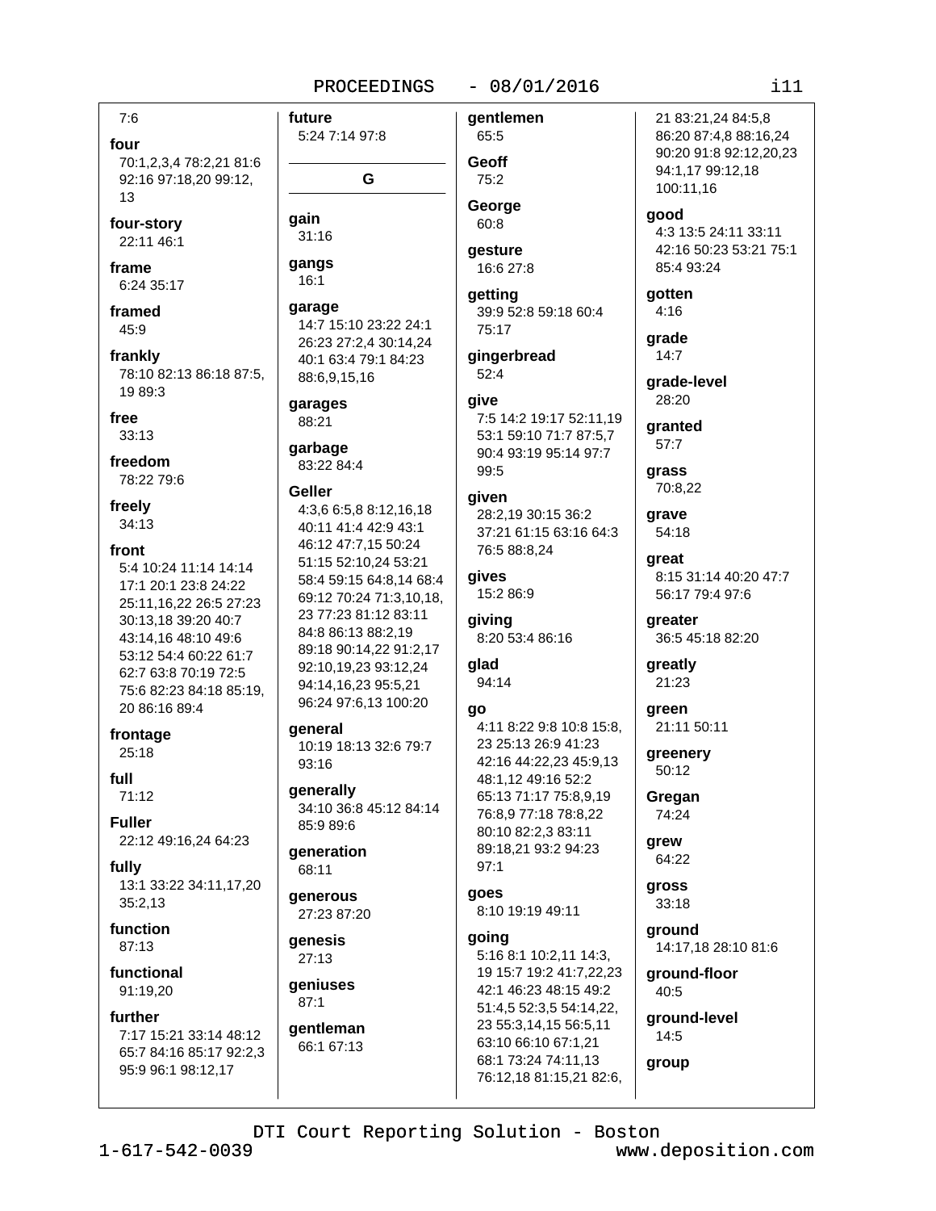7:6

**four**
70:1,2,3,4 78:2,21 81:6 92:16 97:18,20 99:12, 13

**four-story**
22:11 46:1

**frame**
6:24 35:17

**framed**
45:9

**frankly**
78:10 82:13 86:18 87:5, 19 89:3

**free**
33:13

**freedom**
78:22 79:6

**freely**
34:13

**front**
5:4 10:24 11:14 14:14 17:1 20:1 23:8 24:22 25:11,16,22 26:5 27:23 30:13,18 39:20 40:7 43:14,16 48:10 49:6 53:12 54:4 60:22 61:7 62:7 63:8 70:19 72:5 75:6 82:23 84:18 85:19, 20 86:16 89:4

**frontage**
25:18

**full**
71:12

**Fuller**
22:12 49:16,24 64:23

**fully**
13:1 33:22 34:11,17,20 35:2,13

**function**
87:13

**functional**
91:19,20

**further**
7:17 15:21 33:14 48:12 65:7 84:16 85:17 92:2,3 95:9 96:1 98:12,17

**future**
5:24 7:14 97:8

## G

**gain**
31:16

**gangs**
16:1

**garage**
14:7 15:10 23:22 24:1 26:23 27:2,4 30:14,24 40:1 63:4 79:1 84:23 88:6,9,15,16

**garages**
88:21

**garbage**
83:22 84:4

**Geller**
4:3,6 6:5,8 8:12,16,18 40:11 41:4 42:9 43:1 46:12 47:7,15 50:24 51:15 52:10,24 53:21 58:4 59:15 64:8,14 68:4 69:12 70:24 71:3,10,18, 23 77:23 81:12 83:11 84:8 86:13 88:2,19 89:18 90:14,22 91:2,17 92:10,19,23 93:12,24 94:14,16,23 95:5,21 96:24 97:6,13 100:20

**general**
10:19 18:13 32:6 79:7 93:16

**generally**
34:10 36:8 45:12 84:14 85:9 89:6

**generation**
68:11

**generous**
27:23 87:20

**genesis**
27:13

**geniuses**
87:1

**gentleman**
66:1 67:13

**gentlemen**
65:5

**Geoff**
75:2

**George**
60:8

**gesture**
16:6 27:8

**getting**
39:9 52:8 59:18 60:4 75:17

**gingerbread**
52:4

**give**
7:5 14:2 19:17 52:11,19 53:1 59:10 71:7 87:5,7 90:4 93:19 95:14 97:7 99:5

**given**
28:2,19 30:15 36:2 37:21 61:15 63:16 64:3 76:5 88:8,24

**gives**
15:2 86:9

**giving**
8:20 53:4 86:16

**glad**
94:14

**go**
4:11 8:22 9:8 10:8 15:8, 23 25:13 26:9 41:23 42:16 44:22,23 45:9,13 48:1,12 49:16 52:2 65:13 71:17 75:8,9,19 76:8,9 77:18 78:8,22 80:10 82:2,3 83:11 89:18,21 93:2 94:23 97:1

**goes**
8:10 19:19 49:11

**going**
5:16 8:1 10:2,11 14:3, 19 15:7 19:2 41:7,22,23 42:1 46:23 48:15 49:2 51:4,5 52:3,5 54:14,22, 23 55:3,14,15 56:5,11 63:10 66:10 67:1,21 68:1 73:24 74:11,13 76:12,18 81:15,21 82:6, 21 83:21,24 84:5,8 86:20 87:4,8 88:16,24 90:20 91:8 92:12,20,23 94:1,17 99:12,18 100:11,16

**good**
4:3 13:5 24:11 33:11 42:16 50:23 53:21 75:1 85:4 93:24

**gotten**
4:16

**grade**
14:7

**grade-level**
28:20

**granted**
57:7

**grass**
70:8,22

**grave**
54:18

**great**
8:15 31:14 40:20 47:7 56:17 79:4 97:6

**greater**
36:5 45:18 82:20

**greatly**
21:23

**green**
21:11 50:11

**greenery**
50:12

**Gregan**
74:24

**grew**
64:22

**gross**
33:18

**ground**
14:17,18 28:10 81:6

**ground-floor**
40:5

**ground-level**
14:5

**group**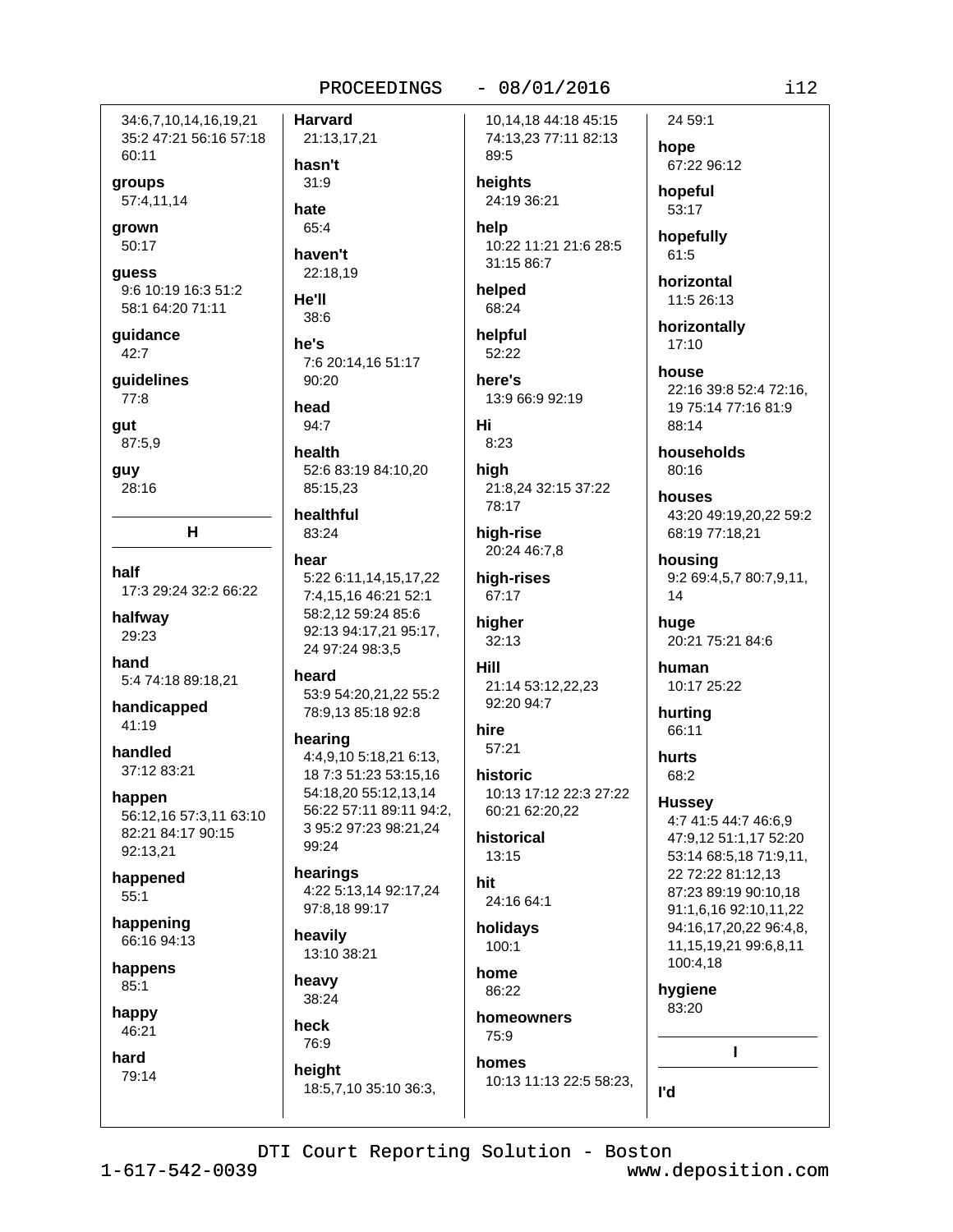34:6,7,10,14,16,19,21 35:2 47:21 56:16 57:18 60:11

**groups**
57:4,11,14

**grown**
50:17

**guess**
9:6 10:19 16:3 51:2 58:1 64:20 71:11

**guidance**
42:7

**guidelines**
77:8

**gut**
87:5,9

**guy**
28:16

## H

**half**
17:3 29:24 32:2 66:22

**halfway**
29:23

**hand**
5:4 74:18 89:18,21

**handicapped**
41:19

**handled**
37:12 83:21

**happen**
56:12,16 57:3,11 63:10 82:21 84:17 90:15 92:13,21

**happened**
55:1

**happening**
66:16 94:13

**happens**
85:1

**happy**
46:21

**hard**
79:14

**Harvard**
21:13,17,21

**hasn't**
31:9

**hate**
65:4

**haven't**
22:18,19

**He'll**
38:6

**he's**
7:6 20:14,16 51:17 90:20

**head**
94:7

**health**
52:6 83:19 84:10,20 85:15,23

**healthful**
83:24

**hear**
5:22 6:11,14,15,17,22 7:4,15,16 46:21 52:1 58:2,12 59:24 85:6 92:13 94:17,21 95:17, 24 97:24 98:3,5

**heard**
53:9 54:20,21,22 55:2 78:9,13 85:18 92:8

**hearing**
4:4,9,10 5:18,21 6:13, 18 7:3 51:23 53:15,16 54:18,20 55:12,13,14 56:22 57:11 89:11 94:2, 3 95:2 97:23 98:21,24 99:24

**hearings**
4:22 5:13,14 92:17,24 97:8,18 99:17

**heavily**
13:10 38:21

**heavy**
38:24

**heck**
76:9

**height**
18:5,7,10 35:10 36:3, 10,14,18 44:18 45:15 74:13,23 77:11 82:13 89:5

**heights**
24:19 36:21

**help**
10:22 11:21 21:6 28:5 31:15 86:7

**helped**
68:24

**helpful**
52:22

**here's**
13:9 66:9 92:19

**Hi**
8:23

**high**
21:8,24 32:15 37:22 78:17

**high-rise**
20:24 46:7,8

**high-rises**
67:17

**higher**
32:13

**Hill**
21:14 53:12,22,23 92:20 94:7

**hire**
57:21

**historic**
10:13 17:12 22:3 27:22 60:21 62:20,22

**historical**
13:15

**hit**
24:16 64:1

**holidays**
100:1

**home**
86:22

**homeowners**
75:9

**homes**
10:13 11:13 22:5 58:23, 24 59:1

**hope**
67:22 96:12

**hopeful**
53:17

**hopefully**
61:5

**horizontal**
11:5 26:13

**horizontally**
17:10

**house**
22:16 39:8 52:4 72:16, 19 75:14 77:16 81:9 88:14

**households**
80:16

**houses**
43:20 49:19,20,22 59:2 68:19 77:18,21

**housing**
9:2 69:4,5,7 80:7,9,11, 14

**huge**
20:21 75:21 84:6

**human**
10:17 25:22

**hurting**
66:11

**hurts**
68:2

**Hussey**
4:7 41:5 44:7 46:6,9 47:9,12 51:1,17 52:20 53:14 68:5,18 71:9,11, 22 72:22 81:12,13 87:23 89:19 90:10,18 91:1,6,16 92:10,11,22 94:16,17,20,22 96:4,8, 11,15,19,21 99:6,8,11 100:4,18

**hygiene**
83:20

## I

**I'd**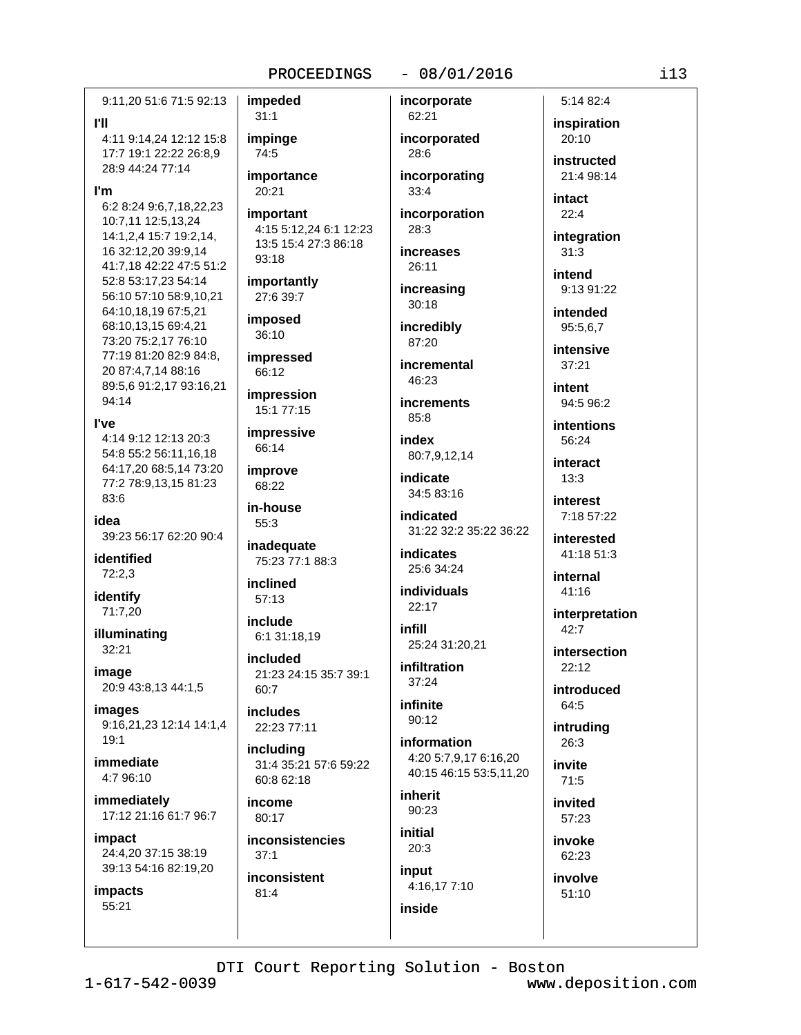9:11,20 51:6 71:5 92:13

**I'll**
4:11 9:14,24 12:12 15:8 17:7 19:1 22:22 26:8,9 28:9 44:24 77:14

**I'm**
6:2 8:24 9:6,7,18,22,23 10:7,11 12:5,13,24 14:1,2,4 15:7 19:2,14, 16 32:12,20 39:9,14 41:7,18 42:22 47:5 51:2 52:8 53:17,23 54:14 56:10 57:10 58:9,10,21 64:10,18,19 67:5,21 68:10,13,15 69:4,21 73:20 75:2,17 76:10 77:19 81:20 82:9 84:8, 20 87:4,7,14 88:16 89:5,6 91:2,17 93:16,21 94:14

**I've**
4:14 9:12 12:13 20:3 54:8 55:2 56:11,16,18 64:17,20 68:5,14 73:20 77:2 78:9,13,15 81:23 83:6

**idea**
39:23 56:17 62:20 90:4

**identified**
72:2,3

**identify**
71:7,20

**illuminating**
32:21

**image**
20:9 43:8,13 44:1,5

**images**
9:16,21,23 12:14 14:1,4 19:1

**immediate**
4:7 96:10

**immediately**
17:12 21:16 61:7 96:7

**impact**
24:4,20 37:15 38:19 39:13 54:16 82:19,20

**impacts**
55:21

**impeded**
31:1

**impinge**
74:5

**importance**
20:21

**important**
4:15 5:12,24 6:1 12:23 13:5 15:4 27:3 86:18 93:18

**importantly**
27:6 39:7

**imposed**
36:10

**impressed**
66:12

**impression**
15:1 77:15

**impressive**
66:14

**improve**
68:22

**in-house**
55:3

**inadequate**
75:23 77:1 88:3

**inclined**
57:13

**include**
6:1 31:18,19

**included**
21:23 24:15 35:7 39:1 60:7

**includes**
22:23 77:11

**including**
31:4 35:21 57:6 59:22 60:8 62:18

**income**
80:17

**inconsistencies**
37:1

**inconsistent**
81:4

**incorporate**
62:21

**incorporated**
28:6

**incorporating**
33:4

**incorporation**
28:3

**increases**
26:11

**increasing**
30:18

**incredibly**
87:20

**incremental**
46:23

**increments**
85:8

**index**
80:7,9,12,14

**indicate**
34:5 83:16

**indicated**
31:22 32:2 35:22 36:22

**indicates**
25:6 34:24

**individuals**
22:17

**infill**
25:24 31:20,21

**infiltration**
37:24

**infinite**
90:12

**information**
4:20 5:7,9,17 6:16,20 40:15 46:15 53:5,11,20

**inherit**
90:23

**initial**
20:3

**input**
4:16,17 7:10

**inside**
5:14 82:4

**inspiration**
20:10

**instructed**
21:4 98:14

**intact**
22:4

**integration**
31:3

**intend**
9:13 91:22

**intended**
95:5,6,7

**intensive**
37:21

**intent**
94:5 96:2

**intentions**
56:24

**interact**
13:3

**interest**
7:18 57:22

**interested**
41:18 51:3

**internal**
41:16

**interpretation**
42:7

**intersection**
22:12

**introduced**
64:5

**intruding**
26:3

**invite**
71:5

**invited**
57:23

**invoke**
62:23

**involve**
51:10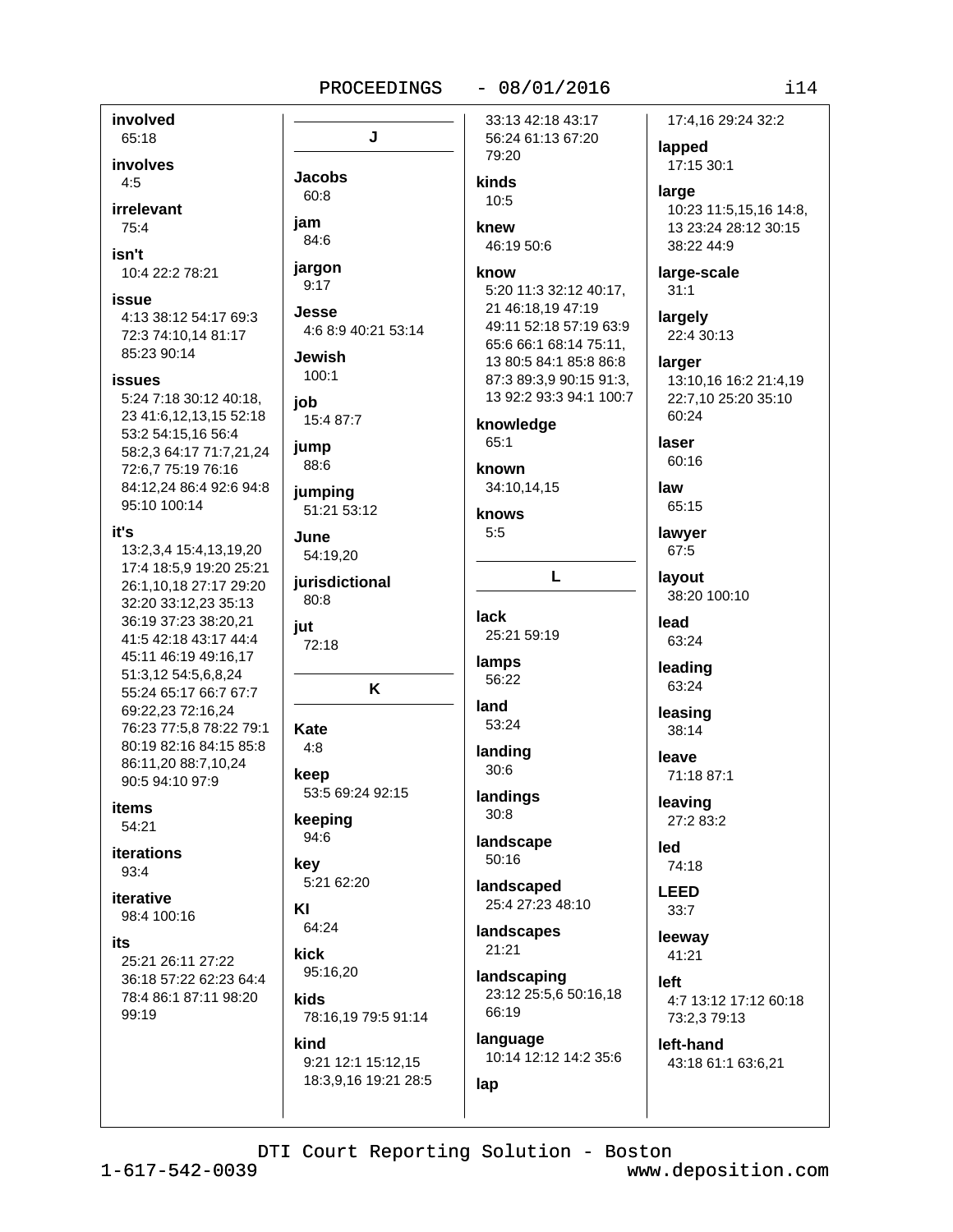**involved**
65:18

**involves**
4:5

**irrelevant**
75:4

**isn't**
10:4 22:2 78:21

**issue**
4:13 38:12 54:17 69:3 72:3 74:10,14 81:17 85:23 90:14

**issues**
5:24 7:18 30:12 40:18, 23 41:6,12,13,15 52:18 53:2 54:15,16 56:4 58:2,3 64:17 71:7,21,24 72:6,7 75:19 76:16 84:12,24 86:4 92:6 94:8 95:10 100:14

**it's**
13:2,3,4 15:4,13,19,20 17:4 18:5,9 19:20 25:21 26:1,10,18 27:17 29:20 32:20 33:12,23 35:13 36:19 37:23 38:20,21 41:5 42:18 43:17 44:4 45:11 46:19 49:16,17 51:3,12 54:5,6,8,24 55:24 65:17 66:7 67:7 69:22,23 72:16,24 76:23 77:5,8 78:22 79:1 80:19 82:16 84:15 85:8 86:11,20 88:7,10,24 90:5 94:10 97:9

**items**
54:21

**iterations**
93:4

**iterative**
98:4 100:16

**its**
25:21 26:11 27:22 36:18 57:22 62:23 64:4 78:4 86:1 87:11 98:20 99:19

## J

**Jacobs**
60:8

**jam**
84:6

**jargon**
9:17

**Jesse**
4:6 8:9 40:21 53:14

**Jewish**
100:1

**job**
15:4 87:7

**jump**
88:6

**jumping**
51:21 53:12

**June**
54:19,20

**jurisdictional**
80:8

**jut**
72:18

## K

**Kate**
4:8

**keep**
53:5 69:24 92:15

**keeping**
94:6

**key**
5:21 62:20

**KI**
64:24

**kick**
95:16,20

**kids**
78:16,19 79:5 91:14

**kind**
9:21 12:1 15:12,15 18:3,9,16 19:21 28:5 33:13 42:18 43:17 56:24 61:13 67:20 79:20

**kinds**
10:5

**knew**
46:19 50:6

**know**
5:20 11:3 32:12 40:17, 21 46:18,19 47:19 49:11 52:18 57:19 63:9 65:6 66:1 68:14 75:11, 13 80:5 84:1 85:8 86:8 87:3 89:3,9 90:15 91:3, 13 92:2 93:3 94:1 100:7

**knowledge**
65:1

**known**
34:10,14,15

**knows**
5:5

## L

**lack**
25:21 59:19

**lamps**
56:22

**land**
53:24

**landing**
30:6

**landings**
30:8

**landscape**
50:16

**landscaped**
25:4 27:23 48:10

**landscapes**
21:21

**landscaping**
23:12 25:5,6 50:16,18 66:19

**language**
10:14 12:12 14:2 35:6

**lap**
17:4,16 29:24 32:2

**lapped**
17:15 30:1

**large**
10:23 11:5,15,16 14:8, 13 23:24 28:12 30:15 38:22 44:9

**large-scale**
31:1

**largely**
22:4 30:13

**larger**
13:10,16 16:2 21:4,19 22:7,10 25:20 35:10 60:24

**laser**
60:16

**law**
65:15

**lawyer**
67:5

**layout**
38:20 100:10

**lead**
63:24

**leading**
63:24

**leasing**
38:14

**leave**
71:18 87:1

**leaving**
27:2 83:2

**led**
74:18

**LEED**
33:7

**leeway**
41:21

**left**
4:7 13:12 17:12 60:18 73:2,3 79:13

**left-hand**
43:18 61:1 63:6,21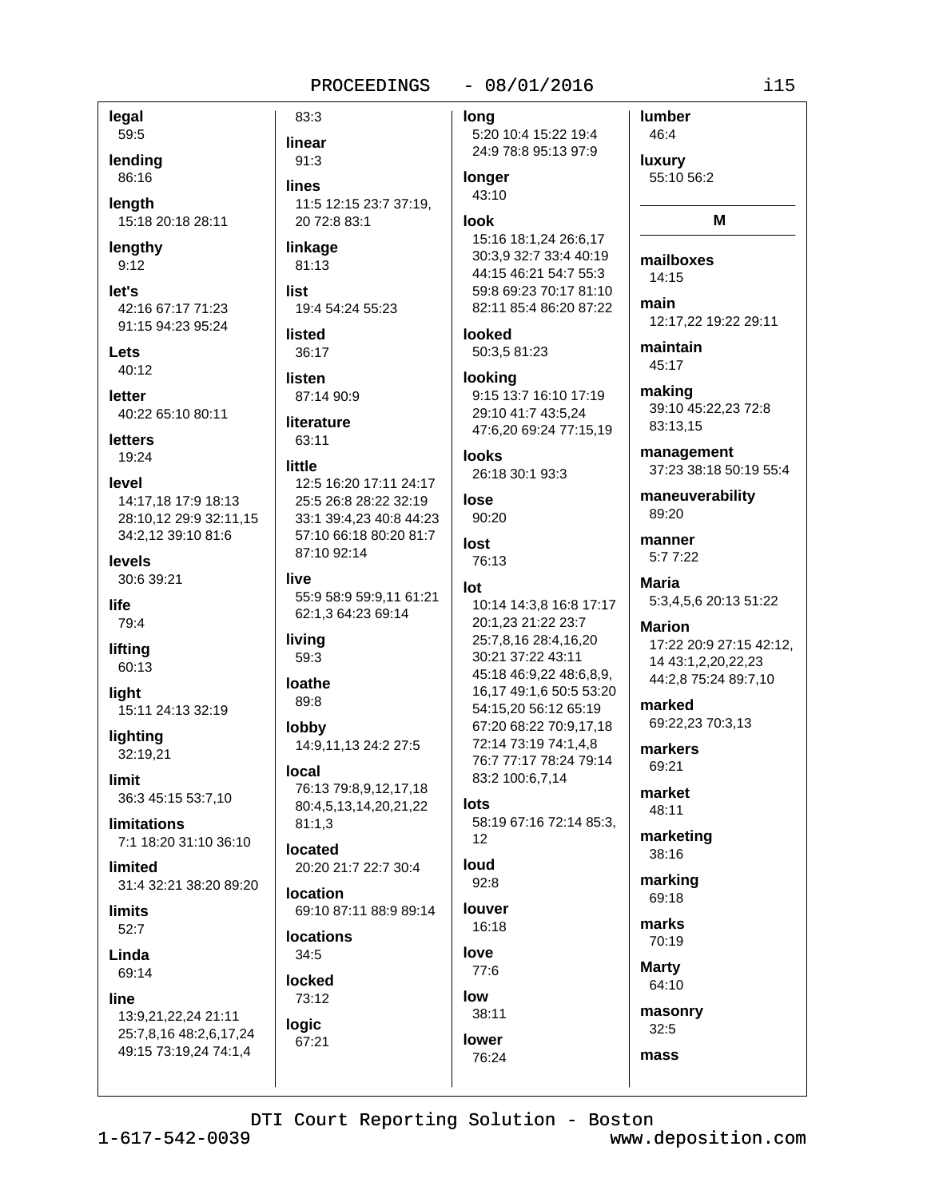**legal**
59:5

**lending**
86:16

**length**
15:18 20:18 28:11

**lengthy**
9:12

**let's**
42:16 67:17 71:23 91:15 94:23 95:24

**Lets**
40:12

**letter**
40:22 65:10 80:11

**letters**
19:24

**level**
14:17,18 17:9 18:13 28:10,12 29:9 32:11,15 34:2,12 39:10 81:6

**levels**
30:6 39:21

**life**
79:4

**lifting**
60:13

**light**
15:11 24:13 32:19

**lighting**
32:19,21

**limit**
36:3 45:15 53:7,10

**limitations**
7:1 18:20 31:10 36:10

**limited**
31:4 32:21 38:20 89:20

**limits**
52:7

**Linda**
69:14

**line**
13:9,21,22,24 21:11 25:7,8,16 48:2,6,17,24 49:15 73:19,24 74:1,4 83:3

**linear**
91:3

**lines**
11:5 12:15 23:7 37:19,20 72:8 83:1

**linkage**
81:13

**list**
19:4 54:24 55:23

**listed**
36:17

**listen**
87:14 90:9

**literature**
63:11

**little**
12:5 16:20 17:11 24:17 25:5 26:8 28:22 32:19 33:1 39:4,23 40:8 44:23 57:10 66:18 80:20 81:7 87:10 92:14

**live**
55:9 58:9 59:9,11 61:21 62:1,3 64:23 69:14

**living**
59:3

**loathe**
89:8

**lobby**
14:9,11,13 24:2 27:5

**local**
76:13 79:8,9,12,17,18 80:4,5,13,14,20,21,22 81:1,3

**located**
20:20 21:7 22:7 30:4

**location**
69:10 87:11 88:9 89:14

**locations**
34:5

**locked**
73:12

**logic**
67:21

**long**
5:20 10:4 15:22 19:4 24:9 78:8 95:13 97:9

**longer**
43:10

**look**
15:16 18:1,24 26:6,17 30:3,9 32:7 33:4 40:19 44:15 46:21 54:7 55:3 59:8 69:23 70:17 81:10 82:11 85:4 86:20 87:22

**looked**
50:3,5 81:23

**looking**
9:15 13:7 16:10 17:19 29:10 41:7 43:5,24 47:6,20 69:24 77:15,19

**looks**
26:18 30:1 93:3

**lose**
90:20

**lost**
76:13

**lot**
10:14 14:3,8 16:8 17:17 20:1,23 21:22 23:7 25:7,8,16 28:4,16,20 30:21 37:22 43:11 45:18 46:9,22 48:6,8,9,16,17 49:1,6 50:5 53:20 54:15,20 56:12 65:19 67:20 68:22 70:9,17,18 72:14 73:19 74:1,4,8 76:7 77:17 78:24 79:14 83:2 100:6,7,14

**lots**
58:19 67:16 72:14 85:3,12

**loud**
92:8

**louver**
16:18

**love**
77:6

**low**
38:11

**lower**
76:24

**lumber**
46:4

**luxury**
55:10 56:2

## M

**mailboxes**
14:15

**main**
12:17,22 19:22 29:11

**maintain**
45:17

**making**
39:10 45:22,23 72:8 83:13,15

**management**
37:23 38:18 50:19 55:4

**maneuverability**
89:20

**manner**
5:7 7:22

**Maria**
5:3,4,5,6 20:13 51:22

**Marion**
17:22 20:9 27:15 42:12,14 43:1,2,20,22,23 44:2,8 75:24 89:7,10

**marked**
69:22,23 70:3,13

**markers**
69:21

**market**
48:11

**marketing**
38:16

**marking**
69:18

**marks**
70:19

**Marty**
64:10

**masonry**
32:5

**mass**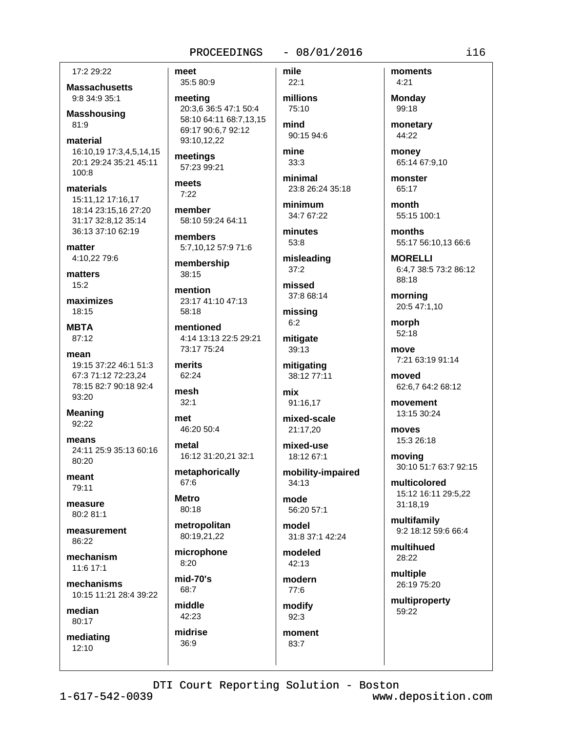17:2 29:22

**Massachusetts**
9:8 34:9 35:1

**Masshousing**
81:9

**material**
16:10,19 17:3,4,5,14,15 20:1 29:24 35:21 45:11 100:8

**materials**
15:11,12 17:16,17 18:14 23:15,16 27:20 31:17 32:8,12 35:14 36:13 37:10 62:19

**matter**
4:10,22 79:6

**matters**
15:2

**maximizes**
18:15

**MBTA**
87:12

**mean**
19:15 37:22 46:1 51:3 67:3 71:12 72:23,24 78:15 82:7 90:18 92:4 93:20

**Meaning**
92:22

**means**
24:11 25:9 35:13 60:16 80:20

**meant**
79:11

**measure**
80:2 81:1

**measurement**
86:22

**mechanism**
11:6 17:1

**mechanisms**
10:15 11:21 28:4 39:22

**median**
80:17

**mediating**
12:10

**meet**
35:5 80:9

**meeting**
20:3,6 36:5 47:1 50:4 58:10 64:11 68:7,13,15 69:17 90:6,7 92:12 93:10,12,22

**meetings**
57:23 99:21

**meets**
7:22

**member**
58:10 59:24 64:11

**members**
5:7,10,12 57:9 71:6

**membership**
38:15

**mention**
23:17 41:10 47:13 58:18

**mentioned**
4:14 13:13 22:5 29:21 73:17 75:24

**merits**
62:24

**mesh**
32:1

**met**
46:20 50:4

**metal**
16:12 31:20,21 32:1

**metaphorically**
67:6

**Metro**
80:18

**metropolitan**
80:19,21,22

**microphone**
8:20

**mid-70's**
68:7

**middle**
42:23

**midrise**
36:9

**mile**
22:1

**millions**
75:10

**mind**
90:15 94:6

**mine**
33:3

**minimal**
23:8 26:24 35:18

**minimum**
34:7 67:22

**minutes**
53:8

**misleading**
37:2

**missed**
37:8 68:14

**missing**
6:2

**mitigate**
39:13

**mitigating**
38:12 77:11

**mix**
91:16,17

**mixed-scale**
21:17,20

**mixed-use**
18:12 67:1

**mobility-impaired**
34:13

**mode**
56:20 57:1

**model**
31:8 37:1 42:24

**modeled**
42:13

**modern**
77:6

**modify**
92:3

**moment**
83:7

**moments**
4:21

**Monday**
99:18

**monetary**
44:22

**money**
65:14 67:9,10

**monster**
65:17

**month**
55:15 100:1

**months**
55:17 56:10,13 66:6

**MORELLI**
6:4,7 38:5 73:2 86:12 88:18

**morning**
20:5 47:1,10

**morph**
52:18

**move**
7:21 63:19 91:14

**moved**
62:6,7 64:2 68:12

**movement**
13:15 30:24

**moves**
15:3 26:18

**moving**
30:10 51:7 63:7 92:15

**multicolored**
15:12 16:11 29:5,22 31:18,19

**multifamily**
9:2 18:12 59:6 66:4

**multihued**
28:22

**multiple**
26:19 75:20

**multiproperty**
59:22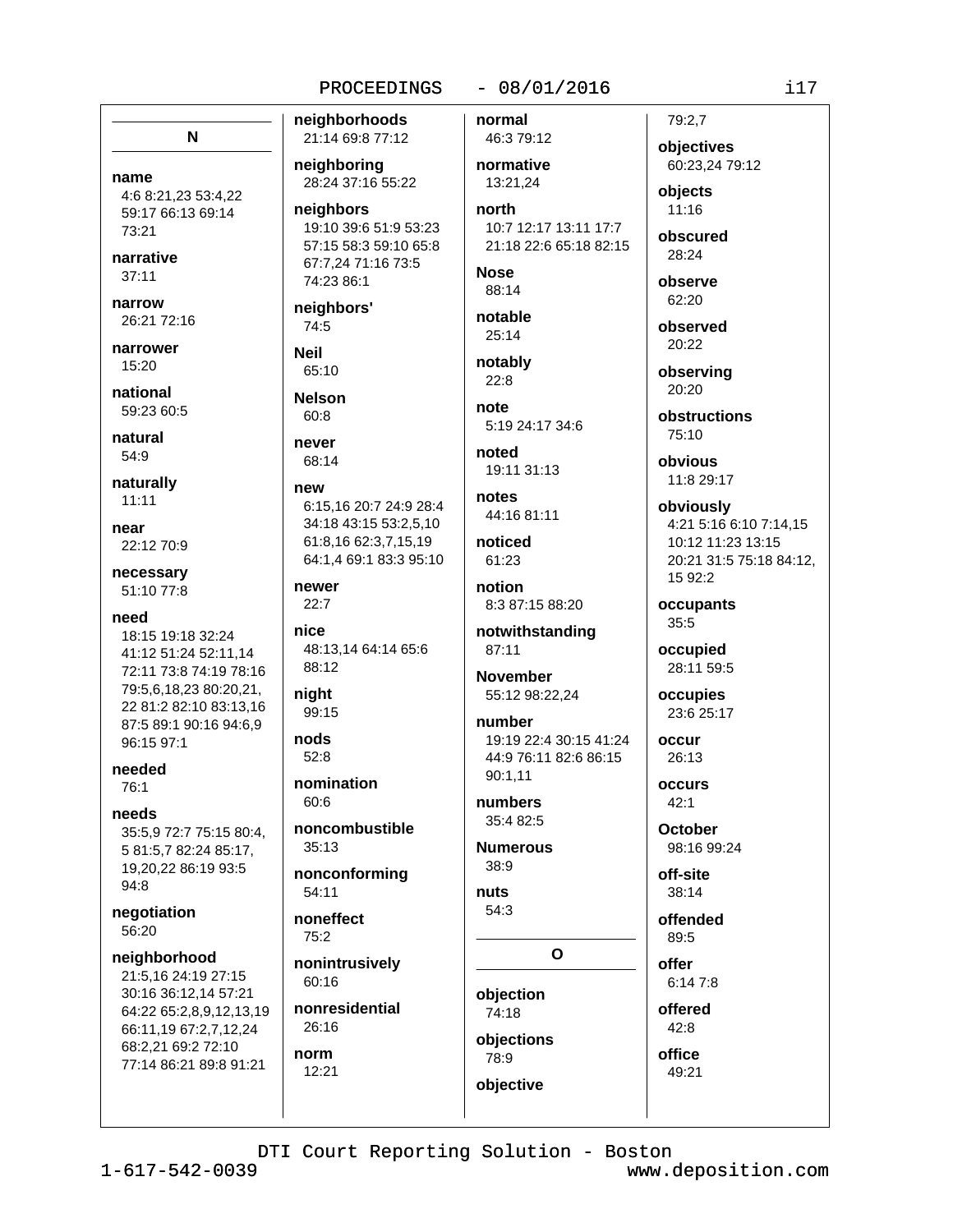## N

**name**
4:6 8:21,23 53:4,22 59:17 66:13 69:14 73:21

**narrative**
37:11

**narrow**
26:21 72:16

**narrower**
15:20

**national**
59:23 60:5

**natural**
54:9

**naturally**
11:11

**near**
22:12 70:9

**necessary**
51:10 77:8

**need**
18:15 19:18 32:24 41:12 51:24 52:11,14 72:11 73:8 74:19 78:16 79:5,6,18,23 80:20,21, 22 81:2 82:10 83:13,16 87:5 89:1 90:16 94:6,9 96:15 97:1

**needed**
76:1

**needs**
35:5,9 72:7 75:15 80:4, 5 81:5,7 82:24 85:17, 19,20,22 86:19 93:5 94:8

**negotiation**
56:20

**neighborhood**
21:5,16 24:19 27:15 30:16 36:12,14 57:21 64:22 65:2,8,9,12,13,19 66:11,19 67:2,7,12,24 68:2,21 69:2 72:10 77:14 86:21 89:8 91:21

**neighborhoods**
21:14 69:8 77:12

**neighboring**
28:24 37:16 55:22

**neighbors**
19:10 39:6 51:9 53:23 57:15 58:3 59:10 65:8 67:7,24 71:16 73:5 74:23 86:1

**neighbors'**
74:5

**Neil**
65:10

**Nelson**
60:8

**never**
68:14

**new**
6:15,16 20:7 24:9 28:4 34:18 43:15 53:2,5,10 61:8,16 62:3,7,15,19 64:1,4 69:1 83:3 95:10

**newer**
22:7

**nice**
48:13,14 64:14 65:6 88:12

**night**
99:15

**nods**
52:8

**nomination**
60:6

**noncombustible**
35:13

**nonconforming**
54:11

**noneffect**
75:2

**nonintrusively**
60:16

**nonresidential**
26:16

**norm**
12:21

**normal**
46:3 79:12

**normative**
13:21,24

**north**
10:7 12:17 13:11 17:7 21:18 22:6 65:18 82:15

**Nose**
88:14

**notable**
25:14

**notably**
22:8

**note**
5:19 24:17 34:6

**noted**
19:11 31:13

**notes**
44:16 81:11

**noticed**
61:23

**notion**
8:3 87:15 88:20

**notwithstanding**
87:11

**November**
55:12 98:22,24

**number**
19:19 22:4 30:15 41:24 44:9 76:11 82:6 86:15 90:1,11

**numbers**
35:4 82:5

**Numerous**
38:9

**nuts**
54:3

## O

**objection**
74:18

**objections**
78:9

**objective**
79:2,7

**objectives**
60:23,24 79:12

**objects**
11:16

**obscured**
28:24

**observe**
62:20

**observed**
20:22

**observing**
20:20

**obstructions**
75:10

**obvious**
11:8 29:17

**obviously**
4:21 5:16 6:10 7:14,15 10:12 11:23 13:15 20:21 31:5 75:18 84:12, 15 92:2

**occupants**
35:5

**occupied**
28:11 59:5

**occupies**
23:6 25:17

**occur**
26:13

**occurs**
42:1

**October**
98:16 99:24

**off-site**
38:14

**offended**
89:5

**offer**
6:14 7:8

**offered**
42:8

**office**
49:21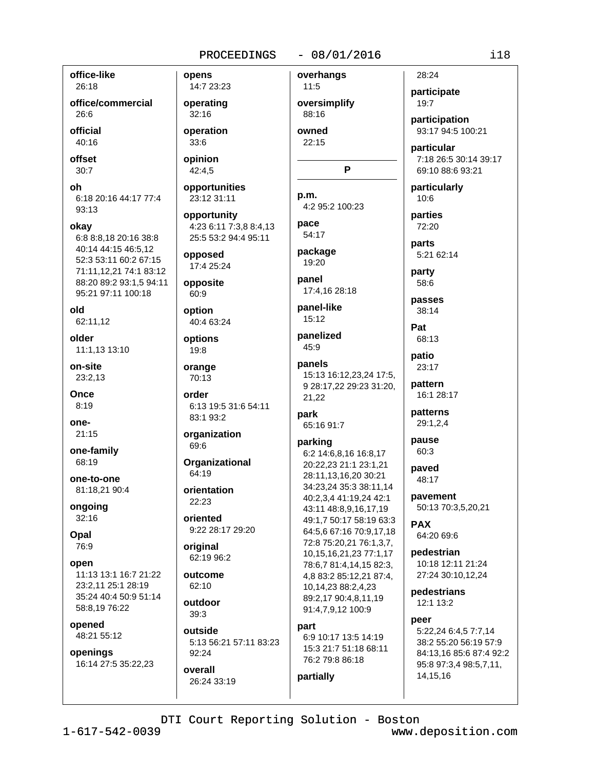**office-like**
26:18

**office/commercial**
26:6

**official**
40:16

**offset**
30:7

**oh**
6:18 20:16 44:17 77:4 93:13

**okay**
6:8 8:8,18 20:16 38:8 40:14 44:15 46:5,12 52:3 53:11 60:2 67:15 71:11,12,21 74:1 83:12 88:20 89:2 93:1,5 94:11 95:21 97:11 100:18

**old**
62:11,12

**older**
11:1,13 13:10

**on-site**
23:2,13

**Once**
8:19

**one-**
21:15

**one-family**
68:19

**one-to-one**
81:18,21 90:4

**ongoing**
32:16

**Opal**
76:9

**open**
11:13 13:1 16:7 21:22 23:2,11 25:1 28:19 35:24 40:4 50:9 51:14 58:8,19 76:22

**opened**
48:21 55:12

**openings**
16:14 27:5 35:22,23

**opens**
14:7 23:23

**operating**
32:16

**operation**
33:6

**opinion**
42:4,5

**opportunities**
23:12 31:11

**opportunity**
4:23 6:11 7:3,8 8:4,13 25:5 53:2 94:4 95:11

**opposed**
17:4 25:24

**opposite**
60:9

**option**
40:4 63:24

**options**
19:8

**orange**
70:13

**order**
6:13 19:5 31:6 54:11 83:1 93:2

**organization**
69:6

**Organizational**
64:19

**orientation**
22:23

**oriented**
9:22 28:17 29:20

**original**
62:19 96:2

**outcome**
62:10

**outdoor**
39:3

**outside**
5:13 56:21 57:11 83:23 92:24

**overall**
26:24 33:19

**overhangs**
11:5

**oversimplify**
88:16

**owned**
22:15

## P

**p.m.**
4:2 95:2 100:23

**pace**
54:17

**package**
19:20

**panel**
17:4,16 28:18

**panel-like**
15:12

**panelized**
45:9

**panels**
15:13 16:12,23,24 17:5,9 28:17,22 29:23 31:20,21,22

**park**
65:16 91:7

**parking**
6:2 14:6,8,16 16:8,17 20:22,23 21:1 23:1,21 28:11,13,16,20 30:21 34:23,24 35:3 38:11,14 40:2,3,4 41:19,24 42:1 43:11 48:8,9,16,17,19 49:1,7 50:17 58:19 63:3 64:5,6 67:16 70:9,17,18 72:8 75:20,21 76:1,3,7,10,15,16,21,23 77:1,17 78:6,7 81:4,14,15 82:3,4,8 83:2 85:12,21 87:4,10,14,23 88:2,4,23 89:2,17 90:4,8,11,19 91:4,7,9,12 100:9

**part**
6:9 10:17 13:5 14:19 15:3 21:7 51:18 68:11 76:2 79:8 86:18

**partially**
28:24

**participate**
19:7

**participation**
93:17 94:5 100:21

**particular**
7:18 26:5 30:14 39:17 69:10 88:6 93:21

**particularly**
10:6

**parties**
72:20

**parts**
5:21 62:14

**party**
58:6

**passes**
38:14

**Pat**
68:13

**patio**
23:17

**pattern**
16:1 28:17

**patterns**
29:1,2,4

**pause**
60:3

**paved**
48:17

**pavement**
50:13 70:3,5,20,21

**PAX**
64:20 69:6

**pedestrian**
10:18 12:11 21:24 27:24 30:10,12,24

**pedestrians**
12:1 13:2

**peer**
5:22,24 6:4,5 7:7,14 38:2 55:20 56:19 57:9 84:13,16 85:6 87:4 92:2 95:8 97:3,4 98:5,7,11,14,15,16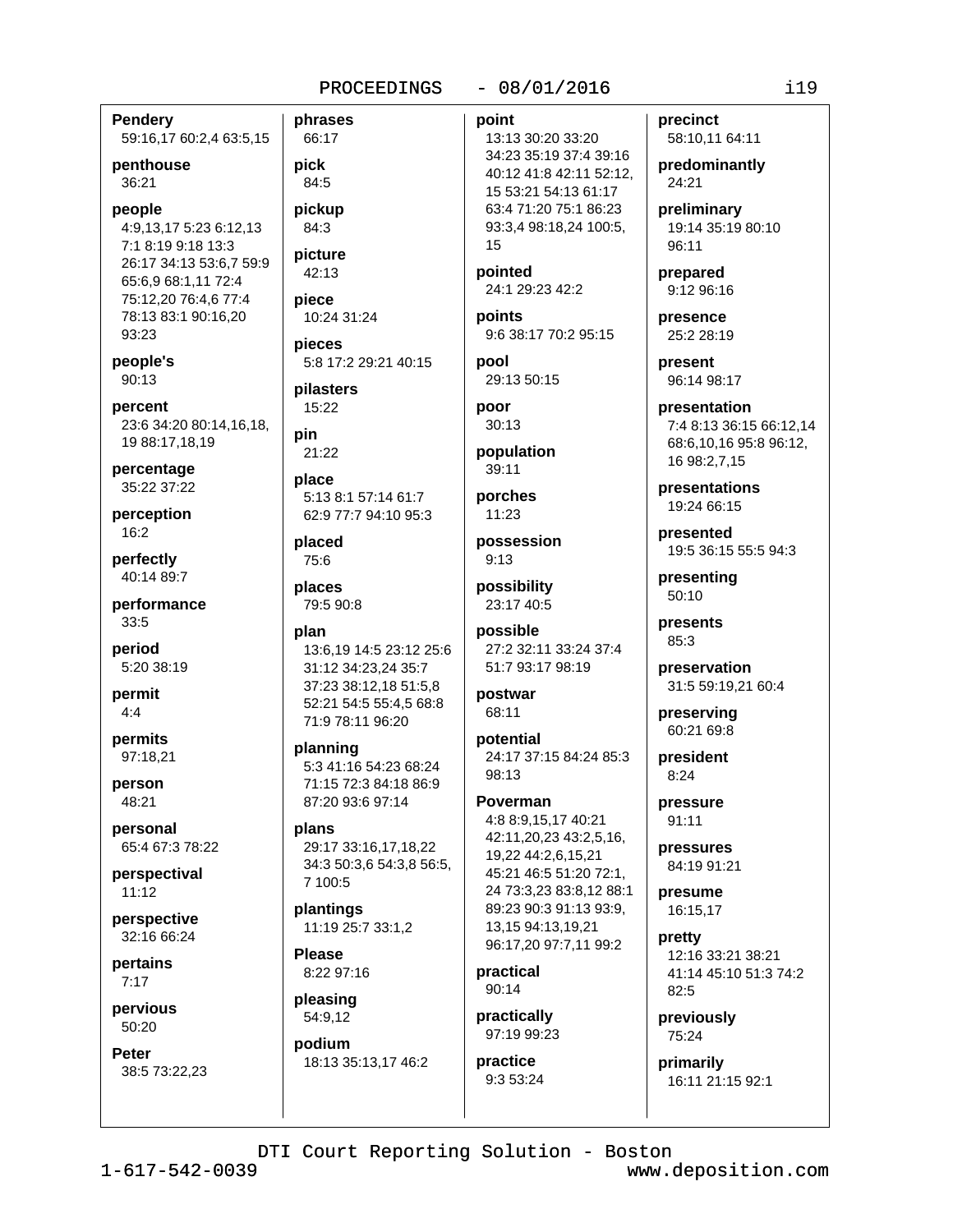**Pendery**
59:16,17 60:2,4 63:5,15

**penthouse**
36:21

**people**
4:9,13,17 5:23 6:12,13 7:1 8:19 9:18 13:3 26:17 34:13 53:6,7 59:9 65:6,9 68:1,11 72:4 75:12,20 76:4,6 77:4 78:13 83:1 90:16,20 93:23

**people's**
90:13

**percent**
23:6 34:20 80:14,16,18, 19 88:17,18,19

**percentage**
35:22 37:22

**perception**
16:2

**perfectly**
40:14 89:7

**performance**
33:5

**period**
5:20 38:19

**permit**
4:4

**permits**
97:18,21

**person**
48:21

**personal**
65:4 67:3 78:22

**perspectival**
11:12

**perspective**
32:16 66:24

**pertains**
7:17

**pervious**
50:20

**Peter**
38:5 73:22,23

**phrases**
66:17

**pick**
84:5

**pickup**
84:3

**picture**
42:13

**piece**
10:24 31:24

**pieces**
5:8 17:2 29:21 40:15

**pilasters**
15:22

**pin**
21:22

**place**
5:13 8:1 57:14 61:7 62:9 77:7 94:10 95:3

**placed**
75:6

**places**
79:5 90:8

**plan**
13:6,19 14:5 23:12 25:6 31:12 34:23,24 35:7 37:23 38:12,18 51:5,8 52:21 54:5 55:4,5 68:8 71:9 78:11 96:20

**planning**
5:3 41:16 54:23 68:24 71:15 72:3 84:18 86:9 87:20 93:6 97:14

**plans**
29:17 33:16,17,18,22 34:3 50:3,6 54:3,8 56:5, 7 100:5

**plantings**
11:19 25:7 33:1,2

**Please**
8:22 97:16

**pleasing**
54:9,12

**podium**
18:13 35:13,17 46:2

**point**
13:13 30:20 33:20 34:23 35:19 37:4 39:16 40:12 41:8 42:11 52:12, 15 53:21 54:13 61:17 63:4 71:20 75:1 86:23 93:3,4 98:18,24 100:5, 15

**pointed**
24:1 29:23 42:2

**points**
9:6 38:17 70:2 95:15

**pool**
29:13 50:15

**poor**
30:13

**population**
39:11

**porches**
11:23

**possession**
9:13

**possibility**
23:17 40:5

**possible**
27:2 32:11 33:24 37:4 51:7 93:17 98:19

**postwar**
68:11

**potential**
24:17 37:15 84:24 85:3 98:13

**Poverman**
4:8 8:9,15,17 40:21 42:11,20,23 43:2,5,16, 19,22 44:2,6,15,21 45:21 46:5 51:20 72:1, 24 73:3,23 83:8,12 88:1 89:23 90:3 91:13 93:9, 13,15 94:13,19,21 96:17,20 97:7,11 99:2

**practical**
90:14

**practically**
97:19 99:23

**practice**
9:3 53:24

**precinct**
58:10,11 64:11

**predominantly**
24:21

**preliminary**
19:14 35:19 80:10 96:11

**prepared**
9:12 96:16

**presence**
25:2 28:19

**present**
96:14 98:17

**presentation**
7:4 8:13 36:15 66:12,14 68:6,10,16 95:8 96:12, 16 98:2,7,15

**presentations**
19:24 66:15

**presented**
19:5 36:15 55:5 94:3

**presenting**
50:10

**presents**
85:3

**preservation**
31:5 59:19,21 60:4

**preserving**
60:21 69:8

**president**
8:24

**pressure**
91:11

**pressures**
84:19 91:21

**presume**
16:15,17

**pretty**
12:16 33:21 38:21 41:14 45:10 51:3 74:2 82:5

**previously**
75:24

**primarily**
16:11 21:15 92:1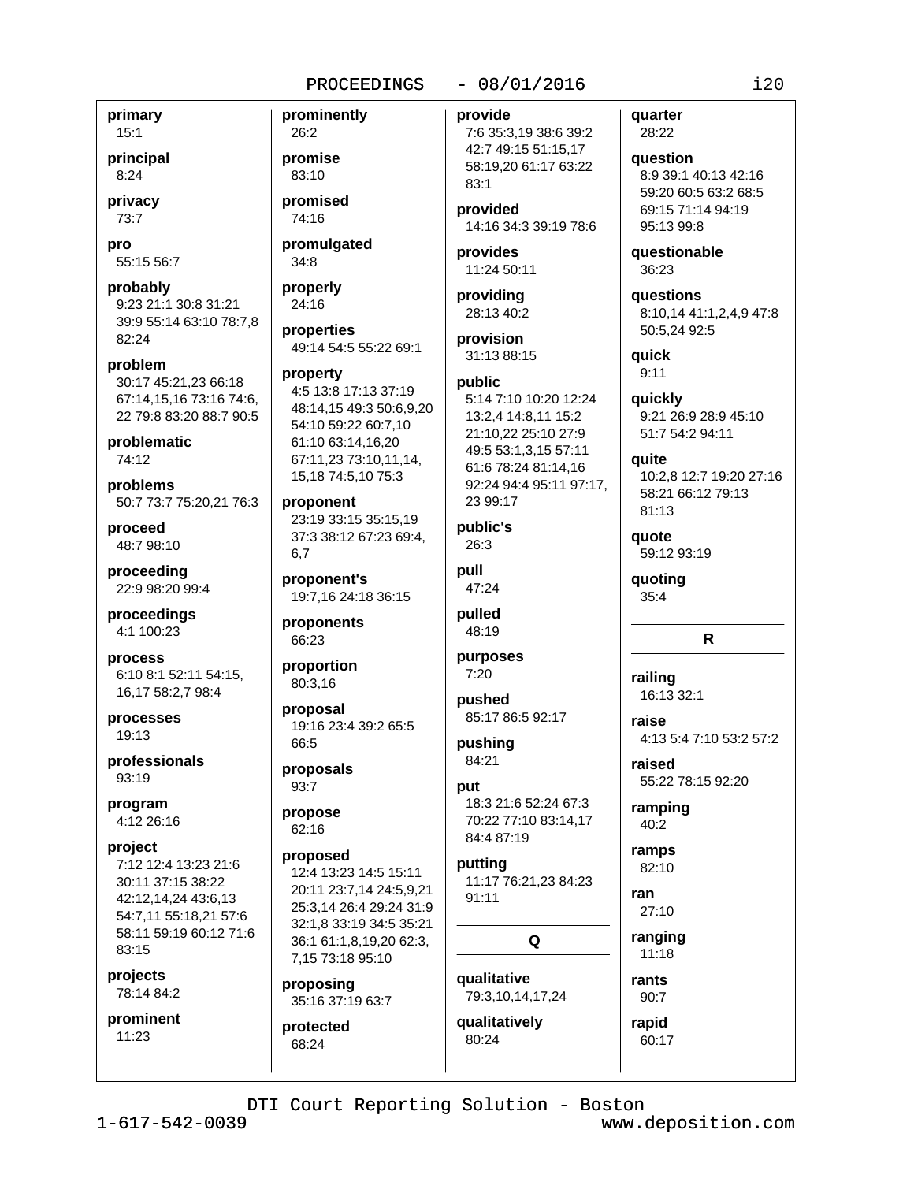**primary**
15:1

**principal**
8:24

**privacy**
73:7

**pro**
55:15 56:7

**probably**
9:23 21:1 30:8 31:21 39:9 55:14 63:10 78:7,8 82:24

**problem**
30:17 45:21,23 66:18 67:14,15,16 73:16 74:6, 22 79:8 83:20 88:7 90:5

**problematic**
74:12

**problems**
50:7 73:7 75:20,21 76:3

**proceed**
48:7 98:10

**proceeding**
22:9 98:20 99:4

**proceedings**
4:1 100:23

**process**
6:10 8:1 52:11 54:15, 16,17 58:2,7 98:4

**processes**
19:13

**professionals**
93:19

**program**
4:12 26:16

**project**
7:12 12:4 13:23 21:6 30:11 37:15 38:22 42:12,14,24 43:6,13 54:7,11 55:18,21 57:6 58:11 59:19 60:12 71:6 83:15

**projects**
78:14 84:2

**prominent**
11:23

**prominently**
26:2

**promise**
83:10

**promised**
74:16

**promulgated**
34:8

**properly**
24:16

**properties**
49:14 54:5 55:22 69:1

**property**
4:5 13:8 17:13 37:19 48:14,15 49:3 50:6,9,20 54:10 59:22 60:7,10 61:10 63:14,16,20 67:11,23 73:10,11,14, 15,18 74:5,10 75:3

**proponent**
23:19 33:15 35:15,19 37:3 38:12 67:23 69:4, 6,7

**proponent's**
19:7,16 24:18 36:15

**proponents**
66:23

**proportion**
80:3,16

**proposal**
19:16 23:4 39:2 65:5 66:5

**proposals**
93:7

**propose**
62:16

**proposed**
12:4 13:23 14:5 15:11 20:11 23:7,14 24:5,9,21 25:3,14 26:4 29:24 31:9 32:1,8 33:19 34:5 35:21 36:1 61:1,8,19,20 62:3, 7,15 73:18 95:10

**proposing**
35:16 37:19 63:7

**protected**
68:24

**provide**
7:6 35:3,19 38:6 39:2 42:7 49:15 51:15,17 58:19,20 61:17 63:22 83:1

**provided**
14:16 34:3 39:19 78:6

**provides**
11:24 50:11

**providing**
28:13 40:2

**provision**
31:13 88:15

**public**
5:14 7:10 10:20 12:24 13:2,4 14:8,11 15:2 21:10,22 25:10 27:9 49:5 53:1,3,15 57:11 61:6 78:24 81:14,16 92:24 94:4 95:11 97:17, 23 99:17

**public's**
26:3

**pull**
47:24

**pulled**
48:19

**purposes**
7:20

**pushed**
85:17 86:5 92:17

**pushing**
84:21

**put**
18:3 21:6 52:24 67:3 70:22 77:10 83:14,17 84:4 87:19

**putting**
11:17 76:21,23 84:23 91:11

## Q

**qualitative**
79:3,10,14,17,24

**qualitatively**
80:24

**quarter**
28:22

**question**
8:9 39:1 40:13 42:16 59:20 60:5 63:2 68:5 69:15 71:14 94:19 95:13 99:8

**questionable**
36:23

**questions**
8:10,14 41:1,2,4,9 47:8 50:5,24 92:5

**quick**
9:11

**quickly**
9:21 26:9 28:9 45:10 51:7 54:2 94:11

**quite**
10:2,8 12:7 19:20 27:16 58:21 66:12 79:13 81:13

**quote**
59:12 93:19

**quoting**
35:4

## R

**railing**
16:13 32:1

**raise**
4:13 5:4 7:10 53:2 57:2

**raised**
55:22 78:15 92:20

**ramping**
40:2

**ramps**
82:10

**ran**
27:10

**ranging**
11:18

**rants**
90:7

**rapid**
60:17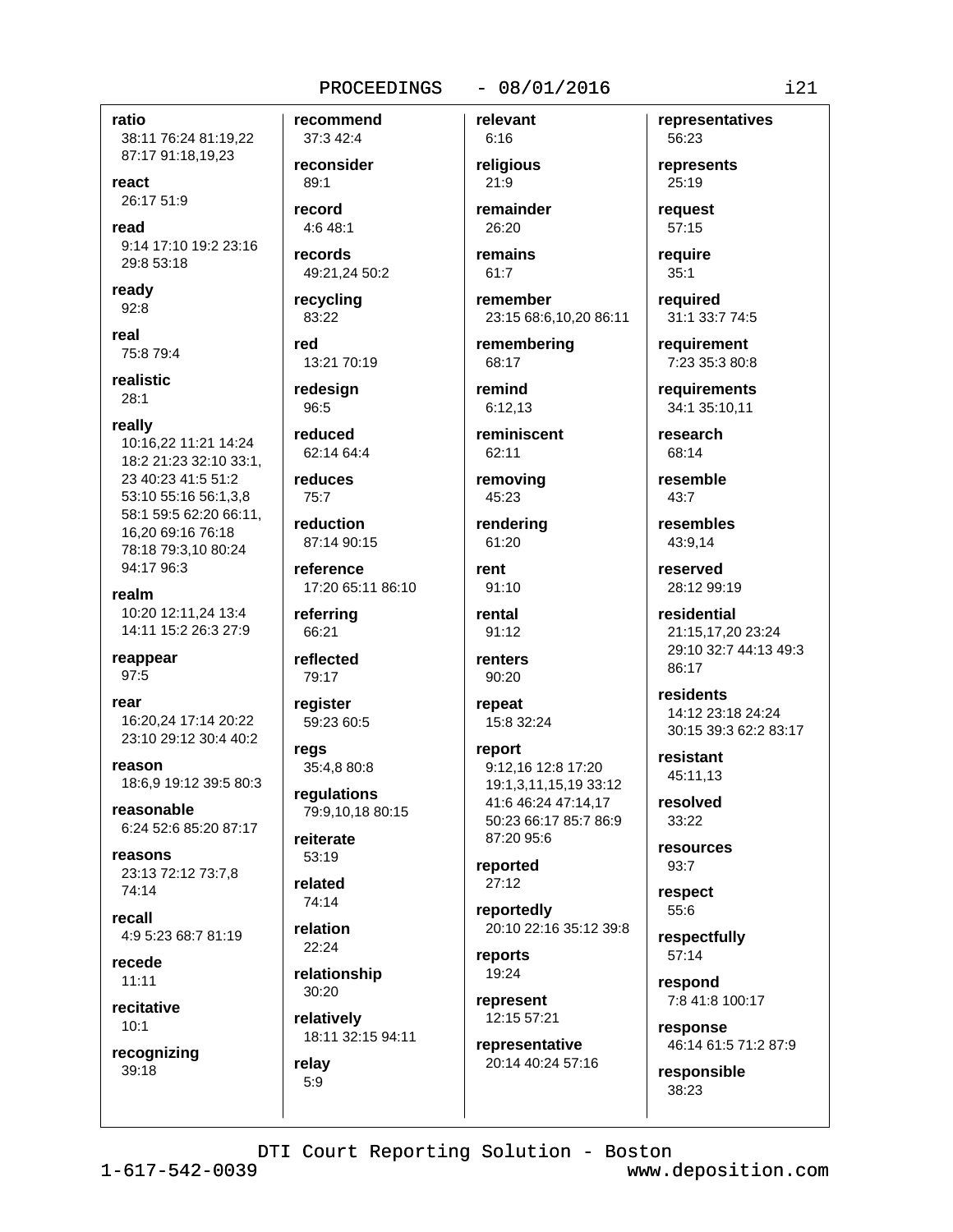**ratio**
38:11 76:24 81:19,22 87:17 91:18,19,23

**react**
26:17 51:9

**read**
9:14 17:10 19:2 23:16 29:8 53:18

**ready**
92:8

**real**
75:8 79:4

**realistic**
28:1

**really**
10:16,22 11:21 14:24 18:2 21:23 32:10 33:1, 23 40:23 41:5 51:2 53:10 55:16 56:1,3,8 58:1 59:5 62:20 66:11, 16,20 69:16 76:18 78:18 79:3,10 80:24 94:17 96:3

**realm**
10:20 12:11,24 13:4 14:11 15:2 26:3 27:9

**reappear**
97:5

**rear**
16:20,24 17:14 20:22 23:10 29:12 30:4 40:2

**reason**
18:6,9 19:12 39:5 80:3

**reasonable**
6:24 52:6 85:20 87:17

**reasons**
23:13 72:12 73:7,8 74:14

**recall**
4:9 5:23 68:7 81:19

**recede**
11:11

**recitative**
10:1

**recognizing**
39:18

**recommend**
37:3 42:4

**reconsider**
89:1

**record**
4:6 48:1

**records**
49:21,24 50:2

**recycling**
83:22

**red**
13:21 70:19

**redesign**
96:5

**reduced**
62:14 64:4

**reduces**
75:7

**reduction**
87:14 90:15

**reference**
17:20 65:11 86:10

**referring**
66:21

**reflected**
79:17

**register**
59:23 60:5

**regs**
35:4,8 80:8

**regulations**
79:9,10,18 80:15

**reiterate**
53:19

**related**
74:14

**relation**
22:24

**relationship**
30:20

**relatively**
18:11 32:15 94:11

**relay**
5:9

**relevant**
6:16

**religious**
21:9

**remainder**
26:20

**remains**
61:7

**remember**
23:15 68:6,10,20 86:11

**remembering**
68:17

**remind**
6:12,13

**reminiscent**
62:11

**removing**
45:23

**rendering**
61:20

**rent**
91:10

**rental**
91:12

**renters**
90:20

**repeat**
15:8 32:24

**report**
9:12,16 12:8 17:20 19:1,3,11,15,19 33:12 41:6 46:24 47:14,17 50:23 66:17 85:7 86:9 87:20 95:6

**reported**
27:12

**reportedly**
20:10 22:16 35:12 39:8

**reports**
19:24

**represent**
12:15 57:21

**representative**
20:14 40:24 57:16

**representatives**
56:23

**represents**
25:19

**request**
57:15

**require**
35:1

**required**
31:1 33:7 74:5

**requirement**
7:23 35:3 80:8

**requirements**
34:1 35:10,11

**research**
68:14

**resemble**
43:7

**resembles**
43:9,14

**reserved**
28:12 99:19

**residential**
21:15,17,20 23:24 29:10 32:7 44:13 49:3 86:17

**residents**
14:12 23:18 24:24 30:15 39:3 62:2 83:17

**resistant**
45:11,13

**resolved**
33:22

**resources**
93:7

**respect**
55:6

**respectfully**
57:14

**respond**
7:8 41:8 100:17

**response**
46:14 61:5 71:2 87:9

**responsible**
38:23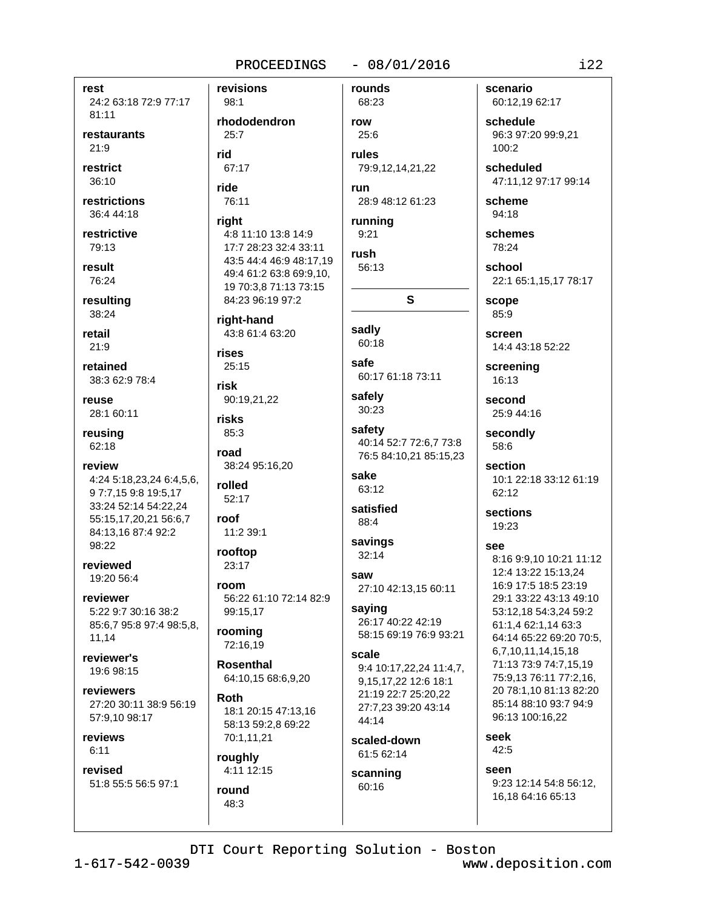**rest**
24:2 63:18 72:9 77:17 81:11

**restaurants**
21:9

**restrict**
36:10

**restrictions**
36:4 44:18

**restrictive**
79:13

**result**
76:24

**resulting**
38:24

**retail**
21:9

**retained**
38:3 62:9 78:4

**reuse**
28:1 60:11

**reusing**
62:18

**review**
4:24 5:18,23,24 6:4,5,6, 9 7:7,15 9:8 19:5,17 33:24 52:14 54:22,24 55:15,17,20,21 56:6,7 84:13,16 87:4 92:2 98:22

**reviewed**
19:20 56:4

**reviewer**
5:22 9:7 30:16 38:2 85:6,7 95:8 97:4 98:5,8, 11,14

**reviewer's**
19:6 98:15

**reviewers**
27:20 30:11 38:9 56:19 57:9,10 98:17

**reviews**
6:11

**revised**
51:8 55:5 56:5 97:1

**revisions**
98:1

**rhododendron**
25:7

**rid**
67:17

**ride**
76:11

**right**
4:8 11:10 13:8 14:9 17:7 28:23 32:4 33:11 43:5 44:4 46:9 48:17,19 49:4 61:2 63:8 69:9,10, 19 70:3,8 71:13 73:15 84:23 96:19 97:2

**right-hand**
43:8 61:4 63:20

**rises**
25:15

**risk**
90:19,21,22

**risks**
85:3

**road**
38:24 95:16,20

**rolled**
52:17

**roof**
11:2 39:1

**rooftop**
23:17

**room**
56:22 61:10 72:14 82:9 99:15,17

**rooming**
72:16,19

**Rosenthal**
64:10,15 68:6,9,20

**Roth**
18:1 20:15 47:13,16 58:13 59:2,8 69:22 70:1,11,21

**roughly**
4:11 12:15

**round**
48:3

**rounds**
68:23

**row**
25:6

**rules**
79:9,12,14,21,22

**run**
28:9 48:12 61:23

**running**
9:21

**rush**
56:13

## S

**sadly**
60:18

**safe**
60:17 61:18 73:11

**safely**
30:23

**safety**
40:14 52:7 72:6,7 73:8 76:5 84:10,21 85:15,23

**sake**
63:12

**satisfied**
88:4

**savings**
32:14

**saw**
27:10 42:13,15 60:11

**saying**
26:17 40:22 42:19 58:15 69:19 76:9 93:21

**scale**
9:4 10:17,22,24 11:4,7, 9,15,17,22 12:6 18:1 21:19 22:7 25:20,22 27:7,23 39:20 43:14 44:14

**scaled-down**
61:5 62:14

**scanning**
60:16

**scenario**
60:12,19 62:17

**schedule**
96:3 97:20 99:9,21 100:2

**scheduled**
47:11,12 97:17 99:14

**scheme**
94:18

**schemes**
78:24

**school**
22:1 65:1,15,17 78:17

**scope**
85:9

**screen**
14:4 43:18 52:22

**screening**
16:13

**second**
25:9 44:16

**secondly**
58:6

**section**
10:1 22:18 33:12 61:19 62:12

**sections**
19:23

**see**
8:16 9:9,10 10:21 11:12 12:4 13:22 15:13,24 16:9 17:5 18:5 23:19 29:1 33:22 43:13 49:10 53:12,18 54:3,24 59:2 61:1,4 62:1,14 63:3 64:14 65:22 69:20 70:5, 6,7,10,11,14,15,18 71:13 73:9 74:7,15,19 75:9,13 76:11 77:2,16, 20 78:1,10 81:13 82:20 85:14 88:10 93:7 94:9 96:13 100:16,22

**seek**
42:5

**seen**
9:23 12:14 54:8 56:12, 16,18 64:16 65:13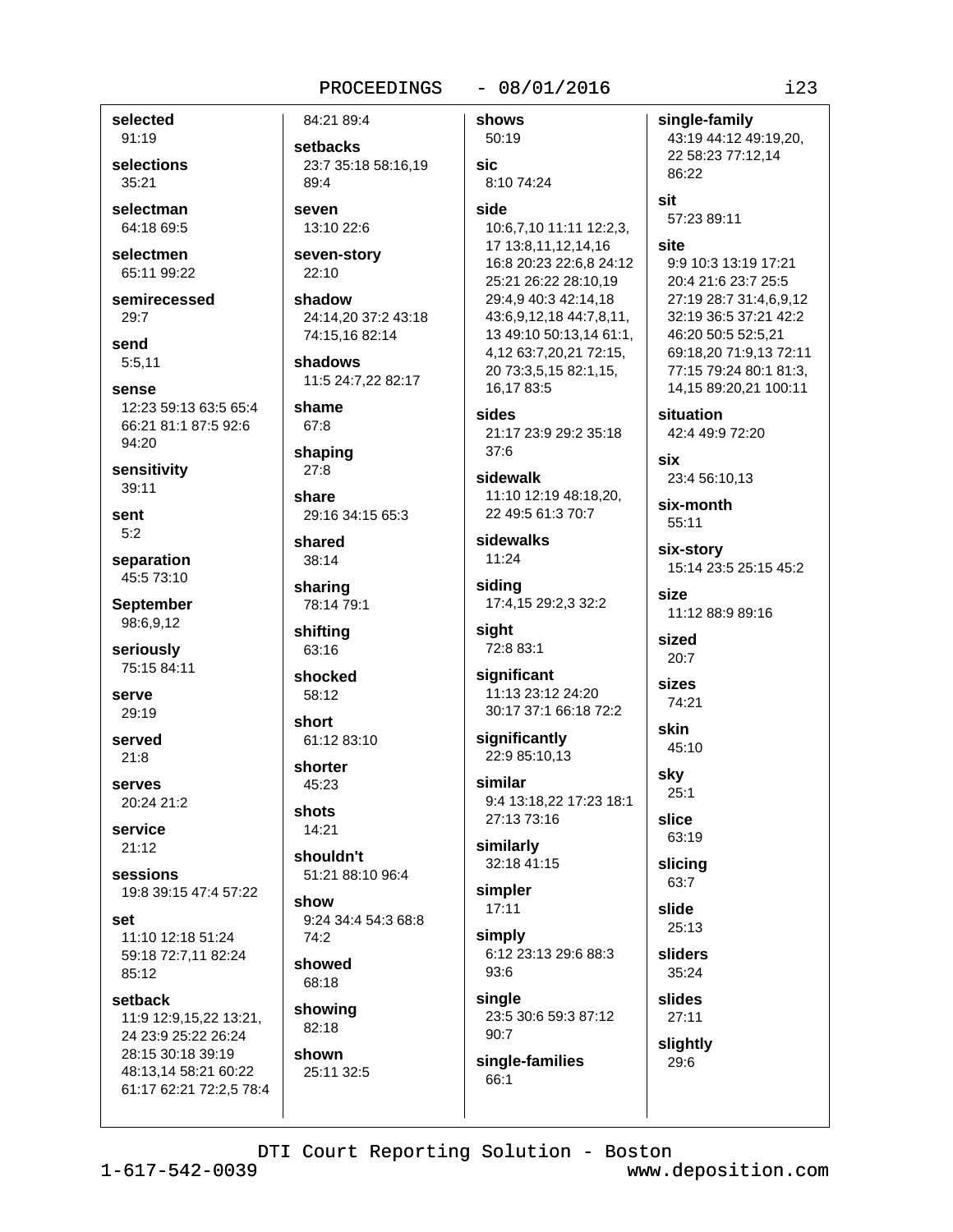**selected**
91:19

**selections**
35:21

**selectman**
64:18 69:5

**selectmen**
65:11 99:22

**semirecessed**
29:7

**send**
5:5,11

**sense**
12:23 59:13 63:5 65:4 66:21 81:1 87:5 92:6 94:20

**sensitivity**
39:11

**sent**
5:2

**separation**
45:5 73:10

**September**
98:6,9,12

**seriously**
75:15 84:11

**serve**
29:19

**served**
21:8

**serves**
20:24 21:2

**service**
21:12

**sessions**
19:8 39:15 47:4 57:22

**set**
11:10 12:18 51:24 59:18 72:7,11 82:24 85:12

**setback**
11:9 12:9,15,22 13:21, 24 23:9 25:22 26:24 28:15 30:18 39:19 48:13,14 58:21 60:22 61:17 62:21 72:2,5 78:4 84:21 89:4

**setbacks**
23:7 35:18 58:16,19 89:4

**seven**
13:10 22:6

**seven-story**
22:10

**shadow**
24:14,20 37:2 43:18 74:15,16 82:14

**shadows**
11:5 24:7,22 82:17

**shame**
67:8

**shaping**
27:8

**share**
29:16 34:15 65:3

**shared**
38:14

**sharing**
78:14 79:1

**shifting**
63:16

**shocked**
58:12

**short**
61:12 83:10

**shorter**
45:23

**shots**
14:21

**shouldn't**
51:21 88:10 96:4

**show**
9:24 34:4 54:3 68:8 74:2

**showed**
68:18

**showing**
82:18

**shown**
25:11 32:5

**shows**
50:19

**sic**
8:10 74:24

**side**
10:6,7,10 11:11 12:2,3, 17 13:8,11,12,14,16 16:8 20:23 22:6,8 24:12 25:21 26:22 28:10,19 29:4,9 40:3 42:14,18 43:6,9,12,18 44:7,8,11, 13 49:10 50:13,14 61:1, 4,12 63:7,20,21 72:15, 20 73:3,5,15 82:1,15, 16,17 83:5

**sides**
21:17 23:9 29:2 35:18 37:6

**sidewalk**
11:10 12:19 48:18,20, 22 49:5 61:3 70:7

**sidewalks**
11:24

**siding**
17:4,15 29:2,3 32:2

**sight**
72:8 83:1

**significant**
11:13 23:12 24:20 30:17 37:1 66:18 72:2

**significantly**
22:9 85:10,13

**similar**
9:4 13:18,22 17:23 18:1 27:13 73:16

**similarly**
32:18 41:15

**simpler**
17:11

**simply**
6:12 23:13 29:6 88:3 93:6

**single**
23:5 30:6 59:3 87:12 90:7

**single-families**
66:1

**single-family**
43:19 44:12 49:19,20, 22 58:23 77:12,14 86:22

**sit**
57:23 89:11

**site**
9:9 10:3 13:19 17:21 20:4 21:6 23:7 25:5 27:19 28:7 31:4,6,9,12 32:19 36:5 37:21 42:2 46:20 50:5 52:5,21 69:18,20 71:9,13 72:11 77:15 79:24 80:1 81:3, 14,15 89:20,21 100:11

**situation**
42:4 49:9 72:20

**six**
23:4 56:10,13

**six-month**
55:11

**six-story**
15:14 23:5 25:15 45:2

**size**
11:12 88:9 89:16

**sized**
20:7

**sizes**
74:21

**skin**
45:10

**sky**
25:1

**slice**
63:19

**slicing**
63:7

**slide**
25:13

**sliders**
35:24

**slides**
27:11

**slightly**
29:6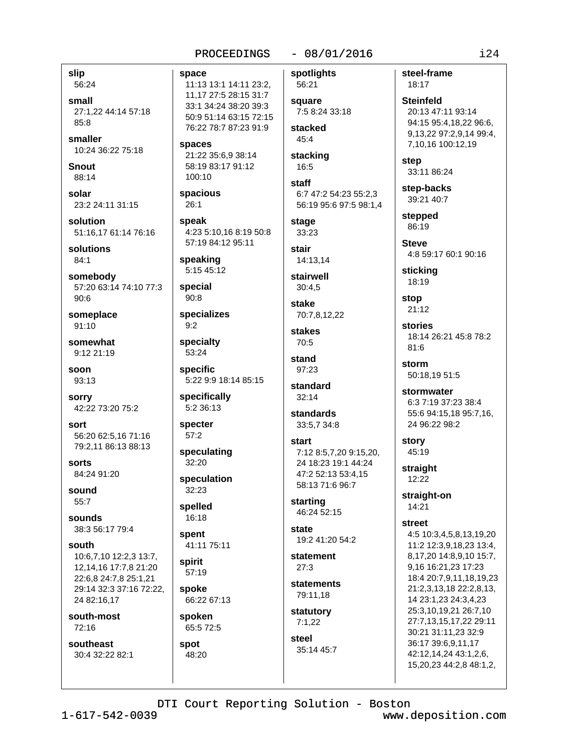**slip**
56:24

**small**
27:1,22 44:14 57:18 85:8

**smaller**
10:24 36:22 75:18

**Snout**
88:14

**solar**
23:2 24:11 31:15

**solution**
51:16,17 61:14 76:16

**solutions**
84:1

**somebody**
57:20 63:14 74:10 77:3 90:6

**someplace**
91:10

**somewhat**
9:12 21:19

**soon**
93:13

**sorry**
42:22 73:20 75:2

**sort**
56:20 62:5,16 71:16 79:2,11 86:13 88:13

**sorts**
84:24 91:20

**sound**
55:7

**sounds**
38:3 56:17 79:4

**south**
10:6,7,10 12:2,3 13:7, 12,14,16 17:7,8 21:20 22:6,8 24:7,8 25:1,21 29:14 32:3 37:16 72:22, 24 82:16,17

**south-most**
72:16

**southeast**
30:4 32:22 82:1

**space**
11:13 13:1 14:11 23:2, 11,17 27:5 28:15 31:7 33:1 34:24 38:20 39:3 50:9 51:14 63:15 72:15 76:22 78:7 87:23 91:9

**spaces**
21:22 35:6,9 38:14 58:19 83:17 91:12 100:10

**spacious**
26:1

**speak**
4:23 5:10,16 8:19 50:8 57:19 84:12 95:11

**speaking**
5:15 45:12

**special**
90:8

**specializes**
9:2

**specialty**
53:24

**specific**
5:22 9:9 18:14 85:15

**specifically**
5:2 36:13

**specter**
57:2

**speculating**
32:20

**speculation**
32:23

**spelled**
16:18

**spent**
41:11 75:11

**spirit**
57:19

**spoke**
66:22 67:13

**spoken**
65:5 72:5

**spot**
48:20

**spotlights**
56:21

**square**
7:5 8:24 33:18

**stacked**
45:4

**stacking**
16:5

**staff**
6:7 47:2 54:23 55:2,3 56:19 95:6 97:5 98:1,4

**stage**
33:23

**stair**
14:13,14

**stairwell**
30:4,5

**stake**
70:7,8,12,22

**stakes**
70:5

**stand**
97:23

**standard**
32:14

**standards**
33:5,7 34:8

**start**
7:12 8:5,7,20 9:15,20, 24 18:23 19:1 44:24 47:2 52:13 53:4,15 58:13 71:6 96:7

**starting**
46:24 52:15

**state**
19:2 41:20 54:2

**statement**
27:3

**statements**
79:11,18

**statutory**
7:1,22

**steel**
35:14 45:7

**steel-frame**
18:17

**Steinfeld**
20:13 47:11 93:14 94:15 95:4,18,22 96:6, 9,13,22 97:2,9,14 99:4, 7,10,16 100:12,19

**step**
33:11 86:24

**step-backs**
39:21 40:7

**stepped**
86:19

**Steve**
4:8 59:17 60:1 90:16

**sticking**
18:19

**stop**
21:12

**stories**
18:14 26:21 45:8 78:2 81:6

**storm**
50:18,19 51:5

**stormwater**
6:3 7:19 37:23 38:4 55:6 94:15,18 95:7,16, 24 96:22 98:2

**story**
45:19

**straight**
12:22

**straight-on**
14:21

**street**
4:5 10:3,4,5,8,13,19,20 11:2 12:3,9,18,23 13:4, 8,17,20 14:8,9,10 15:7, 9,16 16:21,23 17:23 18:4 20:7,9,11,18,19,23 21:2,3,13,18 22:2,8,13, 14 23:1,23 24:3,4,23 25:3,10,19,21 26:7,10 27:7,13,15,17,22 29:11 30:21 31:11,23 32:9 36:17 39:6,9,11,17 42:12,14,24 43:1,2,6, 15,20,23 44:2,8 48:1,2,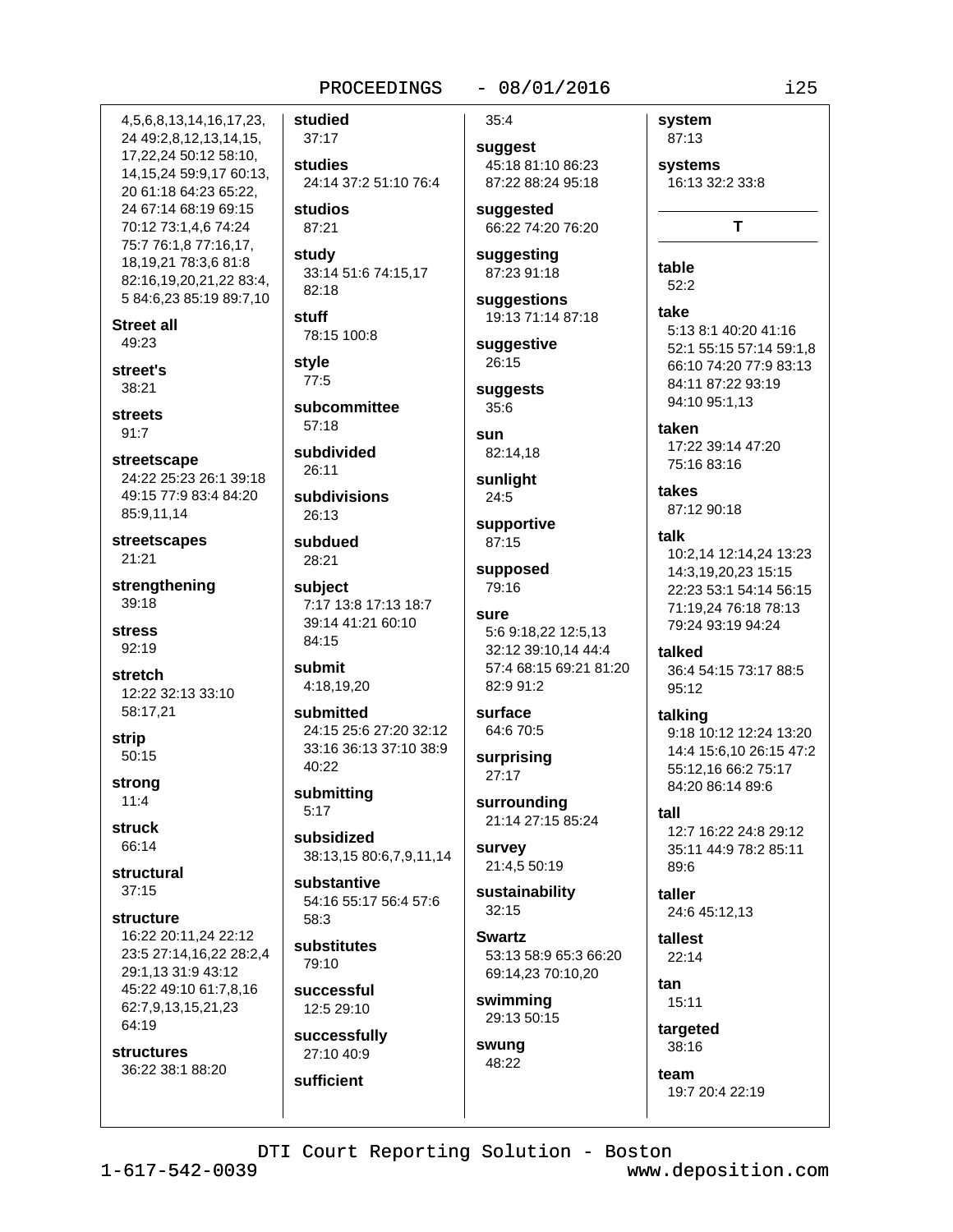4,5,6,8,13,14,16,17,23, 24 49:2,8,12,13,14,15, 17,22,24 50:12 58:10, 14,15,24 59:9,17 60:13, 20 61:18 64:23 65:22, 24 67:14 68:19 69:15 70:12 73:1,4,6 74:24 75:7 76:1,8 77:16,17, 18,19,21 78:3,6 81:8 82:16,19,20,21,22 83:4, 5 84:6,23 85:19 89:7,10

**Street all**
49:23

**street's**
38:21

**streets**
91:7

**streetscape**
24:22 25:23 26:1 39:18 49:15 77:9 83:4 84:20 85:9,11,14

**streetscapes**
21:21

**strengthening**
39:18

**stress**
92:19

**stretch**
12:22 32:13 33:10 58:17,21

**strip**
50:15

**strong**
11:4

**struck**
66:14

**structural**
37:15

**structure**
16:22 20:11,24 22:12 23:5 27:14,16,22 28:2,4 29:1,13 31:9 43:12 45:22 49:10 61:7,8,16 62:7,9,13,15,21,23 64:19

**structures**
36:22 38:1 88:20

**studied**
37:17

**studies**
24:14 37:2 51:10 76:4

**studios**
87:21

**study**
33:14 51:6 74:15,17 82:18

**stuff**
78:15 100:8

**style**
77:5

**subcommittee**
57:18

**subdivided**
26:11

**subdivisions**
26:13

**subdued**
28:21

**subject**
7:17 13:8 17:13 18:7 39:14 41:21 60:10 84:15

**submit**
4:18,19,20

**submitted**
24:15 25:6 27:20 32:12 33:16 36:13 37:10 38:9 40:22

**submitting**
5:17

**subsidized**
38:13,15 80:6,7,9,11,14

**substantive**
54:16 55:17 56:4 57:6 58:3

**substitutes**
79:10

**successful**
12:5 29:10

**successfully**
27:10 40:9

**sufficient**
35:4

**suggest**
45:18 81:10 86:23 87:22 88:24 95:18

**suggested**
66:22 74:20 76:20

**suggesting**
87:23 91:18

**suggestions**
19:13 71:14 87:18

**suggestive**
26:15

**suggests**
35:6

**sun**
82:14,18

**sunlight**
24:5

**supportive**
87:15

**supposed**
79:16

**sure**
5:6 9:18,22 12:5,13 32:12 39:10,14 44:4 57:4 68:15 69:21 81:20 82:9 91:2

**surface**
64:6 70:5

**surprising**
27:17

**surrounding**
21:14 27:15 85:24

**survey**
21:4,5 50:19

**sustainability**
32:15

**Swartz**
53:13 58:9 65:3 66:20 69:14,23 70:10,20

**swimming**
29:13 50:15

**swung**
48:22

**system**
87:13

**systems**
16:13 32:2 33:8

## T

**table**
52:2

**take**
5:13 8:1 40:20 41:16 52:1 55:15 57:14 59:1,8 66:10 74:20 77:9 83:13 84:11 87:22 93:19 94:10 95:1,13

**taken**
17:22 39:14 47:20 75:16 83:16

**takes**
87:12 90:18

**talk**
10:2,14 12:14,24 13:23 14:3,19,20,23 15:15 22:23 53:1 54:14 56:15 71:19,24 76:18 78:13 79:24 93:19 94:24

**talked**
36:4 54:15 73:17 88:5 95:12

**talking**
9:18 10:12 12:24 13:20 14:4 15:6,10 26:15 47:2 55:12,16 66:2 75:17 84:20 86:14 89:6

**tall**
12:7 16:22 24:8 29:12 35:11 44:9 78:2 85:11 89:6

**taller**
24:6 45:12,13

**tallest**
22:14

**tan**
15:11

**targeted**
38:16

**team**
19:7 20:4 22:19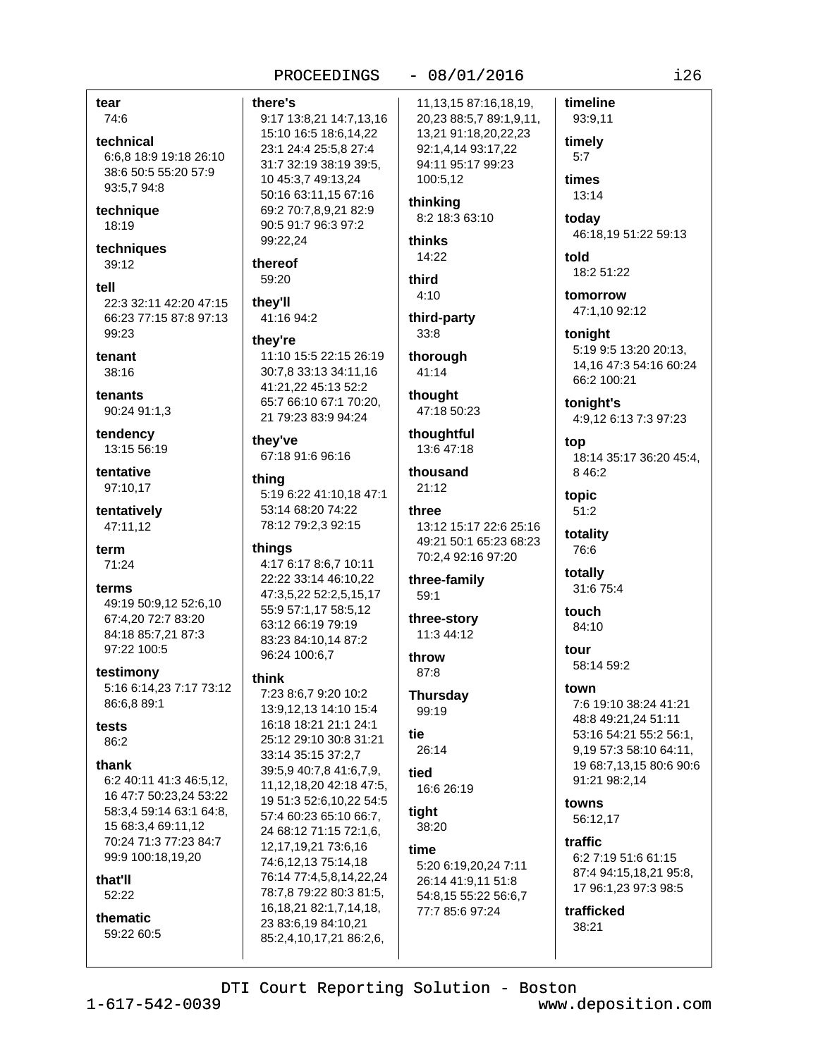**tear**
74:6

**technical**
6:6,8 18:9 19:18 26:10 38:6 50:5 55:20 57:9 93:5,7 94:8

**technique**
18:19

**techniques**
39:12

**tell**
22:3 32:11 42:20 47:15 66:23 77:15 87:8 97:13 99:23

**tenant**
38:16

**tenants**
90:24 91:1,3

**tendency**
13:15 56:19

**tentative**
97:10,17

**tentatively**
47:11,12

**term**
71:24

**terms**
49:19 50:9,12 52:6,10 67:4,20 72:7 83:20 84:18 85:7,21 87:3 97:22 100:5

**testimony**
5:16 6:14,23 7:17 73:12 86:6,8 89:1

**tests**
86:2

**thank**
6:2 40:11 41:3 46:5,12, 16 47:7 50:23,24 53:22 58:3,4 59:14 63:1 64:8, 15 68:3,4 69:11,12 70:24 71:3 77:23 84:7 99:9 100:18,19,20

**that'll**
52:22

**thematic**
59:22 60:5

**there's**
9:17 13:8,21 14:7,13,16 15:10 16:5 18:6,14,22 23:1 24:4 25:5,8 27:4 31:7 32:19 38:19 39:5, 10 45:3,7 49:13,24 50:16 63:11,15 67:16 69:2 70:7,8,9,21 82:9 90:5 91:7 96:3 97:2 99:22,24

**thereof**
59:20

**they'll**
41:16 94:2

**they're**
11:10 15:5 22:15 26:19 30:7,8 33:13 34:11,16 41:21,22 45:13 52:2 65:7 66:10 67:1 70:20, 21 79:23 83:9 94:24

**they've**
67:18 91:6 96:16

**thing**
5:19 6:22 41:10,18 47:1 53:14 68:20 74:22 78:12 79:2,3 92:15

**things**
4:17 6:17 8:6,7 10:11 22:22 33:14 46:10,22 47:3,5,22 52:2,5,15,17 55:9 57:1,17 58:5,12 63:12 66:19 79:19 83:23 84:10,14 87:2 96:24 100:6,7

**think**
7:23 8:6,7 9:20 10:2 13:9,12,13 14:10 15:4 16:18 18:21 21:1 24:1 25:12 29:10 30:8 31:21 33:14 35:15 37:2,7 39:5,9 40:7,8 41:6,7,9, 11,12,18,20 42:18 47:5, 19 51:3 52:6,10,22 54:5 57:4 60:23 65:10 66:7, 24 68:12 71:15 72:1,6, 12,17,19,21 73:6,16 74:6,12,13 75:14,18 76:14 77:4,5,8,14,22,24 78:7,8 79:22 80:3 81:5, 16,18,21 82:1,7,14,18, 23 83:6,19 84:10,21 85:2,4,10,17,21 86:2,6, 11,13,15 87:16,18,19, 20,23 88:5,7 89:1,9,11, 13,21 91:18,20,22,23 92:1,4,14 93:17,22 94:11 95:17 99:23 100:5,12

**thinking**
8:2 18:3 63:10

**thinks**
14:22

**third**
4:10

**third-party**
33:8

**thorough**
41:14

**thought**
47:18 50:23

**thoughtful**
13:6 47:18

**thousand**
21:12

**three**
13:12 15:17 22:6 25:16 49:21 50:1 65:23 68:23 70:2,4 92:16 97:20

**three-family**
59:1

**three-story**
11:3 44:12

**throw**
87:8

**Thursday**
99:19

**tie**
26:14

**tied**
16:6 26:19

**tight**
38:20

**time**
5:20 6:19,20,24 7:11 26:14 41:9,11 51:8 54:8,15 55:22 56:6,7 77:7 85:6 97:24

**timeline**
93:9,11

**timely**
5:7

**times**
13:14

**today**
46:18,19 51:22 59:13

**told**
18:2 51:22

**tomorrow**
47:1,10 92:12

**tonight**
5:19 9:5 13:20 20:13, 14,16 47:3 54:16 60:24 66:2 100:21

**tonight's**
4:9,12 6:13 7:3 97:23

**top**
18:14 35:17 36:20 45:4, 8 46:2

**topic**
51:2

**totality**
76:6

**totally**
31:6 75:4

**touch**
84:10

**tour**
58:14 59:2

**town**
7:6 19:10 38:24 41:21 48:8 49:21,24 51:11 53:16 54:21 55:2 56:1, 9,19 57:3 58:10 64:11, 19 68:7,13,15 80:6 90:6 91:21 98:2,14

**towns**
56:12,17

**traffic**
6:2 7:19 51:6 61:15 87:4 94:15,18,21 95:8, 17 96:1,23 97:3 98:5

**trafficked**
38:21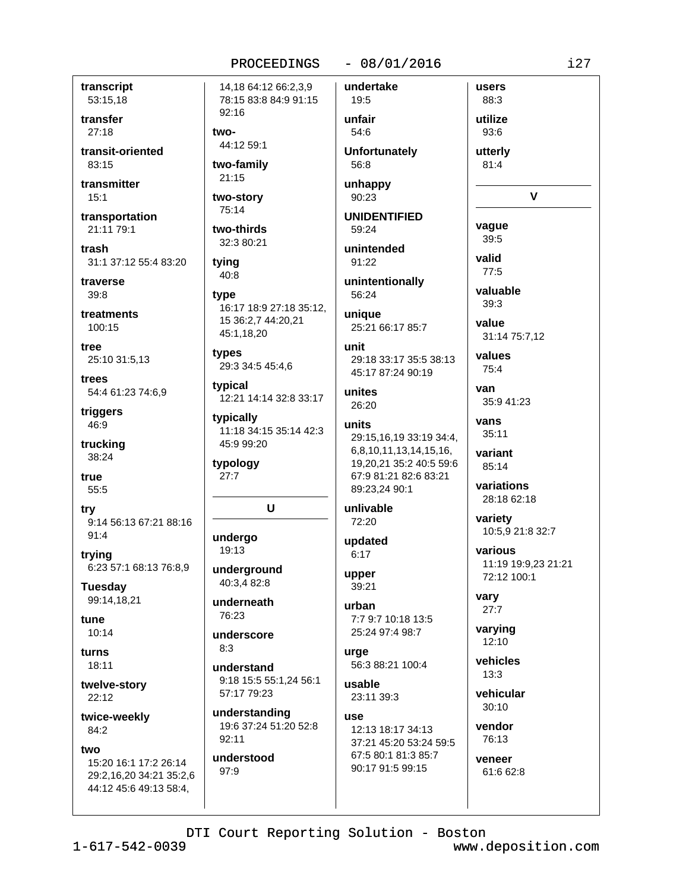**transcript**
53:15,18

**transfer**
27:18

**transit-oriented**
83:15

**transmitter**
15:1

**transportation**
21:11 79:1

**trash**
31:1 37:12 55:4 83:20

**traverse**
39:8

**treatments**
100:15

**tree**
25:10 31:5,13

**trees**
54:4 61:23 74:6,9

**triggers**
46:9

**trucking**
38:24

**true**
55:5

**try**
9:14 56:13 67:21 88:16 91:4

**trying**
6:23 57:1 68:13 76:8,9

**Tuesday**
99:14,18,21

**tune**
10:14

**turns**
18:11

**twelve-story**
22:12

**twice-weekly**
84:2

**two**
15:20 16:1 17:2 26:14 29:2,16,20 34:21 35:2,6 44:12 45:6 49:13 58:4, 14,18 64:12 66:2,3,9 78:15 83:8 84:9 91:15 92:16

**two-**
44:12 59:1

**two-family**
21:15

**two-story**
75:14

**two-thirds**
32:3 80:21

**tying**
40:8

**type**
16:17 18:9 27:18 35:12, 15 36:2,7 44:20,21 45:1,18,20

**types**
29:3 34:5 45:4,6

**typical**
12:21 14:14 32:8 33:17

**typically**
11:18 34:15 35:14 42:3 45:9 99:20

**typology**
27:7

## U

**undergo**
19:13

**underground**
40:3,4 82:8

**underneath**
76:23

**underscore**
8:3

**understand**
9:18 15:5 55:1,24 56:1 57:17 79:23

**understanding**
19:6 37:24 51:20 52:8 92:11

**understood**
97:9

**undertake**
19:5

**unfair**
54:6

**Unfortunately**
56:8

**unhappy**
90:23

**UNIDENTIFIED**
59:24

**unintended**
91:22

**unintentionally**
56:24

**unique**
25:21 66:17 85:7

**unit**
29:18 33:17 35:5 38:13 45:17 87:24 90:19

**unites**
26:20

**units**
29:15,16,19 33:19 34:4, 6,8,10,11,13,14,15,16, 19,20,21 35:2 40:5 59:6 67:9 81:21 82:6 83:21 89:23,24 90:1

**unlivable**
72:20

**updated**
6:17

**upper**
39:21

**urban**
7:7 9:7 10:18 13:5 25:24 97:4 98:7

**urge**
56:3 88:21 100:4

**usable**
23:11 39:3

**use**
12:13 18:17 34:13 37:21 45:20 53:24 59:5 67:5 80:1 81:3 85:7 90:17 91:5 99:15

**users**
88:3

**utilize**
93:6

**utterly**
81:4

## V

**vague**
39:5

**valid**
77:5

**valuable**
39:3

**value**
31:14 75:7,12

**values**
75:4

**van**
35:9 41:23

**vans**
35:11

**variant**
85:14

**variations**
28:18 62:18

**variety**
10:5,9 21:8 32:7

**various**
11:19 19:9,23 21:21 72:12 100:1

**vary**
27:7

**varying**
12:10

**vehicles**
13:3

**vehicular**
30:10

**vendor**
76:13

**veneer**
61:6 62:8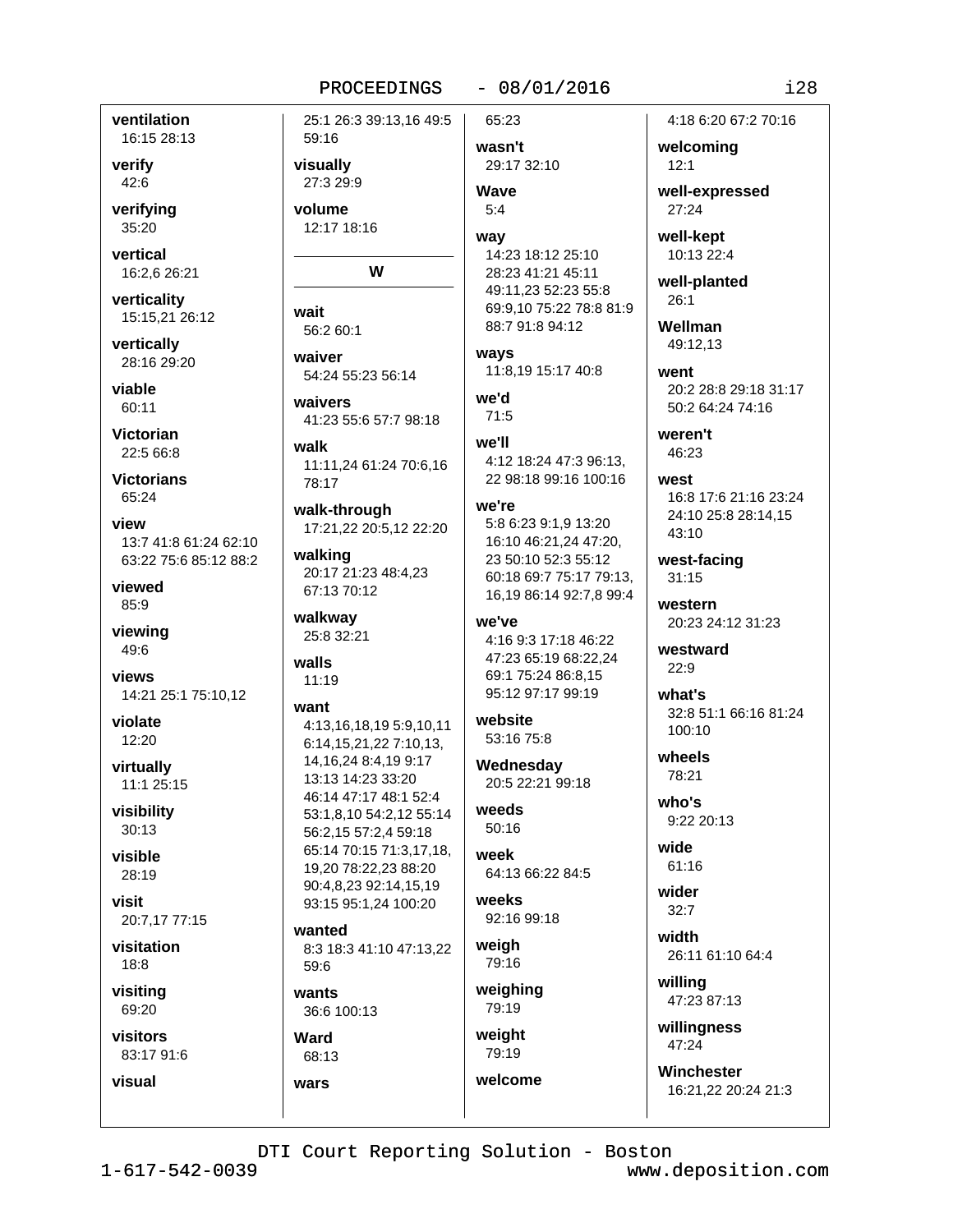**ventilation**
16:15 28:13

**verify**
42:6

**verifying**
35:20

**vertical**
16:2,6 26:21

**verticality**
15:15,21 26:12

**vertically**
28:16 29:20

**viable**
60:11

**Victorian**
22:5 66:8

**Victorians**
65:24

**view**
13:7 41:8 61:24 62:10 63:22 75:6 85:12 88:2

**viewed**
85:9

**viewing**
49:6

**views**
14:21 25:1 75:10,12

**violate**
12:20

**virtually**
11:1 25:15

**visibility**
30:13

**visible**
28:19

**visit**
20:7,17 77:15

**visitation**
18:8

**visiting**
69:20

**visitors**
83:17 91:6

**visual**
25:1 26:3 39:13,16 49:5 59:16

**visually**
27:3 29:9

**volume**
12:17 18:16

## W

**wait**
56:2 60:1

**waiver**
54:24 55:23 56:14

**waivers**
41:23 55:6 57:7 98:18

**walk**
11:11,24 61:24 70:6,16 78:17

**walk-through**
17:21,22 20:5,12 22:20

**walking**
20:17 21:23 48:4,23 67:13 70:12

**walkway**
25:8 32:21

**walls**
11:19

**want**
4:13,16,18,19 5:9,10,11 6:14,15,21,22 7:10,13, 14,16,24 8:4,19 9:17 13:13 14:23 33:20 46:14 47:17 48:1 52:4 53:1,8,10 54:2,12 55:14 56:2,15 57:2,4 59:18 65:14 70:15 71:3,17,18, 19,20 78:22,23 88:20 90:4,8,23 92:14,15,19 93:15 95:1,24 100:20

**wanted**
8:3 18:3 41:10 47:13,22 59:6

**wants**
36:6 100:13

**Ward**
68:13

**wars**
65:23

**wasn't**
29:17 32:10

**Wave**
5:4

**way**
14:23 18:12 25:10 28:23 41:21 45:11 49:11,23 52:23 55:8 69:9,10 75:22 78:8 81:9 88:7 91:8 94:12

**ways**
11:8,19 15:17 40:8

**we'd**
71:5

**we'll**
4:12 18:24 47:3 96:13, 22 98:18 99:16 100:16

**we're**
5:8 6:23 9:1,9 13:20 16:10 46:21,24 47:20, 23 50:10 52:3 55:12 60:18 69:7 75:17 79:13, 16,19 86:14 92:7,8 99:4

**we've**
4:16 9:3 17:18 46:22 47:23 65:19 68:22,24 69:1 75:24 86:8,15 95:12 97:17 99:19

**website**
53:16 75:8

**Wednesday**
20:5 22:21 99:18

**weeds**
50:16

**week**
64:13 66:22 84:5

**weeks**
92:16 99:18

**weigh**
79:16

**weighing**
79:19

**weight**
79:19

**welcome**
4:18 6:20 67:2 70:16

**welcoming**
12:1

**well-expressed**
27:24

**well-kept**
10:13 22:4

**well-planted**
26:1

**Wellman**
49:12,13

**went**
20:2 28:8 29:18 31:17 50:2 64:24 74:16

**weren't**
46:23

**west**
16:8 17:6 21:16 23:24 24:10 25:8 28:14,15 43:10

**west-facing**
31:15

**western**
20:23 24:12 31:23

**westward**
22:9

**what's**
32:8 51:1 66:16 81:24 100:10

**wheels**
78:21

**who's**
9:22 20:13

**wide**
61:16

**wider**
32:7

**width**
26:11 61:10 64:4

**willing**
47:23 87:13

**willingness**
47:24

**Winchester**
16:21,22 20:24 21:3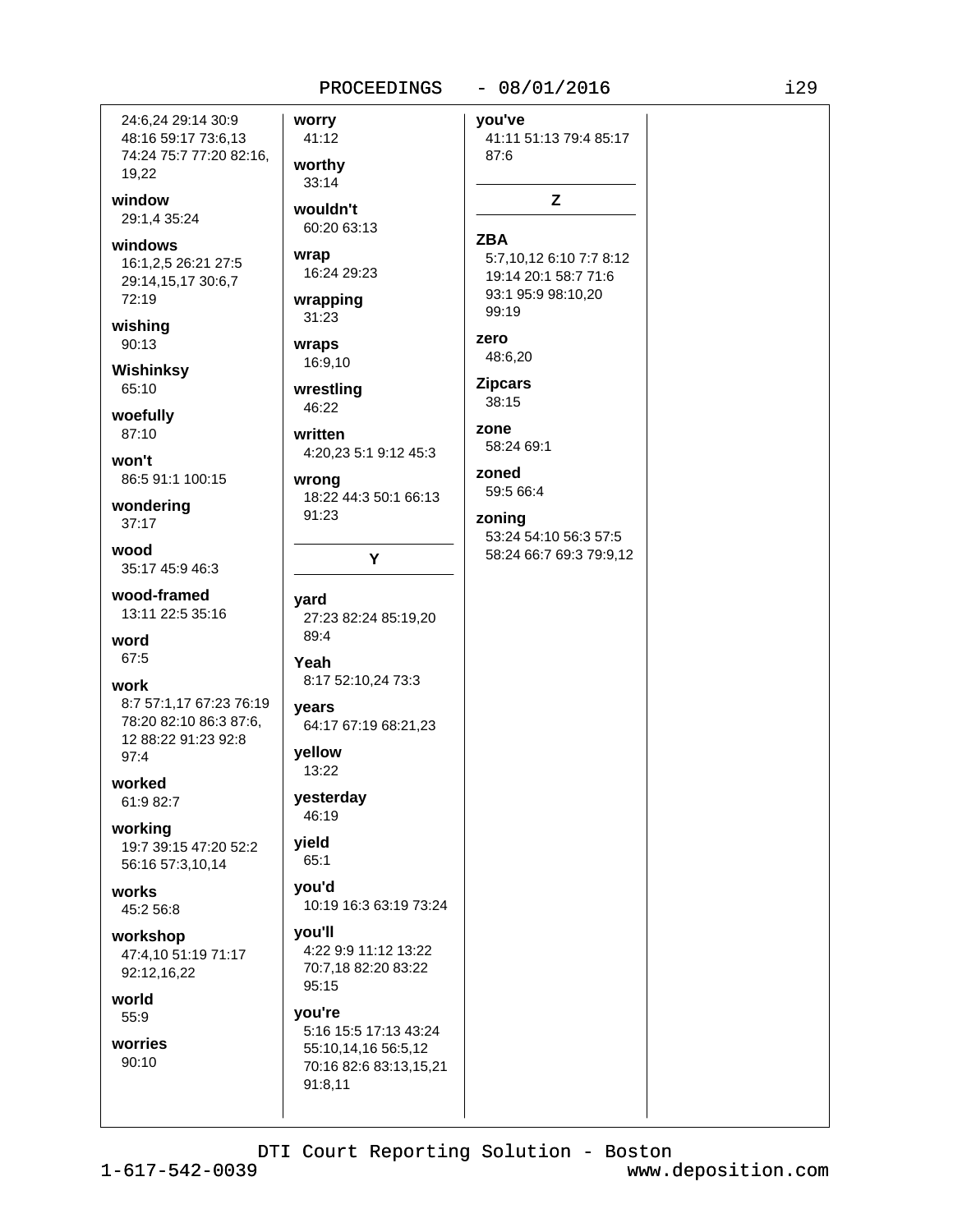24:6,24 29:14 30:9 48:16 59:17 73:6,13 74:24 75:7 77:20 82:16, 19,22

**window**
29:1,4 35:24

**windows**
16:1,2,5 26:21 27:5 29:14,15,17 30:6,7 72:19

**wishing**
90:13

**Wishinksy**
65:10

**woefully**
87:10

**won't**
86:5 91:1 100:15

**wondering**
37:17

**wood**
35:17 45:9 46:3

**wood-framed**
13:11 22:5 35:16

**word**
67:5

**work**
8:7 57:1,17 67:23 76:19 78:20 82:10 86:3 87:6, 12 88:22 91:23 92:8 97:4

**worked**
61:9 82:7

**working**
19:7 39:15 47:20 52:2 56:16 57:3,10,14

**works**
45:2 56:8

**workshop**
47:4,10 51:19 71:17 92:12,16,22

**world**
55:9

**worries**
90:10

**worry**
41:12

**worthy**
33:14

**wouldn't**
60:20 63:13

**wrap**
16:24 29:23

**wrapping**
31:23

**wraps**
16:9,10

**wrestling**
46:22

**written**
4:20,23 5:1 9:12 45:3

**wrong**
18:22 44:3 50:1 66:13 91:23

## Y

**yard**
27:23 82:24 85:19,20 89:4

**Yeah**
8:17 52:10,24 73:3

**years**
64:17 67:19 68:21,23

**yellow**
13:22

**yesterday**
46:19

**yield**
65:1

**you'd**
10:19 16:3 63:19 73:24

**you'll**
4:22 9:9 11:12 13:22 70:7,18 82:20 83:22 95:15

**you're**
5:16 15:5 17:13 43:24 55:10,14,16 56:5,12 70:16 82:6 83:13,15,21 91:8,11

**you've**
41:11 51:13 79:4 85:17 87:6

## Z

**ZBA**
5:7,10,12 6:10 7:7 8:12 19:14 20:1 58:7 71:6 93:1 95:9 98:10,20 99:19

**zero**
48:6,20

**Zipcars**
38:15

**zone**
58:24 69:1

**zoned**
59:5 66:4

**zoning**
53:24 54:10 56:3 57:5 58:24 66:7 69:3 79:9,12